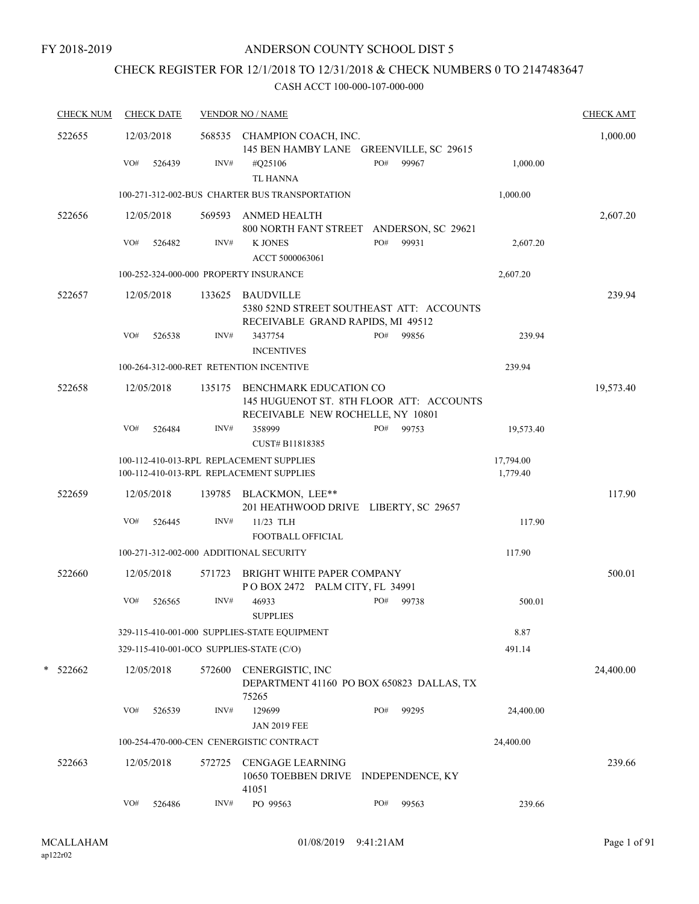FY 2018-2019

# ANDERSON COUNTY SCHOOL DIST 5

## CHECK REGISTER FOR 12/1/2018 TO 12/31/2018 & CHECK NUMBERS 0 TO 2147483647

### CASH ACCT 100-000-107-000-000

| CHECK NUM | CHECK DATE | VENDOR NO / NAME | | | CHECK AMT |
|---|---|---|---|---|---|
| 522655 | 12/03/2018 | 568535 CHAMPION COACH, INC. 145 BEN HAMBY LANE GREENVILLE, SC 29615 | | | 1,000.00 |
| | VO# 526439 | INV# #Q25106 TL HANNA | PO# 99967 | 1,000.00 | |
| | 100-271-312-002-BUS CHARTER BUS TRANSPORTATION | | | 1,000.00 | |
| 522656 | 12/05/2018 | 569593 ANMED HEALTH 800 NORTH FANT STREET ANDERSON, SC 29621 | | | 2,607.20 |
| | VO# 526482 | INV# K JONES ACCT 5000063061 | PO# 99931 | 2,607.20 | |
| | 100-252-324-000-000 PROPERTY INSURANCE | | | 2,607.20 | |
| 522657 | 12/05/2018 | 133625 BAUDVILLE 5380 52ND STREET SOUTHEAST ATT: ACCOUNTS RECEIVABLE GRAND RAPIDS, MI 49512 | | | 239.94 |
| | VO# 526538 | INV# 3437754 INCENTIVES | PO# 99856 | 239.94 | |
| | 100-264-312-000-RET RETENTION INCENTIVE | | | 239.94 | |
| 522658 | 12/05/2018 | 135175 BENCHMARK EDUCATION CO 145 HUGUENOT ST. 8TH FLOOR ATT: ACCOUNTS RECEIVABLE NEW ROCHELLE, NY 10801 | | | 19,573.40 |
| | VO# 526484 | INV# 358999 CUST# B11818385 | PO# 99753 | 19,573.40 | |
| | 100-112-410-013-RPL REPLACEMENT SUPPLIES | | | 17,794.00 | |
| | 100-112-410-013-RPL REPLACEMENT SUPPLIES | | | 1,779.40 | |
| 522659 | 12/05/2018 | 139785 BLACKMON, LEE** 201 HEATHWOOD DRIVE LIBERTY, SC 29657 | | | 117.90 |
| | VO# 526445 | INV# 11/23 TLH FOOTBALL OFFICIAL | | 117.90 | |
| | 100-271-312-002-000 ADDITIONAL SECURITY | | | 117.90 | |
| 522660 | 12/05/2018 | 571723 BRIGHT WHITE PAPER COMPANY P O BOX 2472 PALM CITY, FL 34991 | | | 500.01 |
| | VO# 526565 | INV# 46933 SUPPLIES | PO# 99738 | 500.01 | |
| | 329-115-410-001-000 SUPPLIES-STATE EQUIPMENT | | | 8.87 | |
| | 329-115-410-001-0CO SUPPLIES-STATE (C/O) | | | 491.14 | |
| * 522662 | 12/05/2018 | 572600 CENERGISTIC, INC DEPARTMENT 41160 PO BOX 650823 DALLAS, TX 75265 | | | 24,400.00 |
| | VO# 526539 | INV# 129699 JAN 2019 FEE | PO# 99295 | 24,400.00 | |
| | 100-254-470-000-CEN CENERGISTIC CONTRACT | | | 24,400.00 | |
| 522663 | 12/05/2018 | 572725 CENGAGE LEARNING 10650 TOEBBEN DRIVE INDEPENDENCE, KY 41051 | | | 239.66 |
| | VO# 526486 | INV# PO 99563 | PO# 99563 | 239.66 | |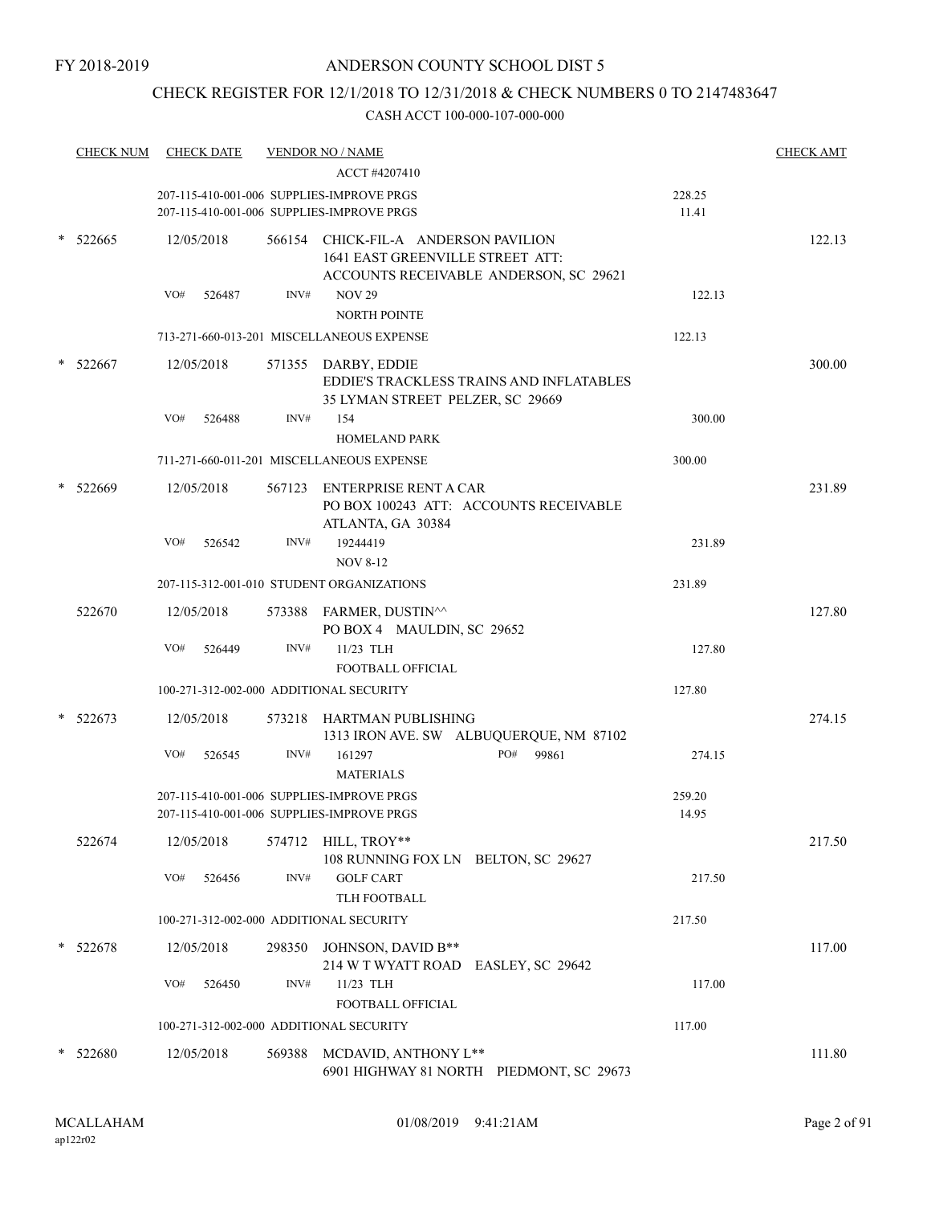FY 2018-2019

# ANDERSON COUNTY SCHOOL DIST 5

## CHECK REGISTER FOR 12/1/2018 TO 12/31/2018 & CHECK NUMBERS 0 TO 2147483647

### CASH ACCT 100-000-107-000-000

| CHECK NUM | CHECK DATE | VENDOR NO / NAME | | CHECK AMT |
|---|---|---|---|---|
| | | ACCT #4207410 | | |
| | | 207-115-410-001-006 SUPPLIES-IMPROVE PRGS | 228.25 | |
| | | 207-115-410-001-006 SUPPLIES-IMPROVE PRGS | 11.41 | |
| * 522665 | 12/05/2018 | 566154 CHICK-FIL-A ANDERSON PAVILION<br>1641 EAST GREENVILLE STREET ATT:<br>ACCOUNTS RECEIVABLE ANDERSON, SC 29621 | | 122.13 |
| | VO# 526487 | INV# NOV 29<br>NORTH POINTE | 122.13 | |
| | | 713-271-660-013-201 MISCELLANEOUS EXPENSE | 122.13 | |
| * 522667 | 12/05/2018 | 571355 DARBY, EDDIE<br>EDDIE'S TRACKLESS TRAINS AND INFLATABLES<br>35 LYMAN STREET PELZER, SC 29669 | | 300.00 |
| | VO# 526488 | INV# 154<br>HOMELAND PARK | 300.00 | |
| | | 711-271-660-011-201 MISCELLANEOUS EXPENSE | 300.00 | |
| * 522669 | 12/05/2018 | 567123 ENTERPRISE RENT A CAR<br>PO BOX 100243 ATT: ACCOUNTS RECEIVABLE<br>ATLANTA, GA 30384 | | 231.89 |
| | VO# 526542 | INV# 19244419<br>NOV 8-12 | 231.89 | |
| | | 207-115-312-001-010 STUDENT ORGANIZATIONS | 231.89 | |
| 522670 | 12/05/2018 | 573388 FARMER, DUSTIN^^<br>PO BOX 4 MAULDIN, SC 29652 | | 127.80 |
| | VO# 526449 | INV# 11/23 TLH<br>FOOTBALL OFFICIAL | 127.80 | |
| | | 100-271-312-002-000 ADDITIONAL SECURITY | 127.80 | |
| * 522673 | 12/05/2018 | 573218 HARTMAN PUBLISHING<br>1313 IRON AVE. SW ALBUQUERQUE, NM 87102 | | 274.15 |
| | VO# 526545 | INV# 161297 PO# 99861<br>MATERIALS | 274.15 | |
| | | 207-115-410-001-006 SUPPLIES-IMPROVE PRGS | 259.20 | |
| | | 207-115-410-001-006 SUPPLIES-IMPROVE PRGS | 14.95 | |
| 522674 | 12/05/2018 | 574712 HILL, TROY**<br>108 RUNNING FOX LN BELTON, SC 29627 | | 217.50 |
| | VO# 526456 | INV# GOLF CART<br>TLH FOOTBALL | 217.50 | |
| | | 100-271-312-002-000 ADDITIONAL SECURITY | 217.50 | |
| * 522678 | 12/05/2018 | 298350 JOHNSON, DAVID B**<br>214 W T WYATT ROAD EASLEY, SC 29642 | | 117.00 |
| | VO# 526450 | INV# 11/23 TLH<br>FOOTBALL OFFICIAL | 117.00 | |
| | | 100-271-312-002-000 ADDITIONAL SECURITY | 117.00 | |
| * 522680 | 12/05/2018 | 569388 MCDAVID, ANTHONY L**<br>6901 HIGHWAY 81 NORTH PIEDMONT, SC 29673 | | 111.80 |

MCALLAHAM
ap122r02

01/08/2019 9:41:21AM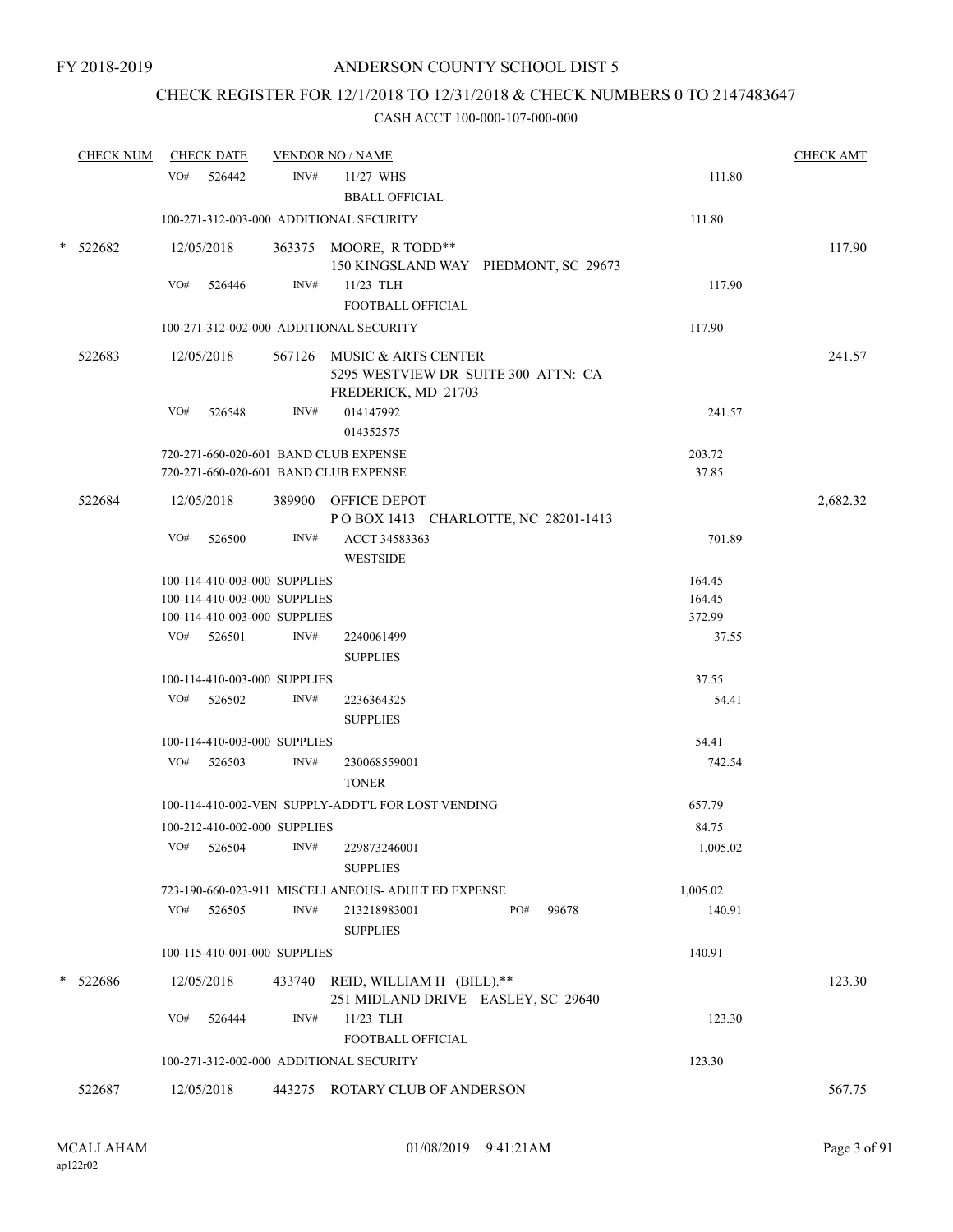FY 2018-2019

# ANDERSON COUNTY SCHOOL DIST 5

## CHECK REGISTER FOR 12/1/2018 TO 12/31/2018 & CHECK NUMBERS 0 TO 2147483647

### CASH ACCT 100-000-107-000-000

| CHECK NUM | CHECK DATE | VENDOR NO / NAME | | CHECK AMT |
|---|---|---|---|---|
| | VO# 526442 | INV# 11/27 WHS<br>BBALL OFFICIAL | 111.80 | |
| | 100-271-312-003-000 ADDITIONAL SECURITY | | 111.80 | |
| * 522682 | 12/05/2018 | 363375 MOORE, R TODD**<br>150 KINGSLAND WAY PIEDMONT, SC 29673 | | 117.90 |
| | VO# 526446 | INV# 11/23 TLH<br>FOOTBALL OFFICIAL | 117.90 | |
| | 100-271-312-002-000 ADDITIONAL SECURITY | | 117.90 | |
| 522683 | 12/05/2018 | 567126 MUSIC & ARTS CENTER<br>5295 WESTVIEW DR SUITE 300 ATTN: CA<br>FREDERICK, MD 21703 | | 241.57 |
| | VO# 526548 | INV# 014147992<br>014352575 | 241.57 | |
| | 720-271-660-020-601 BAND CLUB EXPENSE | | 203.72 | |
| | 720-271-660-020-601 BAND CLUB EXPENSE | | 37.85 | |
| 522684 | 12/05/2018 | 389900 OFFICE DEPOT<br>P O BOX 1413 CHARLOTTE, NC 28201-1413 | | 2,682.32 |
| | VO# 526500 | INV# ACCT 34583363<br>WESTSIDE | 701.89 | |
| | 100-114-410-003-000 SUPPLIES | | 164.45 | |
| | 100-114-410-003-000 SUPPLIES | | 164.45 | |
| | 100-114-410-003-000 SUPPLIES | | 372.99 | |
| | VO# 526501 | INV# 2240061499<br>SUPPLIES | 37.55 | |
| | 100-114-410-003-000 SUPPLIES | | 37.55 | |
| | VO# 526502 | INV# 2236364325<br>SUPPLIES | 54.41 | |
| | 100-114-410-003-000 SUPPLIES | | 54.41 | |
| | VO# 526503 | INV# 230068559001<br>TONER | 742.54 | |
| | 100-114-410-002-VEN SUPPLY-ADDT'L FOR LOST VENDING | | 657.79 | |
| | 100-212-410-002-000 SUPPLIES | | 84.75 | |
| | VO# 526504 | INV# 229873246001<br>SUPPLIES | 1,005.02 | |
| | 723-190-660-023-911 MISCELLANEOUS- ADULT ED EXPENSE | | 1,005.02 | |
| | VO# 526505 | INV# 213218983001 PO# 99678<br>SUPPLIES | 140.91 | |
| | 100-115-410-001-000 SUPPLIES | | 140.91 | |
| * 522686 | 12/05/2018 | 433740 REID, WILLIAM H (BILL).**<br>251 MIDLAND DRIVE EASLEY, SC 29640 | | 123.30 |
| | VO# 526444 | INV# 11/23 TLH<br>FOOTBALL OFFICIAL | 123.30 | |
| | 100-271-312-002-000 ADDITIONAL SECURITY | | 123.30 | |
| 522687 | 12/05/2018 | 443275 ROTARY CLUB OF ANDERSON | | 567.75 |

MCALLAHAM
ap122r02

01/08/2019 9:41:21AM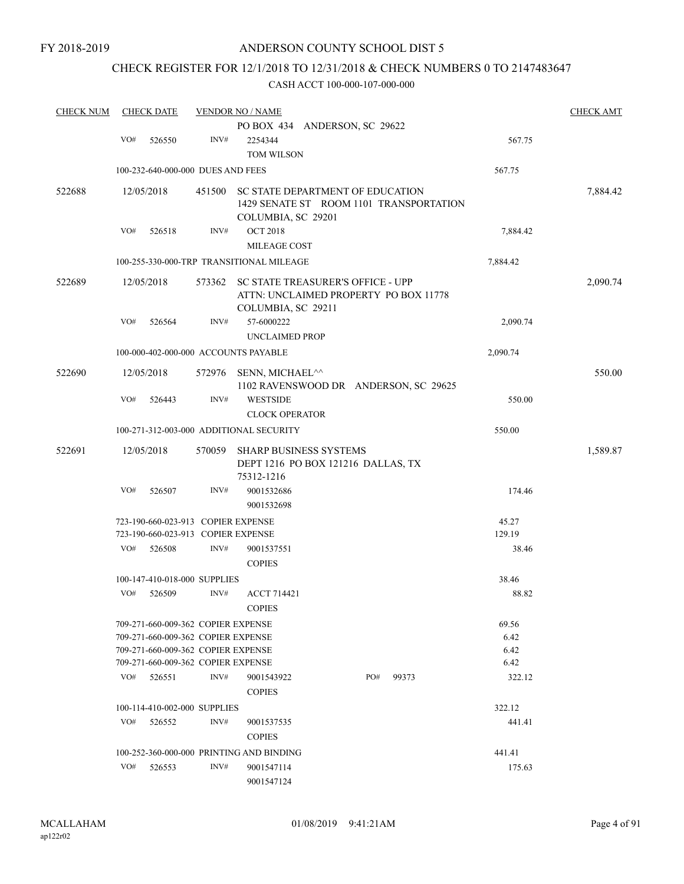FY 2018-2019

# ANDERSON COUNTY SCHOOL DIST 5

## CHECK REGISTER FOR 12/1/2018 TO 12/31/2018 & CHECK NUMBERS 0 TO 2147483647

### CASH ACCT 100-000-107-000-000

| CHECK NUM | CHECK DATE | VENDOR NO / NAME | | CHECK AMT |
|---|---|---|---|---|
| | | PO BOX 434 ANDERSON, SC 29622 | | |
| | VO# 526550 | INV# 2254344 | 567.75 | |
| | | TOM WILSON | | |
| | 100-232-640-000-000 DUES AND FEES | | 567.75 | |
| 522688 | 12/05/2018 | 451500 SC STATE DEPARTMENT OF EDUCATION<br>1429 SENATE ST ROOM 1101 TRANSPORTATION<br>COLUMBIA, SC 29201 | | 7,884.42 |
| | VO# 526518 | INV# OCT 2018 | 7,884.42 | |
| | | MILEAGE COST | | |
| | 100-255-330-000-TRP TRANSITIONAL MILEAGE | | 7,884.42 | |
| 522689 | 12/05/2018 | 573362 SC STATE TREASURER'S OFFICE - UPP<br>ATTN: UNCLAIMED PROPERTY PO BOX 11778<br>COLUMBIA, SC 29211 | | 2,090.74 |
| | VO# 526564 | INV# 57-6000222 | 2,090.74 | |
| | | UNCLAIMED PROP | | |
| | 100-000-402-000-000 ACCOUNTS PAYABLE | | 2,090.74 | |
| 522690 | 12/05/2018 | 572976 SENN, MICHAEL^^<br>1102 RAVENSWOOD DR ANDERSON, SC 29625 | | 550.00 |
| | VO# 526443 | INV# WESTSIDE | 550.00 | |
| | | CLOCK OPERATOR | | |
| | 100-271-312-003-000 ADDITIONAL SECURITY | | 550.00 | |
| 522691 | 12/05/2018 | 570059 SHARP BUSINESS SYSTEMS<br>DEPT 1216 PO BOX 121216 DALLAS, TX<br>75312-1216 | | 1,589.87 |
| | VO# 526507 | INV# 9001532686 | 174.46 | |
| | | 9001532698 | | |
| | 723-190-660-023-913 COPIER EXPENSE | | 45.27 | |
| | 723-190-660-023-913 COPIER EXPENSE | | 129.19 | |
| | VO# 526508 | INV# 9001537551 | 38.46 | |
| | | COPIES | | |
| | 100-147-410-018-000 SUPPLIES | | 38.46 | |
| | VO# 526509 | INV# ACCT 714421 | 88.82 | |
| | | COPIES | | |
| | 709-271-660-009-362 COPIER EXPENSE | | 69.56 | |
| | 709-271-660-009-362 COPIER EXPENSE | | 6.42 | |
| | 709-271-660-009-362 COPIER EXPENSE | | 6.42 | |
| | 709-271-660-009-362 COPIER EXPENSE | | 6.42 | |
| | VO# 526551 | INV# 9001543922 PO# 99373 | 322.12 | |
| | | COPIES | | |
| | 100-114-410-002-000 SUPPLIES | | 322.12 | |
| | VO# 526552 | INV# 9001537535 | 441.41 | |
| | | COPIES | | |
| | 100-252-360-000-000 PRINTING AND BINDING | | 441.41 | |
| | VO# 526553 | INV# 9001547114 | 175.63 | |
| | | 9001547124 | | |

MCALLAHAM
ap122r02

01/08/2019 9:41:21AM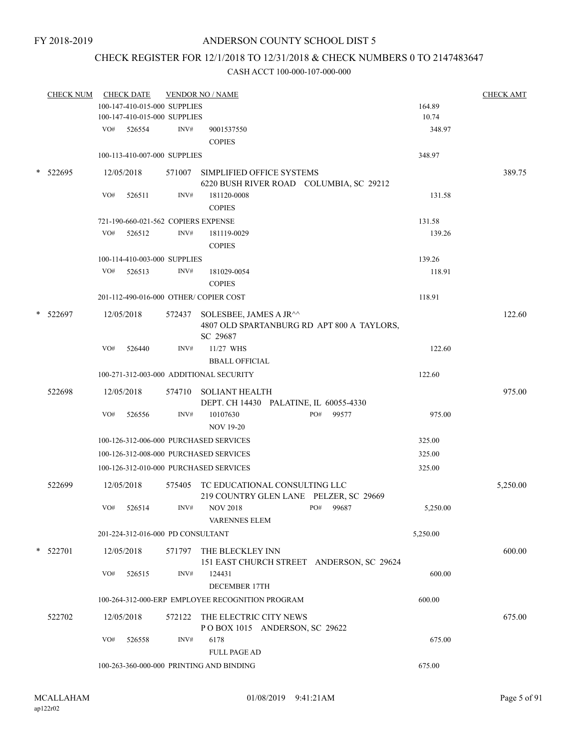FY 2018-2019

# ANDERSON COUNTY SCHOOL DIST 5

## CHECK REGISTER FOR 12/1/2018 TO 12/31/2018 & CHECK NUMBERS 0 TO 2147483647

### CASH ACCT 100-000-107-000-000

| CHECK NUM | CHECK DATE | VENDOR NO / NAME | | CHECK AMT |
|---|---|---|---|---|
| | 100-147-410-015-000 SUPPLIES | | 164.89 | |
| | 100-147-410-015-000 SUPPLIES | | 10.74 | |
| | VO# 526554 | INV# 9001537550 COPIES | 348.97 | |
| | 100-113-410-007-000 SUPPLIES | | 348.97 | |
| * 522695 | 12/05/2018 | 571007 SIMPLIFIED OFFICE SYSTEMS 6220 BUSH RIVER ROAD COLUMBIA, SC 29212 | | 389.75 |
| | VO# 526511 | INV# 181120-0008 COPIES | 131.58 | |
| | 721-190-660-021-562 COPIERS EXPENSE | | 131.58 | |
| | VO# 526512 | INV# 181119-0029 COPIES | 139.26 | |
| | 100-114-410-003-000 SUPPLIES | | 139.26 | |
| | VO# 526513 | INV# 181029-0054 COPIES | 118.91 | |
| | 201-112-490-016-000 OTHER/ COPIER COST | | 118.91 | |
| * 522697 | 12/05/2018 | 572437 SOLESBEE, JAMES A JR^^ 4807 OLD SPARTANBURG RD APT 800 A TAYLORS, SC 29687 | | 122.60 |
| | VO# 526440 | INV# 11/27 WHS BBALL OFFICIAL | 122.60 | |
| | 100-271-312-003-000 ADDITIONAL SECURITY | | 122.60 | |
| 522698 | 12/05/2018 | 574710 SOLIANT HEALTH DEPT. CH 14430 PALATINE, IL 60055-4330 | | 975.00 |
| | VO# 526556 | INV# 10107630 PO# 99577 NOV 19-20 | 975.00 | |
| | 100-126-312-006-000 PURCHASED SERVICES | | 325.00 | |
| | 100-126-312-008-000 PURCHASED SERVICES | | 325.00 | |
| | 100-126-312-010-000 PURCHASED SERVICES | | 325.00 | |
| 522699 | 12/05/2018 | 575405 TC EDUCATIONAL CONSULTING LLC 219 COUNTRY GLEN LANE PELZER, SC 29669 | | 5,250.00 |
| | VO# 526514 | INV# NOV 2018 PO# 99687 VARENNES ELEM | 5,250.00 | |
| | 201-224-312-016-000 PD CONSULTANT | | 5,250.00 | |
| * 522701 | 12/05/2018 | 571797 THE BLECKLEY INN 151 EAST CHURCH STREET ANDERSON, SC 29624 | | 600.00 |
| | VO# 526515 | INV# 124431 DECEMBER 17TH | 600.00 | |
| | 100-264-312-000-ERP EMPLOYEE RECOGNITION PROGRAM | | 600.00 | |
| 522702 | 12/05/2018 | 572122 THE ELECTRIC CITY NEWS P O BOX 1015 ANDERSON, SC 29622 | | 675.00 |
| | VO# 526558 | INV# 6178 FULL PAGE AD | 675.00 | |
| | 100-263-360-000-000 PRINTING AND BINDING | | 675.00 | |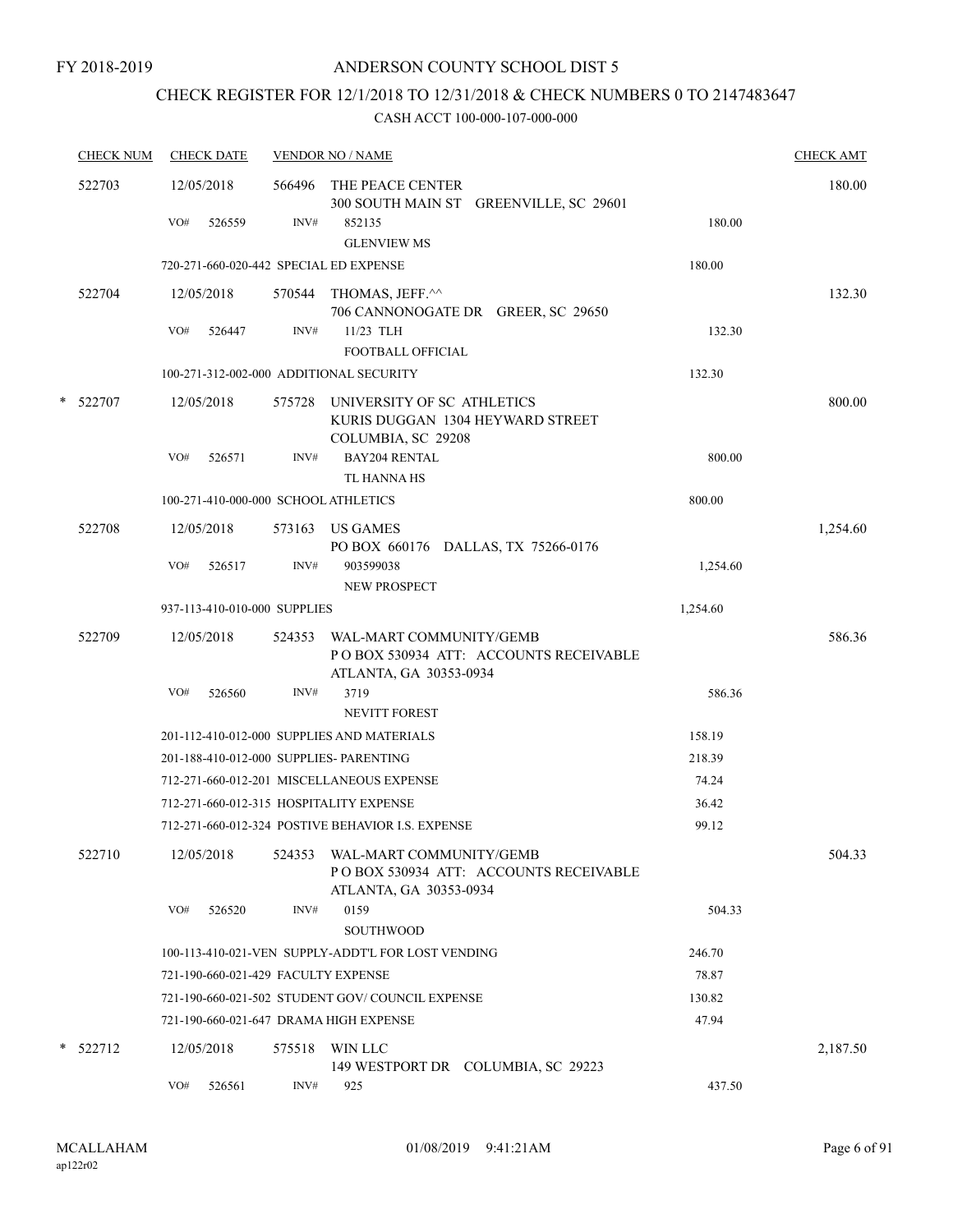FY 2018-2019

# ANDERSON COUNTY SCHOOL DIST 5

## CHECK REGISTER FOR 12/1/2018 TO 12/31/2018 & CHECK NUMBERS 0 TO 2147483647

### CASH ACCT 100-000-107-000-000

| CHECK NUM | CHECK DATE | VENDOR NO / NAME | | CHECK AMT |
|---|---|---|---|---|
| 522703 | 12/05/2018 | 566496 THE PEACE CENTER<br>300 SOUTH MAIN ST GREENVILLE, SC 29601 | | 180.00 |
| | VO# 526559 | INV# 852135<br>GLENVIEW MS | 180.00 | |
| | 720-271-660-020-442 SPECIAL ED EXPENSE | | 180.00 | |
| 522704 | 12/05/2018 | 570544 THOMAS, JEFF.^^<br>706 CANNONOGATE DR GREER, SC 29650 | | 132.30 |
| | VO# 526447 | INV# 11/23 TLH<br>FOOTBALL OFFICIAL | 132.30 | |
| | 100-271-312-002-000 ADDITIONAL SECURITY | | 132.30 | |
| * 522707 | 12/05/2018 | 575728 UNIVERSITY OF SC ATHLETICS<br>KURIS DUGGAN 1304 HEYWARD STREET<br>COLUMBIA, SC 29208 | | 800.00 |
| | VO# 526571 | INV# BAY204 RENTAL<br>TL HANNA HS | 800.00 | |
| | 100-271-410-000-000 SCHOOL ATHLETICS | | 800.00 | |
| 522708 | 12/05/2018 | 573163 US GAMES<br>PO BOX 660176 DALLAS, TX 75266-0176 | | 1,254.60 |
| | VO# 526517 | INV# 903599038<br>NEW PROSPECT | 1,254.60 | |
| | 937-113-410-010-000 SUPPLIES | | 1,254.60 | |
| 522709 | 12/05/2018 | 524353 WAL-MART COMMUNITY/GEMB<br>P O BOX 530934 ATT: ACCOUNTS RECEIVABLE<br>ATLANTA, GA 30353-0934 | | 586.36 |
| | VO# 526560 | INV# 3719<br>NEVITT FOREST | 586.36 | |
| | 201-112-410-012-000 SUPPLIES AND MATERIALS | | 158.19 | |
| | 201-188-410-012-000 SUPPLIES- PARENTING | | 218.39 | |
| | 712-271-660-012-201 MISCELLANEOUS EXPENSE | | 74.24 | |
| | 712-271-660-012-315 HOSPITALITY EXPENSE | | 36.42 | |
| | 712-271-660-012-324 POSTIVE BEHAVIOR I.S. EXPENSE | | 99.12 | |
| 522710 | 12/05/2018 | 524353 WAL-MART COMMUNITY/GEMB<br>P O BOX 530934 ATT: ACCOUNTS RECEIVABLE<br>ATLANTA, GA 30353-0934 | | 504.33 |
| | VO# 526520 | INV# 0159<br>SOUTHWOOD | 504.33 | |
| | 100-113-410-021-VEN SUPPLY-ADDT'L FOR LOST VENDING | | 246.70 | |
| | 721-190-660-021-429 FACULTY EXPENSE | | 78.87 | |
| | 721-190-660-021-502 STUDENT GOV/ COUNCIL EXPENSE | | 130.82 | |
| | 721-190-660-021-647 DRAMA HIGH EXPENSE | | 47.94 | |
| * 522712 | 12/05/2018 | 575518 WIN LLC<br>149 WESTPORT DR COLUMBIA, SC 29223 | | 2,187.50 |
| | VO# 526561 | INV# 925 | 437.50 | |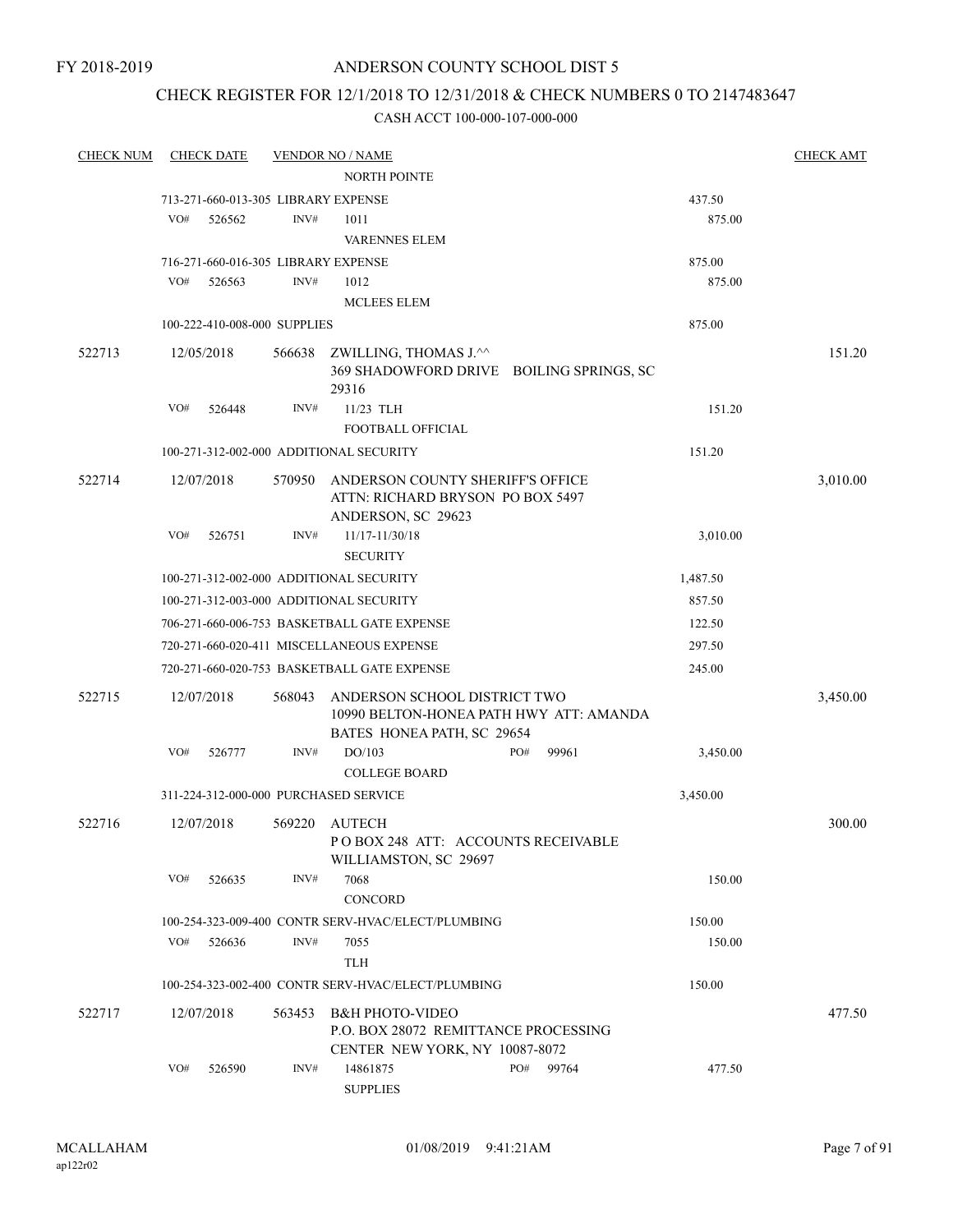FY 2018-2019

# ANDERSON COUNTY SCHOOL DIST 5

## CHECK REGISTER FOR 12/1/2018 TO 12/31/2018 & CHECK NUMBERS 0 TO 2147483647

### CASH ACCT 100-000-107-000-000

| CHECK NUM | CHECK DATE | VENDOR NO / NAME | | CHECK AMT |
|---|---|---|---|---|
| | | NORTH POINTE | | |
| | 713-271-660-013-305 LIBRARY EXPENSE | | 437.50 | |
| | VO# 526562 | INV# 1011 | 875.00 | |
| | | VARENNES ELEM | | |
| | 716-271-660-016-305 LIBRARY EXPENSE | | 875.00 | |
| | VO# 526563 | INV# 1012 | 875.00 | |
| | | MCLEES ELEM | | |
| | 100-222-410-008-000 SUPPLIES | | 875.00 | |
| 522713 | 12/05/2018 | 566638 ZWILLING, THOMAS J.^^ 369 SHADOWFORD DRIVE BOILING SPRINGS, SC 29316 | | 151.20 |
| | VO# 526448 | INV# 11/23 TLH | 151.20 | |
| | | FOOTBALL OFFICIAL | | |
| | 100-271-312-002-000 ADDITIONAL SECURITY | | 151.20 | |
| 522714 | 12/07/2018 | 570950 ANDERSON COUNTY SHERIFF'S OFFICE ATTN: RICHARD BRYSON PO BOX 5497 ANDERSON, SC 29623 | | 3,010.00 |
| | VO# 526751 | INV# 11/17-11/30/18 | 3,010.00 | |
| | | SECURITY | | |
| | 100-271-312-002-000 ADDITIONAL SECURITY | | 1,487.50 | |
| | 100-271-312-003-000 ADDITIONAL SECURITY | | 857.50 | |
| | 706-271-660-006-753 BASKETBALL GATE EXPENSE | | 122.50 | |
| | 720-271-660-020-411 MISCELLANEOUS EXPENSE | | 297.50 | |
| | 720-271-660-020-753 BASKETBALL GATE EXPENSE | | 245.00 | |
| 522715 | 12/07/2018 | 568043 ANDERSON SCHOOL DISTRICT TWO 10990 BELTON-HONEA PATH HWY ATT: AMANDA BATES HONEA PATH, SC 29654 | | 3,450.00 |
| | VO# 526777 | INV# DO/103 PO# 99961 | 3,450.00 | |
| | | COLLEGE BOARD | | |
| | 311-224-312-000-000 PURCHASED SERVICE | | 3,450.00 | |
| 522716 | 12/07/2018 | 569220 AUTECH P O BOX 248 ATT: ACCOUNTS RECEIVABLE WILLIAMSTON, SC 29697 | | 300.00 |
| | VO# 526635 | INV# 7068 | 150.00 | |
| | | CONCORD | | |
| | 100-254-323-009-400 CONTR SERV-HVAC/ELECT/PLUMBING | | 150.00 | |
| | VO# 526636 | INV# 7055 | 150.00 | |
| | | TLH | | |
| | 100-254-323-002-400 CONTR SERV-HVAC/ELECT/PLUMBING | | 150.00 | |
| 522717 | 12/07/2018 | 563453 B&H PHOTO-VIDEO P.O. BOX 28072 REMITTANCE PROCESSING CENTER NEW YORK, NY 10087-8072 | | 477.50 |
| | VO# 526590 | INV# 14861875 PO# 99764 | 477.50 | |
| | | SUPPLIES | | |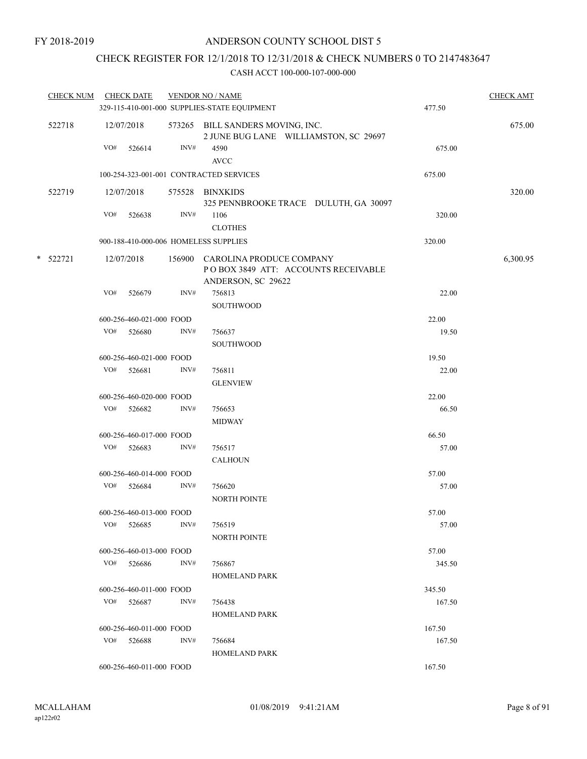FY 2018-2019

# ANDERSON COUNTY SCHOOL DIST 5

## CHECK REGISTER FOR 12/1/2018 TO 12/31/2018 & CHECK NUMBERS 0 TO 2147483647

### CASH ACCT 100-000-107-000-000

| CHECK NUM | CHECK DATE | VENDOR NO / NAME | | | CHECK AMT |
|---|---|---|---|---|---|
| | 329-115-410-001-000 SUPPLIES-STATE EQUIPMENT | | | 477.50 | |
| 522718 | 12/07/2018 | 573265 | BILL SANDERS MOVING, INC.<br>2 JUNE BUG LANE WILLIAMSTON, SC 29697 | | 675.00 |
| | VO# 526614 | INV# | 4590<br>AVCC | 675.00 | |
| | 100-254-323-001-001 CONTRACTED SERVICES | | | 675.00 | |
| 522719 | 12/07/2018 | 575528 | BINXKIDS<br>325 PENNBROOKE TRACE DULUTH, GA 30097 | | 320.00 |
| | VO# 526638 | INV# | 1106<br>CLOTHES | 320.00 | |
| | 900-188-410-000-006 HOMELESS SUPPLIES | | | 320.00 | |
| * 522721 | 12/07/2018 | 156900 | CAROLINA PRODUCE COMPANY<br>P O BOX 3849 ATT: ACCOUNTS RECEIVABLE<br>ANDERSON, SC 29622 | | 6,300.95 |
| | VO# 526679 | INV# | 756813<br>SOUTHWOOD | 22.00 | |
| | 600-256-460-021-000 FOOD | | | 22.00 | |
| | VO# 526680 | INV# | 756637<br>SOUTHWOOD | 19.50 | |
| | 600-256-460-021-000 FOOD | | | 19.50 | |
| | VO# 526681 | INV# | 756811<br>GLENVIEW | 22.00 | |
| | 600-256-460-020-000 FOOD | | | 22.00 | |
| | VO# 526682 | INV# | 756653<br>MIDWAY | 66.50 | |
| | 600-256-460-017-000 FOOD | | | 66.50 | |
| | VO# 526683 | INV# | 756517<br>CALHOUN | 57.00 | |
| | 600-256-460-014-000 FOOD | | | 57.00 | |
| | VO# 526684 | INV# | 756620<br>NORTH POINTE | 57.00 | |
| | 600-256-460-013-000 FOOD | | | 57.00 | |
| | VO# 526685 | INV# | 756519<br>NORTH POINTE | 57.00 | |
| | 600-256-460-013-000 FOOD | | | 57.00 | |
| | VO# 526686 | INV# | 756867<br>HOMELAND PARK | 345.50 | |
| | 600-256-460-011-000 FOOD | | | 345.50 | |
| | VO# 526687 | INV# | 756438<br>HOMELAND PARK | 167.50 | |
| | 600-256-460-011-000 FOOD | | | 167.50 | |
| | VO# 526688 | INV# | 756684<br>HOMELAND PARK | 167.50 | |
| | 600-256-460-011-000 FOOD | | | 167.50 | |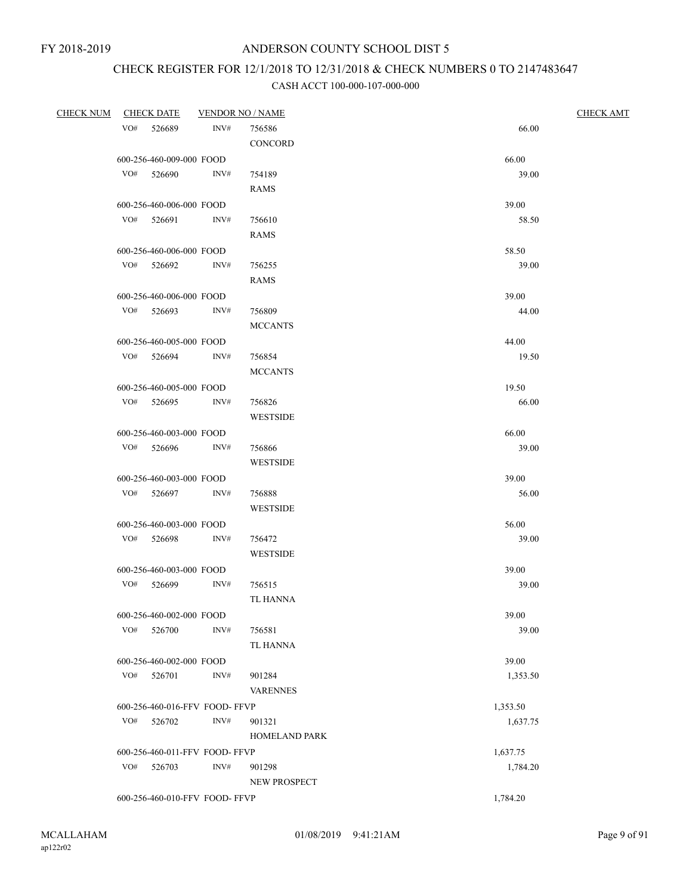FY 2018-2019

# ANDERSON COUNTY SCHOOL DIST 5

## CHECK REGISTER FOR 12/1/2018 TO 12/31/2018 & CHECK NUMBERS 0 TO 2147483647

### CASH ACCT 100-000-107-000-000

| CHECK NUM | CHECK DATE | VENDOR NO / NAME | | CHECK AMT |
|---|---|---|---|---|
| VO# 526689 | INV# | 756586 CONCORD | 66.00 | |
| 600-256-460-009-000 FOOD | | | 66.00 | |
| VO# 526690 | INV# | 754189 RAMS | 39.00 | |
| 600-256-460-006-000 FOOD | | | 39.00 | |
| VO# 526691 | INV# | 756610 RAMS | 58.50 | |
| 600-256-460-006-000 FOOD | | | 58.50 | |
| VO# 526692 | INV# | 756255 RAMS | 39.00 | |
| 600-256-460-006-000 FOOD | | | 39.00 | |
| VO# 526693 | INV# | 756809 MCCANTS | 44.00 | |
| 600-256-460-005-000 FOOD | | | 44.00 | |
| VO# 526694 | INV# | 756854 MCCANTS | 19.50 | |
| 600-256-460-005-000 FOOD | | | 19.50 | |
| VO# 526695 | INV# | 756826 WESTSIDE | 66.00 | |
| 600-256-460-003-000 FOOD | | | 66.00 | |
| VO# 526696 | INV# | 756866 WESTSIDE | 39.00 | |
| 600-256-460-003-000 FOOD | | | 39.00 | |
| VO# 526697 | INV# | 756888 WESTSIDE | 56.00 | |
| 600-256-460-003-000 FOOD | | | 56.00 | |
| VO# 526698 | INV# | 756472 WESTSIDE | 39.00 | |
| 600-256-460-003-000 FOOD | | | 39.00 | |
| VO# 526699 | INV# | 756515 TL HANNA | 39.00 | |
| 600-256-460-002-000 FOOD | | | 39.00 | |
| VO# 526700 | INV# | 756581 TL HANNA | 39.00 | |
| 600-256-460-002-000 FOOD | | | 39.00 | |
| VO# 526701 | INV# | 901284 VARENNES | 1,353.50 | |
| 600-256-460-016-FFV FOOD- FFVP | | | 1,353.50 | |
| VO# 526702 | INV# | 901321 HOMELAND PARK | 1,637.75 | |
| 600-256-460-011-FFV FOOD- FFVP | | | 1,637.75 | |
| VO# 526703 | INV# | 901298 NEW PROSPECT | 1,784.20 | |
| 600-256-460-010-FFV FOOD- FFVP | | | 1,784.20 | |

MCALLAHAM
ap122r02

01/08/2019 9:41:21AM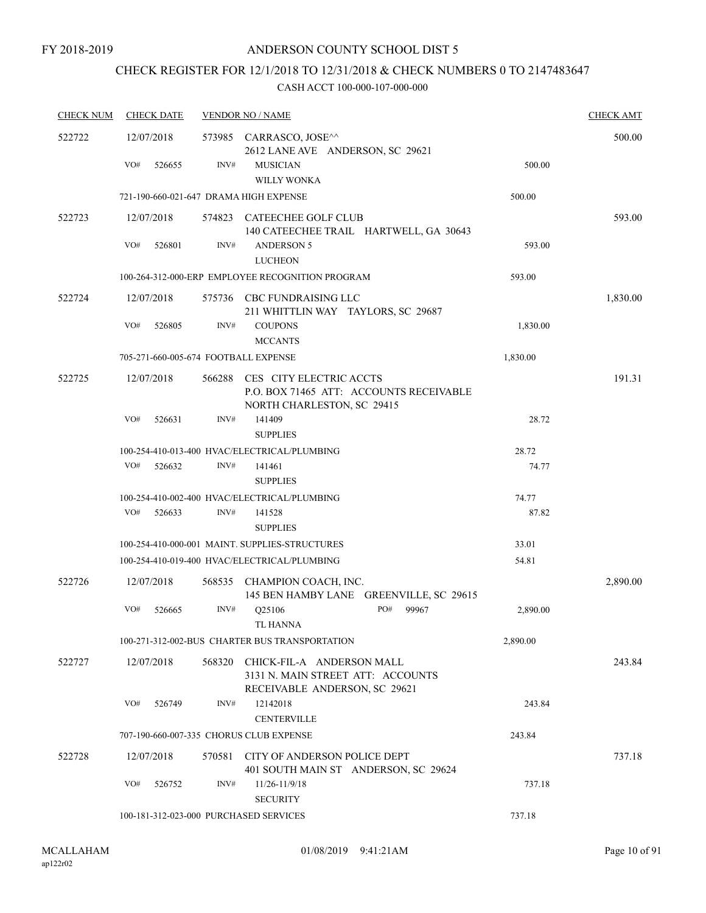FY 2018-2019

# ANDERSON COUNTY SCHOOL DIST 5

## CHECK REGISTER FOR 12/1/2018 TO 12/31/2018 & CHECK NUMBERS 0 TO 2147483647

### CASH ACCT 100-000-107-000-000

| CHECK NUM | CHECK DATE | VENDOR NO / NAME | | CHECK AMT |
|---|---|---|---|---|
| 522722 | 12/07/2018 | 573985 CARRASCO, JOSE^^ 2612 LANE AVE ANDERSON, SC 29621 | | 500.00 |
| | VO# 526655 | INV# MUSICIAN WILLY WONKA | 500.00 | |
| | | 721-190-660-021-647 DRAMA HIGH EXPENSE | 500.00 | |
| 522723 | 12/07/2018 | 574823 CATEECHEE GOLF CLUB 140 CATEECHEE TRAIL HARTWELL, GA 30643 | | 593.00 |
| | VO# 526801 | INV# ANDERSON 5 LUCHEON | 593.00 | |
| | | 100-264-312-000-ERP EMPLOYEE RECOGNITION PROGRAM | 593.00 | |
| 522724 | 12/07/2018 | 575736 CBC FUNDRAISING LLC 211 WHITTLIN WAY TAYLORS, SC 29687 | | 1,830.00 |
| | VO# 526805 | INV# COUPONS MCCANTS | 1,830.00 | |
| | | 705-271-660-005-674 FOOTBALL EXPENSE | 1,830.00 | |
| 522725 | 12/07/2018 | 566288 CES CITY ELECTRIC ACCTS P.O. BOX 71465 ATT: ACCOUNTS RECEIVABLE NORTH CHARLESTON, SC 29415 | | 191.31 |
| | VO# 526631 | INV# 141409 SUPPLIES | 28.72 | |
| | | 100-254-410-013-400 HVAC/ELECTRICAL/PLUMBING | 28.72 | |
| | VO# 526632 | INV# 141461 SUPPLIES | 74.77 | |
| | | 100-254-410-002-400 HVAC/ELECTRICAL/PLUMBING | 74.77 | |
| | VO# 526633 | INV# 141528 SUPPLIES | 87.82 | |
| | | 100-254-410-000-001 MAINT. SUPPLIES-STRUCTURES | 33.01 | |
| | | 100-254-410-019-400 HVAC/ELECTRICAL/PLUMBING | 54.81 | |
| 522726 | 12/07/2018 | 568535 CHAMPION COACH, INC. 145 BEN HAMBY LANE GREENVILLE, SC 29615 | | 2,890.00 |
| | VO# 526665 | INV# Q25106 PO# 99967 TL HANNA | 2,890.00 | |
| | | 100-271-312-002-BUS CHARTER BUS TRANSPORTATION | 2,890.00 | |
| 522727 | 12/07/2018 | 568320 CHICK-FIL-A ANDERSON MALL 3131 N. MAIN STREET ATT: ACCOUNTS RECEIVABLE ANDERSON, SC 29621 | | 243.84 |
| | VO# 526749 | INV# 12142018 CENTERVILLE | 243.84 | |
| | | 707-190-660-007-335 CHORUS CLUB EXPENSE | 243.84 | |
| 522728 | 12/07/2018 | 570581 CITY OF ANDERSON POLICE DEPT 401 SOUTH MAIN ST ANDERSON, SC 29624 | | 737.18 |
| | VO# 526752 | INV# 11/26-11/9/18 SECURITY | 737.18 | |
| | | 100-181-312-023-000 PURCHASED SERVICES | 737.18 | |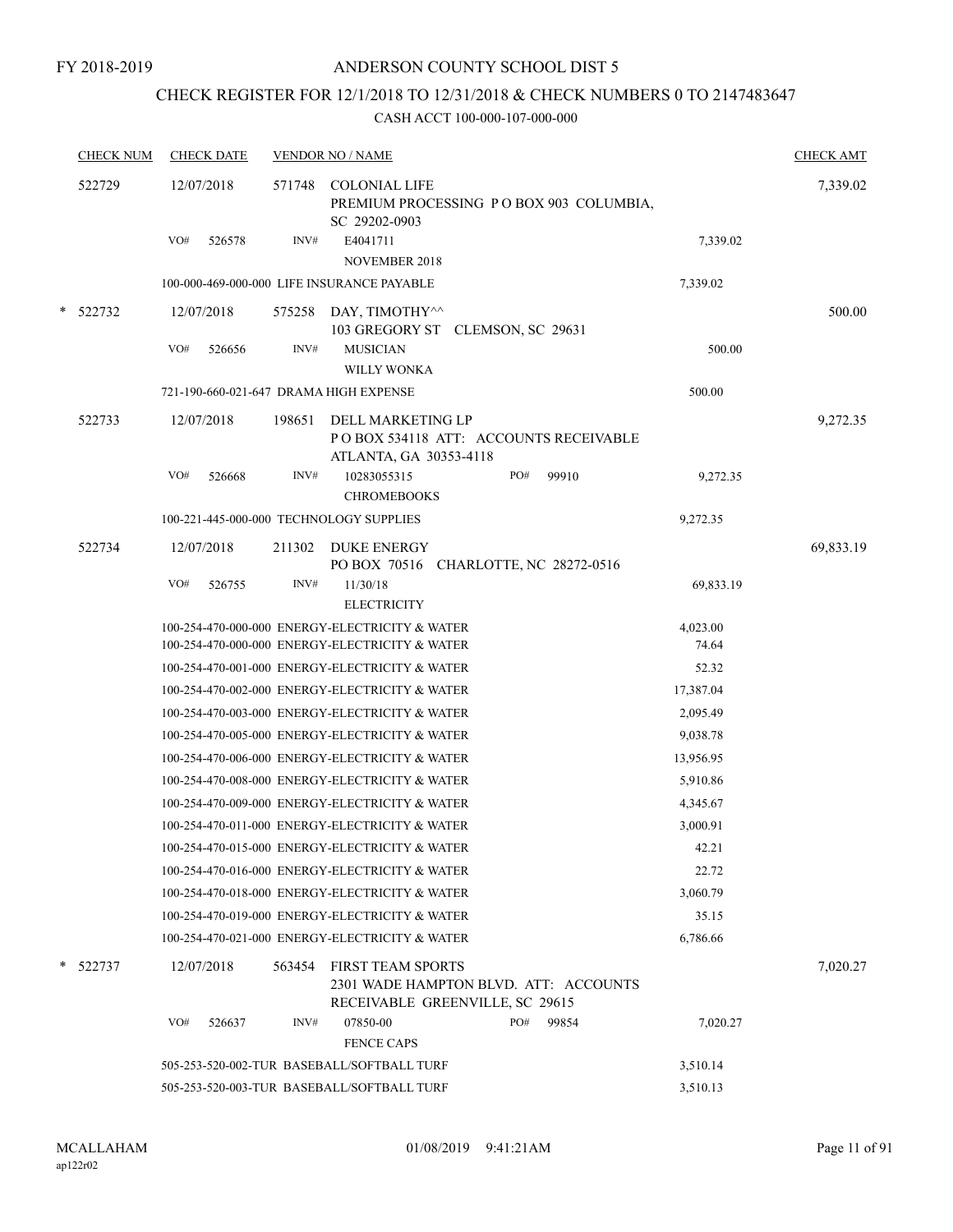FY 2018-2019

# ANDERSON COUNTY SCHOOL DIST 5

## CHECK REGISTER FOR 12/1/2018 TO 12/31/2018 & CHECK NUMBERS 0 TO 2147483647

### CASH ACCT 100-000-107-000-000

| CHECK NUM | CHECK DATE | VENDOR NO / NAME | | CHECK AMT |
|---|---|---|---|---|
| 522729 | 12/07/2018 | 571748 COLONIAL LIFE<br>PREMIUM PROCESSING P O BOX 903 COLUMBIA, SC 29202-0903 | | 7,339.02 |
| | VO# 526578 | INV# E4041711<br>NOVEMBER 2018 | 7,339.02 | |
| | | 100-000-469-000-000 LIFE INSURANCE PAYABLE | 7,339.02 | |
| * 522732 | 12/07/2018 | 575258 DAY, TIMOTHY^^<br>103 GREGORY ST CLEMSON, SC 29631 | | 500.00 |
| | VO# 526656 | INV# MUSICIAN<br>WILLY WONKA | 500.00 | |
| | | 721-190-660-021-647 DRAMA HIGH EXPENSE | 500.00 | |
| 522733 | 12/07/2018 | 198651 DELL MARKETING LP<br>P O BOX 534118 ATT: ACCOUNTS RECEIVABLE ATLANTA, GA 30353-4118 | | 9,272.35 |
| | VO# 526668 | INV# 10283055315 PO# 99910<br>CHROMEBOOKS | 9,272.35 | |
| | | 100-221-445-000-000 TECHNOLOGY SUPPLIES | 9,272.35 | |
| 522734 | 12/07/2018 | 211302 DUKE ENERGY<br>PO BOX 70516 CHARLOTTE, NC 28272-0516 | | 69,833.19 |
| | VO# 526755 | INV# 11/30/18<br>ELECTRICITY | 69,833.19 | |
| | | 100-254-470-000-000 ENERGY-ELECTRICITY & WATER | 4,023.00 | |
| | | 100-254-470-000-000 ENERGY-ELECTRICITY & WATER | 74.64 | |
| | | 100-254-470-001-000 ENERGY-ELECTRICITY & WATER | 52.32 | |
| | | 100-254-470-002-000 ENERGY-ELECTRICITY & WATER | 17,387.04 | |
| | | 100-254-470-003-000 ENERGY-ELECTRICITY & WATER | 2,095.49 | |
| | | 100-254-470-005-000 ENERGY-ELECTRICITY & WATER | 9,038.78 | |
| | | 100-254-470-006-000 ENERGY-ELECTRICITY & WATER | 13,956.95 | |
| | | 100-254-470-008-000 ENERGY-ELECTRICITY & WATER | 5,910.86 | |
| | | 100-254-470-009-000 ENERGY-ELECTRICITY & WATER | 4,345.67 | |
| | | 100-254-470-011-000 ENERGY-ELECTRICITY & WATER | 3,000.91 | |
| | | 100-254-470-015-000 ENERGY-ELECTRICITY & WATER | 42.21 | |
| | | 100-254-470-016-000 ENERGY-ELECTRICITY & WATER | 22.72 | |
| | | 100-254-470-018-000 ENERGY-ELECTRICITY & WATER | 3,060.79 | |
| | | 100-254-470-019-000 ENERGY-ELECTRICITY & WATER | 35.15 | |
| | | 100-254-470-021-000 ENERGY-ELECTRICITY & WATER | 6,786.66 | |
| * 522737 | 12/07/2018 | 563454 FIRST TEAM SPORTS<br>2301 WADE HAMPTON BLVD. ATT: ACCOUNTS RECEIVABLE GREENVILLE, SC 29615 | | 7,020.27 |
| | VO# 526637 | INV# 07850-00 PO# 99854<br>FENCE CAPS | 7,020.27 | |
| | | 505-253-520-002-TUR BASEBALL/SOFTBALL TURF | 3,510.14 | |
| | | 505-253-520-003-TUR BASEBALL/SOFTBALL TURF | 3,510.13 | |

MCALLAHAM
ap122r02

01/08/2019 9:41:21AM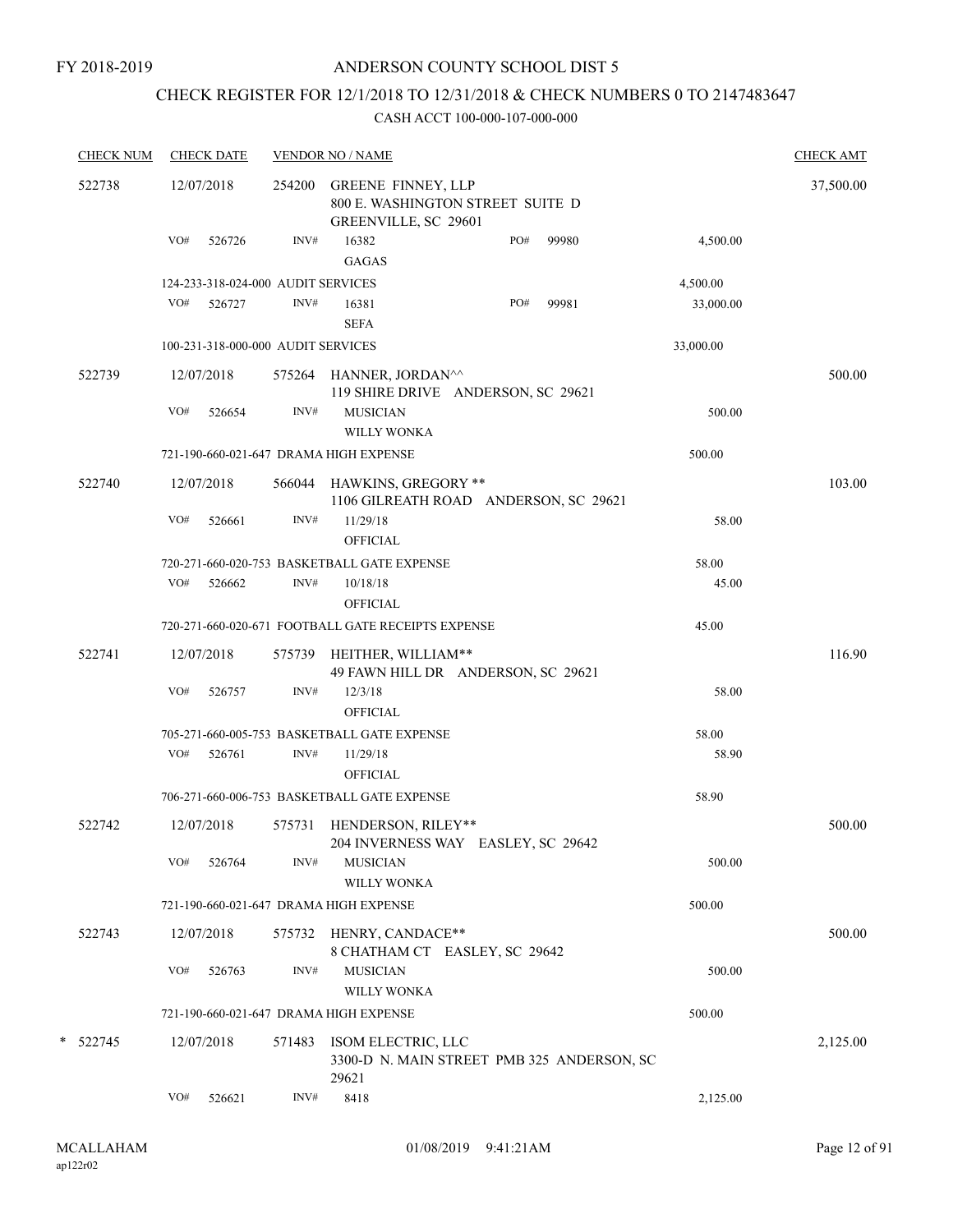FY 2018-2019

ANDERSON COUNTY SCHOOL DIST 5

CHECK REGISTER FOR 12/1/2018 TO 12/31/2018 & CHECK NUMBERS 0 TO 2147483647

CASH ACCT 100-000-107-000-000

| CHECK NUM | CHECK DATE | VENDOR NO / NAME | | | CHECK AMT |
|---|---|---|---|---|---|
| 522738 | 12/07/2018 | 254200 GREENE FINNEY, LLP<br>800 E. WASHINGTON STREET SUITE D<br>GREENVILLE, SC 29601 | | | 37,500.00 |
| | VO# 526726 | INV# 16382<br>GAGAS | PO# 99980 | 4,500.00 | |
| | 124-233-318-024-000 AUDIT SERVICES | | | 4,500.00 | |
| | VO# 526727 | INV# 16381<br>SEFA | PO# 99981 | 33,000.00 | |
| | 100-231-318-000-000 AUDIT SERVICES | | | 33,000.00 | |
| 522739 | 12/07/2018 | 575264 HANNER, JORDAN^^<br>119 SHIRE DRIVE ANDERSON, SC 29621 | | | 500.00 |
| | VO# 526654 | INV# MUSICIAN<br>WILLY WONKA | | 500.00 | |
| | 721-190-660-021-647 DRAMA HIGH EXPENSE | | | 500.00 | |
| 522740 | 12/07/2018 | 566044 HAWKINS, GREGORY **<br>1106 GILREATH ROAD ANDERSON, SC 29621 | | | 103.00 |
| | VO# 526661 | INV# 11/29/18<br>OFFICIAL | | 58.00 | |
| | 720-271-660-020-753 BASKETBALL GATE EXPENSE | | | 58.00 | |
| | VO# 526662 | INV# 10/18/18<br>OFFICIAL | | 45.00 | |
| | 720-271-660-020-671 FOOTBALL GATE RECEIPTS EXPENSE | | | 45.00 | |
| 522741 | 12/07/2018 | 575739 HEITHER, WILLIAM**<br>49 FAWN HILL DR ANDERSON, SC 29621 | | | 116.90 |
| | VO# 526757 | INV# 12/3/18<br>OFFICIAL | | 58.00 | |
| | 705-271-660-005-753 BASKETBALL GATE EXPENSE | | | 58.00 | |
| | VO# 526761 | INV# 11/29/18<br>OFFICIAL | | 58.90 | |
| | 706-271-660-006-753 BASKETBALL GATE EXPENSE | | | 58.90 | |
| 522742 | 12/07/2018 | 575731 HENDERSON, RILEY**<br>204 INVERNESS WAY EASLEY, SC 29642 | | | 500.00 |
| | VO# 526764 | INV# MUSICIAN<br>WILLY WONKA | | 500.00 | |
| | 721-190-660-021-647 DRAMA HIGH EXPENSE | | | 500.00 | |
| 522743 | 12/07/2018 | 575732 HENRY, CANDACE**<br>8 CHATHAM CT EASLEY, SC 29642 | | | 500.00 |
| | VO# 526763 | INV# MUSICIAN<br>WILLY WONKA | | 500.00 | |
| | 721-190-660-021-647 DRAMA HIGH EXPENSE | | | 500.00 | |
| * 522745 | 12/07/2018 | 571483 ISOM ELECTRIC, LLC<br>3300-D N. MAIN STREET PMB 325 ANDERSON, SC 29621 | | | 2,125.00 |
| | VO# 526621 | INV# 8418 | | 2,125.00 | |

MCALLAHAM ap122r02 01/08/2019 9:41:21AM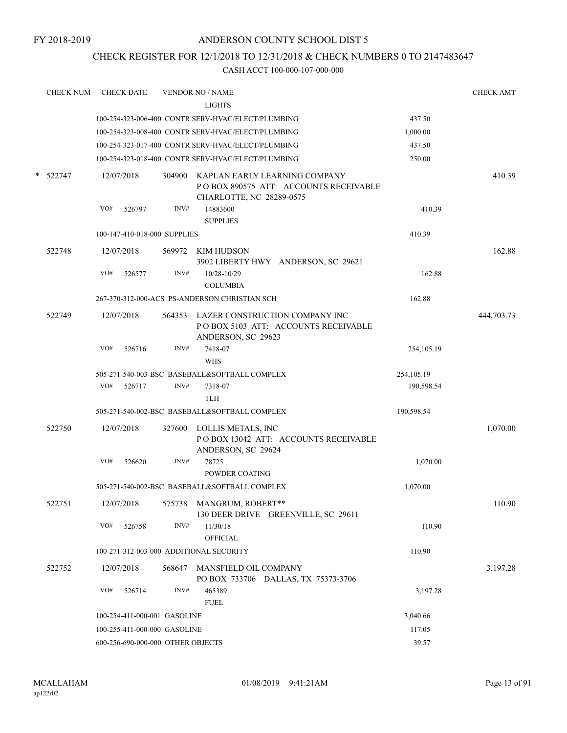FY 2018-2019

# ANDERSON COUNTY SCHOOL DIST 5

## CHECK REGISTER FOR 12/1/2018 TO 12/31/2018 & CHECK NUMBERS 0 TO 2147483647

### CASH ACCT 100-000-107-000-000

| CHECK NUM | CHECK DATE | VENDOR NO / NAME | | CHECK AMT |
|---|---|---|---|---|
| | | LIGHTS | | |
| | | 100-254-323-006-400 CONTR SERV-HVAC/ELECT/PLUMBING | 437.50 | |
| | | 100-254-323-008-400 CONTR SERV-HVAC/ELECT/PLUMBING | 1,000.00 | |
| | | 100-254-323-017-400 CONTR SERV-HVAC/ELECT/PLUMBING | 437.50 | |
| | | 100-254-323-018-400 CONTR SERV-HVAC/ELECT/PLUMBING | 250.00 | |
| * 522747 | 12/07/2018 | 304900 KAPLAN EARLY LEARNING COMPANY<br>P O BOX 890575 ATT: ACCOUNTS RECEIVABLE<br>CHARLOTTE, NC 28289-0575 | | 410.39 |
| | VO# 526797 | INV# 14883600<br>SUPPLIES | 410.39 | |
| | | 100-147-410-018-000 SUPPLIES | 410.39 | |
| 522748 | 12/07/2018 | 569972 KIM HUDSON<br>3902 LIBERTY HWY ANDERSON, SC 29621 | | 162.88 |
| | VO# 526577 | INV# 10/28-10/29<br>COLUMBIA | 162.88 | |
| | | 267-370-312-000-ACS PS-ANDERSON CHRISTIAN SCH | 162.88 | |
| 522749 | 12/07/2018 | 564353 LAZER CONSTRUCTION COMPANY INC<br>P O BOX 5103 ATT: ACCOUNTS RECEIVABLE<br>ANDERSON, SC 29623 | | 444,703.73 |
| | VO# 526716 | INV# 7418-07<br>WHS | 254,105.19 | |
| | | 505-271-540-003-BSC BASEBALL&SOFTBALL COMPLEX | 254,105.19 | |
| | VO# 526717 | INV# 7318-07<br>TLH | 190,598.54 | |
| | | 505-271-540-002-BSC BASEBALL&SOFTBALL COMPLEX | 190,598.54 | |
| 522750 | 12/07/2018 | 327600 LOLLIS METALS, INC<br>P O BOX 13042 ATT: ACCOUNTS RECEIVABLE<br>ANDERSON, SC 29624 | | 1,070.00 |
| | VO# 526620 | INV# 78725<br>POWDER COATING | 1,070.00 | |
| | | 505-271-540-002-BSC BASEBALL&SOFTBALL COMPLEX | 1,070.00 | |
| 522751 | 12/07/2018 | 575738 MANGRUM, ROBERT**<br>130 DEER DRIVE GREENVILLE, SC 29611 | | 110.90 |
| | VO# 526758 | INV# 11/30/18<br>OFFICIAL | 110.90 | |
| | | 100-271-312-003-000 ADDITIONAL SECURITY | 110.90 | |
| 522752 | 12/07/2018 | 568647 MANSFIELD OIL COMPANY<br>PO BOX 733706 DALLAS, TX 75373-3706 | | 3,197.28 |
| | VO# 526714 | INV# 465389<br>FUEL | 3,197.28 | |
| | | 100-254-411-000-001 GASOLINE | 3,040.66 | |
| | | 100-255-411-000-000 GASOLINE | 117.05 | |
| | | 600-256-690-000-000 OTHER OBJECTS | 39.57 | |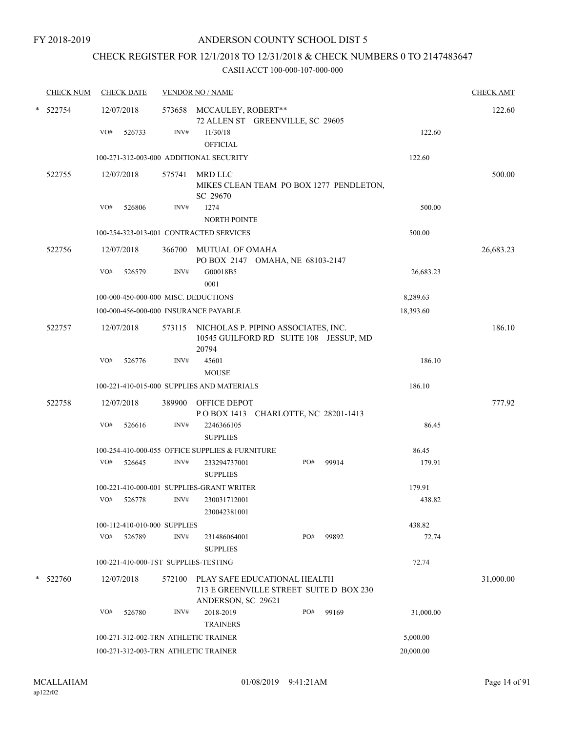FY 2018-2019

# ANDERSON COUNTY SCHOOL DIST 5

## CHECK REGISTER FOR 12/1/2018 TO 12/31/2018 & CHECK NUMBERS 0 TO 2147483647

CASH ACCT 100-000-107-000-000

| CHECK NUM | CHECK DATE | VENDOR NO / NAME | | | CHECK AMT |
|---|---|---|---|---|---|
| * 522754 | 12/07/2018 | 573658 MCCAULEY, ROBERT** 72 ALLEN ST GREENVILLE, SC 29605 | | | 122.60 |
| | VO# 526733 | INV# 11/30/18 OFFICIAL | | 122.60 | |
| | | 100-271-312-003-000 ADDITIONAL SECURITY | | 122.60 | |
| 522755 | 12/07/2018 | 575741 MRD LLC MIKES CLEAN TEAM PO BOX 1277 PENDLETON, SC 29670 | | | 500.00 |
| | VO# 526806 | INV# 1274 NORTH POINTE | | 500.00 | |
| | | 100-254-323-013-001 CONTRACTED SERVICES | | 500.00 | |
| 522756 | 12/07/2018 | 366700 MUTUAL OF OMAHA PO BOX 2147 OMAHA, NE 68103-2147 | | | 26,683.23 |
| | VO# 526579 | INV# G00018B5 0001 | | 26,683.23 | |
| | | 100-000-450-000-000 MISC. DEDUCTIONS | | 8,289.63 | |
| | | 100-000-456-000-000 INSURANCE PAYABLE | | 18,393.60 | |
| 522757 | 12/07/2018 | 573115 NICHOLAS P. PIPINO ASSOCIATES, INC. 10545 GUILFORD RD SUITE 108 JESSUP, MD 20794 | | | 186.10 |
| | VO# 526776 | INV# 45601 MOUSE | | 186.10 | |
| | | 100-221-410-015-000 SUPPLIES AND MATERIALS | | 186.10 | |
| 522758 | 12/07/2018 | 389900 OFFICE DEPOT P O BOX 1413 CHARLOTTE, NC 28201-1413 | | | 777.92 |
| | VO# 526616 | INV# 2246366105 SUPPLIES | | 86.45 | |
| | | 100-254-410-000-055 OFFICE SUPPLIES & FURNITURE | | 86.45 | |
| | VO# 526645 | INV# 233294737001 SUPPLIES | PO# 99914 | 179.91 | |
| | | 100-221-410-000-001 SUPPLIES-GRANT WRITER | | 179.91 | |
| | VO# 526778 | INV# 230031712001 230042381001 | | 438.82 | |
| | | 100-112-410-010-000 SUPPLIES | | 438.82 | |
| | VO# 526789 | INV# 231486064001 SUPPLIES | PO# 99892 | 72.74 | |
| | | 100-221-410-000-TST SUPPLIES-TESTING | | 72.74 | |
| * 522760 | 12/07/2018 | 572100 PLAY SAFE EDUCATIONAL HEALTH 713 E GREENVILLE STREET SUITE D BOX 230 ANDERSON, SC 29621 | | | 31,000.00 |
| | VO# 526780 | INV# 2018-2019 TRAINERS | PO# 99169 | 31,000.00 | |
| | | 100-271-312-002-TRN ATHLETIC TRAINER | | 5,000.00 | |
| | | 100-271-312-003-TRN ATHLETIC TRAINER | | 20,000.00 | |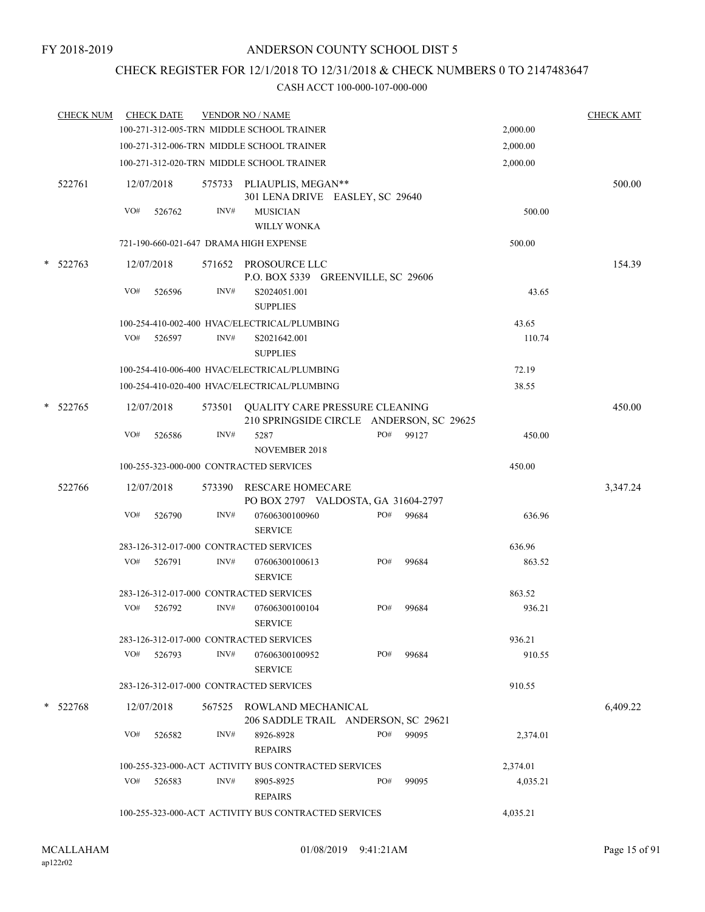FY 2018-2019

# ANDERSON COUNTY SCHOOL DIST 5

## CHECK REGISTER FOR 12/1/2018 TO 12/31/2018 & CHECK NUMBERS 0 TO 2147483647

### CASH ACCT 100-000-107-000-000

| CHECK NUM | CHECK DATE | VENDOR NO / NAME | | | CHECK AMT |
|---|---|---|---|---|---|
| | 100-271-312-005-TRN MIDDLE SCHOOL TRAINER | | | 2,000.00 | |
| | 100-271-312-006-TRN MIDDLE SCHOOL TRAINER | | | 2,000.00 | |
| | 100-271-312-020-TRN MIDDLE SCHOOL TRAINER | | | 2,000.00 | |
| 522761 | 12/07/2018 | 575733 PLIAUPLIS, MEGAN** 301 LENA DRIVE EASLEY, SC 29640 | | | 500.00 |
| | VO# 526762 | INV# MUSICIAN WILLY WONKA | | 500.00 | |
| | 721-190-660-021-647 DRAMA HIGH EXPENSE | | | 500.00 | |
| * 522763 | 12/07/2018 | 571652 PROSOURCE LLC P.O. BOX 5339 GREENVILLE, SC 29606 | | | 154.39 |
| | VO# 526596 | INV# S2024051.001 SUPPLIES | | 43.65 | |
| | 100-254-410-002-400 HVAC/ELECTRICAL/PLUMBING | | | 43.65 | |
| | VO# 526597 | INV# S2021642.001 SUPPLIES | | 110.74 | |
| | 100-254-410-006-400 HVAC/ELECTRICAL/PLUMBING | | | 72.19 | |
| | 100-254-410-020-400 HVAC/ELECTRICAL/PLUMBING | | | 38.55 | |
| * 522765 | 12/07/2018 | 573501 QUALITY CARE PRESSURE CLEANING 210 SPRINGSIDE CIRCLE ANDERSON, SC 29625 | | | 450.00 |
| | VO# 526586 | INV# 5287 NOVEMBER 2018 | PO# 99127 | 450.00 | |
| | 100-255-323-000-000 CONTRACTED SERVICES | | | 450.00 | |
| 522766 | 12/07/2018 | 573390 RESCARE HOMECARE PO BOX 2797 VALDOSTA, GA 31604-2797 | | | 3,347.24 |
| | VO# 526790 | INV# 07606300100960 SERVICE | PO# 99684 | 636.96 | |
| | 283-126-312-017-000 CONTRACTED SERVICES | | | 636.96 | |
| | VO# 526791 | INV# 07606300100613 SERVICE | PO# 99684 | 863.52 | |
| | 283-126-312-017-000 CONTRACTED SERVICES | | | 863.52 | |
| | VO# 526792 | INV# 07606300100104 SERVICE | PO# 99684 | 936.21 | |
| | 283-126-312-017-000 CONTRACTED SERVICES | | | 936.21 | |
| | VO# 526793 | INV# 07606300100952 SERVICE | PO# 99684 | 910.55 | |
| | 283-126-312-017-000 CONTRACTED SERVICES | | | 910.55 | |
| * 522768 | 12/07/2018 | 567525 ROWLAND MECHANICAL 206 SADDLE TRAIL ANDERSON, SC 29621 | | | 6,409.22 |
| | VO# 526582 | INV# 8926-8928 REPAIRS | PO# 99095 | 2,374.01 | |
| | 100-255-323-000-ACT ACTIVITY BUS CONTRACTED SERVICES | | | 2,374.01 | |
| | VO# 526583 | INV# 8905-8925 REPAIRS | PO# 99095 | 4,035.21 | |
| | 100-255-323-000-ACT ACTIVITY BUS CONTRACTED SERVICES | | | 4,035.21 | |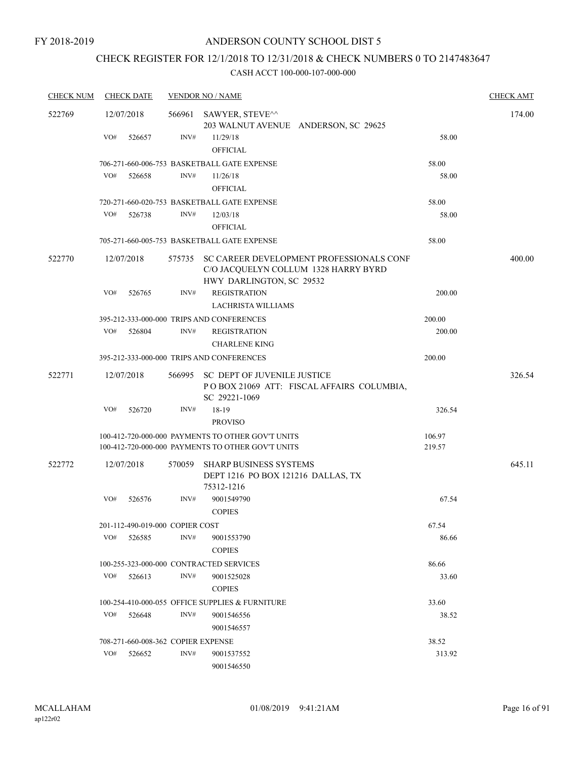FY 2018-2019

# ANDERSON COUNTY SCHOOL DIST 5

## CHECK REGISTER FOR 12/1/2018 TO 12/31/2018 & CHECK NUMBERS 0 TO 2147483647

### CASH ACCT 100-000-107-000-000

| CHECK NUM | CHECK DATE | VENDOR NO / NAME | | CHECK AMT |
|---|---|---|---|---|
| 522769 | 12/07/2018 | 566961 SAWYER, STEVE^^ 203 WALNUT AVENUE ANDERSON, SC 29625 | | 174.00 |
| | VO# 526657 | INV# 11/29/18 OFFICIAL | 58.00 | |
| | | 706-271-660-006-753 BASKETBALL GATE EXPENSE | 58.00 | |
| | VO# 526658 | INV# 11/26/18 OFFICIAL | 58.00 | |
| | | 720-271-660-020-753 BASKETBALL GATE EXPENSE | 58.00 | |
| | VO# 526738 | INV# 12/03/18 OFFICIAL | 58.00 | |
| | | 705-271-660-005-753 BASKETBALL GATE EXPENSE | 58.00 | |
| 522770 | 12/07/2018 | 575735 SC CAREER DEVELOPMENT PROFESSIONALS CONF C/O JACQUELYN COLLUM 1328 HARRY BYRD HWY DARLINGTON, SC 29532 | | 400.00 |
| | VO# 526765 | INV# REGISTRATION LACHRISTA WILLIAMS | 200.00 | |
| | | 395-212-333-000-000 TRIPS AND CONFERENCES | 200.00 | |
| | VO# 526804 | INV# REGISTRATION CHARLENE KING | 200.00 | |
| | | 395-212-333-000-000 TRIPS AND CONFERENCES | 200.00 | |
| 522771 | 12/07/2018 | 566995 SC DEPT OF JUVENILE JUSTICE P O BOX 21069 ATT: FISCAL AFFAIRS COLUMBIA, SC 29221-1069 | | 326.54 |
| | VO# 526720 | INV# 18-19 PROVISO | 326.54 | |
| | | 100-412-720-000-000 PAYMENTS TO OTHER GOV'T UNITS | 106.97 | |
| | | 100-412-720-000-000 PAYMENTS TO OTHER GOV'T UNITS | 219.57 | |
| 522772 | 12/07/2018 | 570059 SHARP BUSINESS SYSTEMS DEPT 1216 PO BOX 121216 DALLAS, TX 75312-1216 | | 645.11 |
| | VO# 526576 | INV# 9001549790 COPIES | 67.54 | |
| | | 201-112-490-019-000 COPIER COST | 67.54 | |
| | VO# 526585 | INV# 9001553790 COPIES | 86.66 | |
| | | 100-255-323-000-000 CONTRACTED SERVICES | 86.66 | |
| | VO# 526613 | INV# 9001525028 COPIES | 33.60 | |
| | | 100-254-410-000-055 OFFICE SUPPLIES & FURNITURE | 33.60 | |
| | VO# 526648 | INV# 9001546556 9001546557 | 38.52 | |
| | | 708-271-660-008-362 COPIER EXPENSE | 38.52 | |
| | VO# 526652 | INV# 9001537552 9001546550 | 313.92 | |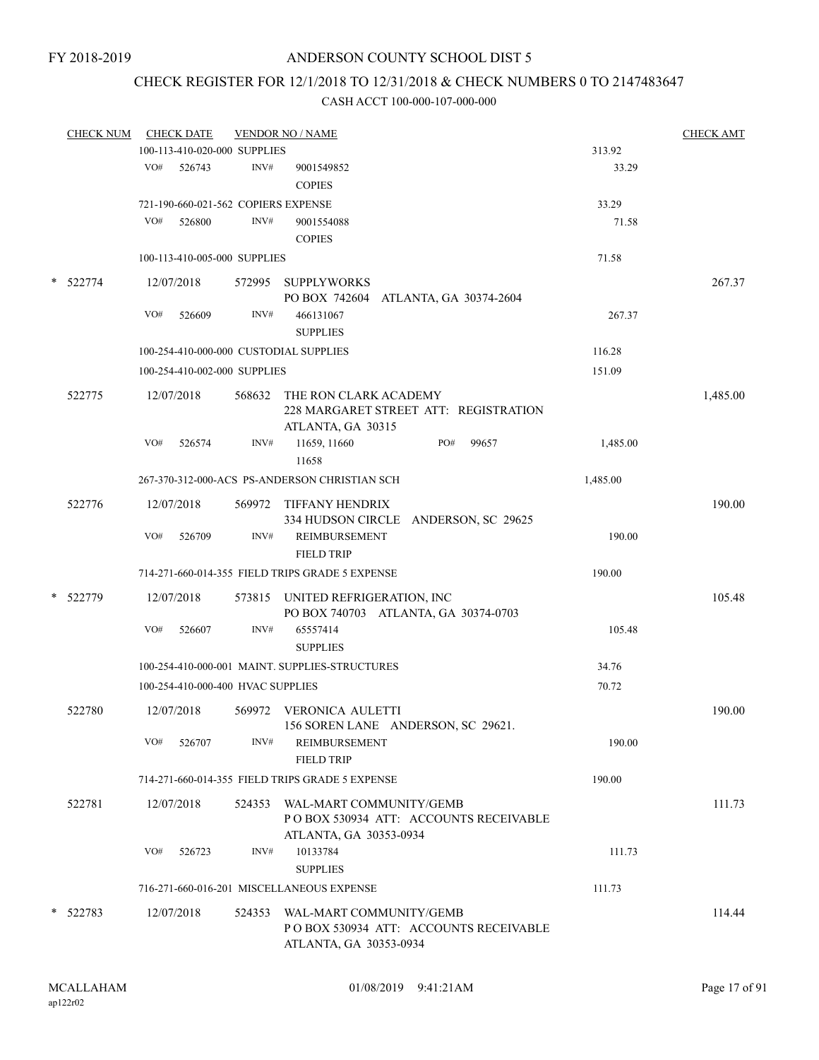FY 2018-2019

# ANDERSON COUNTY SCHOOL DIST 5

## CHECK REGISTER FOR 12/1/2018 TO 12/31/2018 & CHECK NUMBERS 0 TO 2147483647

### CASH ACCT 100-000-107-000-000

| CHECK NUM | CHECK DATE | VENDOR NO / NAME | | CHECK AMT |
|---|---|---|---|---|
| | 100-113-410-020-000 SUPPLIES | | 313.92 | |
| | VO# 526743 | INV# 9001549852 COPIES | 33.29 | |
| | 721-190-660-021-562 COPIERS EXPENSE | | 33.29 | |
| | VO# 526800 | INV# 9001554088 COPIES | 71.58 | |
| | 100-113-410-005-000 SUPPLIES | | 71.58 | |
| * 522774 | 12/07/2018 | 572995 SUPPLYWORKS PO BOX 742604 ATLANTA, GA 30374-2604 | | 267.37 |
| | VO# 526609 | INV# 466131067 SUPPLIES | 267.37 | |
| | 100-254-410-000-000 CUSTODIAL SUPPLIES | | 116.28 | |
| | 100-254-410-002-000 SUPPLIES | | 151.09 | |
| 522775 | 12/07/2018 | 568632 THE RON CLARK ACADEMY 228 MARGARET STREET ATT: REGISTRATION ATLANTA, GA 30315 | | 1,485.00 |
| | VO# 526574 | INV# 11659, 11660 11658 PO# 99657 | 1,485.00 | |
| | 267-370-312-000-ACS PS-ANDERSON CHRISTIAN SCH | | 1,485.00 | |
| 522776 | 12/07/2018 | 569972 TIFFANY HENDRIX 334 HUDSON CIRCLE ANDERSON, SC 29625 | | 190.00 |
| | VO# 526709 | INV# REIMBURSEMENT FIELD TRIP | 190.00 | |
| | 714-271-660-014-355 FIELD TRIPS GRADE 5 EXPENSE | | 190.00 | |
| * 522779 | 12/07/2018 | 573815 UNITED REFRIGERATION, INC PO BOX 740703 ATLANTA, GA 30374-0703 | | 105.48 |
| | VO# 526607 | INV# 65557414 SUPPLIES | 105.48 | |
| | 100-254-410-000-001 MAINT. SUPPLIES-STRUCTURES | | 34.76 | |
| | 100-254-410-000-400 HVAC SUPPLIES | | 70.72 | |
| 522780 | 12/07/2018 | 569972 VERONICA AULETTI 156 SOREN LANE ANDERSON, SC 29621. | | 190.00 |
| | VO# 526707 | INV# REIMBURSEMENT FIELD TRIP | 190.00 | |
| | 714-271-660-014-355 FIELD TRIPS GRADE 5 EXPENSE | | 190.00 | |
| 522781 | 12/07/2018 | 524353 WAL-MART COMMUNITY/GEMB P O BOX 530934 ATT: ACCOUNTS RECEIVABLE ATLANTA, GA 30353-0934 | | 111.73 |
| | VO# 526723 | INV# 10133784 SUPPLIES | 111.73 | |
| | 716-271-660-016-201 MISCELLANEOUS EXPENSE | | 111.73 | |
| * 522783 | 12/07/2018 | 524353 WAL-MART COMMUNITY/GEMB P O BOX 530934 ATT: ACCOUNTS RECEIVABLE ATLANTA, GA 30353-0934 | | 114.44 |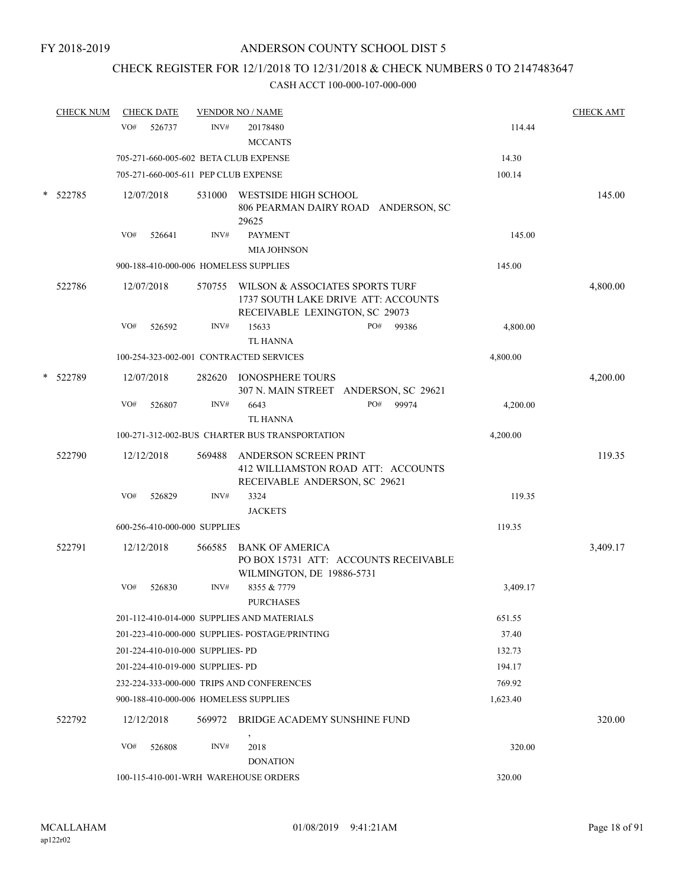FY 2018-2019

ANDERSON COUNTY SCHOOL DIST 5

CHECK REGISTER FOR 12/1/2018 TO 12/31/2018 & CHECK NUMBERS 0 TO 2147483647

CASH ACCT 100-000-107-000-000

| CHECK NUM | CHECK DATE | VENDOR NO / NAME | | CHECK AMT |
|---|---|---|---|---|
| | VO# 526737 | INV# 20178480 MCCANTS | 114.44 | |
| | | 705-271-660-005-602 BETA CLUB EXPENSE | 14.30 | |
| | | 705-271-660-005-611 PEP CLUB EXPENSE | 100.14 | |
| * 522785 | 12/07/2018 | 531000 WESTSIDE HIGH SCHOOL 806 PEARMAN DAIRY ROAD ANDERSON, SC 29625 | | 145.00 |
| | VO# 526641 | INV# PAYMENT MIA JOHNSON | 145.00 | |
| | | 900-188-410-000-006 HOMELESS SUPPLIES | 145.00 | |
| 522786 | 12/07/2018 | 570755 WILSON & ASSOCIATES SPORTS TURF 1737 SOUTH LAKE DRIVE ATT: ACCOUNTS RECEIVABLE LEXINGTON, SC 29073 | | 4,800.00 |
| | VO# 526592 | INV# 15633 PO# 99386 TL HANNA | 4,800.00 | |
| | | 100-254-323-002-001 CONTRACTED SERVICES | 4,800.00 | |
| * 522789 | 12/07/2018 | 282620 IONOSPHERE TOURS 307 N. MAIN STREET ANDERSON, SC 29621 | | 4,200.00 |
| | VO# 526807 | INV# 6643 PO# 99974 TL HANNA | 4,200.00 | |
| | | 100-271-312-002-BUS CHARTER BUS TRANSPORTATION | 4,200.00 | |
| 522790 | 12/12/2018 | 569488 ANDERSON SCREEN PRINT 412 WILLIAMSTON ROAD ATT: ACCOUNTS RECEIVABLE ANDERSON, SC 29621 | | 119.35 |
| | VO# 526829 | INV# 3324 JACKETS | 119.35 | |
| | | 600-256-410-000-000 SUPPLIES | 119.35 | |
| 522791 | 12/12/2018 | 566585 BANK OF AMERICA PO BOX 15731 ATT: ACCOUNTS RECEIVABLE WILMINGTON, DE 19886-5731 | | 3,409.17 |
| | VO# 526830 | INV# 8355 & 7779 PURCHASES | 3,409.17 | |
| | | 201-112-410-014-000 SUPPLIES AND MATERIALS | 651.55 | |
| | | 201-223-410-000-000 SUPPLIES- POSTAGE/PRINTING | 37.40 | |
| | | 201-224-410-010-000 SUPPLIES- PD | 132.73 | |
| | | 201-224-410-019-000 SUPPLIES- PD | 194.17 | |
| | | 232-224-333-000-000 TRIPS AND CONFERENCES | 769.92 | |
| | | 900-188-410-000-006 HOMELESS SUPPLIES | 1,623.40 | |
| 522792 | 12/12/2018 | 569972 BRIDGE ACADEMY SUNSHINE FUND , | | 320.00 |
| | VO# 526808 | INV# 2018 DONATION | 320.00 | |
| | | 100-115-410-001-WRH WAREHOUSE ORDERS | 320.00 | |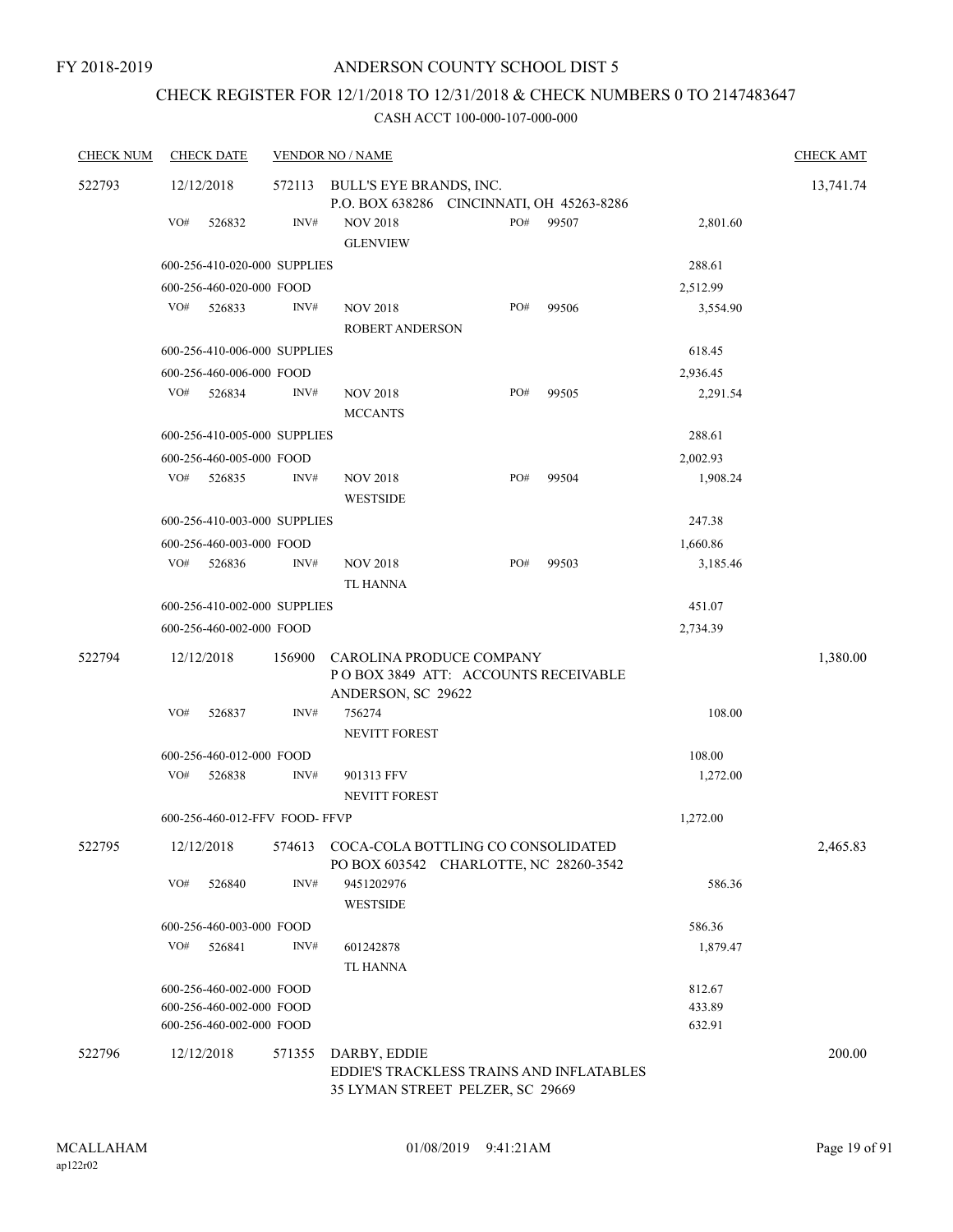FY 2018-2019

# ANDERSON COUNTY SCHOOL DIST 5

## CHECK REGISTER FOR 12/1/2018 TO 12/31/2018 & CHECK NUMBERS 0 TO 2147483647

### CASH ACCT 100-000-107-000-000

| CHECK NUM | CHECK DATE | VENDOR NO / NAME | | | CHECK AMT |
|---|---|---|---|---|---|
| 522793 | 12/12/2018 | 572113 BULL'S EYE BRANDS, INC.<br>P.O. BOX 638286 CINCINNATI, OH 45263-8286 | | | 13,741.74 |
| | VO# 526832 | INV# NOV 2018<br>GLENVIEW | PO# 99507 | 2,801.60 | |
| | 600-256-410-020-000 SUPPLIES | | | 288.61 | |
| | 600-256-460-020-000 FOOD | | | 2,512.99 | |
| | VO# 526833 | INV# NOV 2018<br>ROBERT ANDERSON | PO# 99506 | 3,554.90 | |
| | 600-256-410-006-000 SUPPLIES | | | 618.45 | |
| | 600-256-460-006-000 FOOD | | | 2,936.45 | |
| | VO# 526834 | INV# NOV 2018<br>MCCANTS | PO# 99505 | 2,291.54 | |
| | 600-256-410-005-000 SUPPLIES | | | 288.61 | |
| | 600-256-460-005-000 FOOD | | | 2,002.93 | |
| | VO# 526835 | INV# NOV 2018<br>WESTSIDE | PO# 99504 | 1,908.24 | |
| | 600-256-410-003-000 SUPPLIES | | | 247.38 | |
| | 600-256-460-003-000 FOOD | | | 1,660.86 | |
| | VO# 526836 | INV# NOV 2018<br>TL HANNA | PO# 99503 | 3,185.46 | |
| | 600-256-410-002-000 SUPPLIES | | | 451.07 | |
| | 600-256-460-002-000 FOOD | | | 2,734.39 | |
| 522794 | 12/12/2018 | 156900 CAROLINA PRODUCE COMPANY<br>P O BOX 3849 ATT: ACCOUNTS RECEIVABLE<br>ANDERSON, SC 29622 | | | 1,380.00 |
| | VO# 526837 | INV# 756274<br>NEVITT FOREST | | 108.00 | |
| | 600-256-460-012-000 FOOD | | | 108.00 | |
| | VO# 526838 | INV# 901313 FFV<br>NEVITT FOREST | | 1,272.00 | |
| | 600-256-460-012-FFV FOOD- FFVP | | | 1,272.00 | |
| 522795 | 12/12/2018 | 574613 COCA-COLA BOTTLING CO CONSOLIDATED<br>PO BOX 603542 CHARLOTTE, NC 28260-3542 | | | 2,465.83 |
| | VO# 526840 | INV# 9451202976<br>WESTSIDE | | 586.36 | |
| | 600-256-460-003-000 FOOD | | | 586.36 | |
| | VO# 526841 | INV# 601242878<br>TL HANNA | | 1,879.47 | |
| | 600-256-460-002-000 FOOD | | | 812.67 | |
| | 600-256-460-002-000 FOOD | | | 433.89 | |
| | 600-256-460-002-000 FOOD | | | 632.91 | |
| 522796 | 12/12/2018 | 571355 DARBY, EDDIE<br>EDDIE'S TRACKLESS TRAINS AND INFLATABLES<br>35 LYMAN STREET PELZER, SC 29669 | | | 200.00 |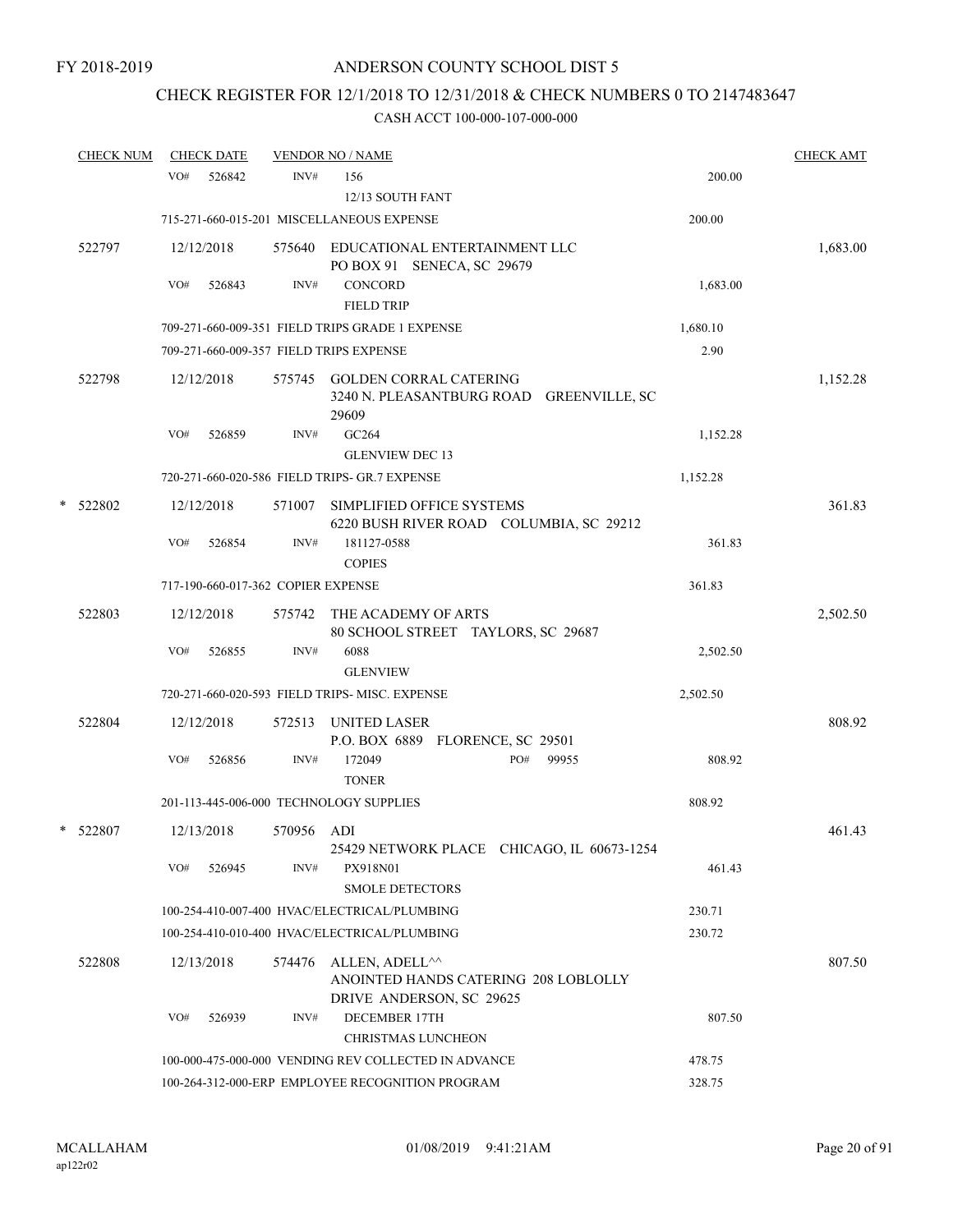FY 2018-2019

# ANDERSON COUNTY SCHOOL DIST 5

## CHECK REGISTER FOR 12/1/2018 TO 12/31/2018 & CHECK NUMBERS 0 TO 2147483647

### CASH ACCT 100-000-107-000-000

| CHECK NUM | CHECK DATE | VENDOR NO / NAME | | CHECK AMT |
|---|---|---|---|---|
| | VO# 526842 | INV# 156<br>12/13 SOUTH FANT | 200.00 | |
| | 715-271-660-015-201 MISCELLANEOUS EXPENSE | | 200.00 | |
| 522797 | 12/12/2018 | 575640 EDUCATIONAL ENTERTAINMENT LLC<br>PO BOX 91 SENECA, SC 29679 | | 1,683.00 |
| | VO# 526843 | INV# CONCORD<br>FIELD TRIP | 1,683.00 | |
| | 709-271-660-009-351 FIELD TRIPS GRADE 1 EXPENSE | | 1,680.10 | |
| | 709-271-660-009-357 FIELD TRIPS EXPENSE | | 2.90 | |
| 522798 | 12/12/2018 | 575745 GOLDEN CORRAL CATERING<br>3240 N. PLEASANTBURG ROAD GREENVILLE, SC 29609 | | 1,152.28 |
| | VO# 526859 | INV# GC264<br>GLENVIEW DEC 13 | 1,152.28 | |
| | 720-271-660-020-586 FIELD TRIPS- GR.7 EXPENSE | | 1,152.28 | |
| * 522802 | 12/12/2018 | 571007 SIMPLIFIED OFFICE SYSTEMS<br>6220 BUSH RIVER ROAD COLUMBIA, SC 29212 | | 361.83 |
| | VO# 526854 | INV# 181127-0588<br>COPIES | 361.83 | |
| | 717-190-660-017-362 COPIER EXPENSE | | 361.83 | |
| 522803 | 12/12/2018 | 575742 THE ACADEMY OF ARTS<br>80 SCHOOL STREET TAYLORS, SC 29687 | | 2,502.50 |
| | VO# 526855 | INV# 6088<br>GLENVIEW | 2,502.50 | |
| | 720-271-660-020-593 FIELD TRIPS- MISC. EXPENSE | | 2,502.50 | |
| 522804 | 12/12/2018 | 572513 UNITED LASER<br>P.O. BOX 6889 FLORENCE, SC 29501 | | 808.92 |
| | VO# 526856 | INV# 172049 PO# 99955<br>TONER | 808.92 | |
| | 201-113-445-006-000 TECHNOLOGY SUPPLIES | | 808.92 | |
| * 522807 | 12/13/2018 | 570956 ADI<br>25429 NETWORK PLACE CHICAGO, IL 60673-1254 | | 461.43 |
| | VO# 526945 | INV# PX918N01<br>SMOLE DETECTORS | 461.43 | |
| | 100-254-410-007-400 HVAC/ELECTRICAL/PLUMBING | | 230.71 | |
| | 100-254-410-010-400 HVAC/ELECTRICAL/PLUMBING | | 230.72 | |
| 522808 | 12/13/2018 | 574476 ALLEN, ADELL^^<br>ANOINTED HANDS CATERING 208 LOBLOLLY DRIVE ANDERSON, SC 29625 | | 807.50 |
| | VO# 526939 | INV# DECEMBER 17TH<br>CHRISTMAS LUNCHEON | 807.50 | |
| | 100-000-475-000-000 VENDING REV COLLECTED IN ADVANCE | | 478.75 | |
| | 100-264-312-000-ERP EMPLOYEE RECOGNITION PROGRAM | | 328.75 | |

MCALLAHAM ap122r02 01/08/2019 9:41:21AM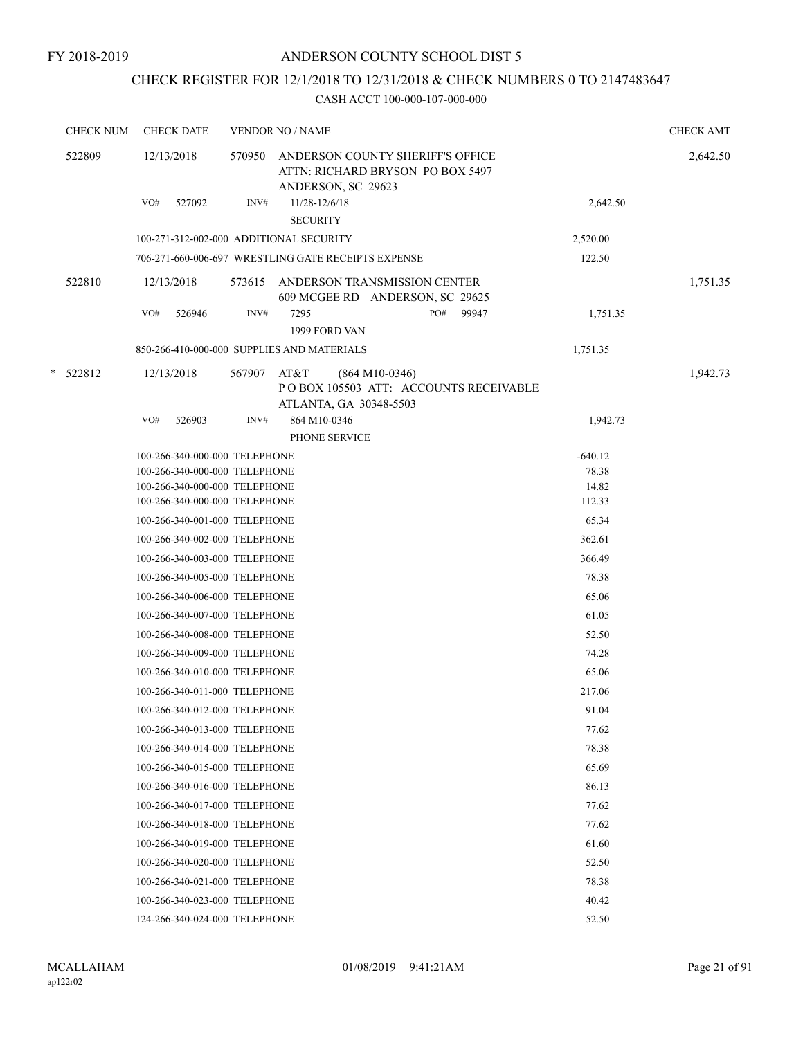FY 2018-2019

# ANDERSON COUNTY SCHOOL DIST 5

## CHECK REGISTER FOR 12/1/2018 TO 12/31/2018 & CHECK NUMBERS 0 TO 2147483647

### CASH ACCT 100-000-107-000-000

| CHECK NUM | CHECK DATE | VENDOR NO / NAME | | CHECK AMT |
|---|---|---|---|---|
| 522809 | 12/13/2018 | 570950 ANDERSON COUNTY SHERIFF'S OFFICE ATTN: RICHARD BRYSON PO BOX 5497 ANDERSON, SC 29623 | | 2,642.50 |
| | VO# 527092 | INV# 11/28-12/6/18 SECURITY | 2,642.50 | |
| | | 100-271-312-002-000 ADDITIONAL SECURITY | 2,520.00 | |
| | | 706-271-660-006-697 WRESTLING GATE RECEIPTS EXPENSE | 122.50 | |
| 522810 | 12/13/2018 | 573615 ANDERSON TRANSMISSION CENTER 609 MCGEE RD ANDERSON, SC 29625 | | 1,751.35 |
| | VO# 526946 | INV# 7295 PO# 99947 1999 FORD VAN | 1,751.35 | |
| | | 850-266-410-000-000 SUPPLIES AND MATERIALS | 1,751.35 | |
| * 522812 | 12/13/2018 | 567907 AT&T (864 M10-0346) P O BOX 105503 ATT: ACCOUNTS RECEIVABLE ATLANTA, GA 30348-5503 | | 1,942.73 |
| | VO# 526903 | INV# 864 M10-0346 PHONE SERVICE | 1,942.73 | |
| | | 100-266-340-000-000 TELEPHONE | -640.12 | |
| | | 100-266-340-000-000 TELEPHONE | 78.38 | |
| | | 100-266-340-000-000 TELEPHONE | 14.82 | |
| | | 100-266-340-000-000 TELEPHONE | 112.33 | |
| | | 100-266-340-001-000 TELEPHONE | 65.34 | |
| | | 100-266-340-002-000 TELEPHONE | 362.61 | |
| | | 100-266-340-003-000 TELEPHONE | 366.49 | |
| | | 100-266-340-005-000 TELEPHONE | 78.38 | |
| | | 100-266-340-006-000 TELEPHONE | 65.06 | |
| | | 100-266-340-007-000 TELEPHONE | 61.05 | |
| | | 100-266-340-008-000 TELEPHONE | 52.50 | |
| | | 100-266-340-009-000 TELEPHONE | 74.28 | |
| | | 100-266-340-010-000 TELEPHONE | 65.06 | |
| | | 100-266-340-011-000 TELEPHONE | 217.06 | |
| | | 100-266-340-012-000 TELEPHONE | 91.04 | |
| | | 100-266-340-013-000 TELEPHONE | 77.62 | |
| | | 100-266-340-014-000 TELEPHONE | 78.38 | |
| | | 100-266-340-015-000 TELEPHONE | 65.69 | |
| | | 100-266-340-016-000 TELEPHONE | 86.13 | |
| | | 100-266-340-017-000 TELEPHONE | 77.62 | |
| | | 100-266-340-018-000 TELEPHONE | 77.62 | |
| | | 100-266-340-019-000 TELEPHONE | 61.60 | |
| | | 100-266-340-020-000 TELEPHONE | 52.50 | |
| | | 100-266-340-021-000 TELEPHONE | 78.38 | |
| | | 100-266-340-023-000 TELEPHONE | 40.42 | |
| | | 124-266-340-024-000 TELEPHONE | 52.50 | |

MCALLAHAM
ap122r02

01/08/2019 9:41:21AM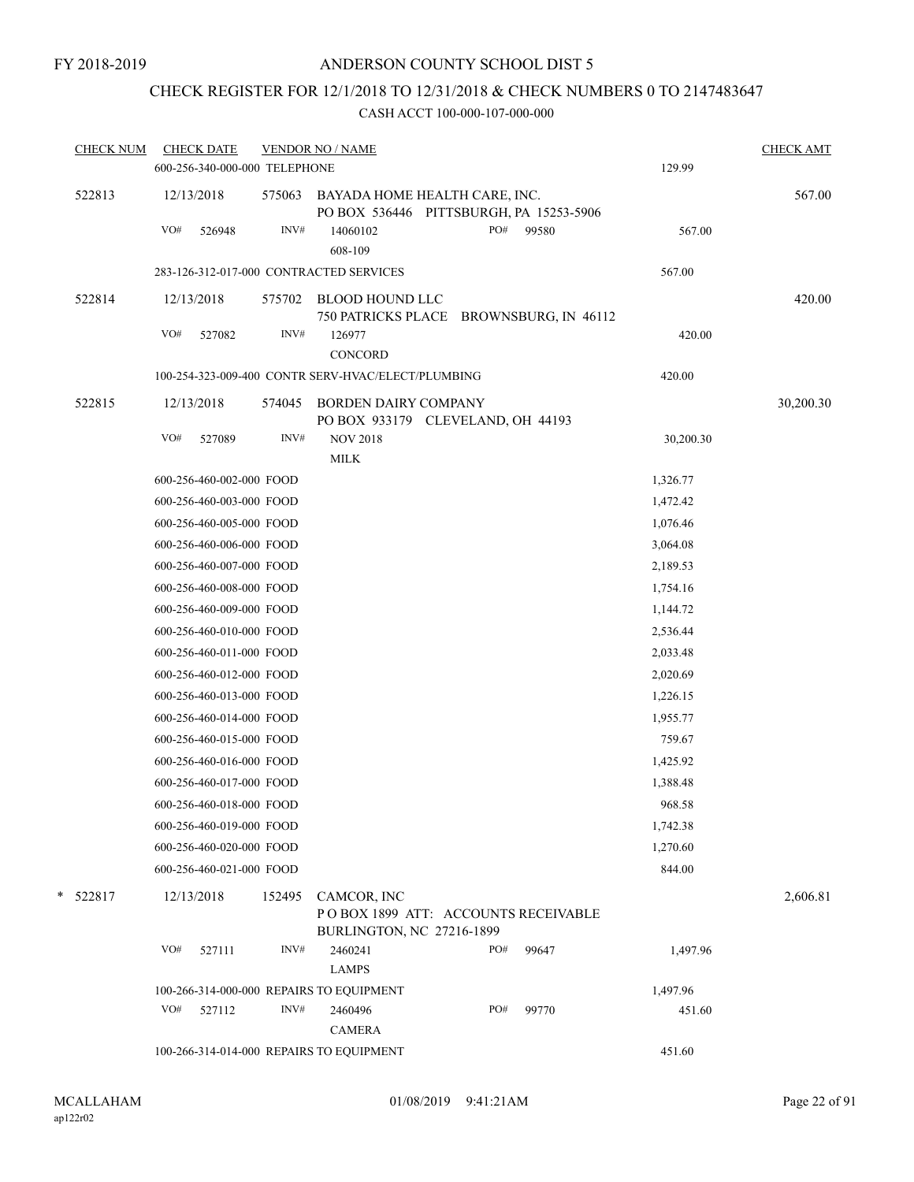FY 2018-2019

# ANDERSON COUNTY SCHOOL DIST 5

## CHECK REGISTER FOR 12/1/2018 TO 12/31/2018 & CHECK NUMBERS 0 TO 2147483647

### CASH ACCT 100-000-107-000-000

| CHECK NUM | CHECK DATE | VENDOR NO / NAME | | CHECK AMT |
|---|---|---|---|---|
| | 600-256-340-000-000 TELEPHONE | | 129.99 | |
| 522813 | 12/13/2018 | 575063 BAYADA HOME HEALTH CARE, INC. PO BOX 536446 PITTSBURGH, PA 15253-5906 | | 567.00 |
| | VO# 526948 | INV# 14060102 PO# 99580 608-109 | 567.00 | |
| | 283-126-312-017-000 CONTRACTED SERVICES | | 567.00 | |
| 522814 | 12/13/2018 | 575702 BLOOD HOUND LLC 750 PATRICKS PLACE BROWNSBURG, IN 46112 | | 420.00 |
| | VO# 527082 | INV# 126977 CONCORD | 420.00 | |
| | 100-254-323-009-400 CONTR SERV-HVAC/ELECT/PLUMBING | | 420.00 | |
| 522815 | 12/13/2018 | 574045 BORDEN DAIRY COMPANY PO BOX 933179 CLEVELAND, OH 44193 | | 30,200.30 |
| | VO# 527089 | INV# NOV 2018 MILK | 30,200.30 | |
| | 600-256-460-002-000 FOOD | | 1,326.77 | |
| | 600-256-460-003-000 FOOD | | 1,472.42 | |
| | 600-256-460-005-000 FOOD | | 1,076.46 | |
| | 600-256-460-006-000 FOOD | | 3,064.08 | |
| | 600-256-460-007-000 FOOD | | 2,189.53 | |
| | 600-256-460-008-000 FOOD | | 1,754.16 | |
| | 600-256-460-009-000 FOOD | | 1,144.72 | |
| | 600-256-460-010-000 FOOD | | 2,536.44 | |
| | 600-256-460-011-000 FOOD | | 2,033.48 | |
| | 600-256-460-012-000 FOOD | | 2,020.69 | |
| | 600-256-460-013-000 FOOD | | 1,226.15 | |
| | 600-256-460-014-000 FOOD | | 1,955.77 | |
| | 600-256-460-015-000 FOOD | | 759.67 | |
| | 600-256-460-016-000 FOOD | | 1,425.92 | |
| | 600-256-460-017-000 FOOD | | 1,388.48 | |
| | 600-256-460-018-000 FOOD | | 968.58 | |
| | 600-256-460-019-000 FOOD | | 1,742.38 | |
| | 600-256-460-020-000 FOOD | | 1,270.60 | |
| | 600-256-460-021-000 FOOD | | 844.00 | |
| * 522817 | 12/13/2018 | 152495 CAMCOR, INC P O BOX 1899 ATT: ACCOUNTS RECEIVABLE BURLINGTON, NC 27216-1899 | | 2,606.81 |
| | VO# 527111 | INV# 2460241 PO# 99647 LAMPS | 1,497.96 | |
| | 100-266-314-000-000 REPAIRS TO EQUIPMENT | | 1,497.96 | |
| | VO# 527112 | INV# 2460496 PO# 99770 CAMERA | 451.60 | |
| | 100-266-314-014-000 REPAIRS TO EQUIPMENT | | 451.60 | |

MCALLAHAM ap122r02 01/08/2019 9:41:21AM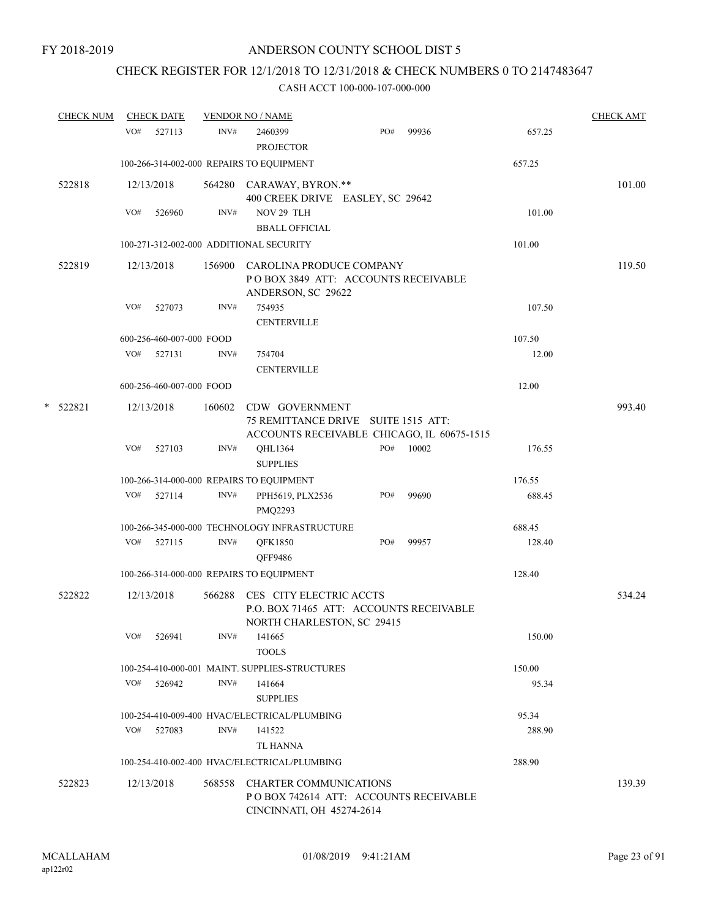FY 2018-2019

# ANDERSON COUNTY SCHOOL DIST 5

## CHECK REGISTER FOR 12/1/2018 TO 12/31/2018 & CHECK NUMBERS 0 TO 2147483647

### CASH ACCT 100-000-107-000-000

| CHECK NUM | CHECK DATE | VENDOR NO / NAME | | | | CHECK AMT |
|---|---|---|---|---|---|---|
| | VO# 527113 | INV# | 2460399 PROJECTOR | PO# 99936 | 657.25 | |
| | 100-266-314-002-000 REPAIRS TO EQUIPMENT | | | | 657.25 | |
| 522818 | 12/13/2018 | 564280 | CARAWAY, BYRON.** 400 CREEK DRIVE EASLEY, SC 29642 | | | 101.00 |
| | VO# 526960 | INV# | NOV 29 TLH BBALL OFFICIAL | | 101.00 | |
| | 100-271-312-002-000 ADDITIONAL SECURITY | | | | 101.00 | |
| 522819 | 12/13/2018 | 156900 | CAROLINA PRODUCE COMPANY P O BOX 3849 ATT: ACCOUNTS RECEIVABLE ANDERSON, SC 29622 | | | 119.50 |
| | VO# 527073 | INV# | 754935 CENTERVILLE | | 107.50 | |
| | 600-256-460-007-000 FOOD | | | | 107.50 | |
| | VO# 527131 | INV# | 754704 CENTERVILLE | | 12.00 | |
| | 600-256-460-007-000 FOOD | | | | 12.00 | |
| * 522821 | 12/13/2018 | 160602 | CDW GOVERNMENT 75 REMITTANCE DRIVE SUITE 1515 ATT: ACCOUNTS RECEIVABLE CHICAGO, IL 60675-1515 | | | 993.40 |
| | VO# 527103 | INV# | QHL1364 SUPPLIES | PO# 10002 | 176.55 | |
| | 100-266-314-000-000 REPAIRS TO EQUIPMENT | | | | 176.55 | |
| | VO# 527114 | INV# | PPH5619, PLX2536 PMQ2293 | PO# 99690 | 688.45 | |
| | 100-266-345-000-000 TECHNOLOGY INFRASTRUCTURE | | | | 688.45 | |
| | VO# 527115 | INV# | QFK1850 QFF9486 | PO# 99957 | 128.40 | |
| | 100-266-314-000-000 REPAIRS TO EQUIPMENT | | | | 128.40 | |
| 522822 | 12/13/2018 | 566288 | CES CITY ELECTRIC ACCTS P.O. BOX 71465 ATT: ACCOUNTS RECEIVABLE NORTH CHARLESTON, SC 29415 | | | 534.24 |
| | VO# 526941 | INV# | 141665 TOOLS | | 150.00 | |
| | 100-254-410-000-001 MAINT. SUPPLIES-STRUCTURES | | | | 150.00 | |
| | VO# 526942 | INV# | 141664 SUPPLIES | | 95.34 | |
| | 100-254-410-009-400 HVAC/ELECTRICAL/PLUMBING | | | | 95.34 | |
| | VO# 527083 | INV# | 141522 TL HANNA | | 288.90 | |
| | 100-254-410-002-400 HVAC/ELECTRICAL/PLUMBING | | | | 288.90 | |
| 522823 | 12/13/2018 | 568558 | CHARTER COMMUNICATIONS P O BOX 742614 ATT: ACCOUNTS RECEIVABLE CINCINNATI, OH 45274-2614 | | | 139.39 |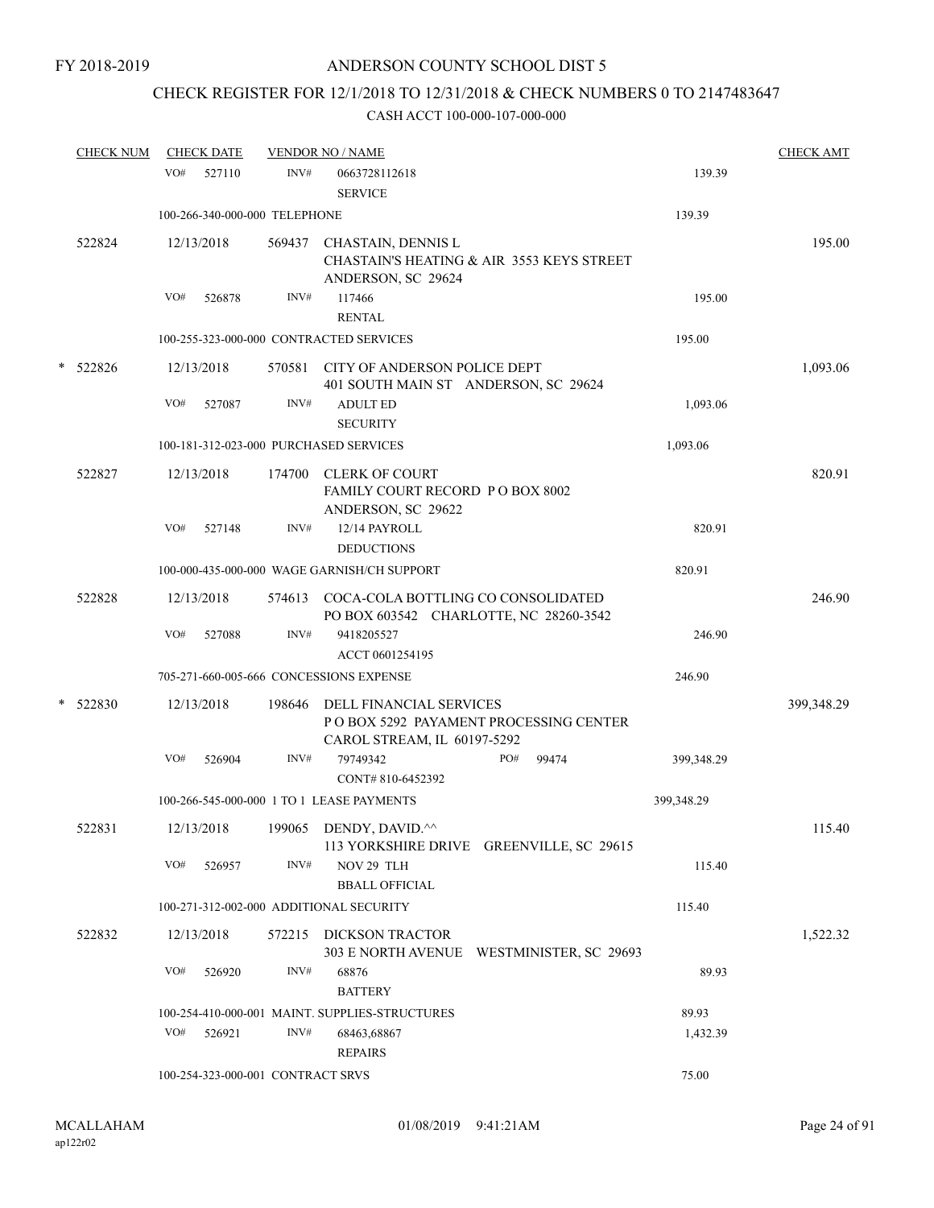FY 2018-2019

# ANDERSON COUNTY SCHOOL DIST 5

## CHECK REGISTER FOR 12/1/2018 TO 12/31/2018 & CHECK NUMBERS 0 TO 2147483647

### CASH ACCT 100-000-107-000-000

| CHECK NUM | CHECK DATE | VENDOR NO / NAME | | CHECK AMT |
|---|---|---|---|---|
| | VO# 527110 | INV# 0663728112618 SERVICE | 139.39 | |
| | 100-266-340-000-000 TELEPHONE | | 139.39 | |
| 522824 | 12/13/2018 | 569437 CHASTAIN, DENNIS L<br>CHASTAIN'S HEATING & AIR 3553 KEYS STREET<br>ANDERSON, SC 29624 | | 195.00 |
| | VO# 526878 | INV# 117466 RENTAL | 195.00 | |
| | 100-255-323-000-000 CONTRACTED SERVICES | | 195.00 | |
| * 522826 | 12/13/2018 | 570581 CITY OF ANDERSON POLICE DEPT<br>401 SOUTH MAIN ST ANDERSON, SC 29624 | | 1,093.06 |
| | VO# 527087 | INV# ADULT ED SECURITY | 1,093.06 | |
| | 100-181-312-023-000 PURCHASED SERVICES | | 1,093.06 | |
| 522827 | 12/13/2018 | 174700 CLERK OF COURT<br>FAMILY COURT RECORD P O BOX 8002<br>ANDERSON, SC 29622 | | 820.91 |
| | VO# 527148 | INV# 12/14 PAYROLL DEDUCTIONS | 820.91 | |
| | 100-000-435-000-000 WAGE GARNISH/CH SUPPORT | | 820.91 | |
| 522828 | 12/13/2018 | 574613 COCA-COLA BOTTLING CO CONSOLIDATED<br>PO BOX 603542 CHARLOTTE, NC 28260-3542 | | 246.90 |
| | VO# 527088 | INV# 9418205527 ACCT 0601254195 | 246.90 | |
| | 705-271-660-005-666 CONCESSIONS EXPENSE | | 246.90 | |
| * 522830 | 12/13/2018 | 198646 DELL FINANCIAL SERVICES<br>P O BOX 5292 PAYAMENT PROCESSING CENTER<br>CAROL STREAM, IL 60197-5292 | | 399,348.29 |
| | VO# 526904 | INV# 79749342 PO# 99474<br>CONT# 810-6452392 | 399,348.29 | |
| | 100-266-545-000-000 1 TO 1 LEASE PAYMENTS | | 399,348.29 | |
| 522831 | 12/13/2018 | 199065 DENDY, DAVID.^^<br>113 YORKSHIRE DRIVE GREENVILLE, SC 29615 | | 115.40 |
| | VO# 526957 | INV# NOV 29 TLH BBALL OFFICIAL | 115.40 | |
| | 100-271-312-002-000 ADDITIONAL SECURITY | | 115.40 | |
| 522832 | 12/13/2018 | 572215 DICKSON TRACTOR<br>303 E NORTH AVENUE WESTMINISTER, SC 29693 | | 1,522.32 |
| | VO# 526920 | INV# 68876 BATTERY | 89.93 | |
| | 100-254-410-000-001 MAINT. SUPPLIES-STRUCTURES | | 89.93 | |
| | VO# 526921 | INV# 68463,68867 REPAIRS | 1,432.39 | |
| | 100-254-323-000-001 CONTRACT SRVS | | 75.00 | |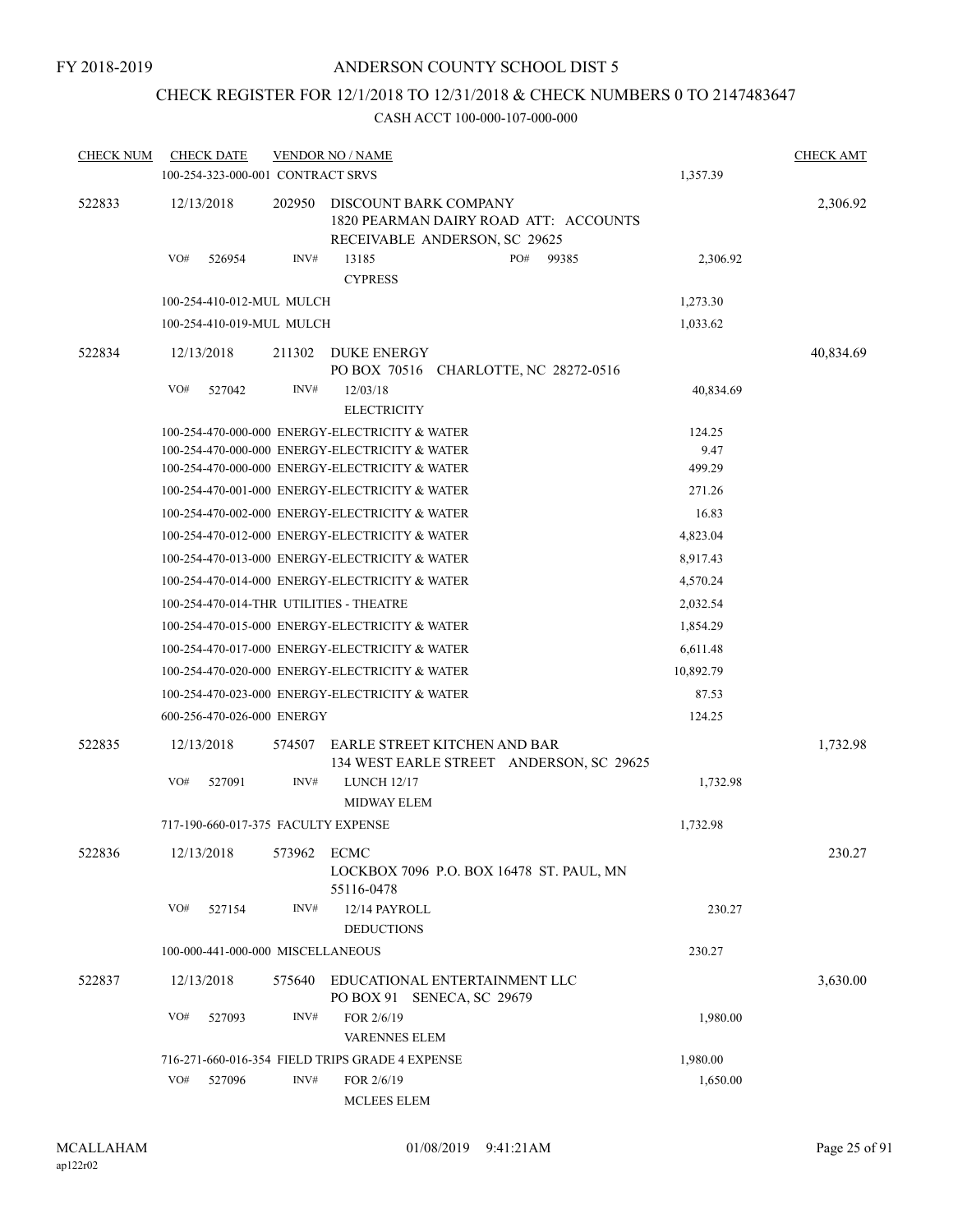FY 2018-2019

# ANDERSON COUNTY SCHOOL DIST 5

## CHECK REGISTER FOR 12/1/2018 TO 12/31/2018 & CHECK NUMBERS 0 TO 2147483647

### CASH ACCT 100-000-107-000-000

| CHECK NUM | CHECK DATE | VENDOR NO / NAME | | CHECK AMT |
|---|---|---|---|---|
| | 100-254-323-000-001 CONTRACT SRVS | | 1,357.39 | |
| 522833 | 12/13/2018 | 202950 DISCOUNT BARK COMPANY 1820 PEARMAN DAIRY ROAD ATT: ACCOUNTS RECEIVABLE ANDERSON, SC 29625 | | 2,306.92 |
| | VO# 526954 | INV# 13185 PO# 99385 CYPRESS | 2,306.92 | |
| | 100-254-410-012-MUL MULCH | | 1,273.30 | |
| | 100-254-410-019-MUL MULCH | | 1,033.62 | |
| 522834 | 12/13/2018 | 211302 DUKE ENERGY PO BOX 70516 CHARLOTTE, NC 28272-0516 | | 40,834.69 |
| | VO# 527042 | INV# 12/03/18 ELECTRICITY | 40,834.69 | |
| | 100-254-470-000-000 ENERGY-ELECTRICITY & WATER | | 124.25 | |
| | 100-254-470-000-000 ENERGY-ELECTRICITY & WATER | | 9.47 | |
| | 100-254-470-000-000 ENERGY-ELECTRICITY & WATER | | 499.29 | |
| | 100-254-470-001-000 ENERGY-ELECTRICITY & WATER | | 271.26 | |
| | 100-254-470-002-000 ENERGY-ELECTRICITY & WATER | | 16.83 | |
| | 100-254-470-012-000 ENERGY-ELECTRICITY & WATER | | 4,823.04 | |
| | 100-254-470-013-000 ENERGY-ELECTRICITY & WATER | | 8,917.43 | |
| | 100-254-470-014-000 ENERGY-ELECTRICITY & WATER | | 4,570.24 | |
| | 100-254-470-014-THR UTILITIES - THEATRE | | 2,032.54 | |
| | 100-254-470-015-000 ENERGY-ELECTRICITY & WATER | | 1,854.29 | |
| | 100-254-470-017-000 ENERGY-ELECTRICITY & WATER | | 6,611.48 | |
| | 100-254-470-020-000 ENERGY-ELECTRICITY & WATER | | 10,892.79 | |
| | 100-254-470-023-000 ENERGY-ELECTRICITY & WATER | | 87.53 | |
| | 600-256-470-026-000 ENERGY | | 124.25 | |
| 522835 | 12/13/2018 | 574507 EARLE STREET KITCHEN AND BAR 134 WEST EARLE STREET ANDERSON, SC 29625 | | 1,732.98 |
| | VO# 527091 | INV# LUNCH 12/17 MIDWAY ELEM | 1,732.98 | |
| | 717-190-660-017-375 FACULTY EXPENSE | | 1,732.98 | |
| 522836 | 12/13/2018 | 573962 ECMC LOCKBOX 7096 P.O. BOX 16478 ST. PAUL, MN 55116-0478 | | 230.27 |
| | VO# 527154 | INV# 12/14 PAYROLL DEDUCTIONS | 230.27 | |
| | 100-000-441-000-000 MISCELLANEOUS | | 230.27 | |
| 522837 | 12/13/2018 | 575640 EDUCATIONAL ENTERTAINMENT LLC PO BOX 91 SENECA, SC 29679 | | 3,630.00 |
| | VO# 527093 | INV# FOR 2/6/19 VARENNES ELEM | 1,980.00 | |
| | 716-271-660-016-354 FIELD TRIPS GRADE 4 EXPENSE | | 1,980.00 | |
| | VO# 527096 | INV# FOR 2/6/19 MCLEES ELEM | 1,650.00 | |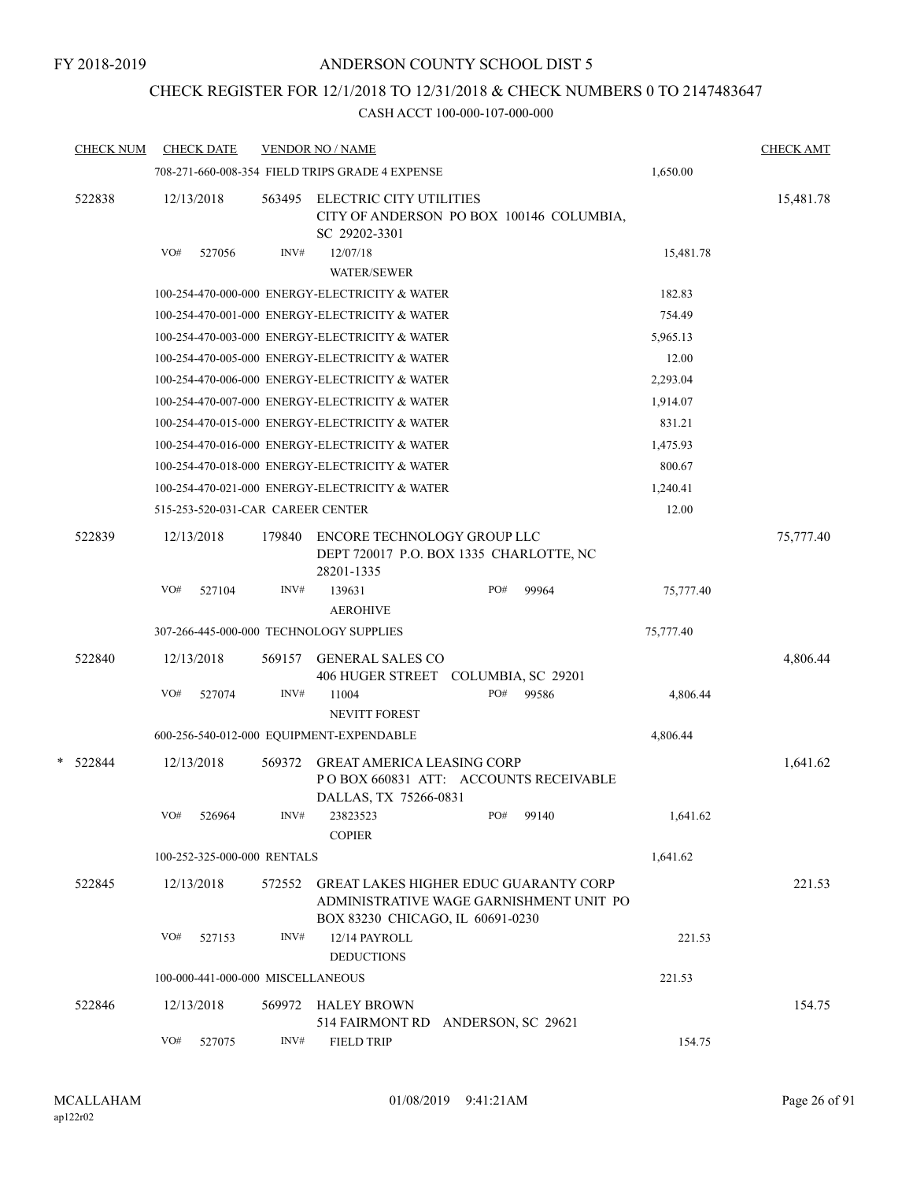FY 2018-2019

# ANDERSON COUNTY SCHOOL DIST 5

## CHECK REGISTER FOR 12/1/2018 TO 12/31/2018 & CHECK NUMBERS 0 TO 2147483647

CASH ACCT 100-000-107-000-000

| CHECK NUM | CHECK DATE | VENDOR NO / NAME | | CHECK AMT |
|---|---|---|---|---|
| | | 708-271-660-008-354 FIELD TRIPS GRADE 4 EXPENSE | 1,650.00 | |
| 522838 | 12/13/2018 | 563495 ELECTRIC CITY UTILITIES<br>CITY OF ANDERSON PO BOX 100146 COLUMBIA, SC 29202-3301 | | 15,481.78 |
| | VO# 527056 | INV# 12/07/18<br>WATER/SEWER | 15,481.78 | |
| | | 100-254-470-000-000 ENERGY-ELECTRICITY & WATER | 182.83 | |
| | | 100-254-470-001-000 ENERGY-ELECTRICITY & WATER | 754.49 | |
| | | 100-254-470-003-000 ENERGY-ELECTRICITY & WATER | 5,965.13 | |
| | | 100-254-470-005-000 ENERGY-ELECTRICITY & WATER | 12.00 | |
| | | 100-254-470-006-000 ENERGY-ELECTRICITY & WATER | 2,293.04 | |
| | | 100-254-470-007-000 ENERGY-ELECTRICITY & WATER | 1,914.07 | |
| | | 100-254-470-015-000 ENERGY-ELECTRICITY & WATER | 831.21 | |
| | | 100-254-470-016-000 ENERGY-ELECTRICITY & WATER | 1,475.93 | |
| | | 100-254-470-018-000 ENERGY-ELECTRICITY & WATER | 800.67 | |
| | | 100-254-470-021-000 ENERGY-ELECTRICITY & WATER | 1,240.41 | |
| | | 515-253-520-031-CAR CAREER CENTER | 12.00 | |
| 522839 | 12/13/2018 | 179840 ENCORE TECHNOLOGY GROUP LLC<br>DEPT 720017 P.O. BOX 1335 CHARLOTTE, NC 28201-1335 | | 75,777.40 |
| | VO# 527104 | INV# 139631 PO# 99964<br>AEROHIVE | 75,777.40 | |
| | | 307-266-445-000-000 TECHNOLOGY SUPPLIES | 75,777.40 | |
| 522840 | 12/13/2018 | 569157 GENERAL SALES CO<br>406 HUGER STREET COLUMBIA, SC 29201 | | 4,806.44 |
| | VO# 527074 | INV# 11004 PO# 99586<br>NEVITT FOREST | 4,806.44 | |
| | | 600-256-540-012-000 EQUIPMENT-EXPENDABLE | 4,806.44 | |
| * 522844 | 12/13/2018 | 569372 GREAT AMERICA LEASING CORP<br>P O BOX 660831 ATT: ACCOUNTS RECEIVABLE DALLAS, TX 75266-0831 | | 1,641.62 |
| | VO# 526964 | INV# 23823523 PO# 99140<br>COPIER | 1,641.62 | |
| | | 100-252-325-000-000 RENTALS | 1,641.62 | |
| 522845 | 12/13/2018 | 572552 GREAT LAKES HIGHER EDUC GUARANTY CORP<br>ADMINISTRATIVE WAGE GARNISHMENT UNIT PO BOX 83230 CHICAGO, IL 60691-0230 | | 221.53 |
| | VO# 527153 | INV# 12/14 PAYROLL<br>DEDUCTIONS | 221.53 | |
| | | 100-000-441-000-000 MISCELLANEOUS | 221.53 | |
| 522846 | 12/13/2018 | 569972 HALEY BROWN<br>514 FAIRMONT RD ANDERSON, SC 29621 | | 154.75 |
| | VO# 527075 | INV# FIELD TRIP | 154.75 | |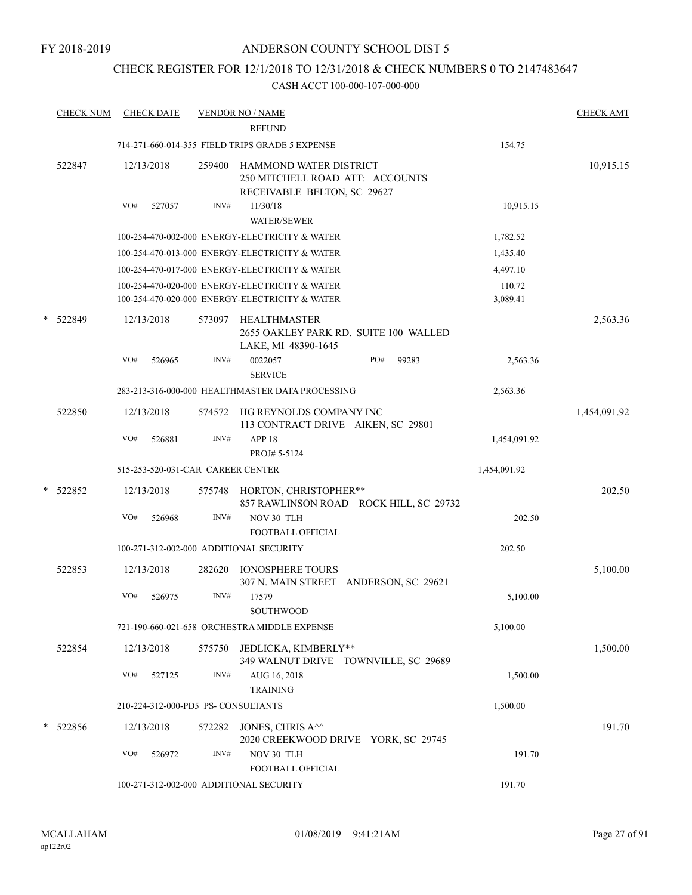FY 2018-2019

# ANDERSON COUNTY SCHOOL DIST 5

## CHECK REGISTER FOR 12/1/2018 TO 12/31/2018 & CHECK NUMBERS 0 TO 2147483647

CASH ACCT 100-000-107-000-000

| CHECK NUM | CHECK DATE | VENDOR NO / NAME | | CHECK AMT |
|---|---|---|---|---|
| | | REFUND | | |
| | | 714-271-660-014-355 FIELD TRIPS GRADE 5 EXPENSE | 154.75 | |
| 522847 | 12/13/2018 | 259400 HAMMOND WATER DISTRICT 250 MITCHELL ROAD ATT: ACCOUNTS RECEIVABLE BELTON, SC 29627 | | 10,915.15 |
| | VO# 527057 | INV# 11/30/18 WATER/SEWER | 10,915.15 | |
| | | 100-254-470-002-000 ENERGY-ELECTRICITY & WATER | 1,782.52 | |
| | | 100-254-470-013-000 ENERGY-ELECTRICITY & WATER | 1,435.40 | |
| | | 100-254-470-017-000 ENERGY-ELECTRICITY & WATER | 4,497.10 | |
| | | 100-254-470-020-000 ENERGY-ELECTRICITY & WATER | 110.72 | |
| | | 100-254-470-020-000 ENERGY-ELECTRICITY & WATER | 3,089.41 | |
| * 522849 | 12/13/2018 | 573097 HEALTHMASTER 2655 OAKLEY PARK RD. SUITE 100 WALLED LAKE, MI 48390-1645 | | 2,563.36 |
| | VO# 526965 | INV# 0022057 PO# 99283 SERVICE | 2,563.36 | |
| | | 283-213-316-000-000 HEALTHMASTER DATA PROCESSING | 2,563.36 | |
| 522850 | 12/13/2018 | 574572 HG REYNOLDS COMPANY INC 113 CONTRACT DRIVE AIKEN, SC 29801 | | 1,454,091.92 |
| | VO# 526881 | INV# APP 18 PROJ# 5-5124 | 1,454,091.92 | |
| | | 515-253-520-031-CAR CAREER CENTER | 1,454,091.92 | |
| * 522852 | 12/13/2018 | 575748 HORTON, CHRISTOPHER** 857 RAWLINSON ROAD ROCK HILL, SC 29732 | | 202.50 |
| | VO# 526968 | INV# NOV 30 TLH FOOTBALL OFFICIAL | 202.50 | |
| | | 100-271-312-002-000 ADDITIONAL SECURITY | 202.50 | |
| 522853 | 12/13/2018 | 282620 IONOSPHERE TOURS 307 N. MAIN STREET ANDERSON, SC 29621 | | 5,100.00 |
| | VO# 526975 | INV# 17579 SOUTHWOOD | 5,100.00 | |
| | | 721-190-660-021-658 ORCHESTRA MIDDLE EXPENSE | 5,100.00 | |
| 522854 | 12/13/2018 | 575750 JEDLICKA, KIMBERLY** 349 WALNUT DRIVE TOWNVILLE, SC 29689 | | 1,500.00 |
| | VO# 527125 | INV# AUG 16, 2018 TRAINING | 1,500.00 | |
| | | 210-224-312-000-PD5 PS- CONSULTANTS | 1,500.00 | |
| * 522856 | 12/13/2018 | 572282 JONES, CHRIS A^^ 2020 CREEKWOOD DRIVE YORK, SC 29745 | | 191.70 |
| | VO# 526972 | INV# NOV 30 TLH FOOTBALL OFFICIAL | 191.70 | |
| | | 100-271-312-002-000 ADDITIONAL SECURITY | 191.70 | |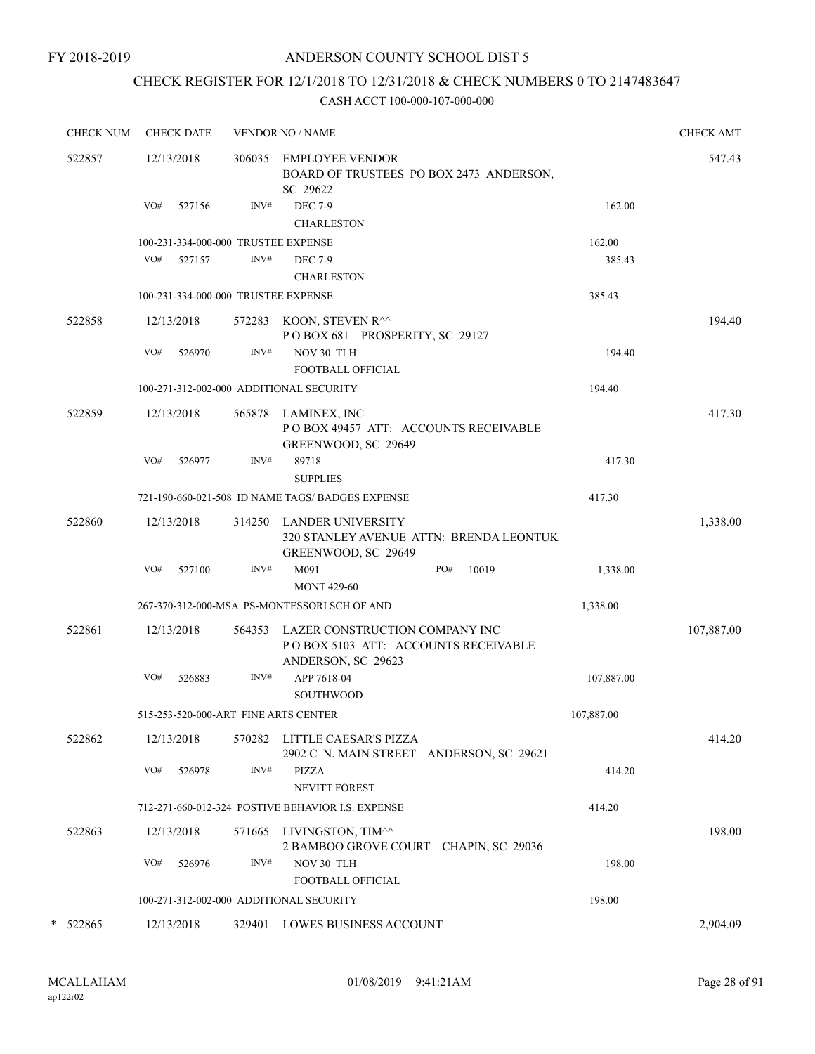FY 2018-2019

# ANDERSON COUNTY SCHOOL DIST 5

## CHECK REGISTER FOR 12/1/2018 TO 12/31/2018 & CHECK NUMBERS 0 TO 2147483647

### CASH ACCT 100-000-107-000-000

| CHECK NUM | CHECK DATE | VENDOR NO / NAME | | CHECK AMT |
|---|---|---|---|---|
| 522857 | 12/13/2018 | 306035 EMPLOYEE VENDOR<br>BOARD OF TRUSTEES PO BOX 2473 ANDERSON, SC 29622 | | 547.43 |
| | VO# 527156 | INV# DEC 7-9<br>CHARLESTON | 162.00 | |
| | 100-231-334-000-000 TRUSTEE EXPENSE | | 162.00 | |
| | VO# 527157 | INV# DEC 7-9<br>CHARLESTON | 385.43 | |
| | 100-231-334-000-000 TRUSTEE EXPENSE | | 385.43 | |
| 522858 | 12/13/2018 | 572283 KOON, STEVEN R^^<br>P O BOX 681 PROSPERITY, SC 29127 | | 194.40 |
| | VO# 526970 | INV# NOV 30 TLH<br>FOOTBALL OFFICIAL | 194.40 | |
| | 100-271-312-002-000 ADDITIONAL SECURITY | | 194.40 | |
| 522859 | 12/13/2018 | 565878 LAMINEX, INC<br>P O BOX 49457 ATT: ACCOUNTS RECEIVABLE GREENWOOD, SC 29649 | | 417.30 |
| | VO# 526977 | INV# 89718<br>SUPPLIES | 417.30 | |
| | 721-190-660-021-508 ID NAME TAGS/ BADGES EXPENSE | | 417.30 | |
| 522860 | 12/13/2018 | 314250 LANDER UNIVERSITY<br>320 STANLEY AVENUE ATTN: BRENDA LEONTUK GREENWOOD, SC 29649 | | 1,338.00 |
| | VO# 527100 | INV# M091 PO# 10019<br>MONT 429-60 | 1,338.00 | |
| | 267-370-312-000-MSA PS-MONTESSORI SCH OF AND | | 1,338.00 | |
| 522861 | 12/13/2018 | 564353 LAZER CONSTRUCTION COMPANY INC<br>P O BOX 5103 ATT: ACCOUNTS RECEIVABLE ANDERSON, SC 29623 | | 107,887.00 |
| | VO# 526883 | INV# APP 7618-04<br>SOUTHWOOD | 107,887.00 | |
| | 515-253-520-000-ART FINE ARTS CENTER | | 107,887.00 | |
| 522862 | 12/13/2018 | 570282 LITTLE CAESAR'S PIZZA<br>2902 C N. MAIN STREET ANDERSON, SC 29621 | | 414.20 |
| | VO# 526978 | INV# PIZZA<br>NEVITT FOREST | 414.20 | |
| | 712-271-660-012-324 POSTIVE BEHAVIOR I.S. EXPENSE | | 414.20 | |
| 522863 | 12/13/2018 | 571665 LIVINGSTON, TIM^^<br>2 BAMBOO GROVE COURT CHAPIN, SC 29036 | | 198.00 |
| | VO# 526976 | INV# NOV 30 TLH<br>FOOTBALL OFFICIAL | 198.00 | |
| | 100-271-312-002-000 ADDITIONAL SECURITY | | 198.00 | |
| * 522865 | 12/13/2018 | 329401 LOWES BUSINESS ACCOUNT | | 2,904.09 |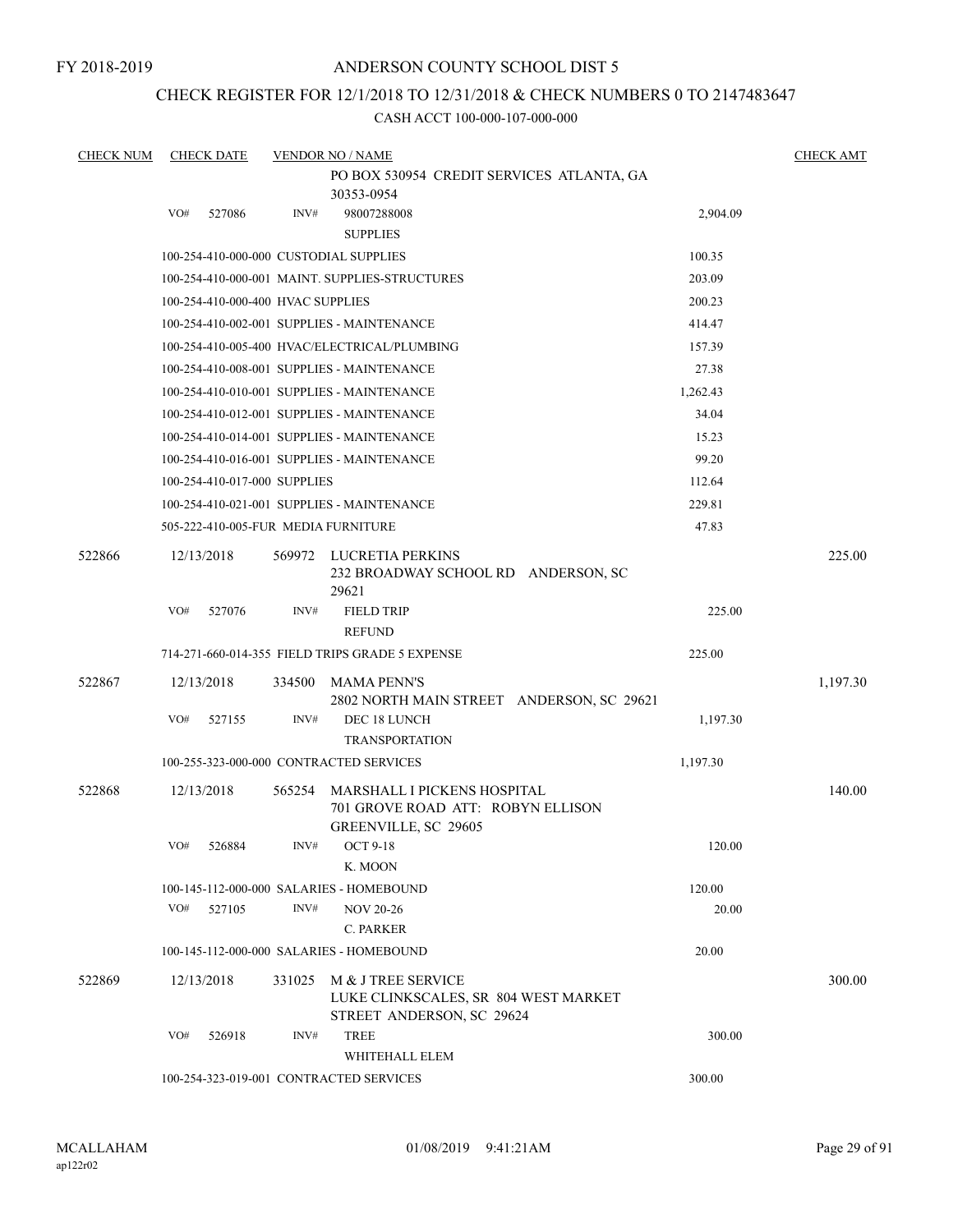FY 2018-2019

# ANDERSON COUNTY SCHOOL DIST 5

## CHECK REGISTER FOR 12/1/2018 TO 12/31/2018 & CHECK NUMBERS 0 TO 2147483647

### CASH ACCT 100-000-107-000-000

| CHECK NUM | CHECK DATE | VENDOR NO / NAME | | CHECK AMT |
|---|---|---|---|---|
| | | PO BOX 530954 CREDIT SERVICES ATLANTA, GA 30353-0954 | | |
| | VO# 527086 | INV# 98007288008 SUPPLIES | 2,904.09 | |
| | | 100-254-410-000-000 CUSTODIAL SUPPLIES | 100.35 | |
| | | 100-254-410-000-001 MAINT. SUPPLIES-STRUCTURES | 203.09 | |
| | | 100-254-410-000-400 HVAC SUPPLIES | 200.23 | |
| | | 100-254-410-002-001 SUPPLIES - MAINTENANCE | 414.47 | |
| | | 100-254-410-005-400 HVAC/ELECTRICAL/PLUMBING | 157.39 | |
| | | 100-254-410-008-001 SUPPLIES - MAINTENANCE | 27.38 | |
| | | 100-254-410-010-001 SUPPLIES - MAINTENANCE | 1,262.43 | |
| | | 100-254-410-012-001 SUPPLIES - MAINTENANCE | 34.04 | |
| | | 100-254-410-014-001 SUPPLIES - MAINTENANCE | 15.23 | |
| | | 100-254-410-016-001 SUPPLIES - MAINTENANCE | 99.20 | |
| | | 100-254-410-017-000 SUPPLIES | 112.64 | |
| | | 100-254-410-021-001 SUPPLIES - MAINTENANCE | 229.81 | |
| | | 505-222-410-005-FUR MEDIA FURNITURE | 47.83 | |
| 522866 | 12/13/2018 | 569972 LUCRETIA PERKINS 232 BROADWAY SCHOOL RD ANDERSON, SC 29621 | | 225.00 |
| | VO# 527076 | INV# FIELD TRIP REFUND | 225.00 | |
| | | 714-271-660-014-355 FIELD TRIPS GRADE 5 EXPENSE | 225.00 | |
| 522867 | 12/13/2018 | 334500 MAMA PENN'S 2802 NORTH MAIN STREET ANDERSON, SC 29621 | | 1,197.30 |
| | VO# 527155 | INV# DEC 18 LUNCH TRANSPORTATION | 1,197.30 | |
| | | 100-255-323-000-000 CONTRACTED SERVICES | 1,197.30 | |
| 522868 | 12/13/2018 | 565254 MARSHALL I PICKENS HOSPITAL 701 GROVE ROAD ATT: ROBYN ELLISON GREENVILLE, SC 29605 | | 140.00 |
| | VO# 526884 | INV# OCT 9-18 K. MOON | 120.00 | |
| | | 100-145-112-000-000 SALARIES - HOMEBOUND | 120.00 | |
| | VO# 527105 | INV# NOV 20-26 C. PARKER | 20.00 | |
| | | 100-145-112-000-000 SALARIES - HOMEBOUND | 20.00 | |
| 522869 | 12/13/2018 | 331025 M & J TREE SERVICE LUKE CLINKSCALES, SR 804 WEST MARKET STREET ANDERSON, SC 29624 | | 300.00 |
| | VO# 526918 | INV# TREE WHITEHALL ELEM | 300.00 | |
| | | 100-254-323-019-001 CONTRACTED SERVICES | 300.00 | |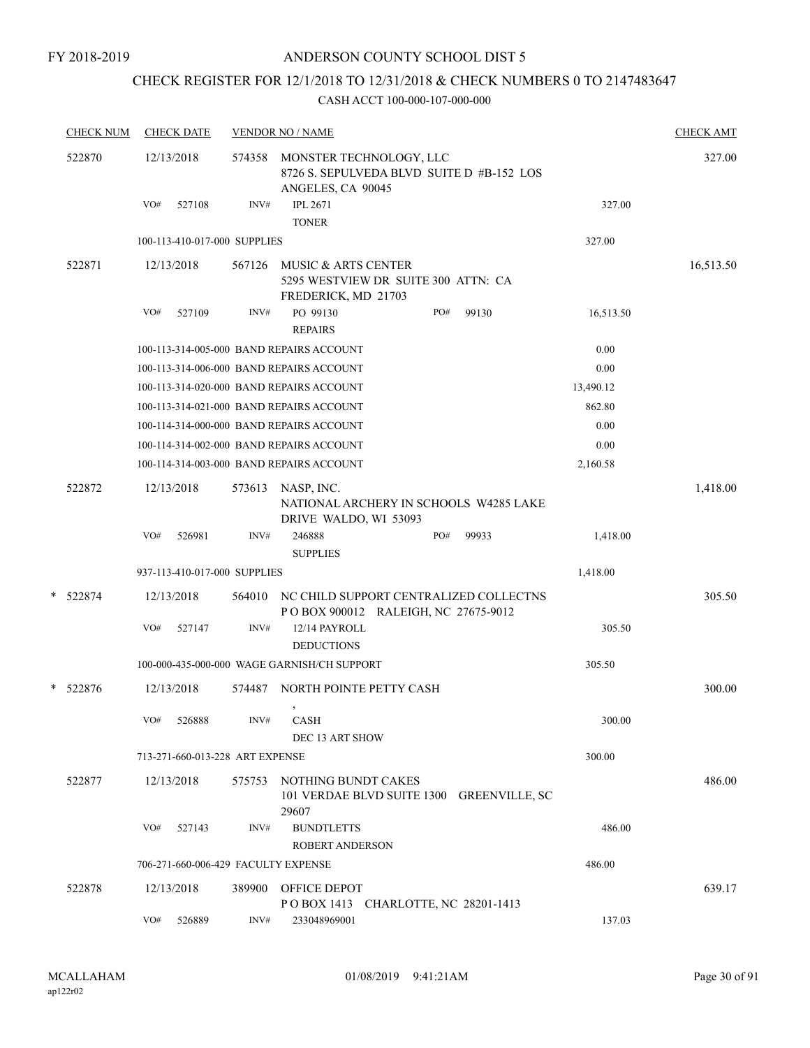FY 2018-2019

# ANDERSON COUNTY SCHOOL DIST 5

## CHECK REGISTER FOR 12/1/2018 TO 12/31/2018 & CHECK NUMBERS 0 TO 2147483647

### CASH ACCT 100-000-107-000-000

| CHECK NUM | CHECK DATE | VENDOR NO / NAME | | | CHECK AMT |
|---|---|---|---|---|---|
| 522870 | 12/13/2018 | 574358 MONSTER TECHNOLOGY, LLC<br>8726 S. SEPULVEDA BLVD SUITE D #B-152 LOS ANGELES, CA 90045 | | | 327.00 |
| | VO# 527108 | INV# IPL 2671<br>TONER | | 327.00 | |
| | 100-113-410-017-000 SUPPLIES | | | 327.00 | |
| 522871 | 12/13/2018 | 567126 MUSIC & ARTS CENTER<br>5295 WESTVIEW DR SUITE 300 ATTN: CA FREDERICK, MD 21703 | | | 16,513.50 |
| | VO# 527109 | INV# PO 99130<br>REPAIRS | PO# 99130 | 16,513.50 | |
| | 100-113-314-005-000 BAND REPAIRS ACCOUNT | | | 0.00 | |
| | 100-113-314-006-000 BAND REPAIRS ACCOUNT | | | 0.00 | |
| | 100-113-314-020-000 BAND REPAIRS ACCOUNT | | | 13,490.12 | |
| | 100-113-314-021-000 BAND REPAIRS ACCOUNT | | | 862.80 | |
| | 100-114-314-000-000 BAND REPAIRS ACCOUNT | | | 0.00 | |
| | 100-114-314-002-000 BAND REPAIRS ACCOUNT | | | 0.00 | |
| | 100-114-314-003-000 BAND REPAIRS ACCOUNT | | | 2,160.58 | |
| 522872 | 12/13/2018 | 573613 NASP, INC.<br>NATIONAL ARCHERY IN SCHOOLS W4285 LAKE DRIVE WALDO, WI 53093 | | | 1,418.00 |
| | VO# 526981 | INV# 246888<br>SUPPLIES | PO# 99933 | 1,418.00 | |
| | 937-113-410-017-000 SUPPLIES | | | 1,418.00 | |
| * 522874 | 12/13/2018 | 564010 NC CHILD SUPPORT CENTRALIZED COLLECTNS<br>P O BOX 900012 RALEIGH, NC 27675-9012 | | | 305.50 |
| | VO# 527147 | INV# 12/14 PAYROLL<br>DEDUCTIONS | | 305.50 | |
| | 100-000-435-000-000 WAGE GARNISH/CH SUPPORT | | | 305.50 | |
| * 522876 | 12/13/2018 | 574487 NORTH POINTE PETTY CASH<br>, | | | 300.00 |
| | VO# 526888 | INV# CASH<br>DEC 13 ART SHOW | | 300.00 | |
| | 713-271-660-013-228 ART EXPENSE | | | 300.00 | |
| 522877 | 12/13/2018 | 575753 NOTHING BUNDT CAKES<br>101 VERDAE BLVD SUITE 1300 GREENVILLE, SC 29607 | | | 486.00 |
| | VO# 527143 | INV# BUNDTLETTS<br>ROBERT ANDERSON | | 486.00 | |
| | 706-271-660-006-429 FACULTY EXPENSE | | | 486.00 | |
| 522878 | 12/13/2018 | 389900 OFFICE DEPOT<br>P O BOX 1413 CHARLOTTE, NC 28201-1413 | | | 639.17 |
| | VO# 526889 | INV# 233048969001 | | 137.03 | |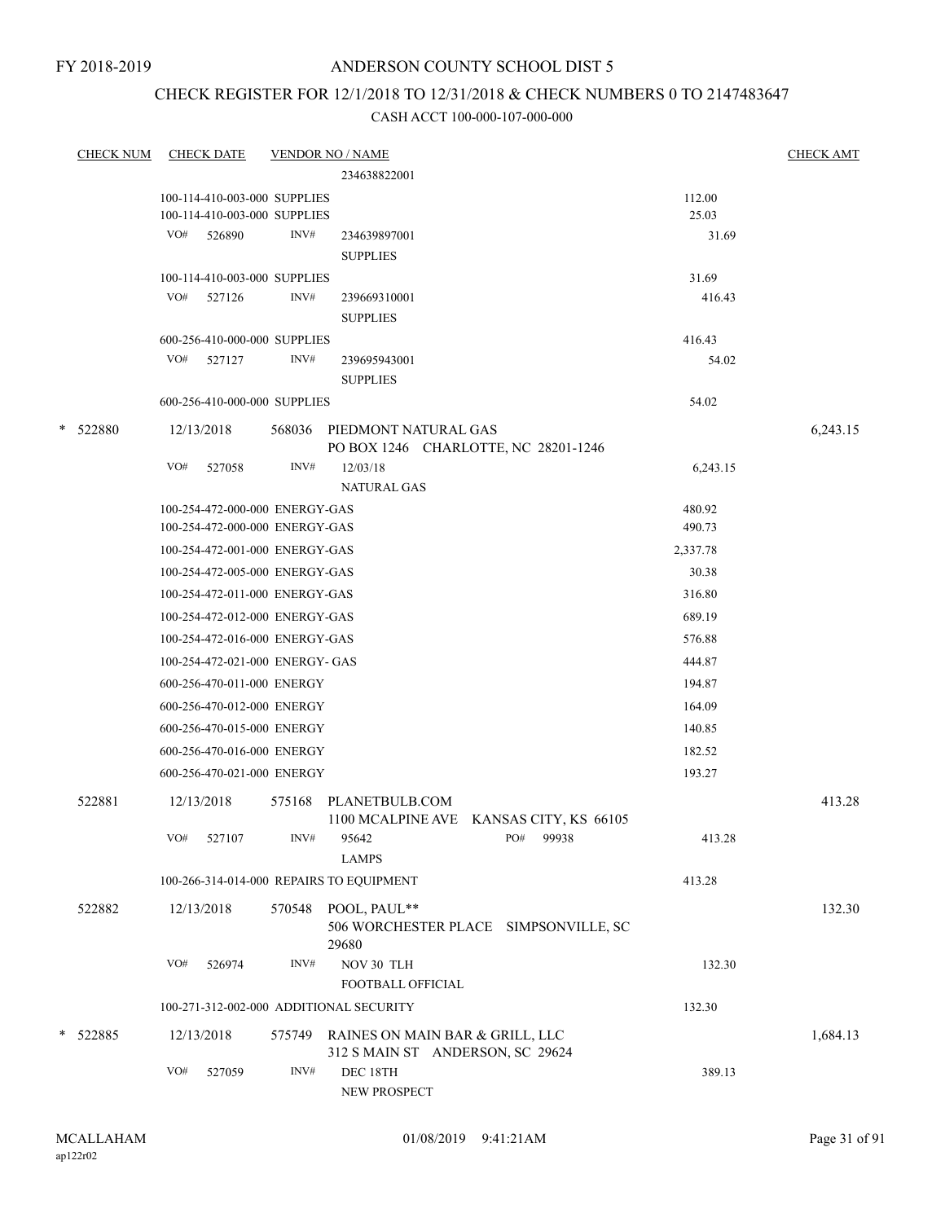FY 2018-2019

# ANDERSON COUNTY SCHOOL DIST 5

## CHECK REGISTER FOR 12/1/2018 TO 12/31/2018 & CHECK NUMBERS 0 TO 2147483647

### CASH ACCT 100-000-107-000-000

| CHECK NUM | CHECK DATE | VENDOR NO / NAME | | CHECK AMT |
|---|---|---|---|---|
| | | 234638822001 | | |
| | 100-114-410-003-000 SUPPLIES | | 112.00 | |
| | 100-114-410-003-000 SUPPLIES | | 25.03 | |
| | VO# 526890 INV# | 234639897001 SUPPLIES | 31.69 | |
| | 100-114-410-003-000 SUPPLIES | | 31.69 | |
| | VO# 527126 INV# | 239669310001 SUPPLIES | 416.43 | |
| | 600-256-410-000-000 SUPPLIES | | 416.43 | |
| | VO# 527127 INV# | 239695943001 SUPPLIES | 54.02 | |
| | 600-256-410-000-000 SUPPLIES | | 54.02 | |
| * 522880 | 12/13/2018 | 568036 PIEDMONT NATURAL GAS PO BOX 1246 CHARLOTTE, NC 28201-1246 | | 6,243.15 |
| | VO# 527058 INV# | 12/03/18 NATURAL GAS | 6,243.15 | |
| | 100-254-472-000-000 ENERGY-GAS | | 480.92 | |
| | 100-254-472-000-000 ENERGY-GAS | | 490.73 | |
| | 100-254-472-001-000 ENERGY-GAS | | 2,337.78 | |
| | 100-254-472-005-000 ENERGY-GAS | | 30.38 | |
| | 100-254-472-011-000 ENERGY-GAS | | 316.80 | |
| | 100-254-472-012-000 ENERGY-GAS | | 689.19 | |
| | 100-254-472-016-000 ENERGY-GAS | | 576.88 | |
| | 100-254-472-021-000 ENERGY- GAS | | 444.87 | |
| | 600-256-470-011-000 ENERGY | | 194.87 | |
| | 600-256-470-012-000 ENERGY | | 164.09 | |
| | 600-256-470-015-000 ENERGY | | 140.85 | |
| | 600-256-470-016-000 ENERGY | | 182.52 | |
| | 600-256-470-021-000 ENERGY | | 193.27 | |
| 522881 | 12/13/2018 | 575168 PLANETBULB.COM 1100 MCALPINE AVE KANSAS CITY, KS 66105 | | 413.28 |
| | VO# 527107 INV# | 95642 PO# 99938 LAMPS | 413.28 | |
| | 100-266-314-014-000 REPAIRS TO EQUIPMENT | | 413.28 | |
| 522882 | 12/13/2018 | 570548 POOL, PAUL** 506 WORCHESTER PLACE SIMPSONVILLE, SC 29680 | | 132.30 |
| | VO# 526974 INV# | NOV 30 TLH FOOTBALL OFFICIAL | 132.30 | |
| | 100-271-312-002-000 ADDITIONAL SECURITY | | 132.30 | |
| * 522885 | 12/13/2018 | 575749 RAINES ON MAIN BAR & GRILL, LLC 312 S MAIN ST ANDERSON, SC 29624 | | 1,684.13 |
| | VO# 527059 INV# | DEC 18TH NEW PROSPECT | 389.13 | |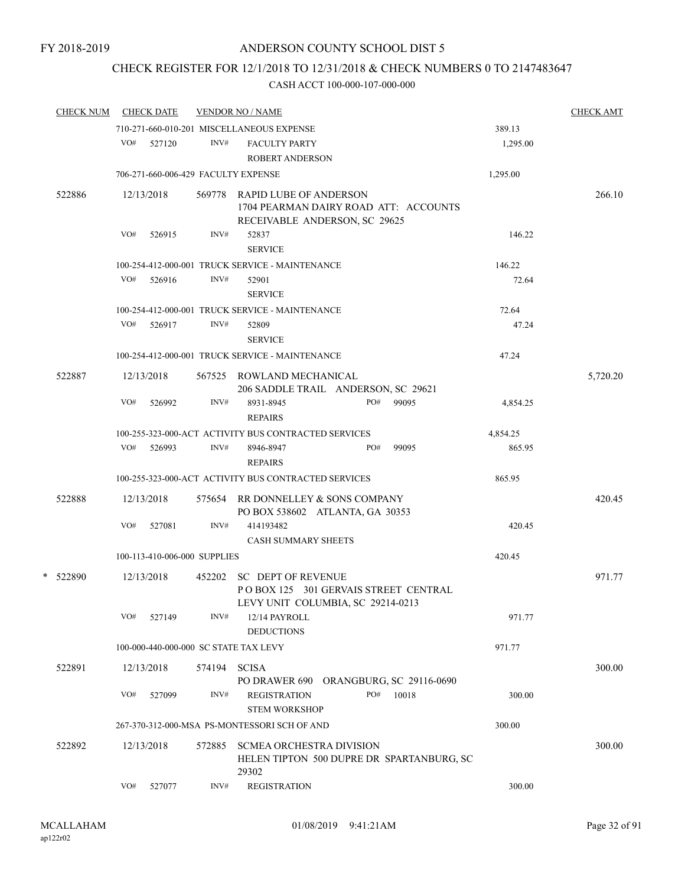FY 2018-2019

# ANDERSON COUNTY SCHOOL DIST 5

## CHECK REGISTER FOR 12/1/2018 TO 12/31/2018 & CHECK NUMBERS 0 TO 2147483647

### CASH ACCT 100-000-107-000-000

| CHECK NUM | CHECK DATE | VENDOR NO / NAME | | CHECK AMT |
|---|---|---|---|---|
| | | 710-271-660-010-201 MISCELLANEOUS EXPENSE | 389.13 | |
| | VO# 527120 | INV# FACULTY PARTY<br>ROBERT ANDERSON | 1,295.00 | |
| | | 706-271-660-006-429 FACULTY EXPENSE | 1,295.00 | |
| 522886 | 12/13/2018 | 569778 RAPID LUBE OF ANDERSON<br>1704 PEARMAN DAIRY ROAD ATT: ACCOUNTS RECEIVABLE ANDERSON, SC 29625 | | 266.10 |
| | VO# 526915 | INV# 52837<br>SERVICE | 146.22 | |
| | | 100-254-412-000-001 TRUCK SERVICE - MAINTENANCE | 146.22 | |
| | VO# 526916 | INV# 52901<br>SERVICE | 72.64 | |
| | | 100-254-412-000-001 TRUCK SERVICE - MAINTENANCE | 72.64 | |
| | VO# 526917 | INV# 52809<br>SERVICE | 47.24 | |
| | | 100-254-412-000-001 TRUCK SERVICE - MAINTENANCE | 47.24 | |
| 522887 | 12/13/2018 | 567525 ROWLAND MECHANICAL<br>206 SADDLE TRAIL ANDERSON, SC 29621 | | 5,720.20 |
| | VO# 526992 | INV# 8931-8945 PO# 99095<br>REPAIRS | 4,854.25 | |
| | | 100-255-323-000-ACT ACTIVITY BUS CONTRACTED SERVICES | 4,854.25 | |
| | VO# 526993 | INV# 8946-8947 PO# 99095<br>REPAIRS | 865.95 | |
| | | 100-255-323-000-ACT ACTIVITY BUS CONTRACTED SERVICES | 865.95 | |
| 522888 | 12/13/2018 | 575654 RR DONNELLEY & SONS COMPANY<br>PO BOX 538602 ATLANTA, GA 30353 | | 420.45 |
| | VO# 527081 | INV# 414193482<br>CASH SUMMARY SHEETS | 420.45 | |
| | | 100-113-410-006-000 SUPPLIES | 420.45 | |
| * 522890 | 12/13/2018 | 452202 SC DEPT OF REVENUE<br>P O BOX 125 301 GERVAIS STREET CENTRAL LEVY UNIT COLUMBIA, SC 29214-0213 | | 971.77 |
| | VO# 527149 | INV# 12/14 PAYROLL<br>DEDUCTIONS | 971.77 | |
| | | 100-000-440-000-000 SC STATE TAX LEVY | 971.77 | |
| 522891 | 12/13/2018 | 574194 SCISA<br>PO DRAWER 690 ORANGBURG, SC 29116-0690 | | 300.00 |
| | VO# 527099 | INV# REGISTRATION PO# 10018<br>STEM WORKSHOP | 300.00 | |
| | | 267-370-312-000-MSA PS-MONTESSORI SCH OF AND | 300.00 | |
| 522892 | 12/13/2018 | 572885 SCMEA ORCHESTRA DIVISION<br>HELEN TIPTON 500 DUPRE DR SPARTANBURG, SC 29302 | | 300.00 |
| | VO# 527077 | INV# REGISTRATION | 300.00 | |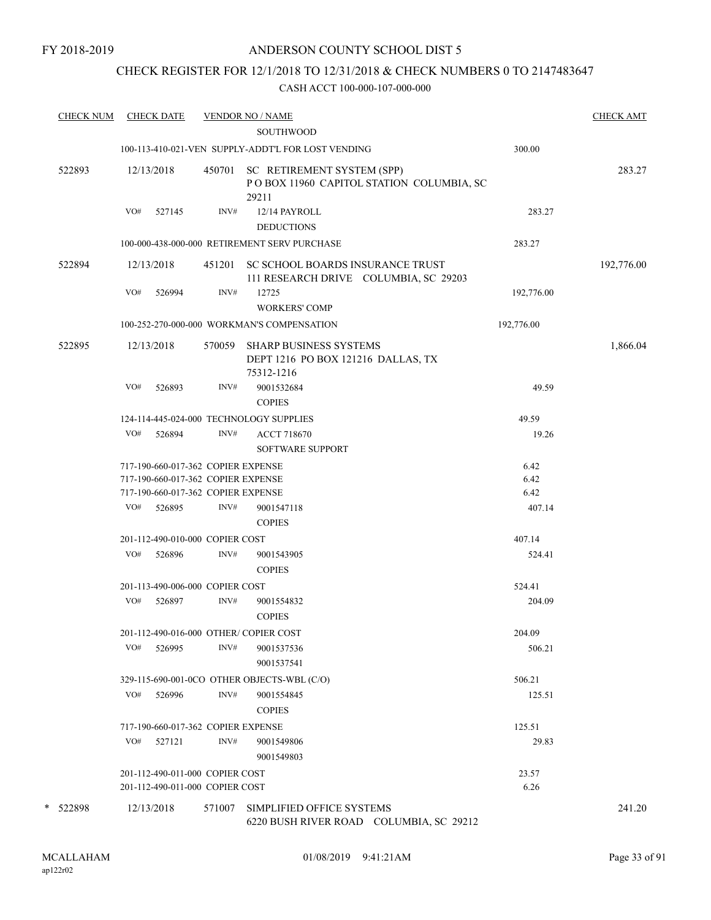FY 2018-2019

# ANDERSON COUNTY SCHOOL DIST 5

## CHECK REGISTER FOR 12/1/2018 TO 12/31/2018 & CHECK NUMBERS 0 TO 2147483647

### CASH ACCT 100-000-107-000-000

| CHECK NUM | CHECK DATE | VENDOR NO / NAME | | CHECK AMT |
|---|---|---|---|---|
| | | SOUTHWOOD | | |
| | | 100-113-410-021-VEN SUPPLY-ADDT'L FOR LOST VENDING | 300.00 | |
| 522893 | 12/13/2018 | 450701 SC RETIREMENT SYSTEM (SPP) P O BOX 11960 CAPITOL STATION COLUMBIA, SC 29211 | | 283.27 |
| | VO# 527145 | INV# 12/14 PAYROLL DEDUCTIONS | 283.27 | |
| | | 100-000-438-000-000 RETIREMENT SERV PURCHASE | 283.27 | |
| 522894 | 12/13/2018 | 451201 SC SCHOOL BOARDS INSURANCE TRUST 111 RESEARCH DRIVE COLUMBIA, SC 29203 | | 192,776.00 |
| | VO# 526994 | INV# 12725 WORKERS' COMP | 192,776.00 | |
| | | 100-252-270-000-000 WORKMAN'S COMPENSATION | 192,776.00 | |
| 522895 | 12/13/2018 | 570059 SHARP BUSINESS SYSTEMS DEPT 1216 PO BOX 121216 DALLAS, TX 75312-1216 | | 1,866.04 |
| | VO# 526893 | INV# 9001532684 COPIES | 49.59 | |
| | | 124-114-445-024-000 TECHNOLOGY SUPPLIES | 49.59 | |
| | VO# 526894 | INV# ACCT 718670 SOFTWARE SUPPORT | 19.26 | |
| | | 717-190-660-017-362 COPIER EXPENSE | 6.42 | |
| | | 717-190-660-017-362 COPIER EXPENSE | 6.42 | |
| | | 717-190-660-017-362 COPIER EXPENSE | 6.42 | |
| | VO# 526895 | INV# 9001547118 COPIES | 407.14 | |
| | | 201-112-490-010-000 COPIER COST | 407.14 | |
| | VO# 526896 | INV# 9001543905 COPIES | 524.41 | |
| | | 201-113-490-006-000 COPIER COST | 524.41 | |
| | VO# 526897 | INV# 9001554832 COPIES | 204.09 | |
| | | 201-112-490-016-000 OTHER/ COPIER COST | 204.09 | |
| | VO# 526995 | INV# 9001537536 9001537541 | 506.21 | |
| | | 329-115-690-001-0CO OTHER OBJECTS-WBL (C/O) | 506.21 | |
| | VO# 526996 | INV# 9001554845 COPIES | 125.51 | |
| | | 717-190-660-017-362 COPIER EXPENSE | 125.51 | |
| | VO# 527121 | INV# 9001549806 9001549803 | 29.83 | |
| | | 201-112-490-011-000 COPIER COST | 23.57 | |
| | | 201-112-490-011-000 COPIER COST | 6.26 | |
| * 522898 | 12/13/2018 | 571007 SIMPLIFIED OFFICE SYSTEMS 6220 BUSH RIVER ROAD COLUMBIA, SC 29212 | | 241.20 |

MCALLAHAM ap122r02 01/08/2019 9:41:21AM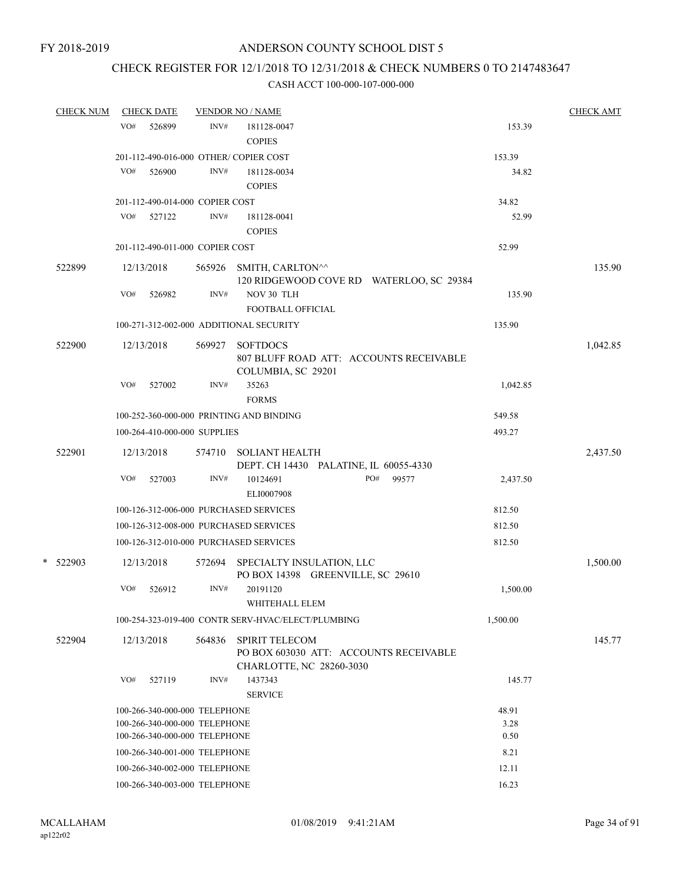FY 2018-2019

# ANDERSON COUNTY SCHOOL DIST 5

## CHECK REGISTER FOR 12/1/2018 TO 12/31/2018 & CHECK NUMBERS 0 TO 2147483647

### CASH ACCT 100-000-107-000-000

| CHECK NUM | CHECK DATE | VENDOR NO / NAME | | CHECK AMT |
|---|---|---|---|---|
| | VO# 526899 | INV# 181128-0047 COPIES | 153.39 | |
| | 201-112-490-016-000 OTHER/ COPIER COST | | 153.39 | |
| | VO# 526900 | INV# 181128-0034 COPIES | 34.82 | |
| | 201-112-490-014-000 COPIER COST | | 34.82 | |
| | VO# 527122 | INV# 181128-0041 COPIES | 52.99 | |
| | 201-112-490-011-000 COPIER COST | | 52.99 | |
| 522899 | 12/13/2018 | 565926 SMITH, CARLTON^^ 120 RIDGEWOOD COVE RD WATERLOO, SC 29384 | | 135.90 |
| | VO# 526982 | INV# NOV 30 TLH FOOTBALL OFFICIAL | 135.90 | |
| | 100-271-312-002-000 ADDITIONAL SECURITY | | 135.90 | |
| 522900 | 12/13/2018 | 569927 SOFTDOCS 807 BLUFF ROAD ATT: ACCOUNTS RECEIVABLE COLUMBIA, SC 29201 | | 1,042.85 |
| | VO# 527002 | INV# 35263 FORMS | 1,042.85 | |
| | 100-252-360-000-000 PRINTING AND BINDING | | 549.58 | |
| | 100-264-410-000-000 SUPPLIES | | 493.27 | |
| 522901 | 12/13/2018 | 574710 SOLIANT HEALTH DEPT. CH 14430 PALATINE, IL 60055-4330 | | 2,437.50 |
| | VO# 527003 | INV# 10124691 PO# 99577 ELI0007908 | 2,437.50 | |
| | 100-126-312-006-000 PURCHASED SERVICES | | 812.50 | |
| | 100-126-312-008-000 PURCHASED SERVICES | | 812.50 | |
| | 100-126-312-010-000 PURCHASED SERVICES | | 812.50 | |
| * 522903 | 12/13/2018 | 572694 SPECIALTY INSULATION, LLC PO BOX 14398 GREENVILLE, SC 29610 | | 1,500.00 |
| | VO# 526912 | INV# 20191120 WHITEHALL ELEM | 1,500.00 | |
| | 100-254-323-019-400 CONTR SERV-HVAC/ELECT/PLUMBING | | 1,500.00 | |
| 522904 | 12/13/2018 | 564836 SPIRIT TELECOM PO BOX 603030 ATT: ACCOUNTS RECEIVABLE CHARLOTTE, NC 28260-3030 | | 145.77 |
| | VO# 527119 | INV# 1437343 SERVICE | 145.77 | |
| | 100-266-340-000-000 TELEPHONE | | 48.91 | |
| | 100-266-340-000-000 TELEPHONE | | 3.28 | |
| | 100-266-340-000-000 TELEPHONE | | 0.50 | |
| | 100-266-340-001-000 TELEPHONE | | 8.21 | |
| | 100-266-340-002-000 TELEPHONE | | 12.11 | |
| | 100-266-340-003-000 TELEPHONE | | 16.23 | |

MCALLAHAM
ap122r02
01/08/2019 9:41:21AM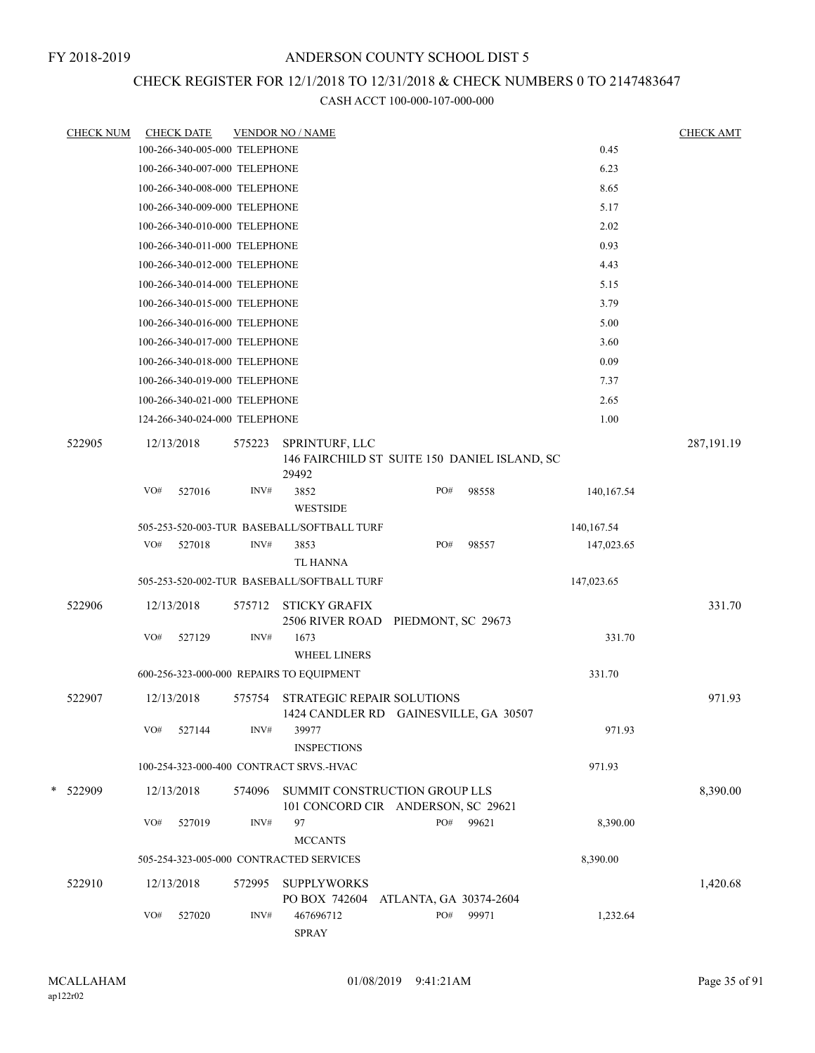FY 2018-2019

# ANDERSON COUNTY SCHOOL DIST 5

## CHECK REGISTER FOR 12/1/2018 TO 12/31/2018 & CHECK NUMBERS 0 TO 2147483647

CASH ACCT 100-000-107-000-000

| CHECK NUM | CHECK DATE | VENDOR NO / NAME | | CHECK AMT |
|---|---|---|---|---|
| | 100-266-340-005-000 TELEPHONE | | 0.45 | |
| | 100-266-340-007-000 TELEPHONE | | 6.23 | |
| | 100-266-340-008-000 TELEPHONE | | 8.65 | |
| | 100-266-340-009-000 TELEPHONE | | 5.17 | |
| | 100-266-340-010-000 TELEPHONE | | 2.02 | |
| | 100-266-340-011-000 TELEPHONE | | 0.93 | |
| | 100-266-340-012-000 TELEPHONE | | 4.43 | |
| | 100-266-340-014-000 TELEPHONE | | 5.15 | |
| | 100-266-340-015-000 TELEPHONE | | 3.79 | |
| | 100-266-340-016-000 TELEPHONE | | 5.00 | |
| | 100-266-340-017-000 TELEPHONE | | 3.60 | |
| | 100-266-340-018-000 TELEPHONE | | 0.09 | |
| | 100-266-340-019-000 TELEPHONE | | 7.37 | |
| | 100-266-340-021-000 TELEPHONE | | 2.65 | |
| | 124-266-340-024-000 TELEPHONE | | 1.00 | |
| 522905 | 12/13/2018 | 575223 SPRINTURF, LLC<br>146 FAIRCHILD ST SUITE 150 DANIEL ISLAND, SC 29492 | | 287,191.19 |
| | VO# 527016 | INV# 3852 WESTSIDE PO# 98558 | 140,167.54 | |
| | 505-253-520-003-TUR BASEBALL/SOFTBALL TURF | | 140,167.54 | |
| | VO# 527018 | INV# 3853 TL HANNA PO# 98557 | 147,023.65 | |
| | 505-253-520-002-TUR BASEBALL/SOFTBALL TURF | | 147,023.65 | |
| 522906 | 12/13/2018 | 575712 STICKY GRAFIX<br>2506 RIVER ROAD PIEDMONT, SC 29673 | | 331.70 |
| | VO# 527129 | INV# 1673 WHEEL LINERS | 331.70 | |
| | 600-256-323-000-000 REPAIRS TO EQUIPMENT | | 331.70 | |
| 522907 | 12/13/2018 | 575754 STRATEGIC REPAIR SOLUTIONS<br>1424 CANDLER RD GAINESVILLE, GA 30507 | | 971.93 |
| | VO# 527144 | INV# 39977 INSPECTIONS | 971.93 | |
| | 100-254-323-000-400 CONTRACT SRVS.-HVAC | | 971.93 | |
| * 522909 | 12/13/2018 | 574096 SUMMIT CONSTRUCTION GROUP LLS<br>101 CONCORD CIR ANDERSON, SC 29621 | | 8,390.00 |
| | VO# 527019 | INV# 97 MCCANTS PO# 99621 | 8,390.00 | |
| | 505-254-323-005-000 CONTRACTED SERVICES | | 8,390.00 | |
| 522910 | 12/13/2018 | 572995 SUPPLYWORKS<br>PO BOX 742604 ATLANTA, GA 30374-2604 | | 1,420.68 |
| | VO# 527020 | INV# 467696712 SPRAY PO# 99971 | 1,232.64 | |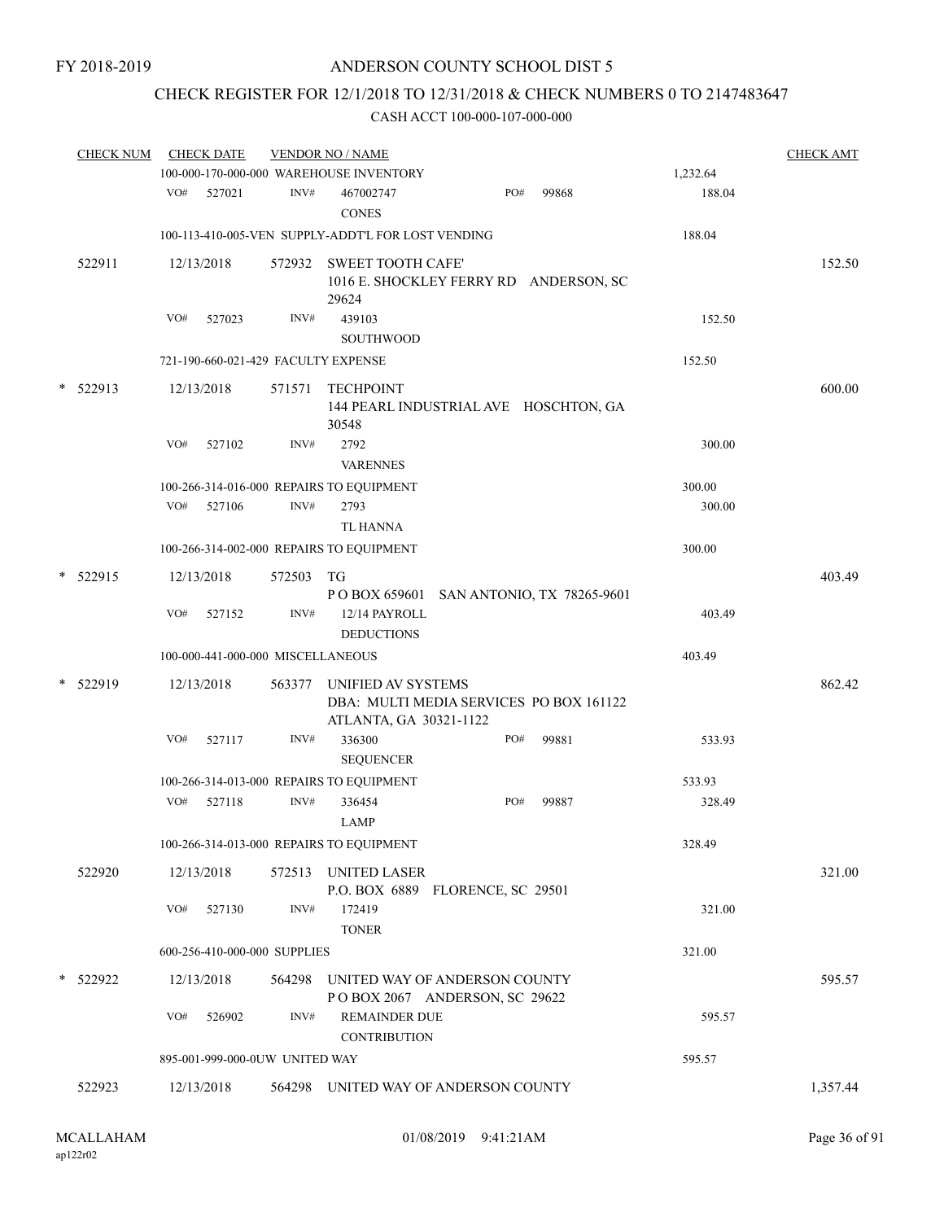FY 2018-2019

# ANDERSON COUNTY SCHOOL DIST 5

## CHECK REGISTER FOR 12/1/2018 TO 12/31/2018 & CHECK NUMBERS 0 TO 2147483647

CASH ACCT 100-000-107-000-000

| CHECK NUM | CHECK DATE | VENDOR NO / NAME | | CHECK AMT |
|---|---|---|---|---|
| | 100-000-170-000-000 WAREHOUSE INVENTORY | | 1,232.64 | |
| | VO# 527021 | INV# 467002747 CONES PO# 99868 | 188.04 | |
| | 100-113-410-005-VEN SUPPLY-ADDT'L FOR LOST VENDING | | 188.04 | |
| 522911 | 12/13/2018 | 572932 SWEET TOOTH CAFE' 1016 E. SHOCKLEY FERRY RD ANDERSON, SC 29624 | | 152.50 |
| | VO# 527023 | INV# 439103 SOUTHWOOD | 152.50 | |
| | 721-190-660-021-429 FACULTY EXPENSE | | 152.50 | |
| * 522913 | 12/13/2018 | 571571 TECHPOINT 144 PEARL INDUSTRIAL AVE HOSCHTON, GA 30548 | | 600.00 |
| | VO# 527102 | INV# 2792 VARENNES | 300.00 | |
| | 100-266-314-016-000 REPAIRS TO EQUIPMENT | | 300.00 | |
| | VO# 527106 | INV# 2793 TL HANNA | 300.00 | |
| | 100-266-314-002-000 REPAIRS TO EQUIPMENT | | 300.00 | |
| * 522915 | 12/13/2018 | 572503 TG P O BOX 659601 SAN ANTONIO, TX 78265-9601 | | 403.49 |
| | VO# 527152 | INV# 12/14 PAYROLL DEDUCTIONS | 403.49 | |
| | 100-000-441-000-000 MISCELLANEOUS | | 403.49 | |
| * 522919 | 12/13/2018 | 563377 UNIFIED AV SYSTEMS DBA: MULTI MEDIA SERVICES PO BOX 161122 ATLANTA, GA 30321-1122 | | 862.42 |
| | VO# 527117 | INV# 336300 SEQUENCER PO# 99881 | 533.93 | |
| | 100-266-314-013-000 REPAIRS TO EQUIPMENT | | 533.93 | |
| | VO# 527118 | INV# 336454 LAMP PO# 99887 | 328.49 | |
| | 100-266-314-013-000 REPAIRS TO EQUIPMENT | | 328.49 | |
| 522920 | 12/13/2018 | 572513 UNITED LASER P.O. BOX 6889 FLORENCE, SC 29501 | | 321.00 |
| | VO# 527130 | INV# 172419 TONER | 321.00 | |
| | 600-256-410-000-000 SUPPLIES | | 321.00 | |
| * 522922 | 12/13/2018 | 564298 UNITED WAY OF ANDERSON COUNTY P O BOX 2067 ANDERSON, SC 29622 | | 595.57 |
| | VO# 526902 | INV# REMAINDER DUE CONTRIBUTION | 595.57 | |
| | 895-001-999-000-0UW UNITED WAY | | 595.57 | |
| 522923 | 12/13/2018 | 564298 UNITED WAY OF ANDERSON COUNTY | | 1,357.44 |

MCALLAHAM ap122r02 01/08/2019 9:41:21AM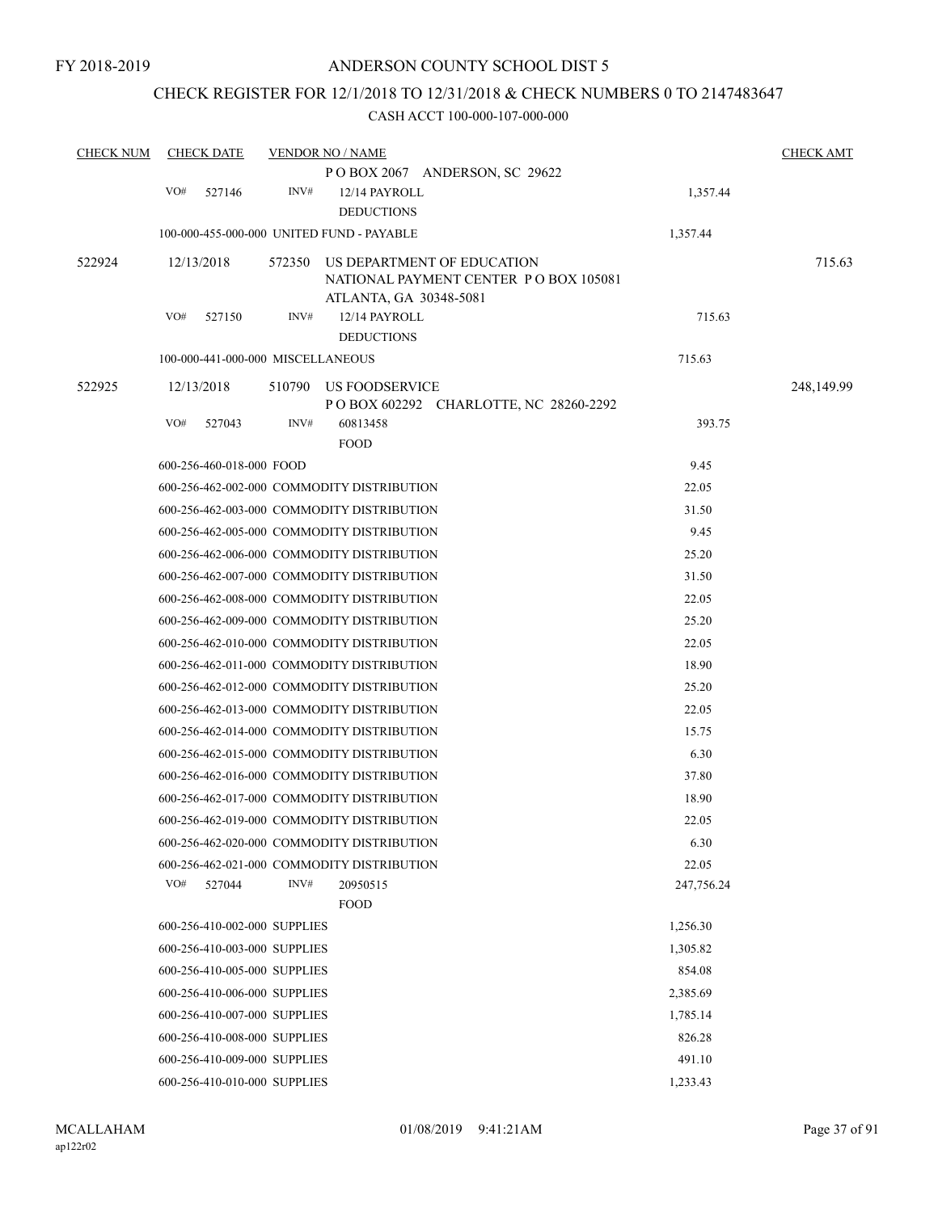FY 2018-2019

# ANDERSON COUNTY SCHOOL DIST 5

## CHECK REGISTER FOR 12/1/2018 TO 12/31/2018 & CHECK NUMBERS 0 TO 2147483647

### CASH ACCT 100-000-107-000-000

| CHECK NUM | CHECK DATE | VENDOR NO / NAME | | CHECK AMT |
|---|---|---|---|---|
| | | P O BOX 2067 ANDERSON, SC 29622 | | |
| | VO# 527146 | INV# 12/14 PAYROLL DEDUCTIONS | 1,357.44 | |
| | 100-000-455-000-000 UNITED FUND - PAYABLE | | 1,357.44 | |
| 522924 | 12/13/2018 | 572350 US DEPARTMENT OF EDUCATION NATIONAL PAYMENT CENTER P O BOX 105081 ATLANTA, GA 30348-5081 | | 715.63 |
| | VO# 527150 | INV# 12/14 PAYROLL DEDUCTIONS | 715.63 | |
| | 100-000-441-000-000 MISCELLANEOUS | | 715.63 | |
| 522925 | 12/13/2018 | 510790 US FOODSERVICE P O BOX 602292 CHARLOTTE, NC 28260-2292 | | 248,149.99 |
| | VO# 527043 | INV# 60813458 FOOD | 393.75 | |
| | 600-256-460-018-000 FOOD | | 9.45 | |
| | 600-256-462-002-000 COMMODITY DISTRIBUTION | | 22.05 | |
| | 600-256-462-003-000 COMMODITY DISTRIBUTION | | 31.50 | |
| | 600-256-462-005-000 COMMODITY DISTRIBUTION | | 9.45 | |
| | 600-256-462-006-000 COMMODITY DISTRIBUTION | | 25.20 | |
| | 600-256-462-007-000 COMMODITY DISTRIBUTION | | 31.50 | |
| | 600-256-462-008-000 COMMODITY DISTRIBUTION | | 22.05 | |
| | 600-256-462-009-000 COMMODITY DISTRIBUTION | | 25.20 | |
| | 600-256-462-010-000 COMMODITY DISTRIBUTION | | 22.05 | |
| | 600-256-462-011-000 COMMODITY DISTRIBUTION | | 18.90 | |
| | 600-256-462-012-000 COMMODITY DISTRIBUTION | | 25.20 | |
| | 600-256-462-013-000 COMMODITY DISTRIBUTION | | 22.05 | |
| | 600-256-462-014-000 COMMODITY DISTRIBUTION | | 15.75 | |
| | 600-256-462-015-000 COMMODITY DISTRIBUTION | | 6.30 | |
| | 600-256-462-016-000 COMMODITY DISTRIBUTION | | 37.80 | |
| | 600-256-462-017-000 COMMODITY DISTRIBUTION | | 18.90 | |
| | 600-256-462-019-000 COMMODITY DISTRIBUTION | | 22.05 | |
| | 600-256-462-020-000 COMMODITY DISTRIBUTION | | 6.30 | |
| | 600-256-462-021-000 COMMODITY DISTRIBUTION | | 22.05 | |
| | VO# 527044 | INV# 20950515 FOOD | 247,756.24 | |
| | 600-256-410-002-000 SUPPLIES | | 1,256.30 | |
| | 600-256-410-003-000 SUPPLIES | | 1,305.82 | |
| | 600-256-410-005-000 SUPPLIES | | 854.08 | |
| | 600-256-410-006-000 SUPPLIES | | 2,385.69 | |
| | 600-256-410-007-000 SUPPLIES | | 1,785.14 | |
| | 600-256-410-008-000 SUPPLIES | | 826.28 | |
| | 600-256-410-009-000 SUPPLIES | | 491.10 | |
| | 600-256-410-010-000 SUPPLIES | | 1,233.43 | |

MCALLAHAM
ap122r02

01/08/2019 9:41:21AM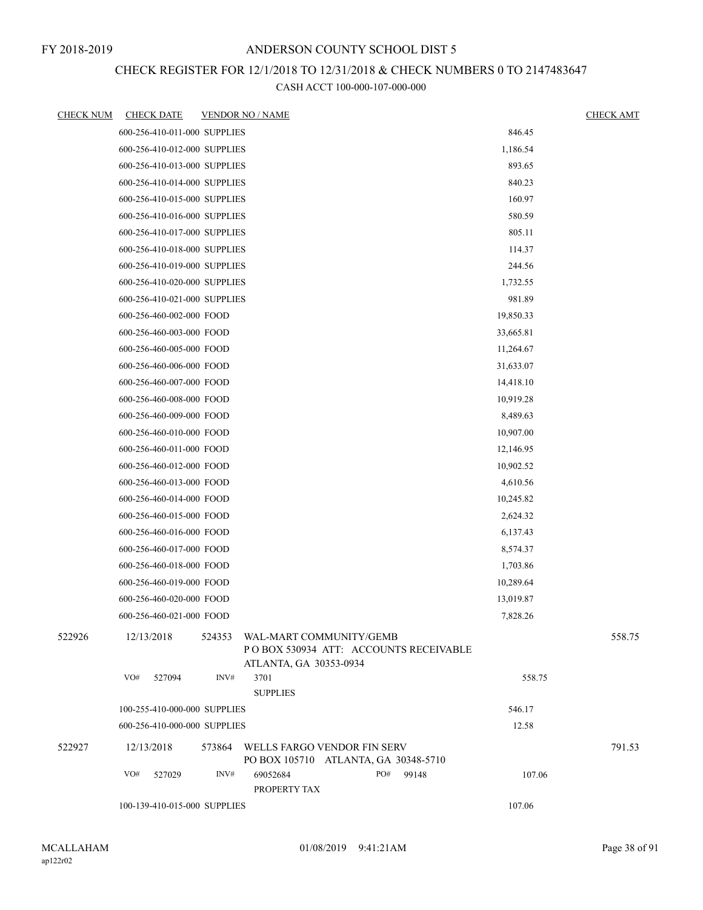FY 2018-2019

# ANDERSON COUNTY SCHOOL DIST 5

## CHECK REGISTER FOR 12/1/2018 TO 12/31/2018 & CHECK NUMBERS 0 TO 2147483647

### CASH ACCT 100-000-107-000-000

| CHECK NUM | CHECK DATE | VENDOR NO / NAME | | CHECK AMT |
|---|---|---|---|---|
| | 600-256-410-011-000 SUPPLIES | | 846.45 | |
| | 600-256-410-012-000 SUPPLIES | | 1,186.54 | |
| | 600-256-410-013-000 SUPPLIES | | 893.65 | |
| | 600-256-410-014-000 SUPPLIES | | 840.23 | |
| | 600-256-410-015-000 SUPPLIES | | 160.97 | |
| | 600-256-410-016-000 SUPPLIES | | 580.59 | |
| | 600-256-410-017-000 SUPPLIES | | 805.11 | |
| | 600-256-410-018-000 SUPPLIES | | 114.37 | |
| | 600-256-410-019-000 SUPPLIES | | 244.56 | |
| | 600-256-410-020-000 SUPPLIES | | 1,732.55 | |
| | 600-256-410-021-000 SUPPLIES | | 981.89 | |
| | 600-256-460-002-000 FOOD | | 19,850.33 | |
| | 600-256-460-003-000 FOOD | | 33,665.81 | |
| | 600-256-460-005-000 FOOD | | 11,264.67 | |
| | 600-256-460-006-000 FOOD | | 31,633.07 | |
| | 600-256-460-007-000 FOOD | | 14,418.10 | |
| | 600-256-460-008-000 FOOD | | 10,919.28 | |
| | 600-256-460-009-000 FOOD | | 8,489.63 | |
| | 600-256-460-010-000 FOOD | | 10,907.00 | |
| | 600-256-460-011-000 FOOD | | 12,146.95 | |
| | 600-256-460-012-000 FOOD | | 10,902.52 | |
| | 600-256-460-013-000 FOOD | | 4,610.56 | |
| | 600-256-460-014-000 FOOD | | 10,245.82 | |
| | 600-256-460-015-000 FOOD | | 2,624.32 | |
| | 600-256-460-016-000 FOOD | | 6,137.43 | |
| | 600-256-460-017-000 FOOD | | 8,574.37 | |
| | 600-256-460-018-000 FOOD | | 1,703.86 | |
| | 600-256-460-019-000 FOOD | | 10,289.64 | |
| | 600-256-460-020-000 FOOD | | 13,019.87 | |
| | 600-256-460-021-000 FOOD | | 7,828.26 | |
| 522926 | 12/13/2018 | 524353 WAL-MART COMMUNITY/GEMB<br>P O BOX 530934 ATT: ACCOUNTS RECEIVABLE<br>ATLANTA, GA 30353-0934 | | 558.75 |
| | VO# 527094 | INV# 3701<br>SUPPLIES | 558.75 | |
| | 100-255-410-000-000 SUPPLIES | | 546.17 | |
| | 600-256-410-000-000 SUPPLIES | | 12.58 | |
| 522927 | 12/13/2018 | 573864 WELLS FARGO VENDOR FIN SERV<br>PO BOX 105710 ATLANTA, GA 30348-5710 | | 791.53 |
| | VO# 527029 | INV# 69052684 PO# 99148<br>PROPERTY TAX | 107.06 | |
| | 100-139-410-015-000 SUPPLIES | | 107.06 | |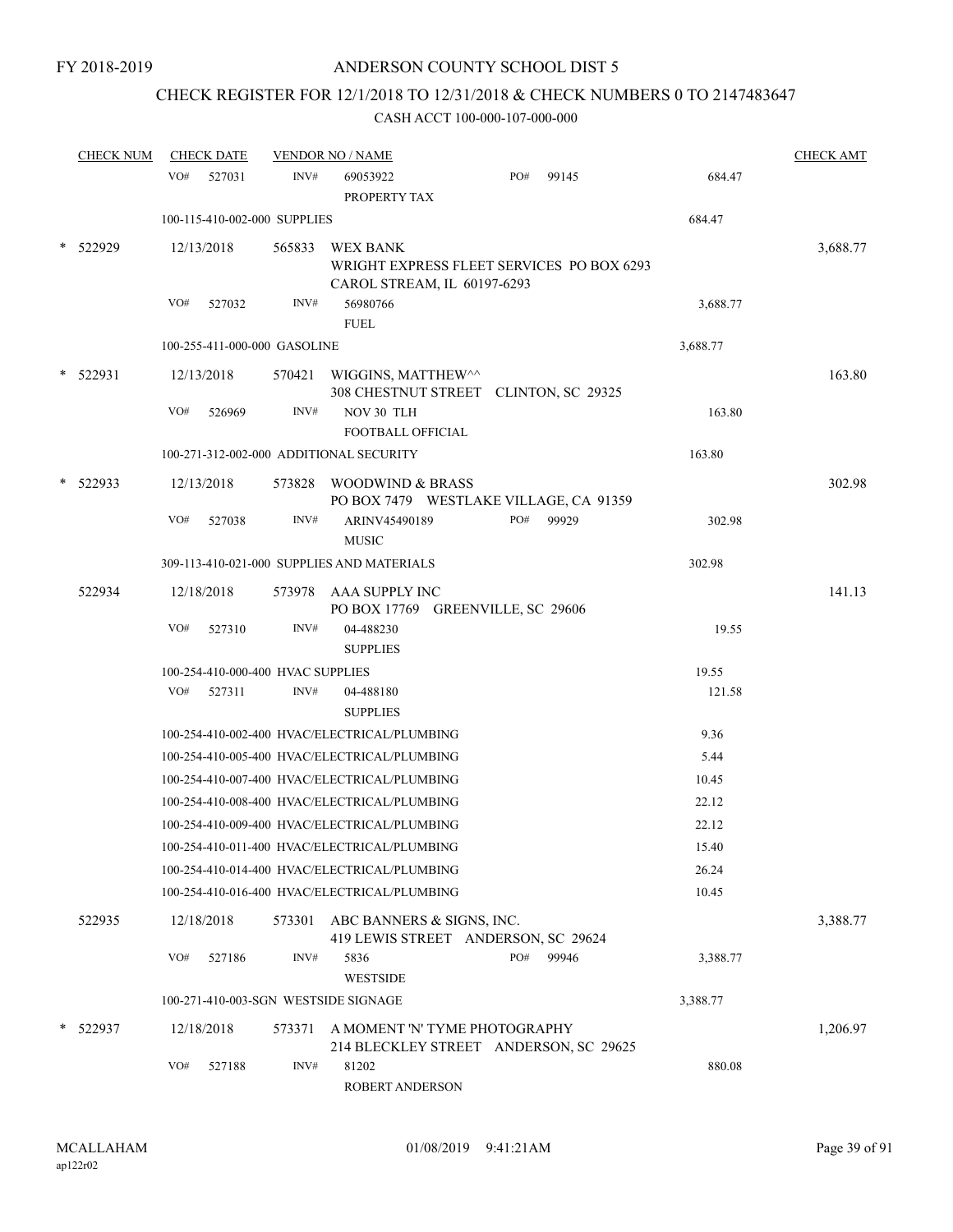FY 2018-2019

# ANDERSON COUNTY SCHOOL DIST 5

## CHECK REGISTER FOR 12/1/2018 TO 12/31/2018 & CHECK NUMBERS 0 TO 2147483647

### CASH ACCT 100-000-107-000-000

| CHECK NUM | CHECK DATE | VENDOR NO / NAME | | | CHECK AMT |
|---|---|---|---|---|---|
| | VO# 527031 | INV# 69053922 PROPERTY TAX | PO# 99145 | 684.47 | |
| | 100-115-410-002-000 SUPPLIES | | | 684.47 | |
| * 522929 | 12/13/2018 | 565833 WEX BANK WRIGHT EXPRESS FLEET SERVICES PO BOX 6293 CAROL STREAM, IL 60197-6293 | | | 3,688.77 |
| | VO# 527032 | INV# 56980766 FUEL | | 3,688.77 | |
| | 100-255-411-000-000 GASOLINE | | | 3,688.77 | |
| * 522931 | 12/13/2018 | 570421 WIGGINS, MATTHEW^^ 308 CHESTNUT STREET CLINTON, SC 29325 | | | 163.80 |
| | VO# 526969 | INV# NOV 30 TLH FOOTBALL OFFICIAL | | 163.80 | |
| | 100-271-312-002-000 ADDITIONAL SECURITY | | | 163.80 | |
| * 522933 | 12/13/2018 | 573828 WOODWIND & BRASS PO BOX 7479 WESTLAKE VILLAGE, CA 91359 | | | 302.98 |
| | VO# 527038 | INV# ARINV45490189 MUSIC | PO# 99929 | 302.98 | |
| | 309-113-410-021-000 SUPPLIES AND MATERIALS | | | 302.98 | |
| 522934 | 12/18/2018 | 573978 AAA SUPPLY INC PO BOX 17769 GREENVILLE, SC 29606 | | | 141.13 |
| | VO# 527310 | INV# 04-488230 SUPPLIES | | 19.55 | |
| | 100-254-410-000-400 HVAC SUPPLIES | | | 19.55 | |
| | VO# 527311 | INV# 04-488180 SUPPLIES | | 121.58 | |
| | 100-254-410-002-400 HVAC/ELECTRICAL/PLUMBING | | | 9.36 | |
| | 100-254-410-005-400 HVAC/ELECTRICAL/PLUMBING | | | 5.44 | |
| | 100-254-410-007-400 HVAC/ELECTRICAL/PLUMBING | | | 10.45 | |
| | 100-254-410-008-400 HVAC/ELECTRICAL/PLUMBING | | | 22.12 | |
| | 100-254-410-009-400 HVAC/ELECTRICAL/PLUMBING | | | 22.12 | |
| | 100-254-410-011-400 HVAC/ELECTRICAL/PLUMBING | | | 15.40 | |
| | 100-254-410-014-400 HVAC/ELECTRICAL/PLUMBING | | | 26.24 | |
| | 100-254-410-016-400 HVAC/ELECTRICAL/PLUMBING | | | 10.45 | |
| 522935 | 12/18/2018 | 573301 ABC BANNERS & SIGNS, INC. 419 LEWIS STREET ANDERSON, SC 29624 | | | 3,388.77 |
| | VO# 527186 | INV# 5836 WESTSIDE | PO# 99946 | 3,388.77 | |
| | 100-271-410-003-SGN WESTSIDE SIGNAGE | | | 3,388.77 | |
| * 522937 | 12/18/2018 | 573371 A MOMENT 'N' TYME PHOTOGRAPHY 214 BLECKLEY STREET ANDERSON, SC 29625 | | | 1,206.97 |
| | VO# 527188 | INV# 81202 ROBERT ANDERSON | | 880.08 | |

MCALLAHAM ap122r02 01/08/2019 9:41:21AM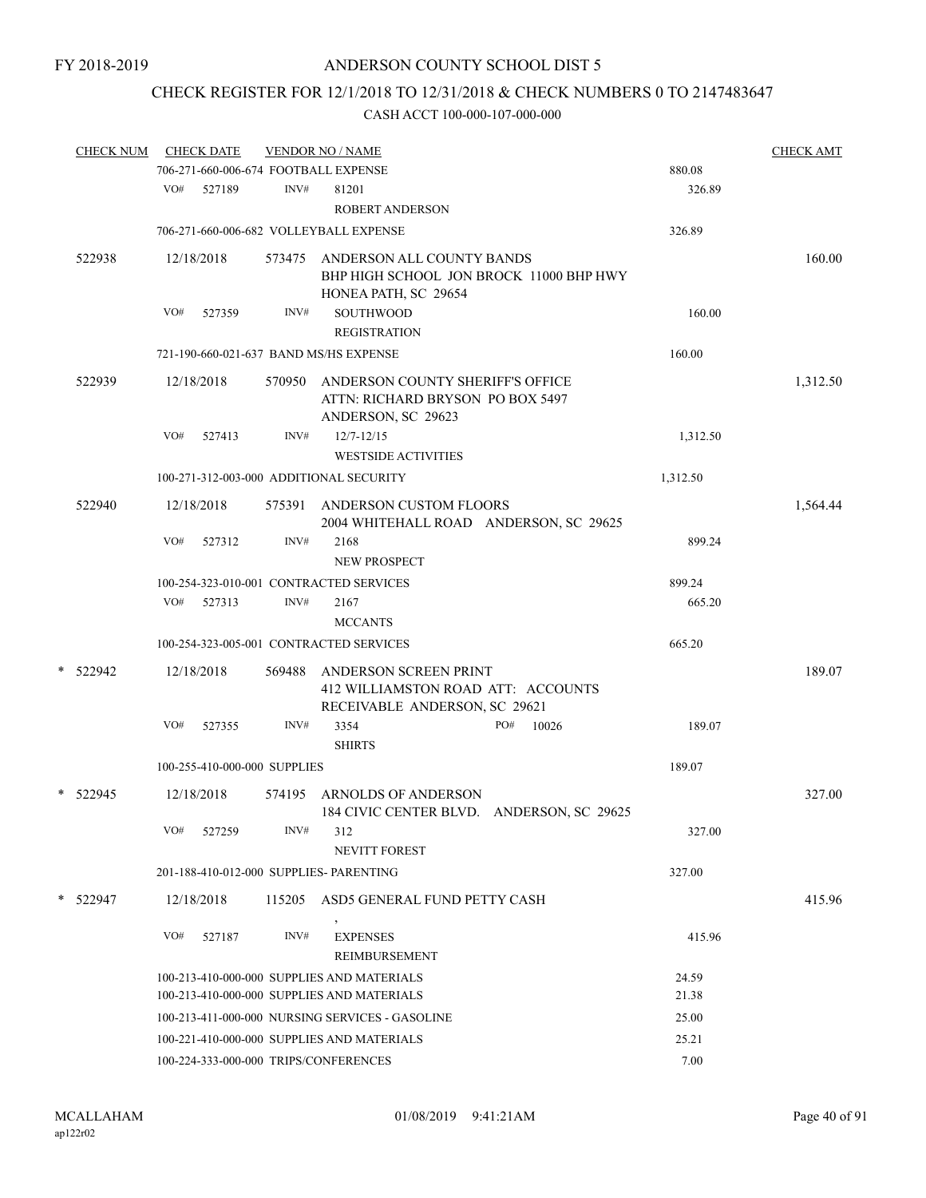FY 2018-2019

# ANDERSON COUNTY SCHOOL DIST 5

## CHECK REGISTER FOR 12/1/2018 TO 12/31/2018 & CHECK NUMBERS 0 TO 2147483647

### CASH ACCT 100-000-107-000-000

| CHECK NUM | CHECK DATE | VENDOR NO / NAME | | CHECK AMT |
|---|---|---|---|---|
| | 706-271-660-006-674 FOOTBALL EXPENSE | | 880.08 | |
| | VO# 527189 | INV# 81201 ROBERT ANDERSON | 326.89 | |
| | 706-271-660-006-682 VOLLEYBALL EXPENSE | | 326.89 | |
| 522938 | 12/18/2018 | 573475 ANDERSON ALL COUNTY BANDS BHP HIGH SCHOOL JON BROCK 11000 BHP HWY HONEA PATH, SC 29654 | | 160.00 |
| | VO# 527359 | INV# SOUTHWOOD REGISTRATION | 160.00 | |
| | 721-190-660-021-637 BAND MS/HS EXPENSE | | 160.00 | |
| 522939 | 12/18/2018 | 570950 ANDERSON COUNTY SHERIFF'S OFFICE ATTN: RICHARD BRYSON PO BOX 5497 ANDERSON, SC 29623 | | 1,312.50 |
| | VO# 527413 | INV# 12/7-12/15 WESTSIDE ACTIVITIES | 1,312.50 | |
| | 100-271-312-003-000 ADDITIONAL SECURITY | | 1,312.50 | |
| 522940 | 12/18/2018 | 575391 ANDERSON CUSTOM FLOORS 2004 WHITEHALL ROAD ANDERSON, SC 29625 | | 1,564.44 |
| | VO# 527312 | INV# 2168 NEW PROSPECT | 899.24 | |
| | 100-254-323-010-001 CONTRACTED SERVICES | | 899.24 | |
| | VO# 527313 | INV# 2167 MCCANTS | 665.20 | |
| | 100-254-323-005-001 CONTRACTED SERVICES | | 665.20 | |
| * 522942 | 12/18/2018 | 569488 ANDERSON SCREEN PRINT 412 WILLIAMSTON ROAD ATT: ACCOUNTS RECEIVABLE ANDERSON, SC 29621 | | 189.07 |
| | VO# 527355 | INV# 3354 PO# 10026 SHIRTS | 189.07 | |
| | 100-255-410-000-000 SUPPLIES | | 189.07 | |
| * 522945 | 12/18/2018 | 574195 ARNOLDS OF ANDERSON 184 CIVIC CENTER BLVD. ANDERSON, SC 29625 | | 327.00 |
| | VO# 527259 | INV# 312 NEVITT FOREST | 327.00 | |
| | 201-188-410-012-000 SUPPLIES- PARENTING | | 327.00 | |
| * 522947 | 12/18/2018 | 115205 ASD5 GENERAL FUND PETTY CASH , | | 415.96 |
| | VO# 527187 | INV# EXPENSES REIMBURSEMENT | 415.96 | |
| | 100-213-410-000-000 SUPPLIES AND MATERIALS | | 24.59 | |
| | 100-213-410-000-000 SUPPLIES AND MATERIALS | | 21.38 | |
| | 100-213-411-000-000 NURSING SERVICES - GASOLINE | | 25.00 | |
| | 100-221-410-000-000 SUPPLIES AND MATERIALS | | 25.21 | |
| | 100-224-333-000-000 TRIPS/CONFERENCES | | 7.00 | |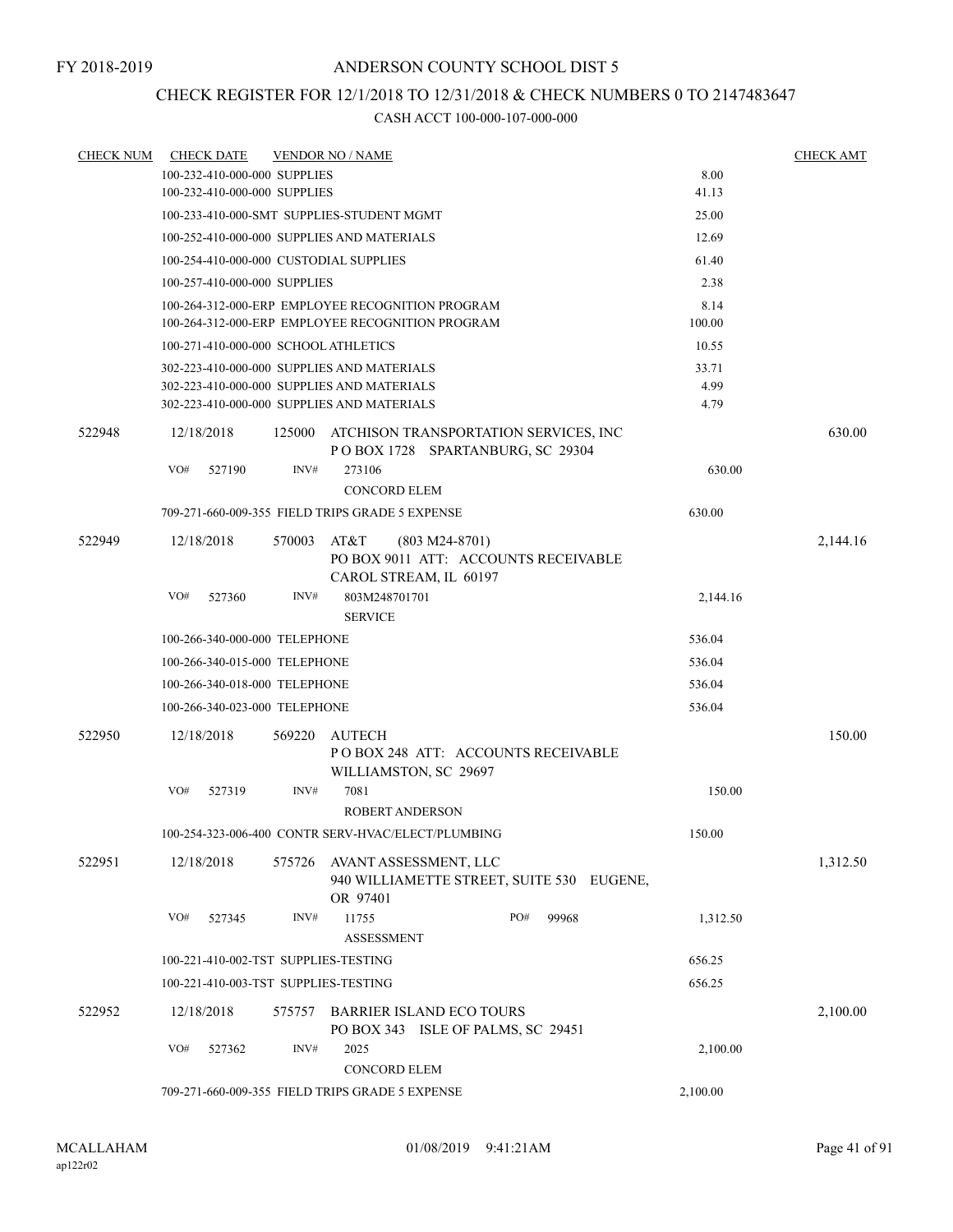FY 2018-2019

# ANDERSON COUNTY SCHOOL DIST 5

## CHECK REGISTER FOR 12/1/2018 TO 12/31/2018 & CHECK NUMBERS 0 TO 2147483647

### CASH ACCT 100-000-107-000-000

| CHECK NUM | CHECK DATE | VENDOR NO / NAME | | CHECK AMT |
|---|---|---|---|---|
| | 100-232-410-000-000 SUPPLIES | | 8.00 | |
| | 100-232-410-000-000 SUPPLIES | | 41.13 | |
| | 100-233-410-000-SMT SUPPLIES-STUDENT MGMT | | 25.00 | |
| | 100-252-410-000-000 SUPPLIES AND MATERIALS | | 12.69 | |
| | 100-254-410-000-000 CUSTODIAL SUPPLIES | | 61.40 | |
| | 100-257-410-000-000 SUPPLIES | | 2.38 | |
| | 100-264-312-000-ERP EMPLOYEE RECOGNITION PROGRAM | | 8.14 | |
| | 100-264-312-000-ERP EMPLOYEE RECOGNITION PROGRAM | | 100.00 | |
| | 100-271-410-000-000 SCHOOL ATHLETICS | | 10.55 | |
| | 302-223-410-000-000 SUPPLIES AND MATERIALS | | 33.71 | |
| | 302-223-410-000-000 SUPPLIES AND MATERIALS | | 4.99 | |
| | 302-223-410-000-000 SUPPLIES AND MATERIALS | | 4.79 | |
| 522948 | 12/18/2018 | 125000 ATCHISON TRANSPORTATION SERVICES, INC<br>P O BOX 1728 SPARTANBURG, SC 29304 | | 630.00 |
| | VO# 527190 | INV# 273106<br>CONCORD ELEM | 630.00 | |
| | 709-271-660-009-355 FIELD TRIPS GRADE 5 EXPENSE | | 630.00 | |
| 522949 | 12/18/2018 | 570003 AT&T (803 M24-8701)<br>PO BOX 9011 ATT: ACCOUNTS RECEIVABLE<br>CAROL STREAM, IL 60197 | | 2,144.16 |
| | VO# 527360 | INV# 803M248701701<br>SERVICE | 2,144.16 | |
| | 100-266-340-000-000 TELEPHONE | | 536.04 | |
| | 100-266-340-015-000 TELEPHONE | | 536.04 | |
| | 100-266-340-018-000 TELEPHONE | | 536.04 | |
| | 100-266-340-023-000 TELEPHONE | | 536.04 | |
| 522950 | 12/18/2018 | 569220 AUTECH<br>P O BOX 248 ATT: ACCOUNTS RECEIVABLE<br>WILLIAMSTON, SC 29697 | | 150.00 |
| | VO# 527319 | INV# 7081<br>ROBERT ANDERSON | 150.00 | |
| | 100-254-323-006-400 CONTR SERV-HVAC/ELECT/PLUMBING | | 150.00 | |
| 522951 | 12/18/2018 | 575726 AVANT ASSESSMENT, LLC<br>940 WILLIAMETTE STREET, SUITE 530 EUGENE, OR 97401 | | 1,312.50 |
| | VO# 527345 | INV# 11755 PO# 99968<br>ASSESSMENT | 1,312.50 | |
| | 100-221-410-002-TST SUPPLIES-TESTING | | 656.25 | |
| | 100-221-410-003-TST SUPPLIES-TESTING | | 656.25 | |
| 522952 | 12/18/2018 | 575757 BARRIER ISLAND ECO TOURS<br>PO BOX 343 ISLE OF PALMS, SC 29451 | | 2,100.00 |
| | VO# 527362 | INV# 2025<br>CONCORD ELEM | 2,100.00 | |
| | 709-271-660-009-355 FIELD TRIPS GRADE 5 EXPENSE | | 2,100.00 | |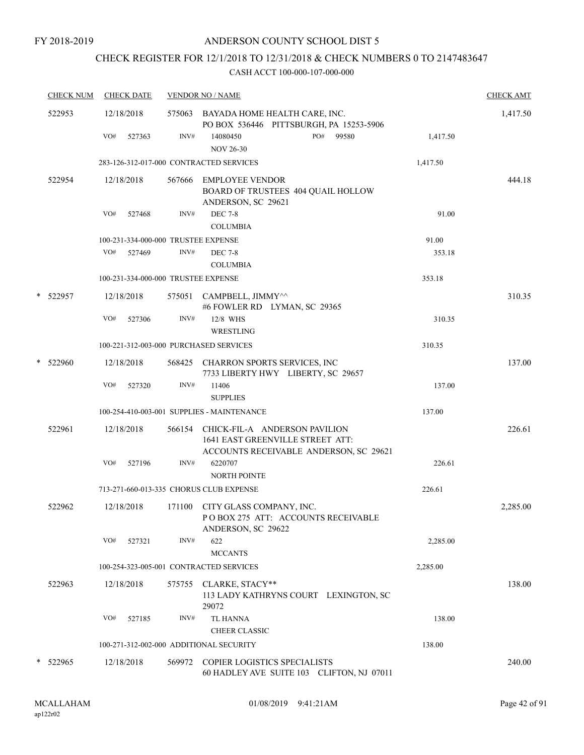FY 2018-2019

# ANDERSON COUNTY SCHOOL DIST 5

## CHECK REGISTER FOR 12/1/2018 TO 12/31/2018 & CHECK NUMBERS 0 TO 2147483647

CASH ACCT 100-000-107-000-000

| CHECK NUM | CHECK DATE | VENDOR NO / NAME | | CHECK AMT |
|---|---|---|---|---|
| 522953 | 12/18/2018 | 575063 BAYADA HOME HEALTH CARE, INC. PO BOX 536446 PITTSBURGH, PA 15253-5906 | | 1,417.50 |
| | VO# 527363 | INV# 14080450 PO# 99580 NOV 26-30 | 1,417.50 | |
| | | 283-126-312-017-000 CONTRACTED SERVICES | 1,417.50 | |
| 522954 | 12/18/2018 | 567666 EMPLOYEE VENDOR BOARD OF TRUSTEES 404 QUAIL HOLLOW ANDERSON, SC 29621 | | 444.18 |
| | VO# 527468 | INV# DEC 7-8 COLUMBIA | 91.00 | |
| | | 100-231-334-000-000 TRUSTEE EXPENSE | 91.00 | |
| | VO# 527469 | INV# DEC 7-8 COLUMBIA | 353.18 | |
| | | 100-231-334-000-000 TRUSTEE EXPENSE | 353.18 | |
| * 522957 | 12/18/2018 | 575051 CAMPBELL, JIMMY^^ #6 FOWLER RD LYMAN, SC 29365 | | 310.35 |
| | VO# 527306 | INV# 12/8 WHS WRESTLING | 310.35 | |
| | | 100-221-312-003-000 PURCHASED SERVICES | 310.35 | |
| * 522960 | 12/18/2018 | 568425 CHARRON SPORTS SERVICES, INC 7733 LIBERTY HWY LIBERTY, SC 29657 | | 137.00 |
| | VO# 527320 | INV# 11406 SUPPLIES | 137.00 | |
| | | 100-254-410-003-001 SUPPLIES - MAINTENANCE | 137.00 | |
| 522961 | 12/18/2018 | 566154 CHICK-FIL-A ANDERSON PAVILION 1641 EAST GREENVILLE STREET ATT: ACCOUNTS RECEIVABLE ANDERSON, SC 29621 | | 226.61 |
| | VO# 527196 | INV# 6220707 NORTH POINTE | 226.61 | |
| | | 713-271-660-013-335 CHORUS CLUB EXPENSE | 226.61 | |
| 522962 | 12/18/2018 | 171100 CITY GLASS COMPANY, INC. P O BOX 275 ATT: ACCOUNTS RECEIVABLE ANDERSON, SC 29622 | | 2,285.00 |
| | VO# 527321 | INV# 622 MCCANTS | 2,285.00 | |
| | | 100-254-323-005-001 CONTRACTED SERVICES | 2,285.00 | |
| 522963 | 12/18/2018 | 575755 CLARKE, STACY** 113 LADY KATHRYNS COURT LEXINGTON, SC 29072 | | 138.00 |
| | VO# 527185 | INV# TL HANNA CHEER CLASSIC | 138.00 | |
| | | 100-271-312-002-000 ADDITIONAL SECURITY | 138.00 | |
| * 522965 | 12/18/2018 | 569972 COPIER LOGISTICS SPECIALISTS 60 HADLEY AVE SUITE 103 CLIFTON, NJ 07011 | | 240.00 |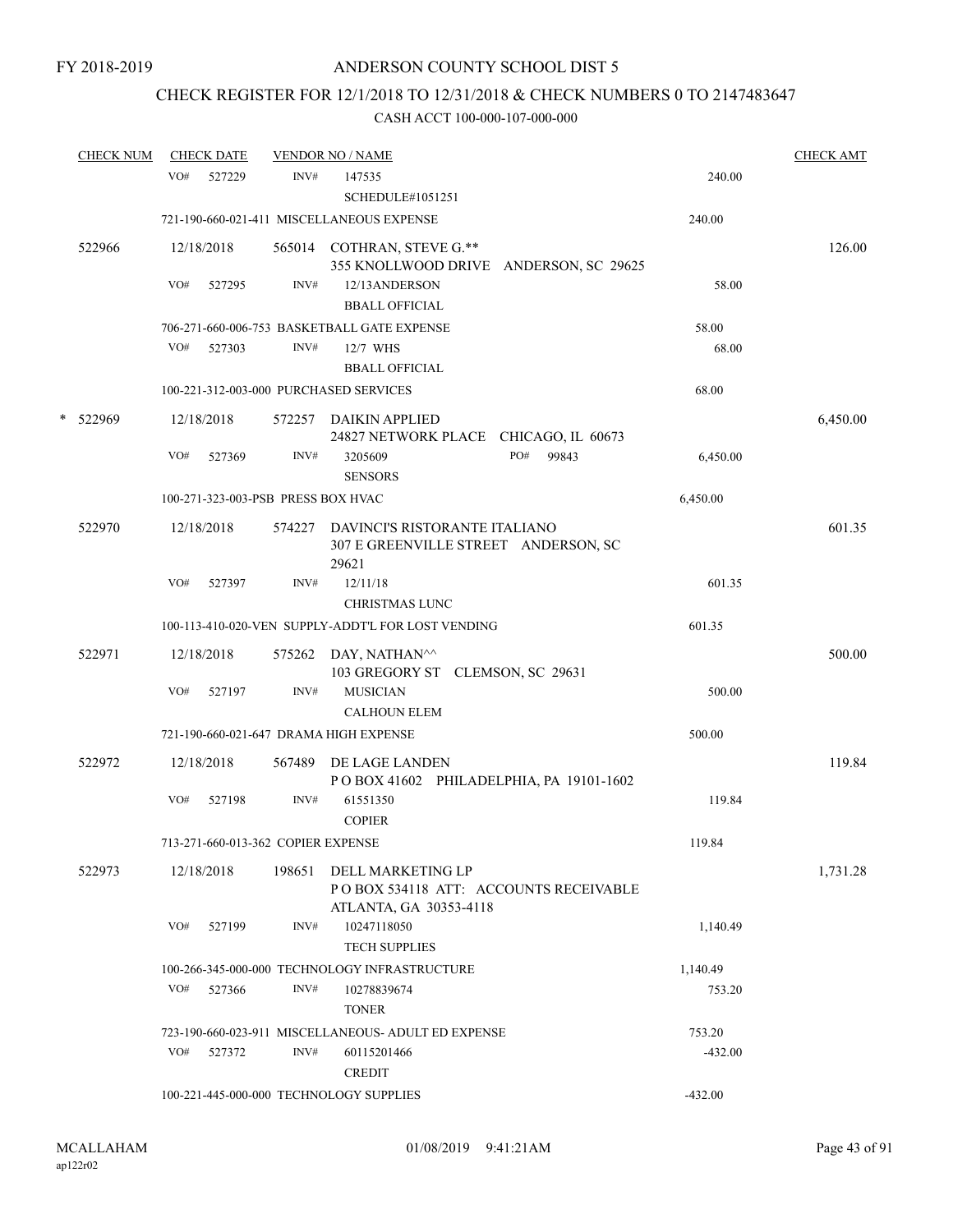FY 2018-2019

# ANDERSON COUNTY SCHOOL DIST 5

## CHECK REGISTER FOR 12/1/2018 TO 12/31/2018 & CHECK NUMBERS 0 TO 2147483647

### CASH ACCT 100-000-107-000-000

| CHECK NUM | CHECK DATE | VENDOR NO / NAME | | CHECK AMT |
|---|---|---|---|---|
| | VO# 527229 | INV# 147535 SCHEDULE#1051251 | 240.00 | |
| | | 721-190-660-021-411 MISCELLANEOUS EXPENSE | 240.00 | |
| 522966 | 12/18/2018 | 565014 COTHRAN, STEVE G.** 355 KNOLLWOOD DRIVE ANDERSON, SC 29625 | | 126.00 |
| | VO# 527295 | INV# 12/13ANDERSON BBALL OFFICIAL | 58.00 | |
| | | 706-271-660-006-753 BASKETBALL GATE EXPENSE | 58.00 | |
| | VO# 527303 | INV# 12/7 WHS BBALL OFFICIAL | 68.00 | |
| | | 100-221-312-003-000 PURCHASED SERVICES | 68.00 | |
| * 522969 | 12/18/2018 | 572257 DAIKIN APPLIED 24827 NETWORK PLACE CHICAGO, IL 60673 | | 6,450.00 |
| | VO# 527369 | INV# 3205609 PO# 99843 SENSORS | 6,450.00 | |
| | | 100-271-323-003-PSB PRESS BOX HVAC | 6,450.00 | |
| 522970 | 12/18/2018 | 574227 DAVINCI'S RISTORANTE ITALIANO 307 E GREENVILLE STREET ANDERSON, SC 29621 | | 601.35 |
| | VO# 527397 | INV# 12/11/18 CHRISTMAS LUNC | 601.35 | |
| | | 100-113-410-020-VEN SUPPLY-ADDT'L FOR LOST VENDING | 601.35 | |
| 522971 | 12/18/2018 | 575262 DAY, NATHAN^^ 103 GREGORY ST CLEMSON, SC 29631 | | 500.00 |
| | VO# 527197 | INV# MUSICIAN CALHOUN ELEM | 500.00 | |
| | | 721-190-660-021-647 DRAMA HIGH EXPENSE | 500.00 | |
| 522972 | 12/18/2018 | 567489 DE LAGE LANDEN P O BOX 41602 PHILADELPHIA, PA 19101-1602 | | 119.84 |
| | VO# 527198 | INV# 61551350 COPIER | 119.84 | |
| | | 713-271-660-013-362 COPIER EXPENSE | 119.84 | |
| 522973 | 12/18/2018 | 198651 DELL MARKETING LP P O BOX 534118 ATT: ACCOUNTS RECEIVABLE ATLANTA, GA 30353-4118 | | 1,731.28 |
| | VO# 527199 | INV# 10247118050 TECH SUPPLIES | 1,140.49 | |
| | | 100-266-345-000-000 TECHNOLOGY INFRASTRUCTURE | 1,140.49 | |
| | VO# 527366 | INV# 10278839674 TONER | 753.20 | |
| | | 723-190-660-023-911 MISCELLANEOUS- ADULT ED EXPENSE | 753.20 | |
| | VO# 527372 | INV# 60115201466 CREDIT | -432.00 | |
| | | 100-221-445-000-000 TECHNOLOGY SUPPLIES | -432.00 | |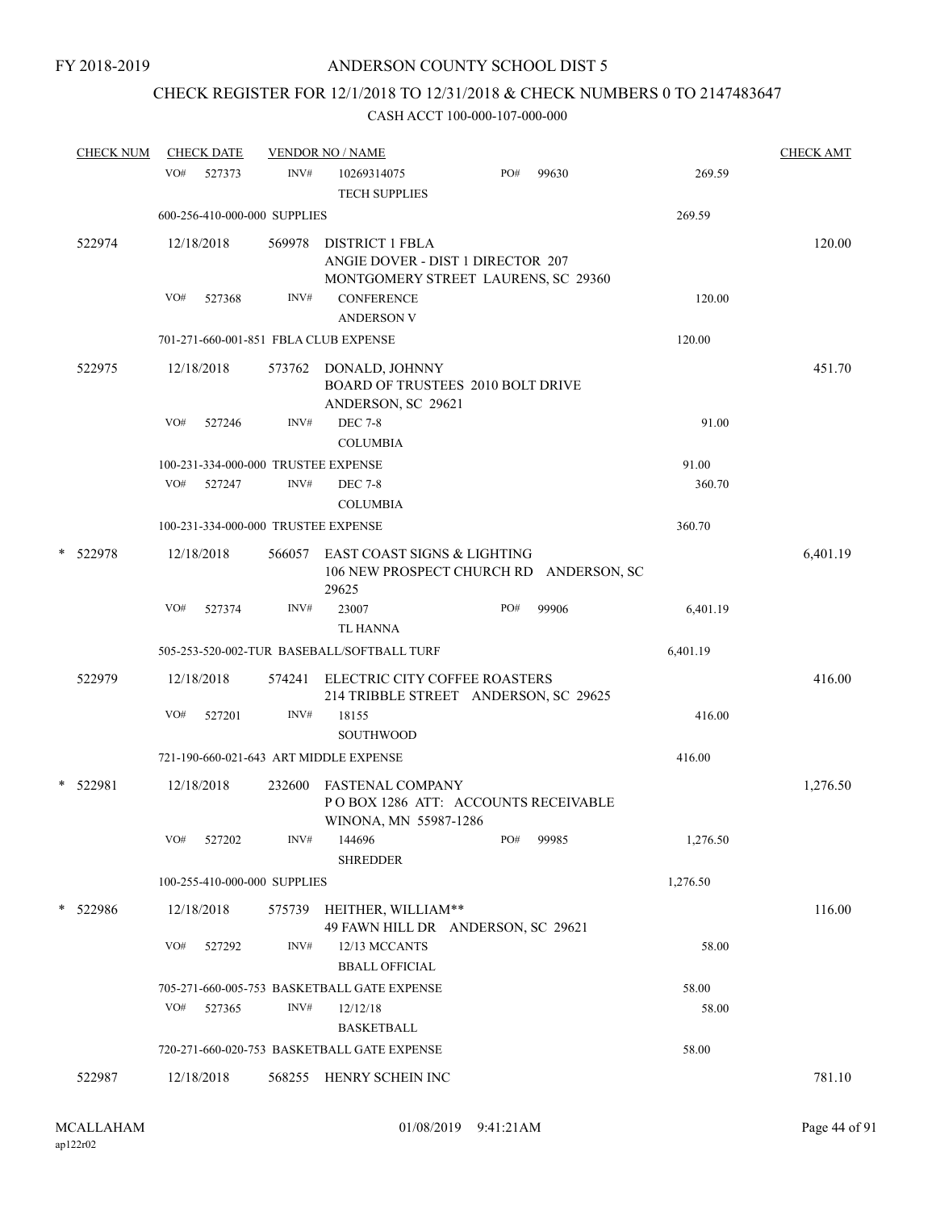FY 2018-2019

# ANDERSON COUNTY SCHOOL DIST 5

## CHECK REGISTER FOR 12/1/2018 TO 12/31/2018 & CHECK NUMBERS 0 TO 2147483647

CASH ACCT 100-000-107-000-000

| CHECK NUM | CHECK DATE | VENDOR NO / NAME | | | CHECK AMT |
|---|---|---|---|---|---|
| | VO# 527373 | INV# 10269314075 TECH SUPPLIES | PO# 99630 | 269.59 | |
| | 600-256-410-000-000 SUPPLIES | | | 269.59 | |
| 522974 | 12/18/2018 | 569978 DISTRICT 1 FBLA ANGIE DOVER - DIST 1 DIRECTOR 207 MONTGOMERY STREET LAURENS, SC 29360 | | | 120.00 |
| | VO# 527368 | INV# CONFERENCE ANDERSON V | | 120.00 | |
| | 701-271-660-001-851 FBLA CLUB EXPENSE | | | 120.00 | |
| 522975 | 12/18/2018 | 573762 DONALD, JOHNNY BOARD OF TRUSTEES 2010 BOLT DRIVE ANDERSON, SC 29621 | | | 451.70 |
| | VO# 527246 | INV# DEC 7-8 COLUMBIA | | 91.00 | |
| | 100-231-334-000-000 TRUSTEE EXPENSE | | | 91.00 | |
| | VO# 527247 | INV# DEC 7-8 COLUMBIA | | 360.70 | |
| | 100-231-334-000-000 TRUSTEE EXPENSE | | | 360.70 | |
| * 522978 | 12/18/2018 | 566057 EAST COAST SIGNS & LIGHTING 106 NEW PROSPECT CHURCH RD ANDERSON, SC 29625 | | | 6,401.19 |
| | VO# 527374 | INV# 23007 TL HANNA | PO# 99906 | 6,401.19 | |
| | 505-253-520-002-TUR BASEBALL/SOFTBALL TURF | | | 6,401.19 | |
| 522979 | 12/18/2018 | 574241 ELECTRIC CITY COFFEE ROASTERS 214 TRIBBLE STREET ANDERSON, SC 29625 | | | 416.00 |
| | VO# 527201 | INV# 18155 SOUTHWOOD | | 416.00 | |
| | 721-190-660-021-643 ART MIDDLE EXPENSE | | | 416.00 | |
| * 522981 | 12/18/2018 | 232600 FASTENAL COMPANY P O BOX 1286 ATT: ACCOUNTS RECEIVABLE WINONA, MN 55987-1286 | | | 1,276.50 |
| | VO# 527202 | INV# 144696 SHREDDER | PO# 99985 | 1,276.50 | |
| | 100-255-410-000-000 SUPPLIES | | | 1,276.50 | |
| * 522986 | 12/18/2018 | 575739 HEITHER, WILLIAM** 49 FAWN HILL DR ANDERSON, SC 29621 | | | 116.00 |
| | VO# 527292 | INV# 12/13 MCCANTS BBALL OFFICIAL | | 58.00 | |
| | 705-271-660-005-753 BASKETBALL GATE EXPENSE | | | 58.00 | |
| | VO# 527365 | INV# 12/12/18 BASKETBALL | | 58.00 | |
| | 720-271-660-020-753 BASKETBALL GATE EXPENSE | | | 58.00 | |
| 522987 | 12/18/2018 | 568255 HENRY SCHEIN INC | | | 781.10 |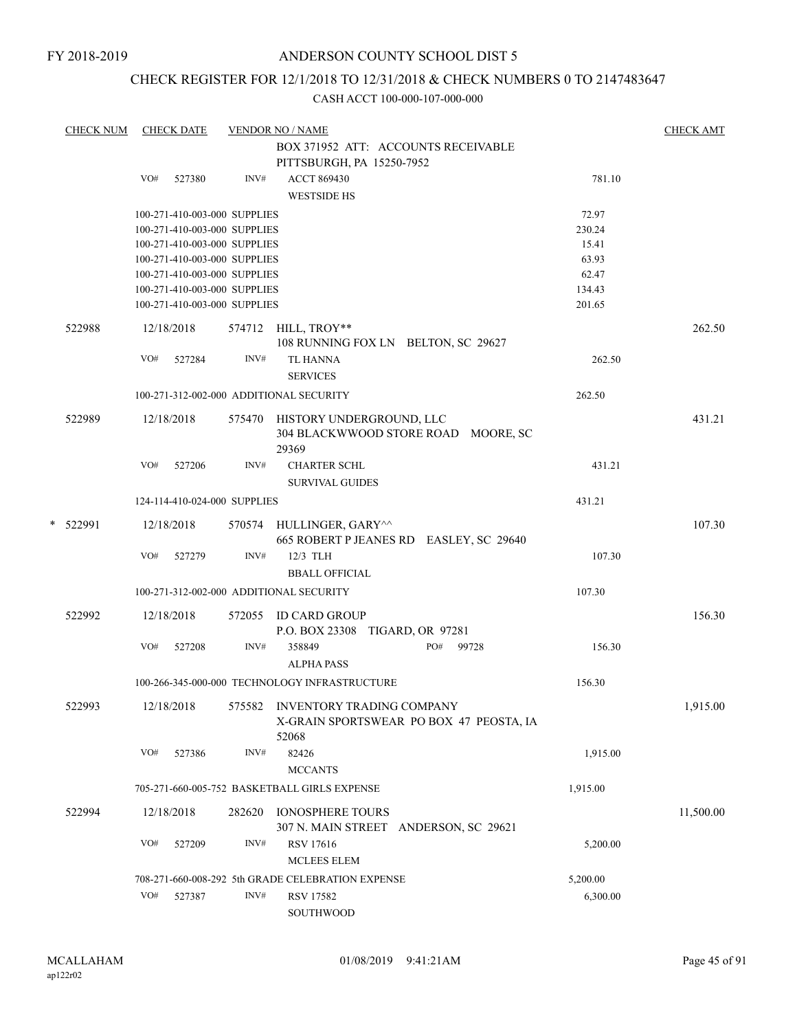FY 2018-2019

# ANDERSON COUNTY SCHOOL DIST 5

## CHECK REGISTER FOR 12/1/2018 TO 12/31/2018 & CHECK NUMBERS 0 TO 2147483647

CASH ACCT 100-000-107-000-000

| CHECK NUM | CHECK DATE | VENDOR NO / NAME | | CHECK AMT |
|---|---|---|---|---|
| | | BOX 371952 ATT: ACCOUNTS RECEIVABLE PITTSBURGH, PA 15250-7952 | | |
| | VO# 527380 | INV# ACCT 869430 WESTSIDE HS | 781.10 | |
| | | 100-271-410-003-000 SUPPLIES | 72.97 | |
| | | 100-271-410-003-000 SUPPLIES | 230.24 | |
| | | 100-271-410-003-000 SUPPLIES | 15.41 | |
| | | 100-271-410-003-000 SUPPLIES | 63.93 | |
| | | 100-271-410-003-000 SUPPLIES | 62.47 | |
| | | 100-271-410-003-000 SUPPLIES | 134.43 | |
| | | 100-271-410-003-000 SUPPLIES | 201.65 | |
| 522988 | 12/18/2018 | 574712 HILL, TROY** 108 RUNNING FOX LN BELTON, SC 29627 | | 262.50 |
| | VO# 527284 | INV# TL HANNA SERVICES | 262.50 | |
| | | 100-271-312-002-000 ADDITIONAL SECURITY | 262.50 | |
| 522989 | 12/18/2018 | 575470 HISTORY UNDERGROUND, LLC 304 BLACKWWOOD STORE ROAD MOORE, SC 29369 | | 431.21 |
| | VO# 527206 | INV# CHARTER SCHL SURVIVAL GUIDES | 431.21 | |
| | | 124-114-410-024-000 SUPPLIES | 431.21 | |
| * 522991 | 12/18/2018 | 570574 HULLINGER, GARY^^ 665 ROBERT P JEANES RD EASLEY, SC 29640 | | 107.30 |
| | VO# 527279 | INV# 12/3 TLH BBALL OFFICIAL | 107.30 | |
| | | 100-271-312-002-000 ADDITIONAL SECURITY | 107.30 | |
| 522992 | 12/18/2018 | 572055 ID CARD GROUP P.O. BOX 23308 TIGARD, OR 97281 | | 156.30 |
| | VO# 527208 | INV# 358849 PO# 99728 ALPHA PASS | 156.30 | |
| | | 100-266-345-000-000 TECHNOLOGY INFRASTRUCTURE | 156.30 | |
| 522993 | 12/18/2018 | 575582 INVENTORY TRADING COMPANY X-GRAIN SPORTSWEAR PO BOX 47 PEOSTA, IA 52068 | | 1,915.00 |
| | VO# 527386 | INV# 82426 MCCANTS | 1,915.00 | |
| | | 705-271-660-005-752 BASKETBALL GIRLS EXPENSE | 1,915.00 | |
| 522994 | 12/18/2018 | 282620 IONOSPHERE TOURS 307 N. MAIN STREET ANDERSON, SC 29621 | | 11,500.00 |
| | VO# 527209 | INV# RSV 17616 MCLEES ELEM | 5,200.00 | |
| | | 708-271-660-008-292 5th GRADE CELEBRATION EXPENSE | 5,200.00 | |
| | VO# 527387 | INV# RSV 17582 SOUTHWOOD | 6,300.00 | |

MCALLAHAM ap122r02 01/08/2019 9:41:21AM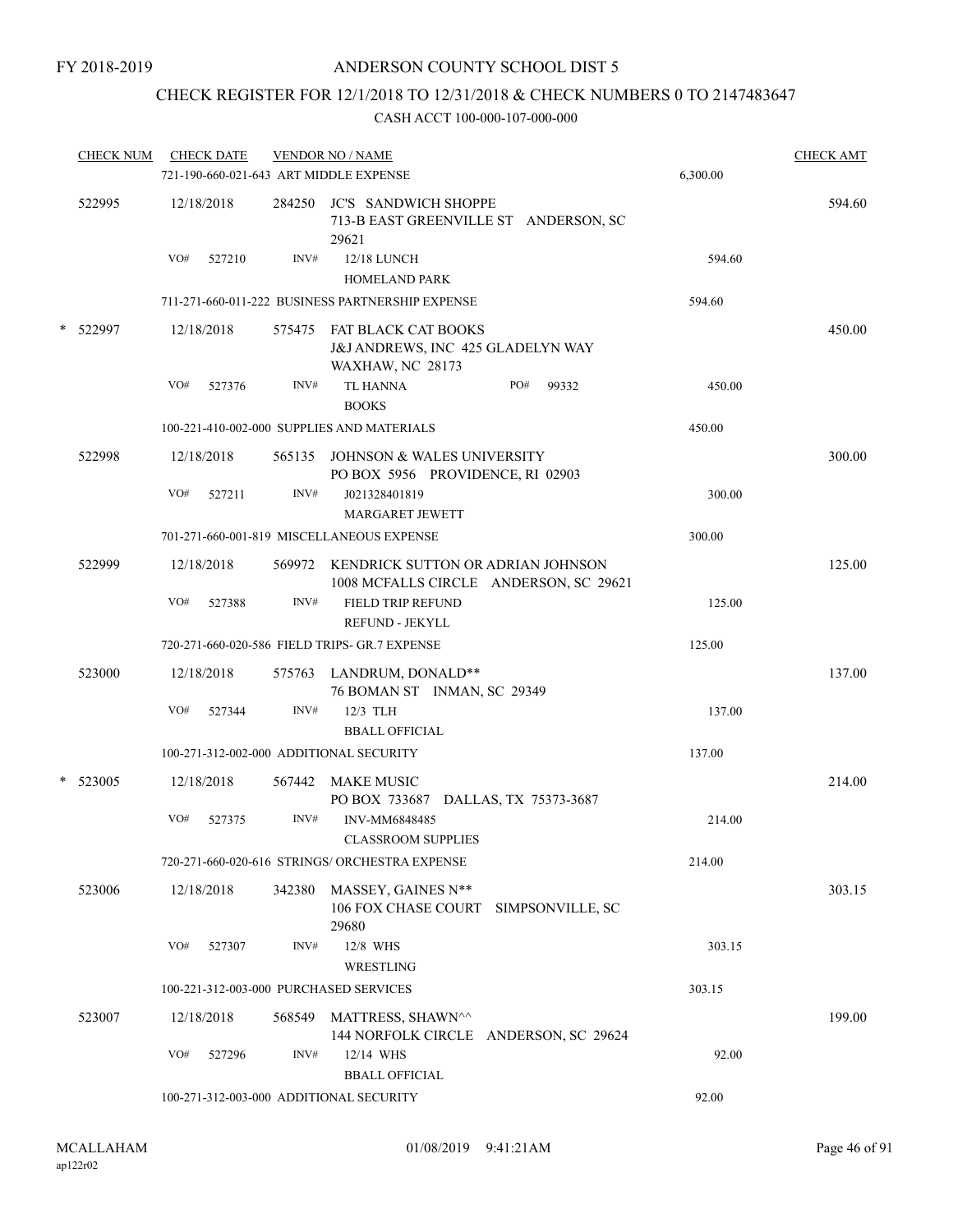FY 2018-2019

# ANDERSON COUNTY SCHOOL DIST 5

## CHECK REGISTER FOR 12/1/2018 TO 12/31/2018 & CHECK NUMBERS 0 TO 2147483647

### CASH ACCT 100-000-107-000-000

| CHECK NUM | CHECK DATE | VENDOR NO / NAME | | CHECK AMT |
|---|---|---|---|---|
| | 721-190-660-021-643 ART MIDDLE EXPENSE | | 6,300.00 | |
| 522995 | 12/18/2018 | 284250 JC'S SANDWICH SHOPPE<br>713-B EAST GREENVILLE ST ANDERSON, SC 29621 | | 594.60 |
| | VO# 527210 | INV# 12/18 LUNCH<br>HOMELAND PARK | 594.60 | |
| | 711-271-660-011-222 BUSINESS PARTNERSHIP EXPENSE | | 594.60 | |
| * 522997 | 12/18/2018 | 575475 FAT BLACK CAT BOOKS<br>J&J ANDREWS, INC 425 GLADELYN WAY<br>WAXHAW, NC 28173 | | 450.00 |
| | VO# 527376 | INV# TL HANNA PO# 99332<br>BOOKS | 450.00 | |
| | 100-221-410-002-000 SUPPLIES AND MATERIALS | | 450.00 | |
| 522998 | 12/18/2018 | 565135 JOHNSON & WALES UNIVERSITY<br>PO BOX 5956 PROVIDENCE, RI 02903 | | 300.00 |
| | VO# 527211 | INV# J021328401819<br>MARGARET JEWETT | 300.00 | |
| | 701-271-660-001-819 MISCELLANEOUS EXPENSE | | 300.00 | |
| 522999 | 12/18/2018 | 569972 KENDRICK SUTTON OR ADRIAN JOHNSON<br>1008 MCFALLS CIRCLE ANDERSON, SC 29621 | | 125.00 |
| | VO# 527388 | INV# FIELD TRIP REFUND<br>REFUND - JEKYLL | 125.00 | |
| | 720-271-660-020-586 FIELD TRIPS- GR.7 EXPENSE | | 125.00 | |
| 523000 | 12/18/2018 | 575763 LANDRUM, DONALD**<br>76 BOMAN ST INMAN, SC 29349 | | 137.00 |
| | VO# 527344 | INV# 12/3 TLH<br>BBALL OFFICIAL | 137.00 | |
| | 100-271-312-002-000 ADDITIONAL SECURITY | | 137.00 | |
| * 523005 | 12/18/2018 | 567442 MAKE MUSIC<br>PO BOX 733687 DALLAS, TX 75373-3687 | | 214.00 |
| | VO# 527375 | INV# INV-MM6848485<br>CLASSROOM SUPPLIES | 214.00 | |
| | 720-271-660-020-616 STRINGS/ ORCHESTRA EXPENSE | | 214.00 | |
| 523006 | 12/18/2018 | 342380 MASSEY, GAINES N**<br>106 FOX CHASE COURT SIMPSONVILLE, SC 29680 | | 303.15 |
| | VO# 527307 | INV# 12/8 WHS<br>WRESTLING | 303.15 | |
| | 100-221-312-003-000 PURCHASED SERVICES | | 303.15 | |
| 523007 | 12/18/2018 | 568549 MATTRESS, SHAWN^^<br>144 NORFOLK CIRCLE ANDERSON, SC 29624 | | 199.00 |
| | VO# 527296 | INV# 12/14 WHS<br>BBALL OFFICIAL | 92.00 | |
| | 100-271-312-003-000 ADDITIONAL SECURITY | | 92.00 | |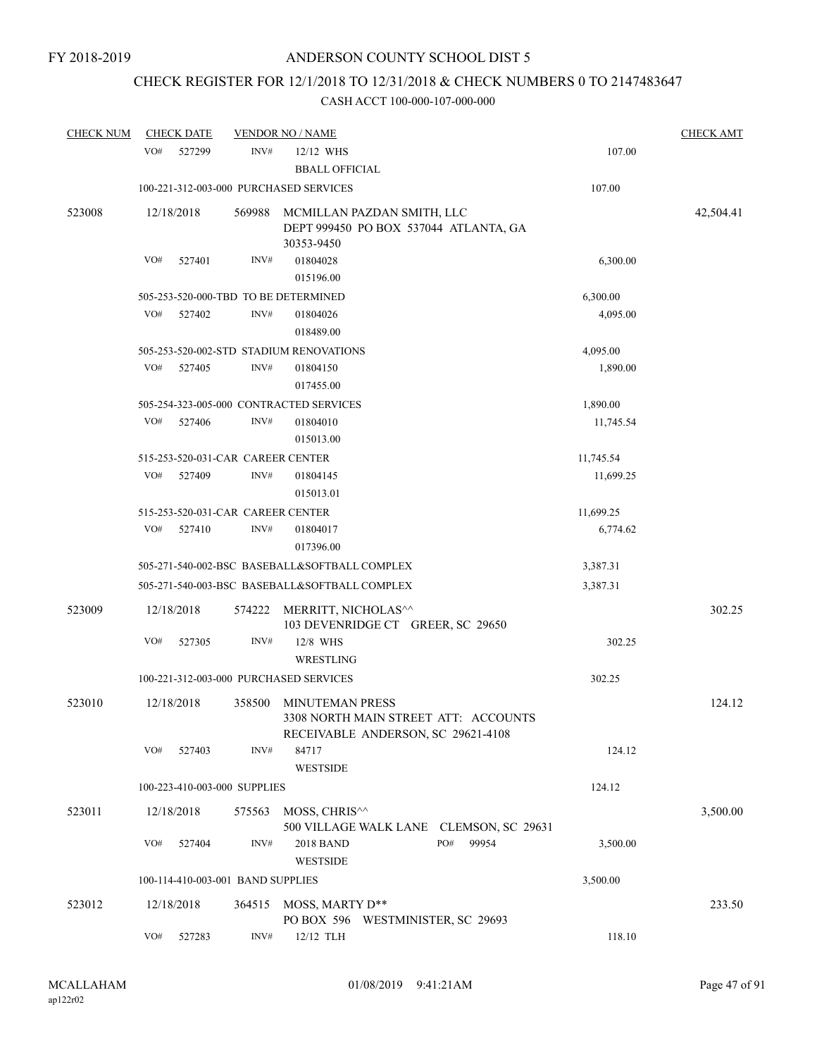FY 2018-2019

# ANDERSON COUNTY SCHOOL DIST 5

## CHECK REGISTER FOR 12/1/2018 TO 12/31/2018 & CHECK NUMBERS 0 TO 2147483647

### CASH ACCT 100-000-107-000-000

| CHECK NUM | CHECK DATE | VENDOR NO / NAME | | CHECK AMT |
|---|---|---|---|---|
| | VO# 527299 | INV# 12/12 WHS BBALL OFFICIAL | 107.00 | |
| | 100-221-312-003-000 PURCHASED SERVICES | | 107.00 | |
| 523008 | 12/18/2018 | 569988 MCMILLAN PAZDAN SMITH, LLC DEPT 999450 PO BOX 537044 ATLANTA, GA 30353-9450 | | 42,504.41 |
| | VO# 527401 | INV# 01804028 015196.00 | 6,300.00 | |
| | 505-253-520-000-TBD TO BE DETERMINED | | 6,300.00 | |
| | VO# 527402 | INV# 01804026 018489.00 | 4,095.00 | |
| | 505-253-520-002-STD STADIUM RENOVATIONS | | 4,095.00 | |
| | VO# 527405 | INV# 01804150 017455.00 | 1,890.00 | |
| | 505-254-323-005-000 CONTRACTED SERVICES | | 1,890.00 | |
| | VO# 527406 | INV# 01804010 015013.00 | 11,745.54 | |
| | 515-253-520-031-CAR CAREER CENTER | | 11,745.54 | |
| | VO# 527409 | INV# 01804145 015013.01 | 11,699.25 | |
| | 515-253-520-031-CAR CAREER CENTER | | 11,699.25 | |
| | VO# 527410 | INV# 01804017 017396.00 | 6,774.62 | |
| | 505-271-540-002-BSC BASEBALL&SOFTBALL COMPLEX | | 3,387.31 | |
| | 505-271-540-003-BSC BASEBALL&SOFTBALL COMPLEX | | 3,387.31 | |
| 523009 | 12/18/2018 | 574222 MERRITT, NICHOLAS^^ 103 DEVENRIDGE CT GREER, SC 29650 | | 302.25 |
| | VO# 527305 | INV# 12/8 WHS WRESTLING | 302.25 | |
| | 100-221-312-003-000 PURCHASED SERVICES | | 302.25 | |
| 523010 | 12/18/2018 | 358500 MINUTEMAN PRESS 3308 NORTH MAIN STREET ATT: ACCOUNTS RECEIVABLE ANDERSON, SC 29621-4108 | | 124.12 |
| | VO# 527403 | INV# 84717 WESTSIDE | 124.12 | |
| | 100-223-410-003-000 SUPPLIES | | 124.12 | |
| 523011 | 12/18/2018 | 575563 MOSS, CHRIS^^ 500 VILLAGE WALK LANE CLEMSON, SC 29631 | | 3,500.00 |
| | VO# 527404 | INV# 2018 BAND WESTSIDE PO# 99954 | 3,500.00 | |
| | 100-114-410-003-001 BAND SUPPLIES | | 3,500.00 | |
| 523012 | 12/18/2018 | 364515 MOSS, MARTY D** PO BOX 596 WESTMINISTER, SC 29693 | | 233.50 |
| | VO# 527283 | INV# 12/12 TLH | 118.10 | |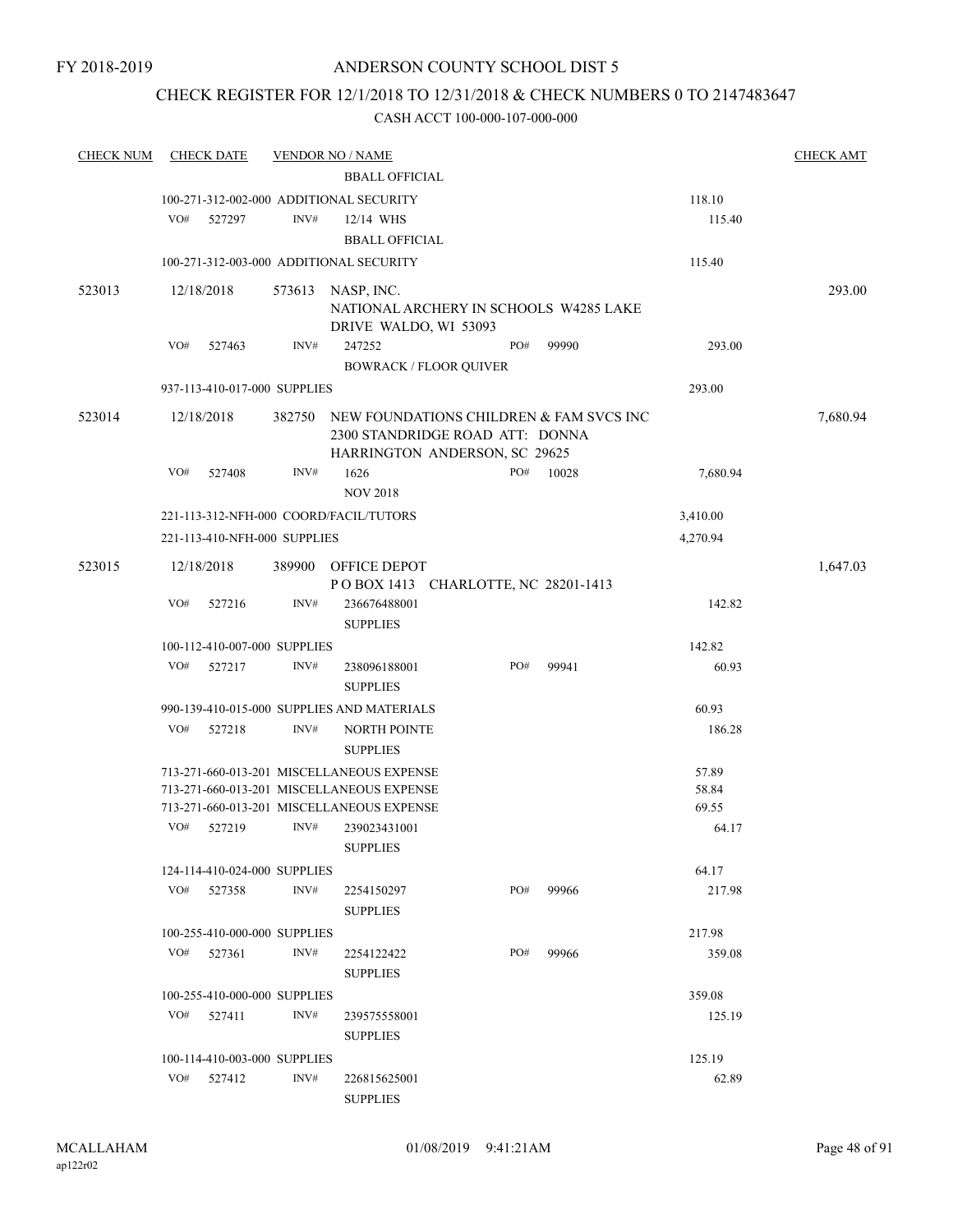FY 2018-2019

# ANDERSON COUNTY SCHOOL DIST 5

## CHECK REGISTER FOR 12/1/2018 TO 12/31/2018 & CHECK NUMBERS 0 TO 2147483647

### CASH ACCT 100-000-107-000-000

| CHECK NUM | CHECK DATE | VENDOR NO / NAME | | | | CHECK AMT |
|---|---|---|---|---|---|---|
| | | | BBALL OFFICIAL | | | |
| | 100-271-312-002-000 ADDITIONAL SECURITY | | | | 118.10 | |
| | VO# 527297 | INV# | 12/14 WHS<br>BBALL OFFICIAL | | 115.40 | |
| | 100-271-312-003-000 ADDITIONAL SECURITY | | | | 115.40 | |
| 523013 | 12/18/2018 | 573613 | NASP, INC.<br>NATIONAL ARCHERY IN SCHOOLS W4285 LAKE DRIVE WALDO, WI 53093 | | | 293.00 |
| | VO# 527463 | INV# | 247252<br>BOWRACK / FLOOR QUIVER | PO# 99990 | 293.00 | |
| | 937-113-410-017-000 SUPPLIES | | | | 293.00 | |
| 523014 | 12/18/2018 | 382750 | NEW FOUNDATIONS CHILDREN & FAM SVCS INC<br>2300 STANDRIDGE ROAD ATT: DONNA HARRINGTON ANDERSON, SC 29625 | | | 7,680.94 |
| | VO# 527408 | INV# | 1626<br>NOV 2018 | PO# 10028 | 7,680.94 | |
| | 221-113-312-NFH-000 COORD/FACIL/TUTORS | | | | 3,410.00 | |
| | 221-113-410-NFH-000 SUPPLIES | | | | 4,270.94 | |
| 523015 | 12/18/2018 | 389900 | OFFICE DEPOT<br>P O BOX 1413 CHARLOTTE, NC 28201-1413 | | | 1,647.03 |
| | VO# 527216 | INV# | 236676488001<br>SUPPLIES | | 142.82 | |
| | 100-112-410-007-000 SUPPLIES | | | | 142.82 | |
| | VO# 527217 | INV# | 238096188001<br>SUPPLIES | PO# 99941 | 60.93 | |
| | 990-139-410-015-000 SUPPLIES AND MATERIALS | | | | 60.93 | |
| | VO# 527218 | INV# | NORTH POINTE<br>SUPPLIES | | 186.28 | |
| | 713-271-660-013-201 MISCELLANEOUS EXPENSE | | | | 57.89 | |
| | 713-271-660-013-201 MISCELLANEOUS EXPENSE | | | | 58.84 | |
| | 713-271-660-013-201 MISCELLANEOUS EXPENSE | | | | 69.55 | |
| | VO# 527219 | INV# | 239023431001<br>SUPPLIES | | 64.17 | |
| | 124-114-410-024-000 SUPPLIES | | | | 64.17 | |
| | VO# 527358 | INV# | 2254150297<br>SUPPLIES | PO# 99966 | 217.98 | |
| | 100-255-410-000-000 SUPPLIES | | | | 217.98 | |
| | VO# 527361 | INV# | 2254122422<br>SUPPLIES | PO# 99966 | 359.08 | |
| | 100-255-410-000-000 SUPPLIES | | | | 359.08 | |
| | VO# 527411 | INV# | 239575558001<br>SUPPLIES | | 125.19 | |
| | 100-114-410-003-000 SUPPLIES | | | | 125.19 | |
| | VO# 527412 | INV# | 226815625001<br>SUPPLIES | | 62.89 | |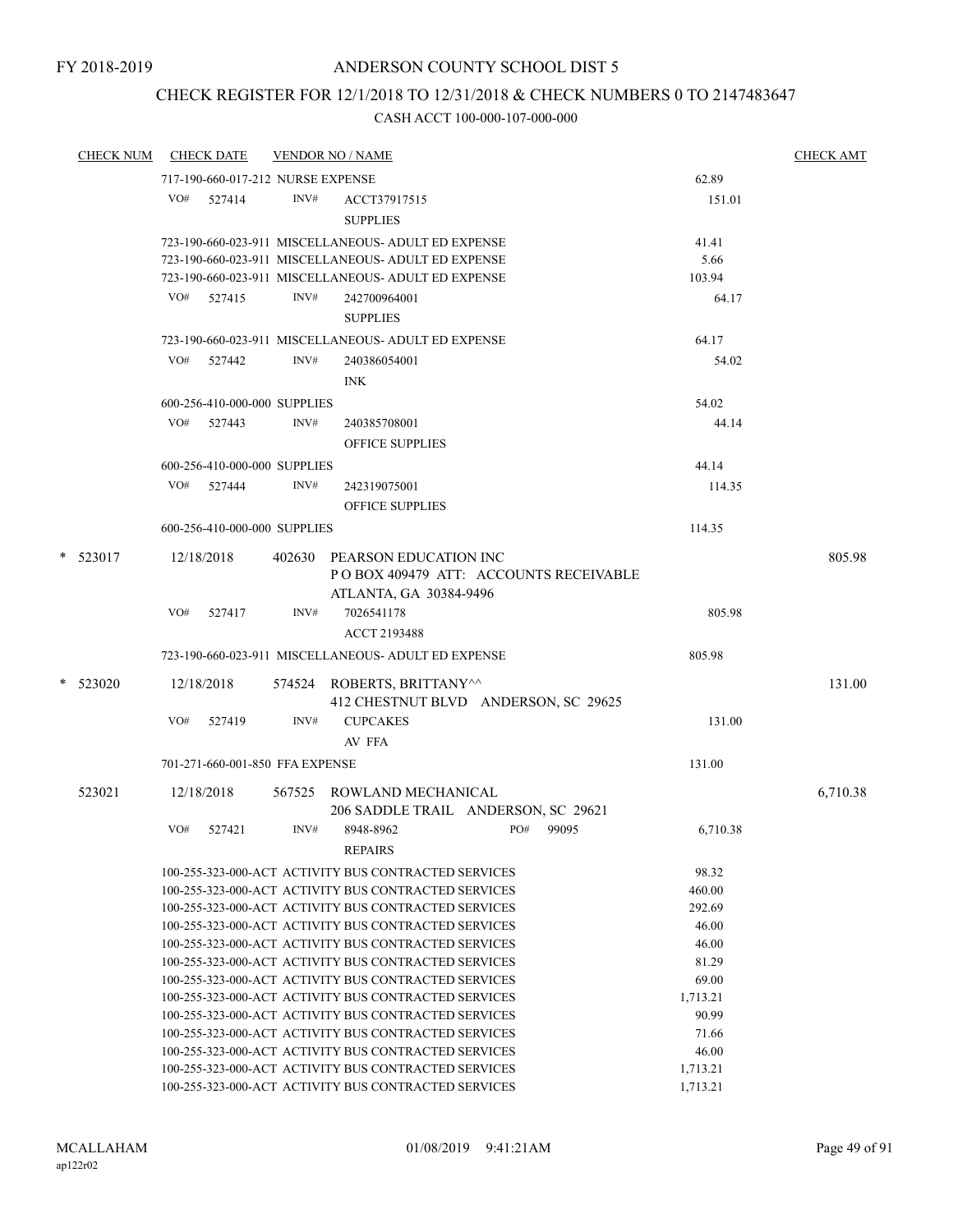FY 2018-2019

ANDERSON COUNTY SCHOOL DIST 5

CHECK REGISTER FOR 12/1/2018 TO 12/31/2018 & CHECK NUMBERS 0 TO 2147483647

CASH ACCT 100-000-107-000-000

| CHECK NUM | CHECK DATE | VENDOR NO / NAME | | CHECK AMT |
|---|---|---|---|---|
| | 717-190-660-017-212 NURSE EXPENSE | | 62.89 | |
| | VO# 527414 | INV# ACCT37917515<br>SUPPLIES | 151.01 | |
| | 723-190-660-023-911 MISCELLANEOUS- ADULT ED EXPENSE | | 41.41 | |
| | 723-190-660-023-911 MISCELLANEOUS- ADULT ED EXPENSE | | 5.66 | |
| | 723-190-660-023-911 MISCELLANEOUS- ADULT ED EXPENSE | | 103.94 | |
| | VO# 527415 | INV# 242700964001<br>SUPPLIES | 64.17 | |
| | 723-190-660-023-911 MISCELLANEOUS- ADULT ED EXPENSE | | 64.17 | |
| | VO# 527442 | INV# 240386054001<br>INK | 54.02 | |
| | 600-256-410-000-000 SUPPLIES | | 54.02 | |
| | VO# 527443 | INV# 240385708001<br>OFFICE SUPPLIES | 44.14 | |
| | 600-256-410-000-000 SUPPLIES | | 44.14 | |
| | VO# 527444 | INV# 242319075001<br>OFFICE SUPPLIES | 114.35 | |
| | 600-256-410-000-000 SUPPLIES | | 114.35 | |
| * 523017 | 12/18/2018 | 402630 PEARSON EDUCATION INC<br>P O BOX 409479 ATT: ACCOUNTS RECEIVABLE<br>ATLANTA, GA 30384-9496 | | 805.98 |
| | VO# 527417 | INV# 7026541178<br>ACCT 2193488 | 805.98 | |
| | 723-190-660-023-911 MISCELLANEOUS- ADULT ED EXPENSE | | 805.98 | |
| * 523020 | 12/18/2018 | 574524 ROBERTS, BRITTANY^^<br>412 CHESTNUT BLVD ANDERSON, SC 29625 | | 131.00 |
| | VO# 527419 | INV# CUPCAKES<br>AV FFA | 131.00 | |
| | 701-271-660-001-850 FFA EXPENSE | | 131.00 | |
| 523021 | 12/18/2018 | 567525 ROWLAND MECHANICAL<br>206 SADDLE TRAIL ANDERSON, SC 29621 | | 6,710.38 |
| | VO# 527421 | INV# 8948-8962 PO# 99095<br>REPAIRS | 6,710.38 | |
| | 100-255-323-000-ACT ACTIVITY BUS CONTRACTED SERVICES | | 98.32 | |
| | 100-255-323-000-ACT ACTIVITY BUS CONTRACTED SERVICES | | 460.00 | |
| | 100-255-323-000-ACT ACTIVITY BUS CONTRACTED SERVICES | | 292.69 | |
| | 100-255-323-000-ACT ACTIVITY BUS CONTRACTED SERVICES | | 46.00 | |
| | 100-255-323-000-ACT ACTIVITY BUS CONTRACTED SERVICES | | 46.00 | |
| | 100-255-323-000-ACT ACTIVITY BUS CONTRACTED SERVICES | | 81.29 | |
| | 100-255-323-000-ACT ACTIVITY BUS CONTRACTED SERVICES | | 69.00 | |
| | 100-255-323-000-ACT ACTIVITY BUS CONTRACTED SERVICES | | 1,713.21 | |
| | 100-255-323-000-ACT ACTIVITY BUS CONTRACTED SERVICES | | 90.99 | |
| | 100-255-323-000-ACT ACTIVITY BUS CONTRACTED SERVICES | | 71.66 | |
| | 100-255-323-000-ACT ACTIVITY BUS CONTRACTED SERVICES | | 46.00 | |
| | 100-255-323-000-ACT ACTIVITY BUS CONTRACTED SERVICES | | 1,713.21 | |
| | 100-255-323-000-ACT ACTIVITY BUS CONTRACTED SERVICES | | 1,713.21 | |

MCALLAHAM
ap122r02

01/08/2019 9:41:21AM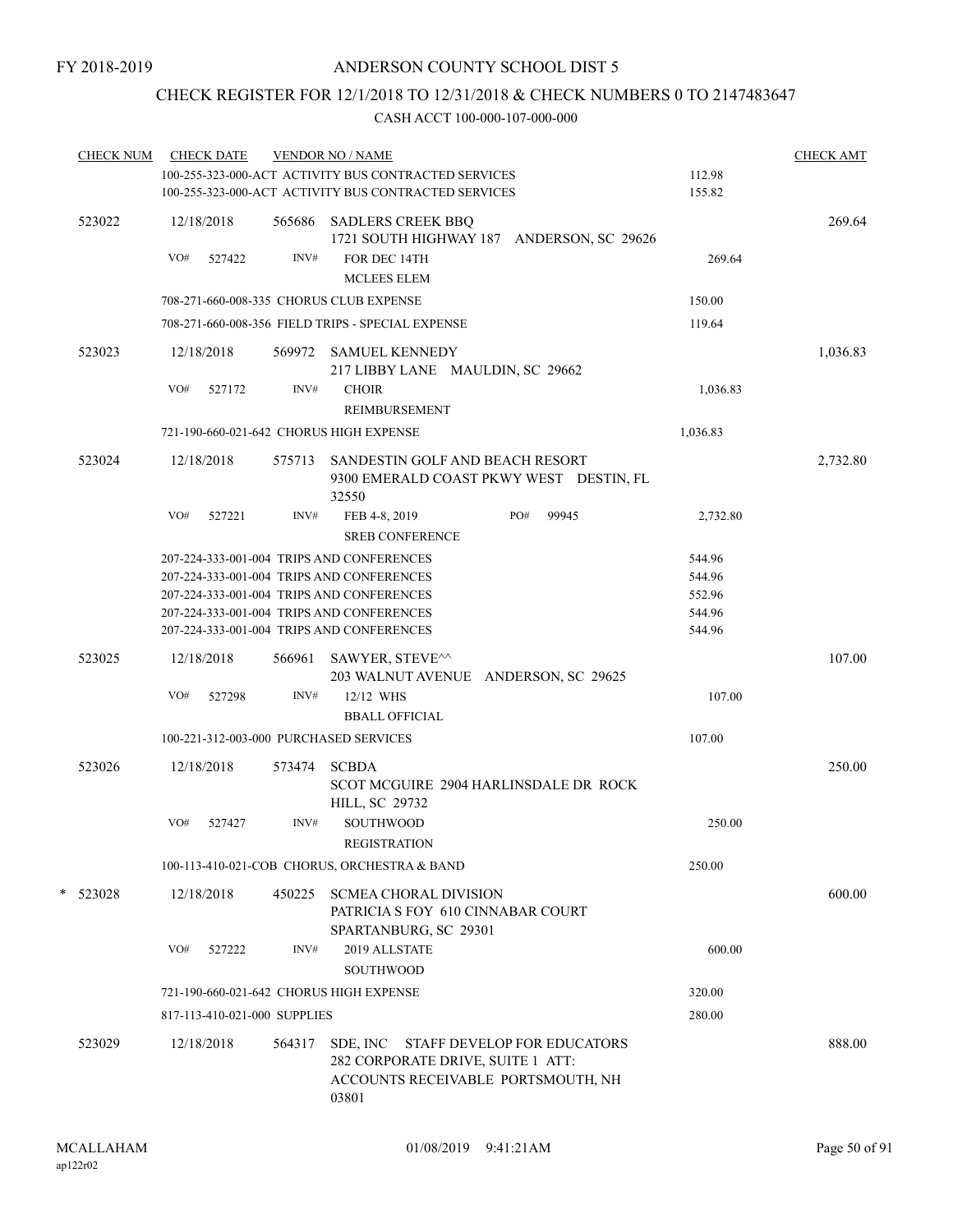FY 2018-2019

# ANDERSON COUNTY SCHOOL DIST 5

## CHECK REGISTER FOR 12/1/2018 TO 12/31/2018 & CHECK NUMBERS 0 TO 2147483647

### CASH ACCT 100-000-107-000-000

| CHECK NUM | CHECK DATE | VENDOR NO / NAME | | CHECK AMT |
|---|---|---|---|---|
| | | 100-255-323-000-ACT ACTIVITY BUS CONTRACTED SERVICES | 112.98 | |
| | | 100-255-323-000-ACT ACTIVITY BUS CONTRACTED SERVICES | 155.82 | |
| 523022 | 12/18/2018 | 565686 SADLERS CREEK BBQ<br>1721 SOUTH HIGHWAY 187 ANDERSON, SC 29626 | | 269.64 |
| | VO# 527422 | INV# FOR DEC 14TH<br>MCLEES ELEM | 269.64 | |
| | | 708-271-660-008-335 CHORUS CLUB EXPENSE | 150.00 | |
| | | 708-271-660-008-356 FIELD TRIPS - SPECIAL EXPENSE | 119.64 | |
| 523023 | 12/18/2018 | 569972 SAMUEL KENNEDY<br>217 LIBBY LANE MAULDIN, SC 29662 | | 1,036.83 |
| | VO# 527172 | INV# CHOIR<br>REIMBURSEMENT | 1,036.83 | |
| | | 721-190-660-021-642 CHORUS HIGH EXPENSE | 1,036.83 | |
| 523024 | 12/18/2018 | 575713 SANDESTIN GOLF AND BEACH RESORT<br>9300 EMERALD COAST PKWY WEST DESTIN, FL 32550 | | 2,732.80 |
| | VO# 527221 | INV# FEB 4-8, 2019 PO# 99945<br>SREB CONFERENCE | 2,732.80 | |
| | | 207-224-333-001-004 TRIPS AND CONFERENCES | 544.96 | |
| | | 207-224-333-001-004 TRIPS AND CONFERENCES | 544.96 | |
| | | 207-224-333-001-004 TRIPS AND CONFERENCES | 552.96 | |
| | | 207-224-333-001-004 TRIPS AND CONFERENCES | 544.96 | |
| | | 207-224-333-001-004 TRIPS AND CONFERENCES | 544.96 | |
| 523025 | 12/18/2018 | 566961 SAWYER, STEVE^^<br>203 WALNUT AVENUE ANDERSON, SC 29625 | | 107.00 |
| | VO# 527298 | INV# 12/12 WHS<br>BBALL OFFICIAL | 107.00 | |
| | | 100-221-312-003-000 PURCHASED SERVICES | 107.00 | |
| 523026 | 12/18/2018 | 573474 SCBDA<br>SCOT MCGUIRE 2904 HARLINSDALE DR ROCK HILL, SC 29732 | | 250.00 |
| | VO# 527427 | INV# SOUTHWOOD<br>REGISTRATION | 250.00 | |
| | | 100-113-410-021-COB CHORUS, ORCHESTRA & BAND | 250.00 | |
| * 523028 | 12/18/2018 | 450225 SCMEA CHORAL DIVISION<br>PATRICIA S FOY 610 CINNABAR COURT SPARTANBURG, SC 29301 | | 600.00 |
| | VO# 527222 | INV# 2019 ALLSTATE<br>SOUTHWOOD | 600.00 | |
| | | 721-190-660-021-642 CHORUS HIGH EXPENSE | 320.00 | |
| | | 817-113-410-021-000 SUPPLIES | 280.00 | |
| 523029 | 12/18/2018 | 564317 SDE, INC STAFF DEVELOP FOR EDUCATORS<br>282 CORPORATE DRIVE, SUITE 1 ATT: ACCOUNTS RECEIVABLE PORTSMOUTH, NH 03801 | | 888.00 |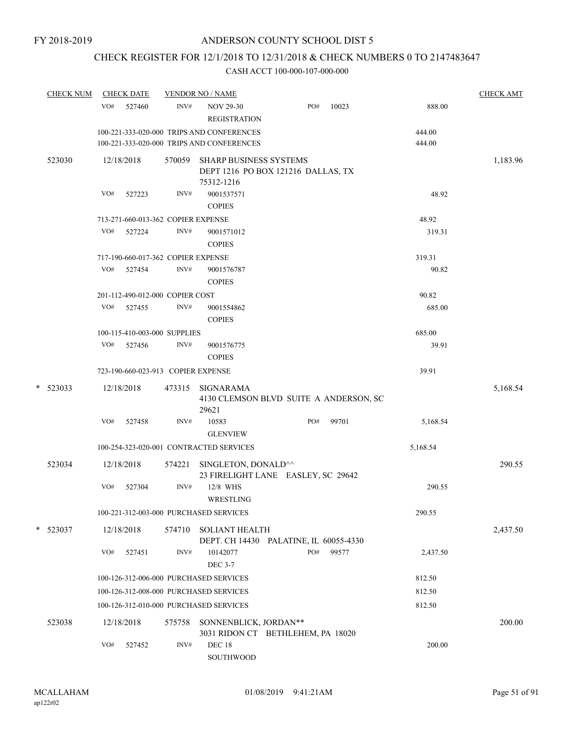FY 2018-2019

# ANDERSON COUNTY SCHOOL DIST 5

## CHECK REGISTER FOR 12/1/2018 TO 12/31/2018 & CHECK NUMBERS 0 TO 2147483647

### CASH ACCT 100-000-107-000-000

| CHECK NUM | CHECK DATE | VENDOR NO / NAME | | | CHECK AMT |
|---|---|---|---|---|---|
| | VO# 527460 | INV# NOV 29-30 REGISTRATION | PO# 10023 | 888.00 | |
| | 100-221-333-020-000 TRIPS AND CONFERENCES | | | 444.00 | |
| | 100-221-333-020-000 TRIPS AND CONFERENCES | | | 444.00 | |
| 523030 | 12/18/2018 | 570059 SHARP BUSINESS SYSTEMS DEPT 1216 PO BOX 121216 DALLAS, TX 75312-1216 | | | 1,183.96 |
| | VO# 527223 | INV# 9001537571 COPIES | | 48.92 | |
| | 713-271-660-013-362 COPIER EXPENSE | | | 48.92 | |
| | VO# 527224 | INV# 9001571012 COPIES | | 319.31 | |
| | 717-190-660-017-362 COPIER EXPENSE | | | 319.31 | |
| | VO# 527454 | INV# 9001576787 COPIES | | 90.82 | |
| | 201-112-490-012-000 COPIER COST | | | 90.82 | |
| | VO# 527455 | INV# 9001554862 COPIES | | 685.00 | |
| | 100-115-410-003-000 SUPPLIES | | | 685.00 | |
| | VO# 527456 | INV# 9001576775 COPIES | | 39.91 | |
| | 723-190-660-023-913 COPIER EXPENSE | | | 39.91 | |
| * 523033 | 12/18/2018 | 473315 SIGNARAMA 4130 CLEMSON BLVD SUITE A ANDERSON, SC 29621 | | | 5,168.54 |
| | VO# 527458 | INV# 10583 GLENVIEW | PO# 99701 | 5,168.54 | |
| | 100-254-323-020-001 CONTRACTED SERVICES | | | 5,168.54 | |
| 523034 | 12/18/2018 | 574221 SINGLETON, DONALD^^ 23 FIRELIGHT LANE EASLEY, SC 29642 | | | 290.55 |
| | VO# 527304 | INV# 12/8 WHS WRESTLING | | 290.55 | |
| | 100-221-312-003-000 PURCHASED SERVICES | | | 290.55 | |
| * 523037 | 12/18/2018 | 574710 SOLIANT HEALTH DEPT. CH 14430 PALATINE, IL 60055-4330 | | | 2,437.50 |
| | VO# 527451 | INV# 10142077 DEC 3-7 | PO# 99577 | 2,437.50 | |
| | 100-126-312-006-000 PURCHASED SERVICES | | | 812.50 | |
| | 100-126-312-008-000 PURCHASED SERVICES | | | 812.50 | |
| | 100-126-312-010-000 PURCHASED SERVICES | | | 812.50 | |
| 523038 | 12/18/2018 | 575758 SONNENBLICK, JORDAN** 3031 RIDON CT BETHLEHEM, PA 18020 | | | 200.00 |
| | VO# 527452 | INV# DEC 18 SOUTHWOOD | | 200.00 | |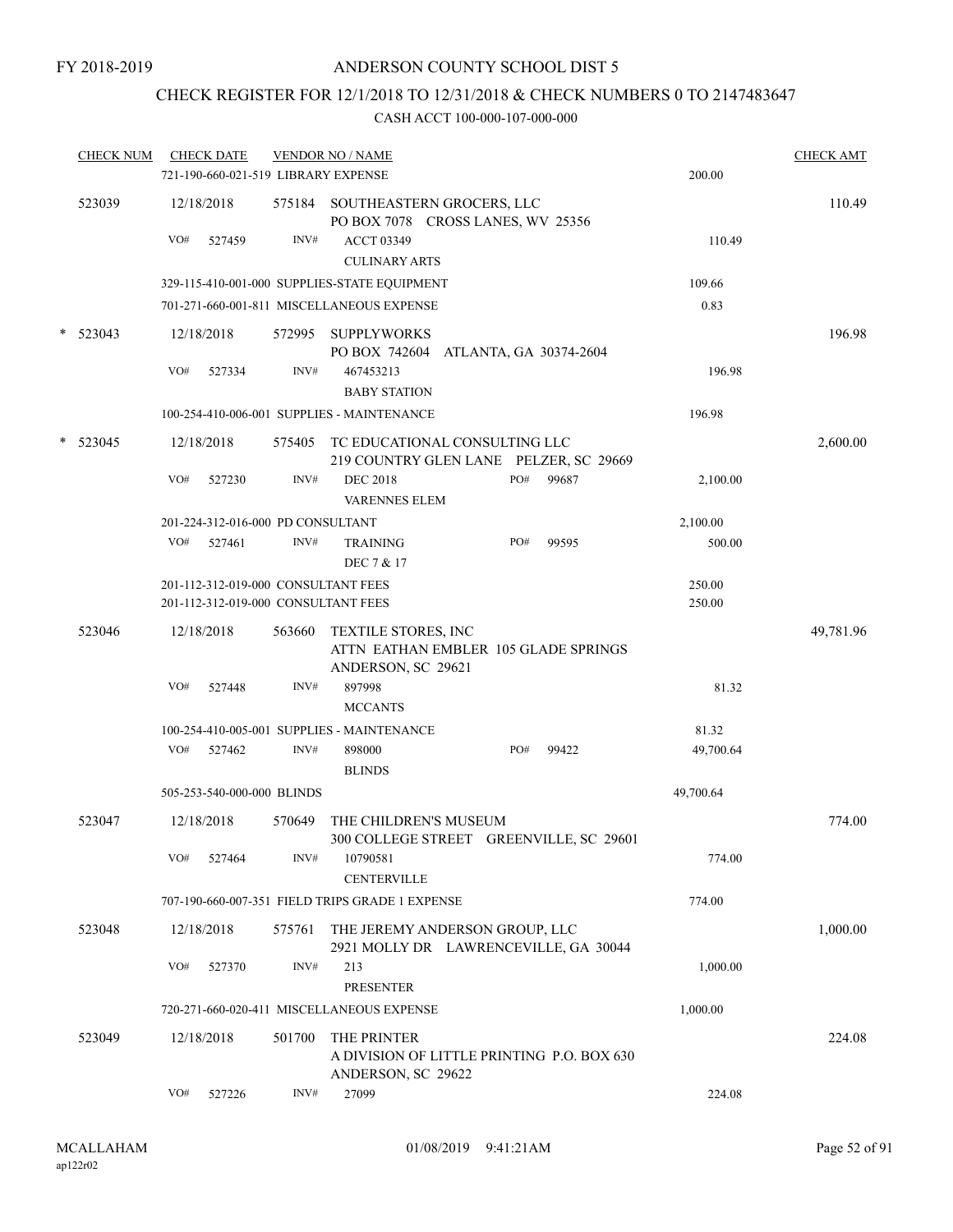FY 2018-2019

# ANDERSON COUNTY SCHOOL DIST 5

## CHECK REGISTER FOR 12/1/2018 TO 12/31/2018 & CHECK NUMBERS 0 TO 2147483647

### CASH ACCT 100-000-107-000-000

| CHECK NUM | CHECK DATE | VENDOR NO / NAME | | CHECK AMT |
|---|---|---|---|---|
| | 721-190-660-021-519 LIBRARY EXPENSE | | 200.00 | |
| 523039 | 12/18/2018 | 575184 SOUTHEASTERN GROCERS, LLC<br>PO BOX 7078 CROSS LANES, WV 25356 | | 110.49 |
| | VO# 527459 | INV# ACCT 03349<br>CULINARY ARTS | 110.49 | |
| | 329-115-410-001-000 SUPPLIES-STATE EQUIPMENT | | 109.66 | |
| | 701-271-660-001-811 MISCELLANEOUS EXPENSE | | 0.83 | |
| * 523043 | 12/18/2018 | 572995 SUPPLYWORKS<br>PO BOX 742604 ATLANTA, GA 30374-2604 | | 196.98 |
| | VO# 527334 | INV# 467453213<br>BABY STATION | 196.98 | |
| | 100-254-410-006-001 SUPPLIES - MAINTENANCE | | 196.98 | |
| * 523045 | 12/18/2018 | 575405 TC EDUCATIONAL CONSULTING LLC<br>219 COUNTRY GLEN LANE PELZER, SC 29669 | | 2,600.00 |
| | VO# 527230 | INV# DEC 2018 PO# 99687<br>VARENNES ELEM | 2,100.00 | |
| | 201-224-312-016-000 PD CONSULTANT | | 2,100.00 | |
| | VO# 527461 | INV# TRAINING PO# 99595<br>DEC 7 & 17 | 500.00 | |
| | 201-112-312-019-000 CONSULTANT FEES | | 250.00 | |
| | 201-112-312-019-000 CONSULTANT FEES | | 250.00 | |
| 523046 | 12/18/2018 | 563660 TEXTILE STORES, INC<br>ATTN EATHAN EMBLER 105 GLADE SPRINGS<br>ANDERSON, SC 29621 | | 49,781.96 |
| | VO# 527448 | INV# 897998<br>MCCANTS | 81.32 | |
| | 100-254-410-005-001 SUPPLIES - MAINTENANCE | | 81.32 | |
| | VO# 527462 | INV# 898000 PO# 99422<br>BLINDS | 49,700.64 | |
| | 505-253-540-000-000 BLINDS | | 49,700.64 | |
| 523047 | 12/18/2018 | 570649 THE CHILDREN'S MUSEUM<br>300 COLLEGE STREET GREENVILLE, SC 29601 | | 774.00 |
| | VO# 527464 | INV# 10790581<br>CENTERVILLE | 774.00 | |
| | 707-190-660-007-351 FIELD TRIPS GRADE 1 EXPENSE | | 774.00 | |
| 523048 | 12/18/2018 | 575761 THE JEREMY ANDERSON GROUP, LLC<br>2921 MOLLY DR LAWRENCEVILLE, GA 30044 | | 1,000.00 |
| | VO# 527370 | INV# 213<br>PRESENTER | 1,000.00 | |
| | 720-271-660-020-411 MISCELLANEOUS EXPENSE | | 1,000.00 | |
| 523049 | 12/18/2018 | 501700 THE PRINTER<br>A DIVISION OF LITTLE PRINTING P.O. BOX 630<br>ANDERSON, SC 29622 | | 224.08 |
| | VO# 527226 | INV# 27099 | 224.08 | |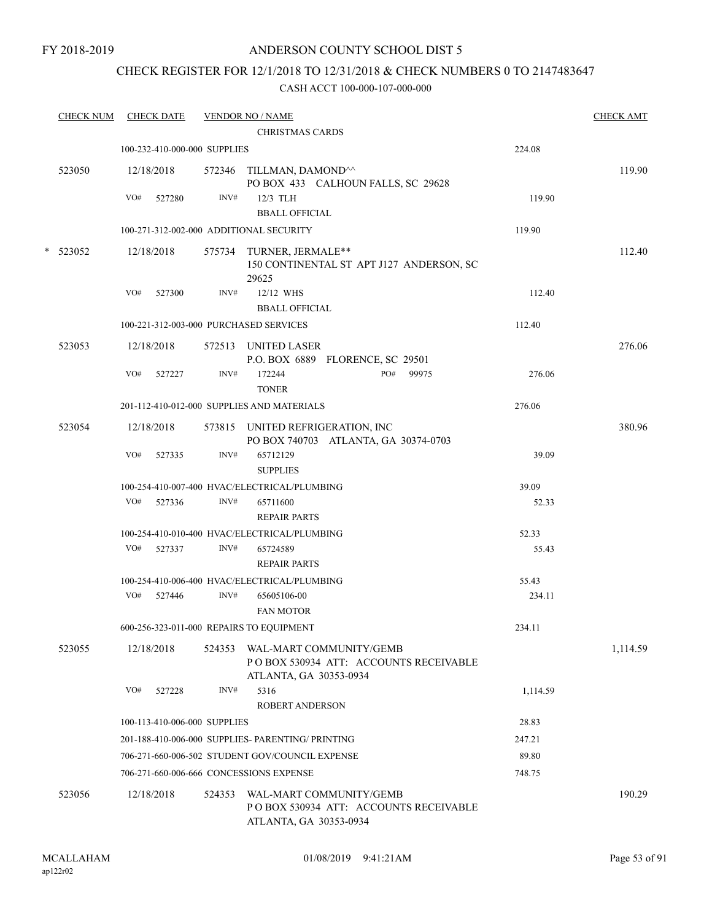FY 2018-2019

# ANDERSON COUNTY SCHOOL DIST 5

## CHECK REGISTER FOR 12/1/2018 TO 12/31/2018 & CHECK NUMBERS 0 TO 2147483647

### CASH ACCT 100-000-107-000-000

| CHECK NUM | CHECK DATE | VENDOR NO / NAME | | CHECK AMT |
|---|---|---|---|---|
| | | CHRISTMAS CARDS | | |
| | 100-232-410-000-000 SUPPLIES | | 224.08 | |
| 523050 | 12/18/2018 | 572346 TILLMAN, DAMOND^^<br>PO BOX 433 CALHOUN FALLS, SC 29628 | | 119.90 |
| | VO# 527280 | INV# 12/3 TLH<br>BBALL OFFICIAL | 119.90 | |
| | 100-271-312-002-000 ADDITIONAL SECURITY | | 119.90 | |
| * 523052 | 12/18/2018 | 575734 TURNER, JERMALE**<br>150 CONTINENTAL ST APT J127 ANDERSON, SC 29625 | | 112.40 |
| | VO# 527300 | INV# 12/12 WHS<br>BBALL OFFICIAL | 112.40 | |
| | 100-221-312-003-000 PURCHASED SERVICES | | 112.40 | |
| 523053 | 12/18/2018 | 572513 UNITED LASER<br>P.O. BOX 6889 FLORENCE, SC 29501 | | 276.06 |
| | VO# 527227 | INV# 172244 PO# 99975<br>TONER | 276.06 | |
| | 201-112-410-012-000 SUPPLIES AND MATERIALS | | 276.06 | |
| 523054 | 12/18/2018 | 573815 UNITED REFRIGERATION, INC<br>PO BOX 740703 ATLANTA, GA 30374-0703 | | 380.96 |
| | VO# 527335 | INV# 65712129<br>SUPPLIES | 39.09 | |
| | 100-254-410-007-400 HVAC/ELECTRICAL/PLUMBING | | 39.09 | |
| | VO# 527336 | INV# 65711600<br>REPAIR PARTS | 52.33 | |
| | 100-254-410-010-400 HVAC/ELECTRICAL/PLUMBING | | 52.33 | |
| | VO# 527337 | INV# 65724589<br>REPAIR PARTS | 55.43 | |
| | 100-254-410-006-400 HVAC/ELECTRICAL/PLUMBING | | 55.43 | |
| | VO# 527446 | INV# 65605106-00<br>FAN MOTOR | 234.11 | |
| | 600-256-323-011-000 REPAIRS TO EQUIPMENT | | 234.11 | |
| 523055 | 12/18/2018 | 524353 WAL-MART COMMUNITY/GEMB<br>P O BOX 530934 ATT: ACCOUNTS RECEIVABLE<br>ATLANTA, GA 30353-0934 | | 1,114.59 |
| | VO# 527228 | INV# 5316<br>ROBERT ANDERSON | 1,114.59 | |
| | 100-113-410-006-000 SUPPLIES | | 28.83 | |
| | 201-188-410-006-000 SUPPLIES- PARENTING/ PRINTING | | 247.21 | |
| | 706-271-660-006-502 STUDENT GOV/COUNCIL EXPENSE | | 89.80 | |
| | 706-271-660-006-666 CONCESSIONS EXPENSE | | 748.75 | |
| 523056 | 12/18/2018 | 524353 WAL-MART COMMUNITY/GEMB<br>P O BOX 530934 ATT: ACCOUNTS RECEIVABLE<br>ATLANTA, GA 30353-0934 | | 190.29 |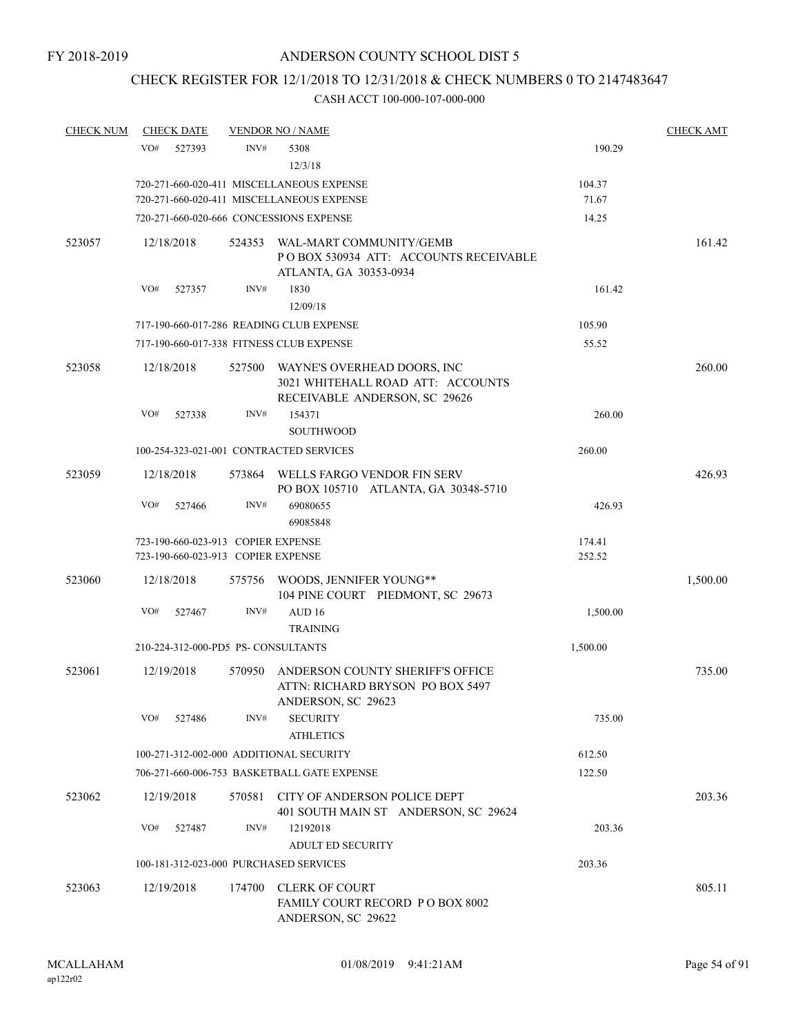FY 2018-2019

# ANDERSON COUNTY SCHOOL DIST 5

## CHECK REGISTER FOR 12/1/2018 TO 12/31/2018 & CHECK NUMBERS 0 TO 2147483647

### CASH ACCT 100-000-107-000-000

| CHECK NUM | CHECK DATE | VENDOR NO / NAME | | CHECK AMT |
|---|---|---|---|---|
| | VO# 527393 | INV# 5308<br>12/3/18 | 190.29 | |
| | | 720-271-660-020-411 MISCELLANEOUS EXPENSE | 104.37 | |
| | | 720-271-660-020-411 MISCELLANEOUS EXPENSE | 71.67 | |
| | | 720-271-660-020-666 CONCESSIONS EXPENSE | 14.25 | |
| 523057 | 12/18/2018 | 524353 WAL-MART COMMUNITY/GEMB<br>P O BOX 530934 ATT: ACCOUNTS RECEIVABLE<br>ATLANTA, GA 30353-0934 | | 161.42 |
| | VO# 527357 | INV# 1830<br>12/09/18 | 161.42 | |
| | | 717-190-660-017-286 READING CLUB EXPENSE | 105.90 | |
| | | 717-190-660-017-338 FITNESS CLUB EXPENSE | 55.52 | |
| 523058 | 12/18/2018 | 527500 WAYNE'S OVERHEAD DOORS, INC<br>3021 WHITEHALL ROAD ATT: ACCOUNTS<br>RECEIVABLE ANDERSON, SC 29626 | | 260.00 |
| | VO# 527338 | INV# 154371<br>SOUTHWOOD | 260.00 | |
| | | 100-254-323-021-001 CONTRACTED SERVICES | 260.00 | |
| 523059 | 12/18/2018 | 573864 WELLS FARGO VENDOR FIN SERV<br>PO BOX 105710 ATLANTA, GA 30348-5710 | | 426.93 |
| | VO# 527466 | INV# 69080655<br>69085848 | 426.93 | |
| | | 723-190-660-023-913 COPIER EXPENSE | 174.41 | |
| | | 723-190-660-023-913 COPIER EXPENSE | 252.52 | |
| 523060 | 12/18/2018 | 575756 WOODS, JENNIFER YOUNG**<br>104 PINE COURT PIEDMONT, SC 29673 | | 1,500.00 |
| | VO# 527467 | INV# AUD 16<br>TRAINING | 1,500.00 | |
| | | 210-224-312-000-PD5 PS- CONSULTANTS | 1,500.00 | |
| 523061 | 12/19/2018 | 570950 ANDERSON COUNTY SHERIFF'S OFFICE<br>ATTN: RICHARD BRYSON PO BOX 5497<br>ANDERSON, SC 29623 | | 735.00 |
| | VO# 527486 | INV# SECURITY<br>ATHLETICS | 735.00 | |
| | | 100-271-312-002-000 ADDITIONAL SECURITY | 612.50 | |
| | | 706-271-660-006-753 BASKETBALL GATE EXPENSE | 122.50 | |
| 523062 | 12/19/2018 | 570581 CITY OF ANDERSON POLICE DEPT<br>401 SOUTH MAIN ST ANDERSON, SC 29624 | | 203.36 |
| | VO# 527487 | INV# 12192018<br>ADULT ED SECURITY | 203.36 | |
| | | 100-181-312-023-000 PURCHASED SERVICES | 203.36 | |
| 523063 | 12/19/2018 | 174700 CLERK OF COURT<br>FAMILY COURT RECORD P O BOX 8002<br>ANDERSON, SC 29622 | | 805.11 |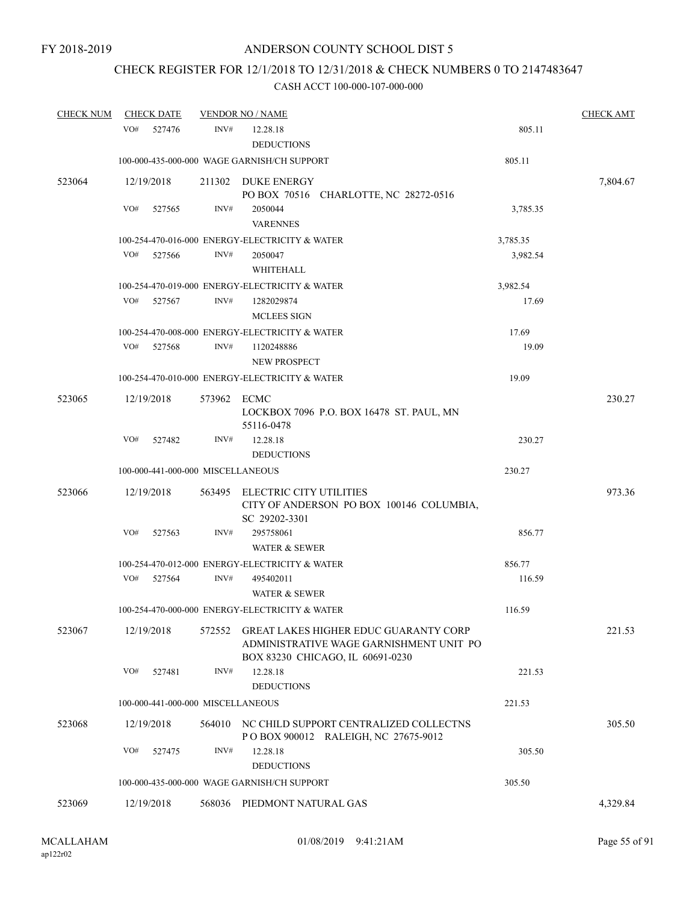FY 2018-2019

# ANDERSON COUNTY SCHOOL DIST 5

## CHECK REGISTER FOR 12/1/2018 TO 12/31/2018 & CHECK NUMBERS 0 TO 2147483647

### CASH ACCT 100-000-107-000-000

| CHECK NUM | CHECK DATE | VENDOR NO / NAME | | CHECK AMT |
|---|---|---|---|---|
| | VO# 527476 | INV# 12.28.18 DEDUCTIONS | 805.11 | |
| | 100-000-435-000-000 WAGE GARNISH/CH SUPPORT | | 805.11 | |
| 523064 | 12/19/2018 | 211302 DUKE ENERGY PO BOX 70516 CHARLOTTE, NC 28272-0516 | | 7,804.67 |
| | VO# 527565 | INV# 2050044 VARENNES | 3,785.35 | |
| | 100-254-470-016-000 ENERGY-ELECTRICITY & WATER | | 3,785.35 | |
| | VO# 527566 | INV# 2050047 WHITEHALL | 3,982.54 | |
| | 100-254-470-019-000 ENERGY-ELECTRICITY & WATER | | 3,982.54 | |
| | VO# 527567 | INV# 1282029874 MCLEES SIGN | 17.69 | |
| | 100-254-470-008-000 ENERGY-ELECTRICITY & WATER | | 17.69 | |
| | VO# 527568 | INV# 1120248886 NEW PROSPECT | 19.09 | |
| | 100-254-470-010-000 ENERGY-ELECTRICITY & WATER | | 19.09 | |
| 523065 | 12/19/2018 | 573962 ECMC LOCKBOX 7096 P.O. BOX 16478 ST. PAUL, MN 55116-0478 | | 230.27 |
| | VO# 527482 | INV# 12.28.18 DEDUCTIONS | 230.27 | |
| | 100-000-441-000-000 MISCELLANEOUS | | 230.27 | |
| 523066 | 12/19/2018 | 563495 ELECTRIC CITY UTILITIES CITY OF ANDERSON PO BOX 100146 COLUMBIA, SC 29202-3301 | | 973.36 |
| | VO# 527563 | INV# 295758061 WATER & SEWER | 856.77 | |
| | 100-254-470-012-000 ENERGY-ELECTRICITY & WATER | | 856.77 | |
| | VO# 527564 | INV# 495402011 WATER & SEWER | 116.59 | |
| | 100-254-470-000-000 ENERGY-ELECTRICITY & WATER | | 116.59 | |
| 523067 | 12/19/2018 | 572552 GREAT LAKES HIGHER EDUC GUARANTY CORP ADMINISTRATIVE WAGE GARNISHMENT UNIT PO BOX 83230 CHICAGO, IL 60691-0230 | | 221.53 |
| | VO# 527481 | INV# 12.28.18 DEDUCTIONS | 221.53 | |
| | 100-000-441-000-000 MISCELLANEOUS | | 221.53 | |
| 523068 | 12/19/2018 | 564010 NC CHILD SUPPORT CENTRALIZED COLLECTNS P O BOX 900012 RALEIGH, NC 27675-9012 | | 305.50 |
| | VO# 527475 | INV# 12.28.18 DEDUCTIONS | 305.50 | |
| | 100-000-435-000-000 WAGE GARNISH/CH SUPPORT | | 305.50 | |
| 523069 | 12/19/2018 | 568036 PIEDMONT NATURAL GAS | | 4,329.84 |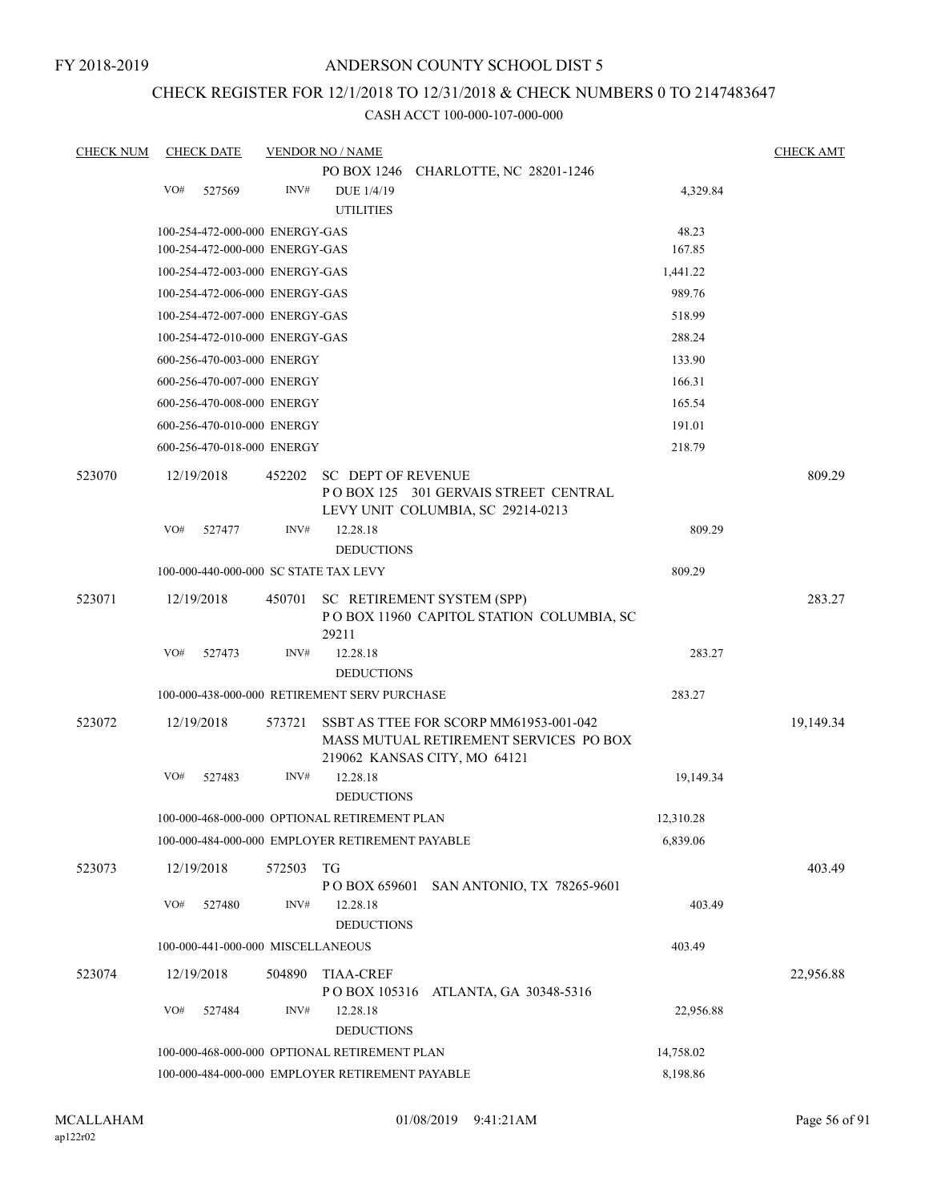FY 2018-2019

# ANDERSON COUNTY SCHOOL DIST 5

## CHECK REGISTER FOR 12/1/2018 TO 12/31/2018 & CHECK NUMBERS 0 TO 2147483647

CASH ACCT 100-000-107-000-000

| CHECK NUM | CHECK DATE | VENDOR NO / NAME | | CHECK AMT |
|---|---|---|---|---|
| | | PO BOX 1246 CHARLOTTE, NC 28201-1246 | | |
| | VO# 527569 | INV# DUE 1/4/19 UTILITIES | 4,329.84 | |
| | 100-254-472-000-000 ENERGY-GAS | | 48.23 | |
| | 100-254-472-000-000 ENERGY-GAS | | 167.85 | |
| | 100-254-472-003-000 ENERGY-GAS | | 1,441.22 | |
| | 100-254-472-006-000 ENERGY-GAS | | 989.76 | |
| | 100-254-472-007-000 ENERGY-GAS | | 518.99 | |
| | 100-254-472-010-000 ENERGY-GAS | | 288.24 | |
| | 600-256-470-003-000 ENERGY | | 133.90 | |
| | 600-256-470-007-000 ENERGY | | 166.31 | |
| | 600-256-470-008-000 ENERGY | | 165.54 | |
| | 600-256-470-010-000 ENERGY | | 191.01 | |
| | 600-256-470-018-000 ENERGY | | 218.79 | |
| 523070 | 12/19/2018 | 452202 SC DEPT OF REVENUE P O BOX 125 301 GERVAIS STREET CENTRAL LEVY UNIT COLUMBIA, SC 29214-0213 | | 809.29 |
| | VO# 527477 | INV# 12.28.18 DEDUCTIONS | 809.29 | |
| | 100-000-440-000-000 SC STATE TAX LEVY | | 809.29 | |
| 523071 | 12/19/2018 | 450701 SC RETIREMENT SYSTEM (SPP) P O BOX 11960 CAPITOL STATION COLUMBIA, SC 29211 | | 283.27 |
| | VO# 527473 | INV# 12.28.18 DEDUCTIONS | 283.27 | |
| | 100-000-438-000-000 RETIREMENT SERV PURCHASE | | 283.27 | |
| 523072 | 12/19/2018 | 573721 SSBT AS TTEE FOR SCORP MM61953-001-042 MASS MUTUAL RETIREMENT SERVICES PO BOX 219062 KANSAS CITY, MO 64121 | | 19,149.34 |
| | VO# 527483 | INV# 12.28.18 DEDUCTIONS | 19,149.34 | |
| | 100-000-468-000-000 OPTIONAL RETIREMENT PLAN | | 12,310.28 | |
| | 100-000-484-000-000 EMPLOYER RETIREMENT PAYABLE | | 6,839.06 | |
| 523073 | 12/19/2018 | 572503 TG P O BOX 659601 SAN ANTONIO, TX 78265-9601 | | 403.49 |
| | VO# 527480 | INV# 12.28.18 DEDUCTIONS | 403.49 | |
| | 100-000-441-000-000 MISCELLANEOUS | | 403.49 | |
| 523074 | 12/19/2018 | 504890 TIAA-CREF P O BOX 105316 ATLANTA, GA 30348-5316 | | 22,956.88 |
| | VO# 527484 | INV# 12.28.18 DEDUCTIONS | 22,956.88 | |
| | 100-000-468-000-000 OPTIONAL RETIREMENT PLAN | | 14,758.02 | |
| | 100-000-484-000-000 EMPLOYER RETIREMENT PAYABLE | | 8,198.86 | |

MCALLAHAM
ap122r02

01/08/2019 9:41:21AM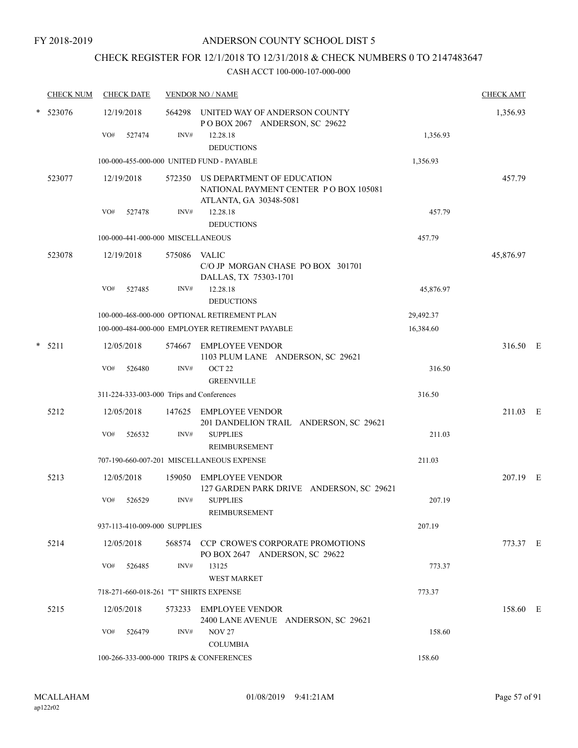FY 2018-2019

# ANDERSON COUNTY SCHOOL DIST 5

## CHECK REGISTER FOR 12/1/2018 TO 12/31/2018 & CHECK NUMBERS 0 TO 2147483647

### CASH ACCT 100-000-107-000-000

| CHECK NUM | CHECK DATE | VENDOR NO / NAME | | CHECK AMT | |
|---|---|---|---|---|---|
| * 523076 | 12/19/2018 | 564298 UNITED WAY OF ANDERSON COUNTY<br>P O BOX 2067 ANDERSON, SC 29622 | | 1,356.93 | |
| | VO# 527474 | INV# 12.28.18<br>DEDUCTIONS | 1,356.93 | | |
| | | 100-000-455-000-000 UNITED FUND - PAYABLE | 1,356.93 | | |
| 523077 | 12/19/2018 | 572350 US DEPARTMENT OF EDUCATION<br>NATIONAL PAYMENT CENTER P O BOX 105081<br>ATLANTA, GA 30348-5081 | | 457.79 | |
| | VO# 527478 | INV# 12.28.18<br>DEDUCTIONS | 457.79 | | |
| | | 100-000-441-000-000 MISCELLANEOUS | 457.79 | | |
| 523078 | 12/19/2018 | 575086 VALIC<br>C/O JP MORGAN CHASE PO BOX 301701<br>DALLAS, TX 75303-1701 | | 45,876.97 | |
| | VO# 527485 | INV# 12.28.18<br>DEDUCTIONS | 45,876.97 | | |
| | | 100-000-468-000-000 OPTIONAL RETIREMENT PLAN | 29,492.37 | | |
| | | 100-000-484-000-000 EMPLOYER RETIREMENT PAYABLE | 16,384.60 | | |
| * 5211 | 12/05/2018 | 574667 EMPLOYEE VENDOR<br>1103 PLUM LANE ANDERSON, SC 29621 | | 316.50 | E |
| | VO# 526480 | INV# OCT 22<br>GREENVILLE | 316.50 | | |
| | | 311-224-333-003-000 Trips and Conferences | 316.50 | | |
| 5212 | 12/05/2018 | 147625 EMPLOYEE VENDOR<br>201 DANDELION TRAIL ANDERSON, SC 29621 | | 211.03 | E |
| | VO# 526532 | INV# SUPPLIES<br>REIMBURSEMENT | 211.03 | | |
| | | 707-190-660-007-201 MISCELLANEOUS EXPENSE | 211.03 | | |
| 5213 | 12/05/2018 | 159050 EMPLOYEE VENDOR<br>127 GARDEN PARK DRIVE ANDERSON, SC 29621 | | 207.19 | E |
| | VO# 526529 | INV# SUPPLIES<br>REIMBURSEMENT | 207.19 | | |
| | | 937-113-410-009-000 SUPPLIES | 207.19 | | |
| 5214 | 12/05/2018 | 568574 CCP CROWE'S CORPORATE PROMOTIONS<br>PO BOX 2647 ANDERSON, SC 29622 | | 773.37 | E |
| | VO# 526485 | INV# 13125<br>WEST MARKET | 773.37 | | |
| | | 718-271-660-018-261 "T" SHIRTS EXPENSE | 773.37 | | |
| 5215 | 12/05/2018 | 573233 EMPLOYEE VENDOR<br>2400 LANE AVENUE ANDERSON, SC 29621 | | 158.60 | E |
| | VO# 526479 | INV# NOV 27<br>COLUMBIA | 158.60 | | |
| | | 100-266-333-000-000 TRIPS & CONFERENCES | 158.60 | | |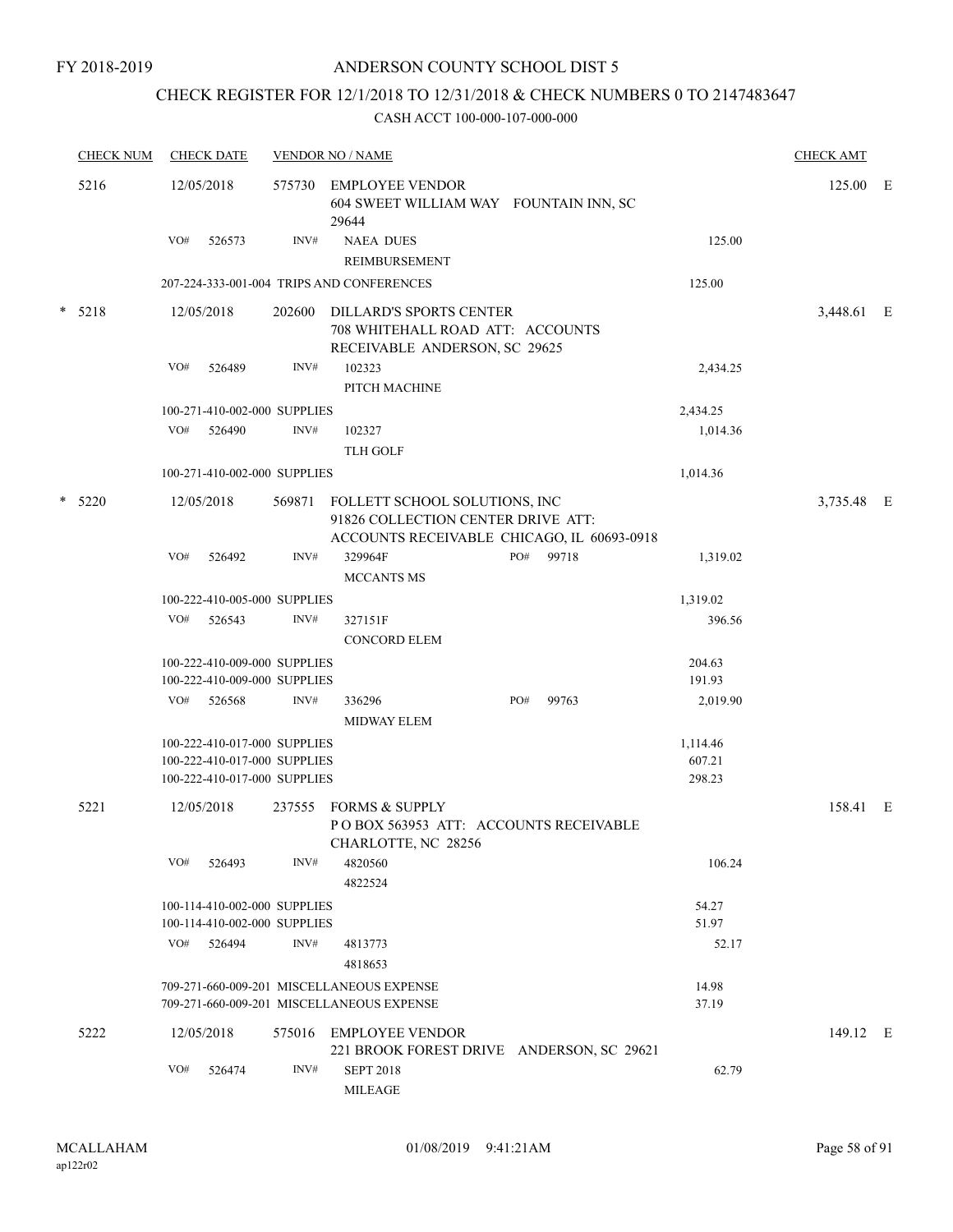FY 2018-2019

# ANDERSON COUNTY SCHOOL DIST 5

## CHECK REGISTER FOR 12/1/2018 TO 12/31/2018 & CHECK NUMBERS 0 TO 2147483647

CASH ACCT 100-000-107-000-000

| CHECK NUM | CHECK DATE | VENDOR NO / NAME | | | CHECK AMT | |
|---|---|---|---|---|---|---|
| 5216 | 12/05/2018 | 575730 EMPLOYEE VENDOR 604 SWEET WILLIAM WAY FOUNTAIN INN, SC 29644 | | | 125.00 | E |
| | VO# 526573 | INV# NAEA DUES REIMBURSEMENT | | 125.00 | | |
| | 207-224-333-001-004 TRIPS AND CONFERENCES | | | 125.00 | | |
| * 5218 | 12/05/2018 | 202600 DILLARD'S SPORTS CENTER 708 WHITEHALL ROAD ATT: ACCOUNTS RECEIVABLE ANDERSON, SC 29625 | | | 3,448.61 | E |
| | VO# 526489 | INV# 102323 PITCH MACHINE | | 2,434.25 | | |
| | 100-271-410-002-000 SUPPLIES | | | 2,434.25 | | |
| | VO# 526490 | INV# 102327 TLH GOLF | | 1,014.36 | | |
| | 100-271-410-002-000 SUPPLIES | | | 1,014.36 | | |
| * 5220 | 12/05/2018 | 569871 FOLLETT SCHOOL SOLUTIONS, INC 91826 COLLECTION CENTER DRIVE ATT: ACCOUNTS RECEIVABLE CHICAGO, IL 60693-0918 | | | 3,735.48 | E |
| | VO# 526492 | INV# 329964F MCCANTS MS | PO# 99718 | 1,319.02 | | |
| | 100-222-410-005-000 SUPPLIES | | | 1,319.02 | | |
| | VO# 526543 | INV# 327151F CONCORD ELEM | | 396.56 | | |
| | 100-222-410-009-000 SUPPLIES | | | 204.63 | | |
| | 100-222-410-009-000 SUPPLIES | | | 191.93 | | |
| | VO# 526568 | INV# 336296 MIDWAY ELEM | PO# 99763 | 2,019.90 | | |
| | 100-222-410-017-000 SUPPLIES | | | 1,114.46 | | |
| | 100-222-410-017-000 SUPPLIES | | | 607.21 | | |
| | 100-222-410-017-000 SUPPLIES | | | 298.23 | | |
| 5221 | 12/05/2018 | 237555 FORMS & SUPPLY P O BOX 563953 ATT: ACCOUNTS RECEIVABLE CHARLOTTE, NC 28256 | | | 158.41 | E |
| | VO# 526493 | INV# 4820560 4822524 | | 106.24 | | |
| | 100-114-410-002-000 SUPPLIES | | | 54.27 | | |
| | 100-114-410-002-000 SUPPLIES | | | 51.97 | | |
| | VO# 526494 | INV# 4813773 4818653 | | 52.17 | | |
| | 709-271-660-009-201 MISCELLANEOUS EXPENSE | | | 14.98 | | |
| | 709-271-660-009-201 MISCELLANEOUS EXPENSE | | | 37.19 | | |
| 5222 | 12/05/2018 | 575016 EMPLOYEE VENDOR 221 BROOK FOREST DRIVE ANDERSON, SC 29621 | | | 149.12 | E |
| | VO# 526474 | INV# SEPT 2018 MILEAGE | | 62.79 | | |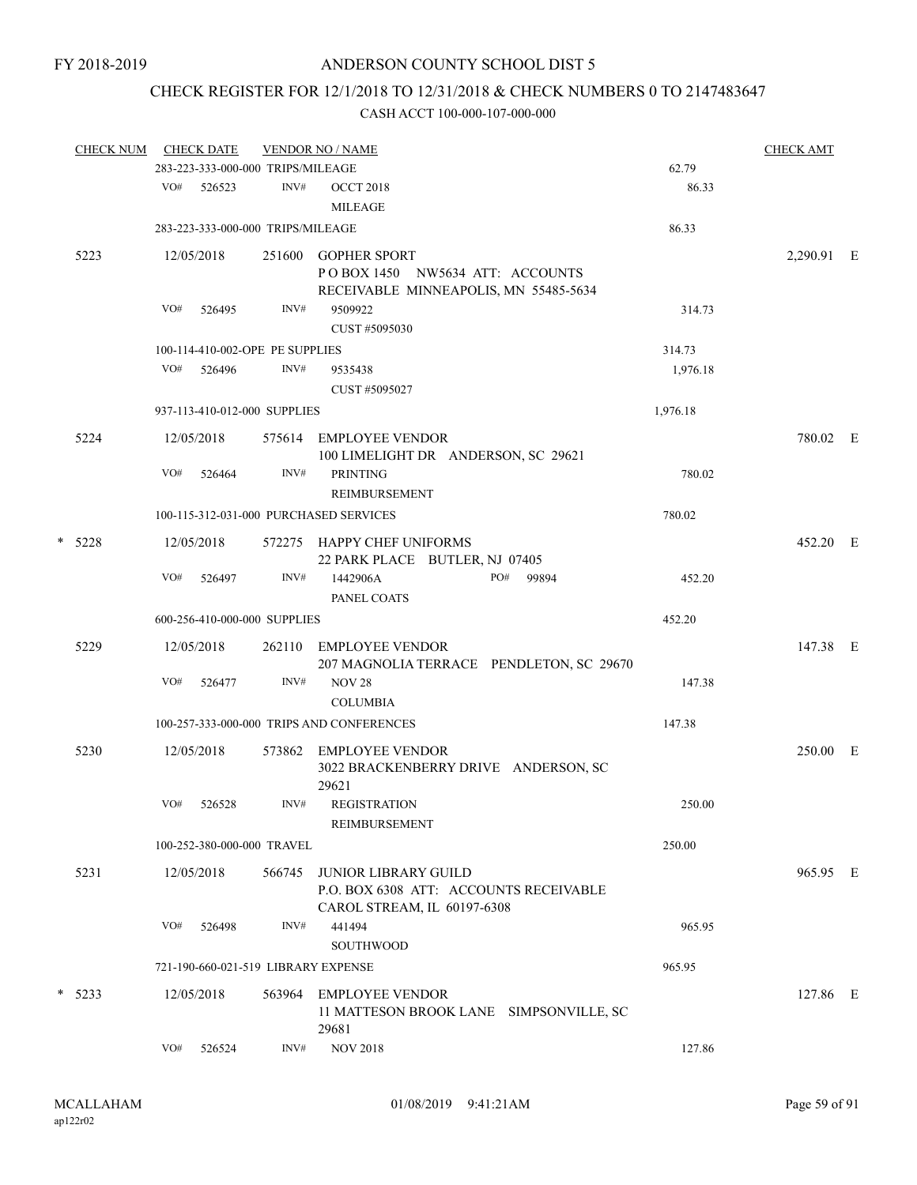FY 2018-2019

# ANDERSON COUNTY SCHOOL DIST 5

## CHECK REGISTER FOR 12/1/2018 TO 12/31/2018 & CHECK NUMBERS 0 TO 2147483647

### CASH ACCT 100-000-107-000-000

| CHECK NUM | CHECK DATE | VENDOR NO / NAME | | CHECK AMT | |
|---|---|---|---|---|---|
| | 283-223-333-000-000 TRIPS/MILEAGE | | 62.79 | | |
| | VO# 526523 | INV# OCCT 2018 MILEAGE | 86.33 | | |
| | 283-223-333-000-000 TRIPS/MILEAGE | | 86.33 | | |
| 5223 | 12/05/2018 | 251600 GOPHER SPORT P O BOX 1450 NW5634 ATT: ACCOUNTS RECEIVABLE MINNEAPOLIS, MN 55485-5634 | | 2,290.91 | E |
| | VO# 526495 | INV# 9509922 CUST #5095030 | 314.73 | | |
| | 100-114-410-002-OPE PE SUPPLIES | | 314.73 | | |
| | VO# 526496 | INV# 9535438 CUST #5095027 | 1,976.18 | | |
| | 937-113-410-012-000 SUPPLIES | | 1,976.18 | | |
| 5224 | 12/05/2018 | 575614 EMPLOYEE VENDOR 100 LIMELIGHT DR ANDERSON, SC 29621 | | 780.02 | E |
| | VO# 526464 | INV# PRINTING REIMBURSEMENT | 780.02 | | |
| | 100-115-312-031-000 PURCHASED SERVICES | | 780.02 | | |
| * 5228 | 12/05/2018 | 572275 HAPPY CHEF UNIFORMS 22 PARK PLACE BUTLER, NJ 07405 | | 452.20 | E |
| | VO# 526497 | INV# 1442906A PO# 99894 PANEL COATS | 452.20 | | |
| | 600-256-410-000-000 SUPPLIES | | 452.20 | | |
| 5229 | 12/05/2018 | 262110 EMPLOYEE VENDOR 207 MAGNOLIA TERRACE PENDLETON, SC 29670 | | 147.38 | E |
| | VO# 526477 | INV# NOV 28 COLUMBIA | 147.38 | | |
| | 100-257-333-000-000 TRIPS AND CONFERENCES | | 147.38 | | |
| 5230 | 12/05/2018 | 573862 EMPLOYEE VENDOR 3022 BRACKENBERRY DRIVE ANDERSON, SC 29621 | | 250.00 | E |
| | VO# 526528 | INV# REGISTRATION REIMBURSEMENT | 250.00 | | |
| | 100-252-380-000-000 TRAVEL | | 250.00 | | |
| 5231 | 12/05/2018 | 566745 JUNIOR LIBRARY GUILD P.O. BOX 6308 ATT: ACCOUNTS RECEIVABLE CAROL STREAM, IL 60197-6308 | | 965.95 | E |
| | VO# 526498 | INV# 441494 SOUTHWOOD | 965.95 | | |
| | 721-190-660-021-519 LIBRARY EXPENSE | | 965.95 | | |
| * 5233 | 12/05/2018 | 563964 EMPLOYEE VENDOR 11 MATTESON BROOK LANE SIMPSONVILLE, SC 29681 | | 127.86 | E |
| | VO# 526524 | INV# NOV 2018 | 127.86 | | |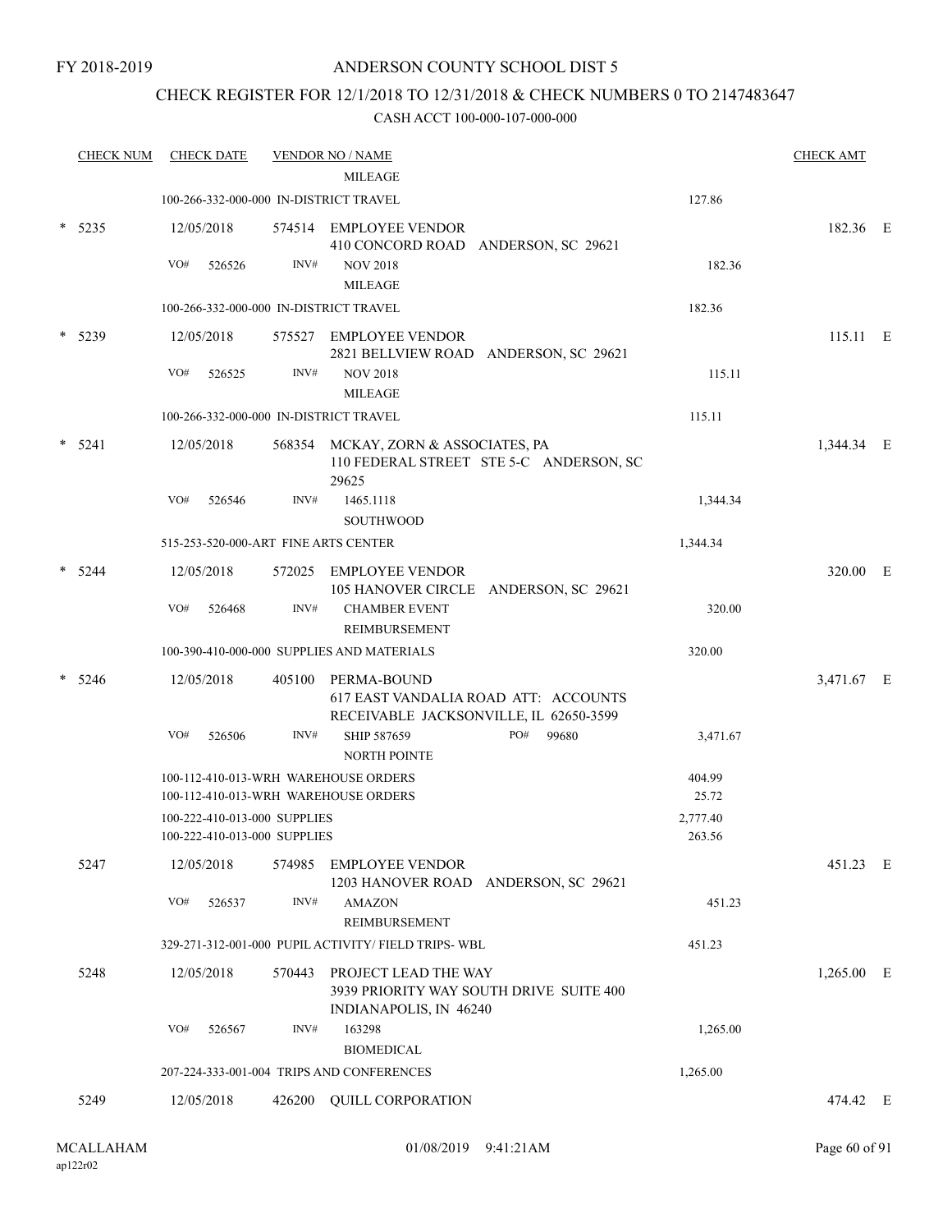FY 2018-2019

# ANDERSON COUNTY SCHOOL DIST 5

## CHECK REGISTER FOR 12/1/2018 TO 12/31/2018 & CHECK NUMBERS 0 TO 2147483647

### CASH ACCT 100-000-107-000-000

| CHECK NUM | CHECK DATE | VENDOR NO / NAME | | CHECK AMT |
|---|---|---|---|---|
| | | MILEAGE | | |
| | 100-266-332-000-000 IN-DISTRICT TRAVEL | | 127.86 | |
| * 5235 | 12/05/2018 | 574514 EMPLOYEE VENDOR<br>410 CONCORD ROAD ANDERSON, SC 29621 | | 182.36 E |
| | VO# 526526 | INV# NOV 2018<br>MILEAGE | 182.36 | |
| | 100-266-332-000-000 IN-DISTRICT TRAVEL | | 182.36 | |
| * 5239 | 12/05/2018 | 575527 EMPLOYEE VENDOR<br>2821 BELLVIEW ROAD ANDERSON, SC 29621 | | 115.11 E |
| | VO# 526525 | INV# NOV 2018<br>MILEAGE | 115.11 | |
| | 100-266-332-000-000 IN-DISTRICT TRAVEL | | 115.11 | |
| * 5241 | 12/05/2018 | 568354 MCKAY, ZORN & ASSOCIATES, PA<br>110 FEDERAL STREET STE 5-C ANDERSON, SC 29625 | | 1,344.34 E |
| | VO# 526546 | INV# 1465.1118<br>SOUTHWOOD | 1,344.34 | |
| | 515-253-520-000-ART FINE ARTS CENTER | | 1,344.34 | |
| * 5244 | 12/05/2018 | 572025 EMPLOYEE VENDOR<br>105 HANOVER CIRCLE ANDERSON, SC 29621 | | 320.00 E |
| | VO# 526468 | INV# CHAMBER EVENT<br>REIMBURSEMENT | 320.00 | |
| | 100-390-410-000-000 SUPPLIES AND MATERIALS | | 320.00 | |
| * 5246 | 12/05/2018 | 405100 PERMA-BOUND<br>617 EAST VANDALIA ROAD ATT: ACCOUNTS RECEIVABLE JACKSONVILLE, IL 62650-3599 | | 3,471.67 E |
| | VO# 526506 | INV# SHIP 587659 PO# 99680<br>NORTH POINTE | 3,471.67 | |
| | 100-112-410-013-WRH WAREHOUSE ORDERS | | 404.99 | |
| | 100-112-410-013-WRH WAREHOUSE ORDERS | | 25.72 | |
| | 100-222-410-013-000 SUPPLIES | | 2,777.40 | |
| | 100-222-410-013-000 SUPPLIES | | 263.56 | |
| 5247 | 12/05/2018 | 574985 EMPLOYEE VENDOR<br>1203 HANOVER ROAD ANDERSON, SC 29621 | | 451.23 E |
| | VO# 526537 | INV# AMAZON<br>REIMBURSEMENT | 451.23 | |
| | 329-271-312-001-000 PUPIL ACTIVITY/ FIELD TRIPS- WBL | | 451.23 | |
| 5248 | 12/05/2018 | 570443 PROJECT LEAD THE WAY<br>3939 PRIORITY WAY SOUTH DRIVE SUITE 400 INDIANAPOLIS, IN 46240 | | 1,265.00 E |
| | VO# 526567 | INV# 163298<br>BIOMEDICAL | 1,265.00 | |
| | 207-224-333-001-004 TRIPS AND CONFERENCES | | 1,265.00 | |
| 5249 | 12/05/2018 | 426200 QUILL CORPORATION | | 474.42 E |

MCALLAHAM
ap122r02

01/08/2019 9:41:21AM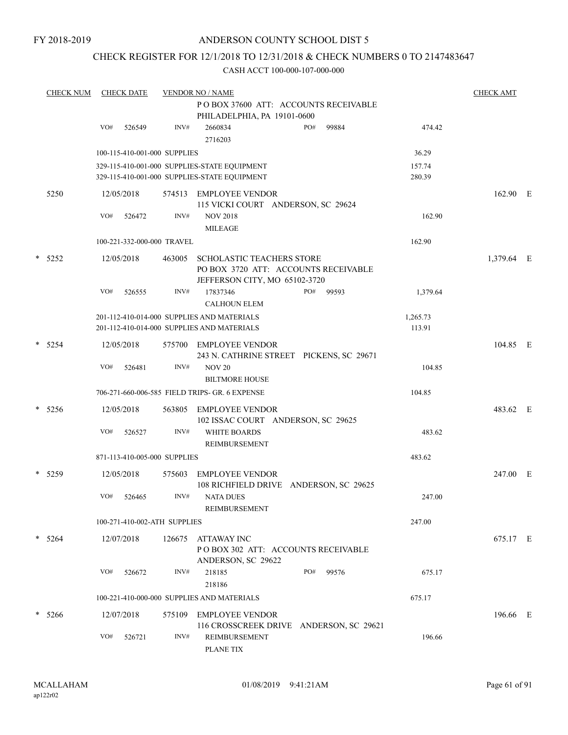FY 2018-2019

# ANDERSON COUNTY SCHOOL DIST 5

## CHECK REGISTER FOR 12/1/2018 TO 12/31/2018 & CHECK NUMBERS 0 TO 2147483647

CASH ACCT 100-000-107-000-000

| CHECK NUM | CHECK DATE | VENDOR NO / NAME | | | CHECK AMT |
|---|---|---|---|---|---|
| | | P O BOX 37600 ATT: ACCOUNTS RECEIVABLE PHILADELPHIA, PA 19101-0600 | | | |
| | VO# 526549 | INV# 2660834 2716203 | PO# 99884 | 474.42 | |
| | 100-115-410-001-000 SUPPLIES | | | 36.29 | |
| | 329-115-410-001-000 SUPPLIES-STATE EQUIPMENT | | | 157.74 | |
| | 329-115-410-001-000 SUPPLIES-STATE EQUIPMENT | | | 280.39 | |
| 5250 | 12/05/2018 | 574513 EMPLOYEE VENDOR 115 VICKI COURT ANDERSON, SC 29624 | | | 162.90 E |
| | VO# 526472 | INV# NOV 2018 MILEAGE | | 162.90 | |
| | 100-221-332-000-000 TRAVEL | | | 162.90 | |
| * 5252 | 12/05/2018 | 463005 SCHOLASTIC TEACHERS STORE PO BOX 3720 ATT: ACCOUNTS RECEIVABLE JEFFERSON CITY, MO 65102-3720 | | | 1,379.64 E |
| | VO# 526555 | INV# 17837346 CALHOUN ELEM | PO# 99593 | 1,379.64 | |
| | 201-112-410-014-000 SUPPLIES AND MATERIALS | | | 1,265.73 | |
| | 201-112-410-014-000 SUPPLIES AND MATERIALS | | | 113.91 | |
| * 5254 | 12/05/2018 | 575700 EMPLOYEE VENDOR 243 N. CATHRINE STREET PICKENS, SC 29671 | | | 104.85 E |
| | VO# 526481 | INV# NOV 20 BILTMORE HOUSE | | 104.85 | |
| | 706-271-660-006-585 FIELD TRIPS- GR. 6 EXPENSE | | | 104.85 | |
| * 5256 | 12/05/2018 | 563805 EMPLOYEE VENDOR 102 ISSAC COURT ANDERSON, SC 29625 | | | 483.62 E |
| | VO# 526527 | INV# WHITE BOARDS REIMBURSEMENT | | 483.62 | |
| | 871-113-410-005-000 SUPPLIES | | | 483.62 | |
| * 5259 | 12/05/2018 | 575603 EMPLOYEE VENDOR 108 RICHFIELD DRIVE ANDERSON, SC 29625 | | | 247.00 E |
| | VO# 526465 | INV# NATA DUES REIMBURSEMENT | | 247.00 | |
| | 100-271-410-002-ATH SUPPLIES | | | 247.00 | |
| * 5264 | 12/07/2018 | 126675 ATTAWAY INC P O BOX 302 ATT: ACCOUNTS RECEIVABLE ANDERSON, SC 29622 | | | 675.17 E |
| | VO# 526672 | INV# 218185 218186 | PO# 99576 | 675.17 | |
| | 100-221-410-000-000 SUPPLIES AND MATERIALS | | | 675.17 | |
| * 5266 | 12/07/2018 | 575109 EMPLOYEE VENDOR 116 CROSSCREEK DRIVE ANDERSON, SC 29621 | | | 196.66 E |
| | VO# 526721 | INV# REIMBURSEMENT PLANE TIX | | 196.66 | |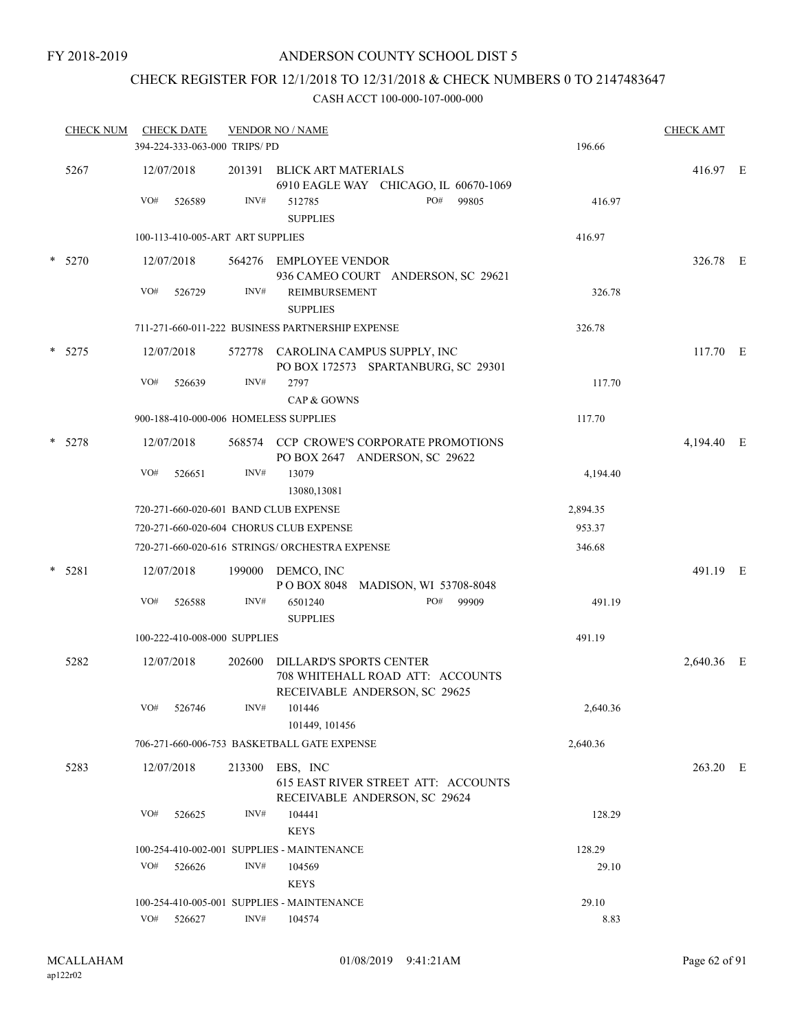FY 2018-2019

ANDERSON COUNTY SCHOOL DIST 5

CHECK REGISTER FOR 12/1/2018 TO 12/31/2018 & CHECK NUMBERS 0 TO 2147483647

CASH ACCT 100-000-107-000-000

| CHECK NUM | CHECK DATE | VENDOR NO / NAME | | CHECK AMT | |
|---|---|---|---|---|---|
| | 394-224-333-063-000 TRIPS/ PD | | 196.66 | | |
| 5267 | 12/07/2018 | 201391 BLICK ART MATERIALS<br>6910 EAGLE WAY CHICAGO, IL 60670-1069 | | 416.97 | E |
| | VO# 526589 | INV# 512785 PO# 99805<br>SUPPLIES | 416.97 | | |
| | 100-113-410-005-ART ART SUPPLIES | | 416.97 | | |
| * 5270 | 12/07/2018 | 564276 EMPLOYEE VENDOR<br>936 CAMEO COURT ANDERSON, SC 29621 | | 326.78 | E |
| | VO# 526729 | INV# REIMBURSEMENT<br>SUPPLIES | 326.78 | | |
| | 711-271-660-011-222 BUSINESS PARTNERSHIP EXPENSE | | 326.78 | | |
| * 5275 | 12/07/2018 | 572778 CAROLINA CAMPUS SUPPLY, INC<br>PO BOX 172573 SPARTANBURG, SC 29301 | | 117.70 | E |
| | VO# 526639 | INV# 2797<br>CAP & GOWNS | 117.70 | | |
| | 900-188-410-000-006 HOMELESS SUPPLIES | | 117.70 | | |
| * 5278 | 12/07/2018 | 568574 CCP CROWE'S CORPORATE PROMOTIONS<br>PO BOX 2647 ANDERSON, SC 29622 | | 4,194.40 | E |
| | VO# 526651 | INV# 13079<br>13080,13081 | 4,194.40 | | |
| | 720-271-660-020-601 BAND CLUB EXPENSE | | 2,894.35 | | |
| | 720-271-660-020-604 CHORUS CLUB EXPENSE | | 953.37 | | |
| | 720-271-660-020-616 STRINGS/ ORCHESTRA EXPENSE | | 346.68 | | |
| * 5281 | 12/07/2018 | 199000 DEMCO, INC<br>P O BOX 8048 MADISON, WI 53708-8048 | | 491.19 | E |
| | VO# 526588 | INV# 6501240 PO# 99909<br>SUPPLIES | 491.19 | | |
| | 100-222-410-008-000 SUPPLIES | | 491.19 | | |
| 5282 | 12/07/2018 | 202600 DILLARD'S SPORTS CENTER<br>708 WHITEHALL ROAD ATT: ACCOUNTS RECEIVABLE ANDERSON, SC 29625 | | 2,640.36 | E |
| | VO# 526746 | INV# 101446<br>101449, 101456 | 2,640.36 | | |
| | 706-271-660-006-753 BASKETBALL GATE EXPENSE | | 2,640.36 | | |
| 5283 | 12/07/2018 | 213300 EBS, INC<br>615 EAST RIVER STREET ATT: ACCOUNTS RECEIVABLE ANDERSON, SC 29624 | | 263.20 | E |
| | VO# 526625 | INV# 104441<br>KEYS | 128.29 | | |
| | 100-254-410-002-001 SUPPLIES - MAINTENANCE | | 128.29 | | |
| | VO# 526626 | INV# 104569<br>KEYS | 29.10 | | |
| | 100-254-410-005-001 SUPPLIES - MAINTENANCE | | 29.10 | | |
| | VO# 526627 | INV# 104574 | 8.83 | | |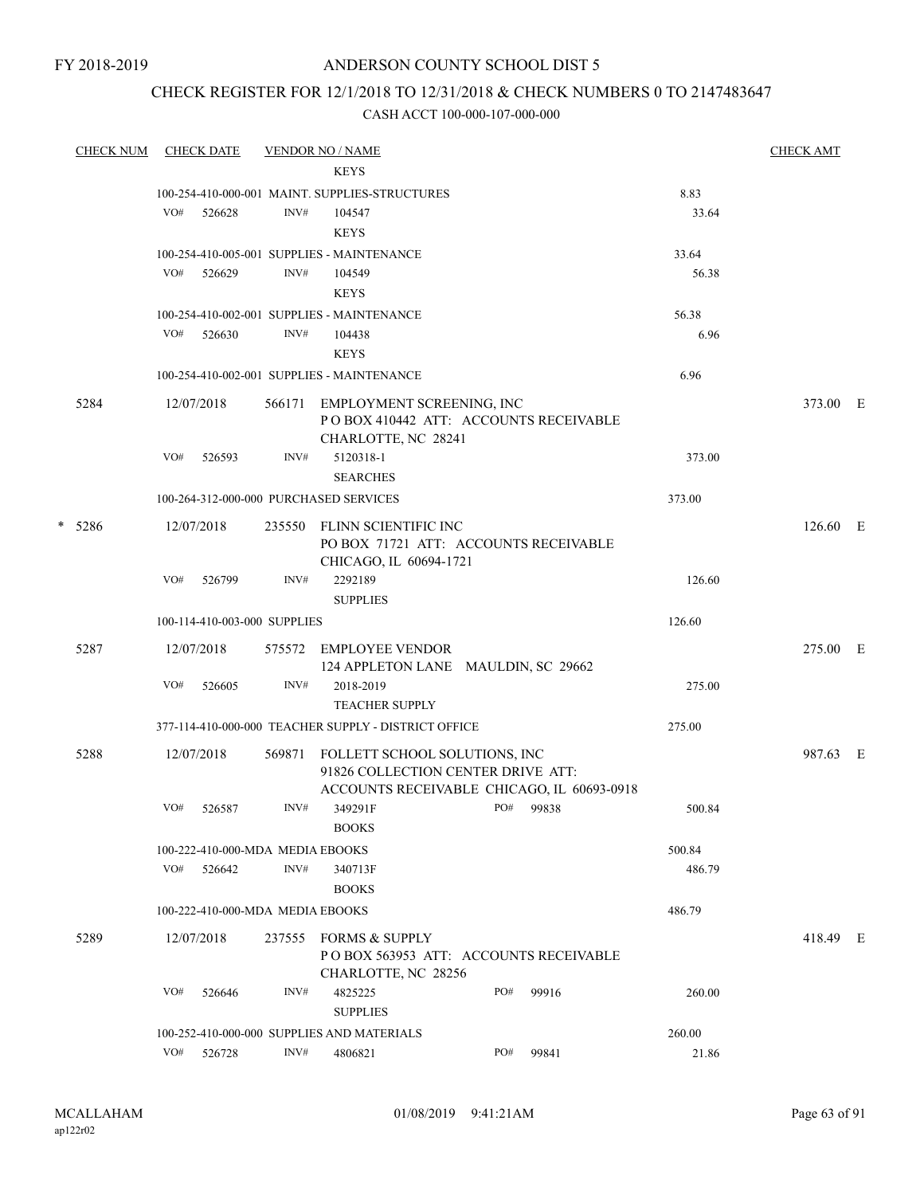FY 2018-2019

# ANDERSON COUNTY SCHOOL DIST 5

## CHECK REGISTER FOR 12/1/2018 TO 12/31/2018 & CHECK NUMBERS 0 TO 2147483647

### CASH ACCT 100-000-107-000-000

| CHECK NUM | CHECK DATE | VENDOR NO / NAME | | CHECK AMT |
|---|---|---|---|---|
| | | KEYS | | |
| | | 100-254-410-000-001 MAINT. SUPPLIES-STRUCTURES | 8.83 | |
| | VO# 526628 | INV# 104547 KEYS | 33.64 | |
| | | 100-254-410-005-001 SUPPLIES - MAINTENANCE | 33.64 | |
| | VO# 526629 | INV# 104549 KEYS | 56.38 | |
| | | 100-254-410-002-001 SUPPLIES - MAINTENANCE | 56.38 | |
| | VO# 526630 | INV# 104438 KEYS | 6.96 | |
| | | 100-254-410-002-001 SUPPLIES - MAINTENANCE | 6.96 | |
| 5284 | 12/07/2018 | 566171 EMPLOYMENT SCREENING, INC<br>P O BOX 410442 ATT: ACCOUNTS RECEIVABLE<br>CHARLOTTE, NC 28241 | | 373.00 E |
| | VO# 526593 | INV# 5120318-1 SEARCHES | 373.00 | |
| | | 100-264-312-000-000 PURCHASED SERVICES | 373.00 | |
| * 5286 | 12/07/2018 | 235550 FLINN SCIENTIFIC INC<br>PO BOX 71721 ATT: ACCOUNTS RECEIVABLE<br>CHICAGO, IL 60694-1721 | | 126.60 E |
| | VO# 526799 | INV# 2292189 SUPPLIES | 126.60 | |
| | | 100-114-410-003-000 SUPPLIES | 126.60 | |
| 5287 | 12/07/2018 | 575572 EMPLOYEE VENDOR<br>124 APPLETON LANE MAULDIN, SC 29662 | | 275.00 E |
| | VO# 526605 | INV# 2018-2019 TEACHER SUPPLY | 275.00 | |
| | | 377-114-410-000-000 TEACHER SUPPLY - DISTRICT OFFICE | 275.00 | |
| 5288 | 12/07/2018 | 569871 FOLLETT SCHOOL SOLUTIONS, INC<br>91826 COLLECTION CENTER DRIVE ATT:<br>ACCOUNTS RECEIVABLE CHICAGO, IL 60693-0918 | | 987.63 E |
| | VO# 526587 | INV# 349291F BOOKS PO# 99838 | 500.84 | |
| | | 100-222-410-000-MDA MEDIA EBOOKS | 500.84 | |
| | VO# 526642 | INV# 340713F BOOKS | 486.79 | |
| | | 100-222-410-000-MDA MEDIA EBOOKS | 486.79 | |
| 5289 | 12/07/2018 | 237555 FORMS & SUPPLY<br>P O BOX 563953 ATT: ACCOUNTS RECEIVABLE<br>CHARLOTTE, NC 28256 | | 418.49 E |
| | VO# 526646 | INV# 4825225 SUPPLIES PO# 99916 | 260.00 | |
| | | 100-252-410-000-000 SUPPLIES AND MATERIALS | 260.00 | |
| | VO# 526728 | INV# 4806821 PO# 99841 | 21.86 | |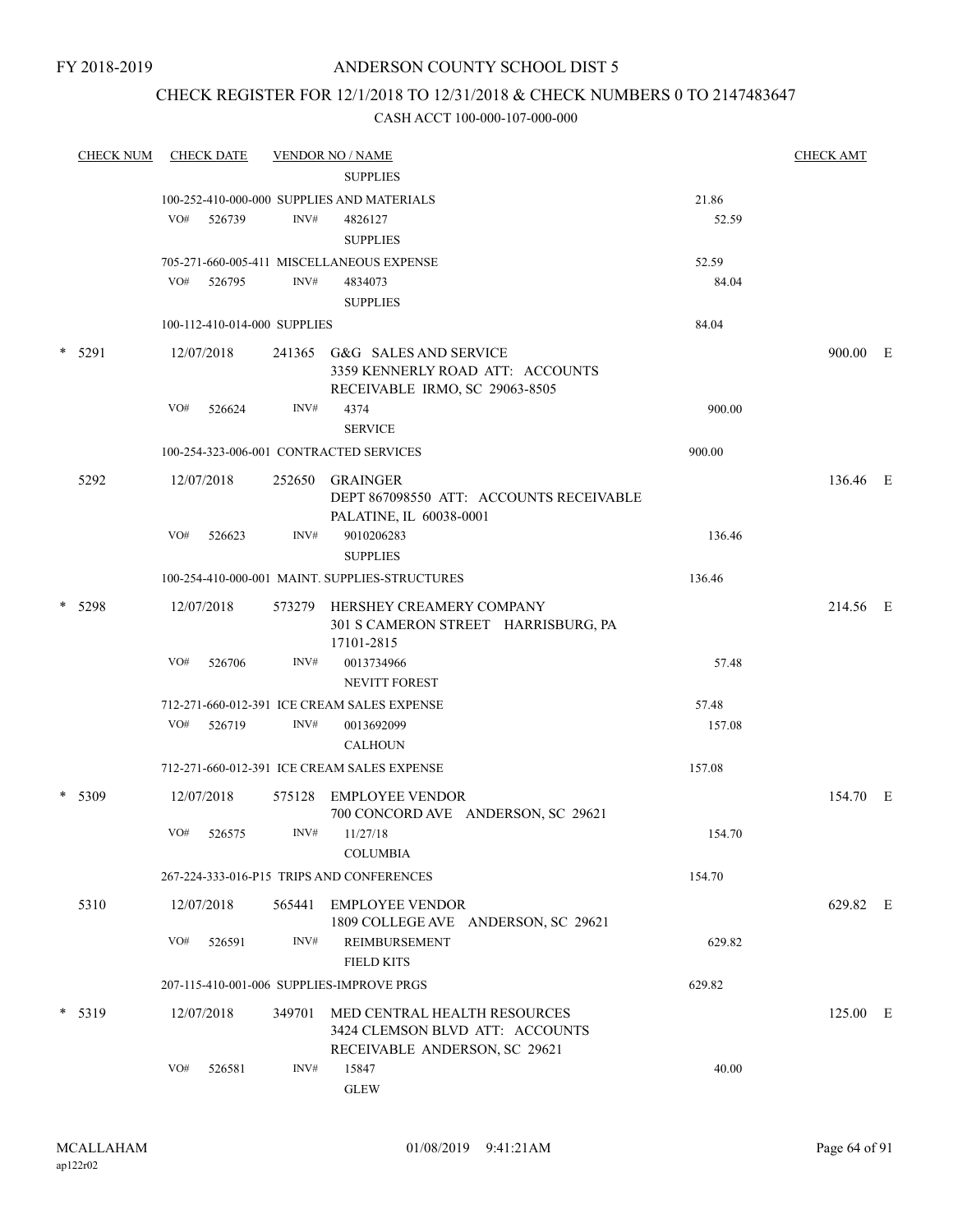FY 2018-2019

# ANDERSON COUNTY SCHOOL DIST 5

## CHECK REGISTER FOR 12/1/2018 TO 12/31/2018 & CHECK NUMBERS 0 TO 2147483647

### CASH ACCT 100-000-107-000-000

| CHECK NUM | CHECK DATE | VENDOR NO / NAME | | CHECK AMT |
|---|---|---|---|---|
| | | SUPPLIES | | |
| | | 100-252-410-000-000 SUPPLIES AND MATERIALS | 21.86 | |
| | VO# 526739 | INV# 4826127 SUPPLIES | 52.59 | |
| | | 705-271-660-005-411 MISCELLANEOUS EXPENSE | 52.59 | |
| | VO# 526795 | INV# 4834073 SUPPLIES | 84.04 | |
| | | 100-112-410-014-000 SUPPLIES | 84.04 | |
| * 5291 | 12/07/2018 | 241365 G&G SALES AND SERVICE 3359 KENNERLY ROAD ATT: ACCOUNTS RECEIVABLE IRMO, SC 29063-8505 | | 900.00 E |
| | VO# 526624 | INV# 4374 SERVICE | 900.00 | |
| | | 100-254-323-006-001 CONTRACTED SERVICES | 900.00 | |
| 5292 | 12/07/2018 | 252650 GRAINGER DEPT 867098550 ATT: ACCOUNTS RECEIVABLE PALATINE, IL 60038-0001 | | 136.46 E |
| | VO# 526623 | INV# 9010206283 SUPPLIES | 136.46 | |
| | | 100-254-410-000-001 MAINT. SUPPLIES-STRUCTURES | 136.46 | |
| * 5298 | 12/07/2018 | 573279 HERSHEY CREAMERY COMPANY 301 S CAMERON STREET HARRISBURG, PA 17101-2815 | | 214.56 E |
| | VO# 526706 | INV# 0013734966 NEVITT FOREST | 57.48 | |
| | | 712-271-660-012-391 ICE CREAM SALES EXPENSE | 57.48 | |
| | VO# 526719 | INV# 0013692099 CALHOUN | 157.08 | |
| | | 712-271-660-012-391 ICE CREAM SALES EXPENSE | 157.08 | |
| * 5309 | 12/07/2018 | 575128 EMPLOYEE VENDOR 700 CONCORD AVE ANDERSON, SC 29621 | | 154.70 E |
| | VO# 526575 | INV# 11/27/18 COLUMBIA | 154.70 | |
| | | 267-224-333-016-P15 TRIPS AND CONFERENCES | 154.70 | |
| 5310 | 12/07/2018 | 565441 EMPLOYEE VENDOR 1809 COLLEGE AVE ANDERSON, SC 29621 | | 629.82 E |
| | VO# 526591 | INV# REIMBURSEMENT FIELD KITS | 629.82 | |
| | | 207-115-410-001-006 SUPPLIES-IMPROVE PRGS | 629.82 | |
| * 5319 | 12/07/2018 | 349701 MED CENTRAL HEALTH RESOURCES 3424 CLEMSON BLVD ATT: ACCOUNTS RECEIVABLE ANDERSON, SC 29621 | | 125.00 E |
| | VO# 526581 | INV# 15847 GLEW | 40.00 | |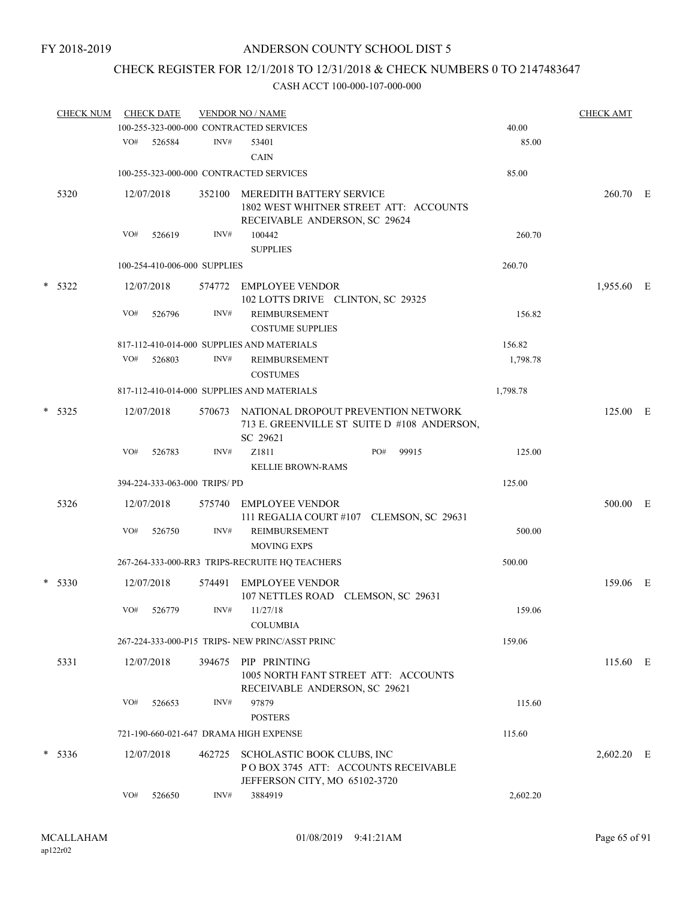FY 2018-2019

# ANDERSON COUNTY SCHOOL DIST 5

## CHECK REGISTER FOR 12/1/2018 TO 12/31/2018 & CHECK NUMBERS 0 TO 2147483647

### CASH ACCT 100-000-107-000-000

| CHECK NUM | CHECK DATE | VENDOR NO / NAME | | CHECK AMT |
|---|---|---|---|---|
| | 100-255-323-000-000 CONTRACTED SERVICES | | 40.00 | |
| | VO# 526584 | INV# 53401 CAIN | 85.00 | |
| | 100-255-323-000-000 CONTRACTED SERVICES | | 85.00 | |
| 5320 | 12/07/2018 | 352100 MEREDITH BATTERY SERVICE 1802 WEST WHITNER STREET ATT: ACCOUNTS RECEIVABLE ANDERSON, SC 29624 | | 260.70 E |
| | VO# 526619 | INV# 100442 SUPPLIES | 260.70 | |
| | 100-254-410-006-000 SUPPLIES | | 260.70 | |
| * 5322 | 12/07/2018 | 574772 EMPLOYEE VENDOR 102 LOTTS DRIVE CLINTON, SC 29325 | | 1,955.60 E |
| | VO# 526796 | INV# REIMBURSEMENT COSTUME SUPPLIES | 156.82 | |
| | 817-112-410-014-000 SUPPLIES AND MATERIALS | | 156.82 | |
| | VO# 526803 | INV# REIMBURSEMENT COSTUMES | 1,798.78 | |
| | 817-112-410-014-000 SUPPLIES AND MATERIALS | | 1,798.78 | |
| * 5325 | 12/07/2018 | 570673 NATIONAL DROPOUT PREVENTION NETWORK 713 E. GREENVILLE ST SUITE D #108 ANDERSON, SC 29621 | | 125.00 E |
| | VO# 526783 | INV# Z1811 PO# 99915 KELLIE BROWN-RAMS | 125.00 | |
| | 394-224-333-063-000 TRIPS/ PD | | 125.00 | |
| 5326 | 12/07/2018 | 575740 EMPLOYEE VENDOR 111 REGALIA COURT #107 CLEMSON, SC 29631 | | 500.00 E |
| | VO# 526750 | INV# REIMBURSEMENT MOVING EXPS | 500.00 | |
| | 267-264-333-000-RR3 TRIPS-RECRUITE HQ TEACHERS | | 500.00 | |
| * 5330 | 12/07/2018 | 574491 EMPLOYEE VENDOR 107 NETTLES ROAD CLEMSON, SC 29631 | | 159.06 E |
| | VO# 526779 | INV# 11/27/18 COLUMBIA | 159.06 | |
| | 267-224-333-000-P15 TRIPS- NEW PRINC/ASST PRINC | | 159.06 | |
| 5331 | 12/07/2018 | 394675 PIP PRINTING 1005 NORTH FANT STREET ATT: ACCOUNTS RECEIVABLE ANDERSON, SC 29621 | | 115.60 E |
| | VO# 526653 | INV# 97879 POSTERS | 115.60 | |
| | 721-190-660-021-647 DRAMA HIGH EXPENSE | | 115.60 | |
| * 5336 | 12/07/2018 | 462725 SCHOLASTIC BOOK CLUBS, INC P O BOX 3745 ATT: ACCOUNTS RECEIVABLE JEFFERSON CITY, MO 65102-3720 | | 2,602.20 E |
| | VO# 526650 | INV# 3884919 | 2,602.20 | |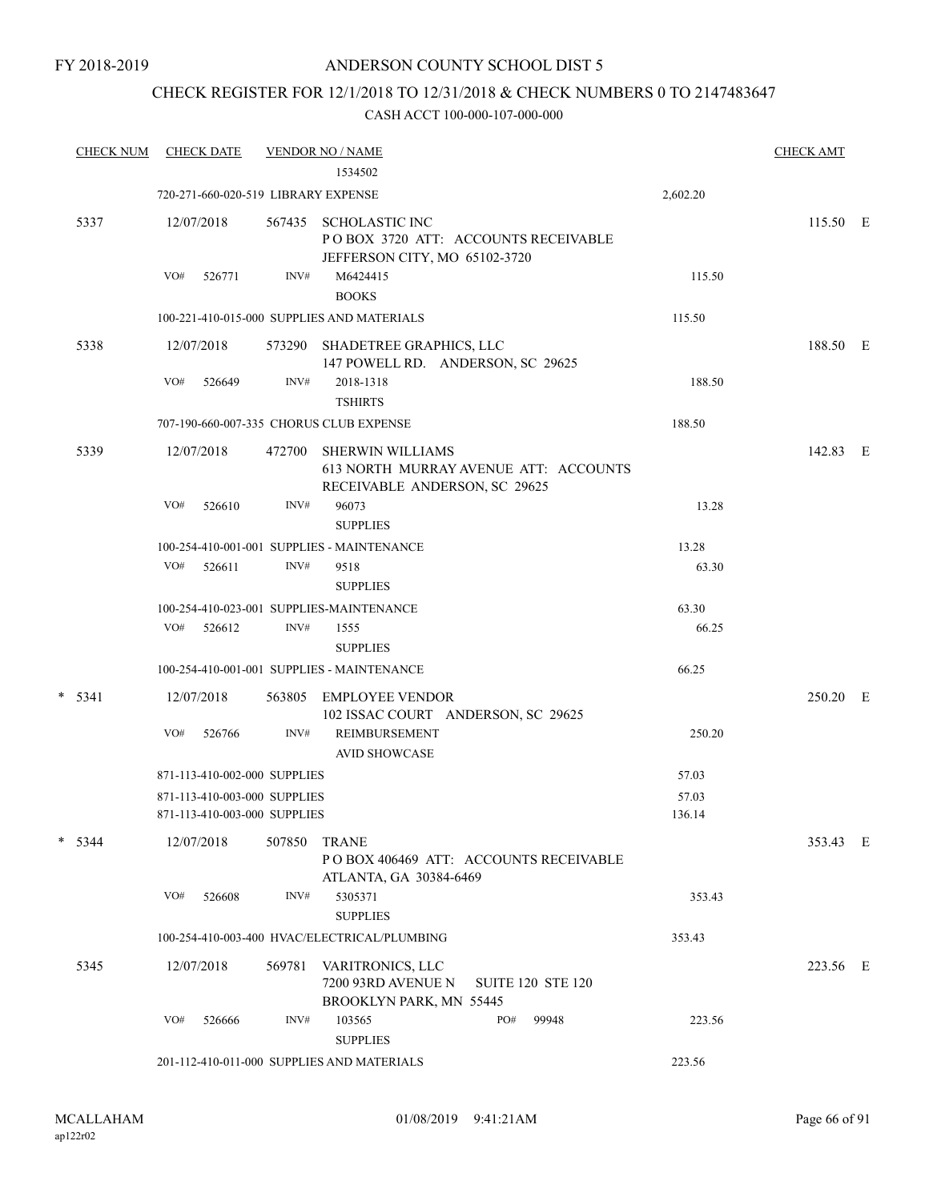FY 2018-2019

# ANDERSON COUNTY SCHOOL DIST 5

## CHECK REGISTER FOR 12/1/2018 TO 12/31/2018 & CHECK NUMBERS 0 TO 2147483647

CASH ACCT 100-000-107-000-000

| CHECK NUM | CHECK DATE | VENDOR NO / NAME | | CHECK AMT |
|---|---|---|---|---|
| | | 1534502 | | |
| | 720-271-660-020-519 LIBRARY EXPENSE | | 2,602.20 | |
| 5337 | 12/07/2018 | 567435 SCHOLASTIC INC<br>P O BOX 3720 ATT: ACCOUNTS RECEIVABLE<br>JEFFERSON CITY, MO 65102-3720 | | 115.50 E |
| | VO# 526771 | INV# M6424415<br>BOOKS | 115.50 | |
| | 100-221-410-015-000 SUPPLIES AND MATERIALS | | 115.50 | |
| 5338 | 12/07/2018 | 573290 SHADETREE GRAPHICS, LLC<br>147 POWELL RD. ANDERSON, SC 29625 | | 188.50 E |
| | VO# 526649 | INV# 2018-1318<br>TSHIRTS | 188.50 | |
| | 707-190-660-007-335 CHORUS CLUB EXPENSE | | 188.50 | |
| 5339 | 12/07/2018 | 472700 SHERWIN WILLIAMS<br>613 NORTH MURRAY AVENUE ATT: ACCOUNTS<br>RECEIVABLE ANDERSON, SC 29625 | | 142.83 E |
| | VO# 526610 | INV# 96073<br>SUPPLIES | 13.28 | |
| | 100-254-410-001-001 SUPPLIES - MAINTENANCE | | 13.28 | |
| | VO# 526611 | INV# 9518<br>SUPPLIES | 63.30 | |
| | 100-254-410-023-001 SUPPLIES-MAINTENANCE | | 63.30 | |
| | VO# 526612 | INV# 1555<br>SUPPLIES | 66.25 | |
| | 100-254-410-001-001 SUPPLIES - MAINTENANCE | | 66.25 | |
| * 5341 | 12/07/2018 | 563805 EMPLOYEE VENDOR<br>102 ISSAC COURT ANDERSON, SC 29625 | | 250.20 E |
| | VO# 526766 | INV# REIMBURSEMENT<br>AVID SHOWCASE | 250.20 | |
| | 871-113-410-002-000 SUPPLIES | | 57.03 | |
| | 871-113-410-003-000 SUPPLIES | | 57.03 | |
| | 871-113-410-003-000 SUPPLIES | | 136.14 | |
| * 5344 | 12/07/2018 | 507850 TRANE<br>P O BOX 406469 ATT: ACCOUNTS RECEIVABLE<br>ATLANTA, GA 30384-6469 | | 353.43 E |
| | VO# 526608 | INV# 5305371<br>SUPPLIES | 353.43 | |
| | 100-254-410-003-400 HVAC/ELECTRICAL/PLUMBING | | 353.43 | |
| 5345 | 12/07/2018 | 569781 VARITRONICS, LLC<br>7200 93RD AVENUE N SUITE 120 STE 120<br>BROOKLYN PARK, MN 55445 | | 223.56 E |
| | VO# 526666 | INV# 103565 PO# 99948<br>SUPPLIES | 223.56 | |
| | 201-112-410-011-000 SUPPLIES AND MATERIALS | | 223.56 | |

MCALLAHAM
ap122r02

01/08/2019 9:41:21AM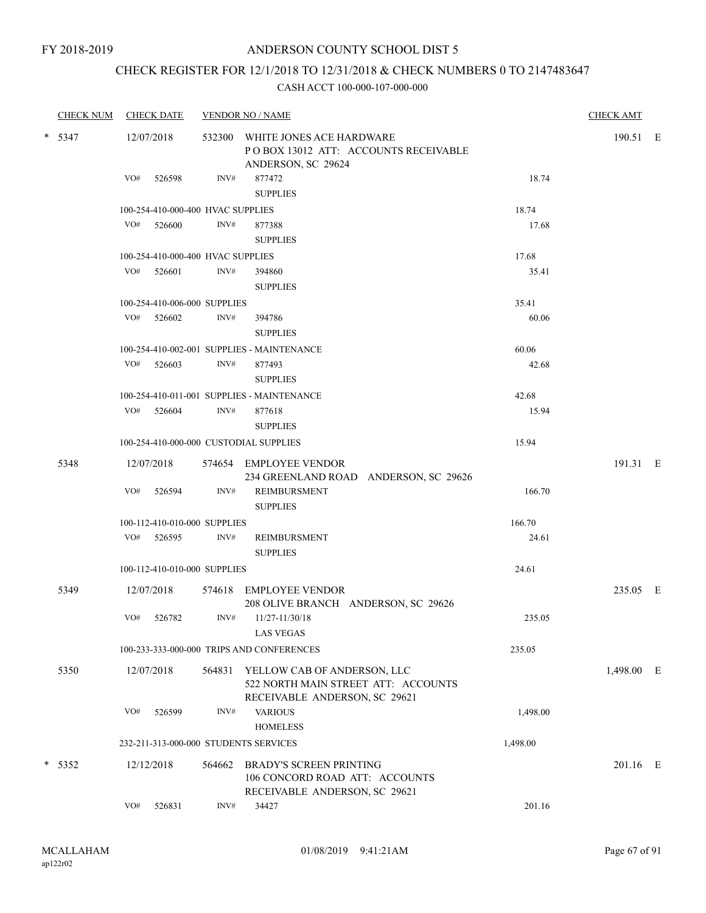FY 2018-2019

# ANDERSON COUNTY SCHOOL DIST 5

## CHECK REGISTER FOR 12/1/2018 TO 12/31/2018 & CHECK NUMBERS 0 TO 2147483647

### CASH ACCT 100-000-107-000-000

| CHECK NUM | CHECK DATE | VENDOR NO / NAME | | | CHECK AMT | |
|---|---|---|---|---|---|---|
| * 5347 | 12/07/2018 | 532300 WHITE JONES ACE HARDWARE<br>P O BOX 13012 ATT: ACCOUNTS RECEIVABLE<br>ANDERSON, SC 29624 | | | 190.51 | E |
| | VO# 526598 | INV# 877472<br>SUPPLIES | | 18.74 | | |
| | 100-254-410-000-400 HVAC SUPPLIES | | | 18.74 | | |
| | VO# 526600 | INV# 877388<br>SUPPLIES | | 17.68 | | |
| | 100-254-410-000-400 HVAC SUPPLIES | | | 17.68 | | |
| | VO# 526601 | INV# 394860<br>SUPPLIES | | 35.41 | | |
| | 100-254-410-006-000 SUPPLIES | | | 35.41 | | |
| | VO# 526602 | INV# 394786<br>SUPPLIES | | 60.06 | | |
| | 100-254-410-002-001 SUPPLIES - MAINTENANCE | | | 60.06 | | |
| | VO# 526603 | INV# 877493<br>SUPPLIES | | 42.68 | | |
| | 100-254-410-011-001 SUPPLIES - MAINTENANCE | | | 42.68 | | |
| | VO# 526604 | INV# 877618<br>SUPPLIES | | 15.94 | | |
| | 100-254-410-000-000 CUSTODIAL SUPPLIES | | | 15.94 | | |
| 5348 | 12/07/2018 | 574654 EMPLOYEE VENDOR<br>234 GREENLAND ROAD ANDERSON, SC 29626 | | | 191.31 | E |
| | VO# 526594 | INV# REIMBURSMENT<br>SUPPLIES | | 166.70 | | |
| | 100-112-410-010-000 SUPPLIES | | | 166.70 | | |
| | VO# 526595 | INV# REIMBURSMENT<br>SUPPLIES | | 24.61 | | |
| | 100-112-410-010-000 SUPPLIES | | | 24.61 | | |
| 5349 | 12/07/2018 | 574618 EMPLOYEE VENDOR<br>208 OLIVE BRANCH ANDERSON, SC 29626 | | | 235.05 | E |
| | VO# 526782 | INV# 11/27-11/30/18<br>LAS VEGAS | | 235.05 | | |
| | 100-233-333-000-000 TRIPS AND CONFERENCES | | | 235.05 | | |
| 5350 | 12/07/2018 | 564831 YELLOW CAB OF ANDERSON, LLC<br>522 NORTH MAIN STREET ATT: ACCOUNTS<br>RECEIVABLE ANDERSON, SC 29621 | | | 1,498.00 | E |
| | VO# 526599 | INV# VARIOUS<br>HOMELESS | | 1,498.00 | | |
| | 232-211-313-000-000 STUDENTS SERVICES | | | 1,498.00 | | |
| * 5352 | 12/12/2018 | 564662 BRADY'S SCREEN PRINTING<br>106 CONCORD ROAD ATT: ACCOUNTS<br>RECEIVABLE ANDERSON, SC 29621 | | | 201.16 | E |
| | VO# 526831 | INV# 34427 | | 201.16 | | |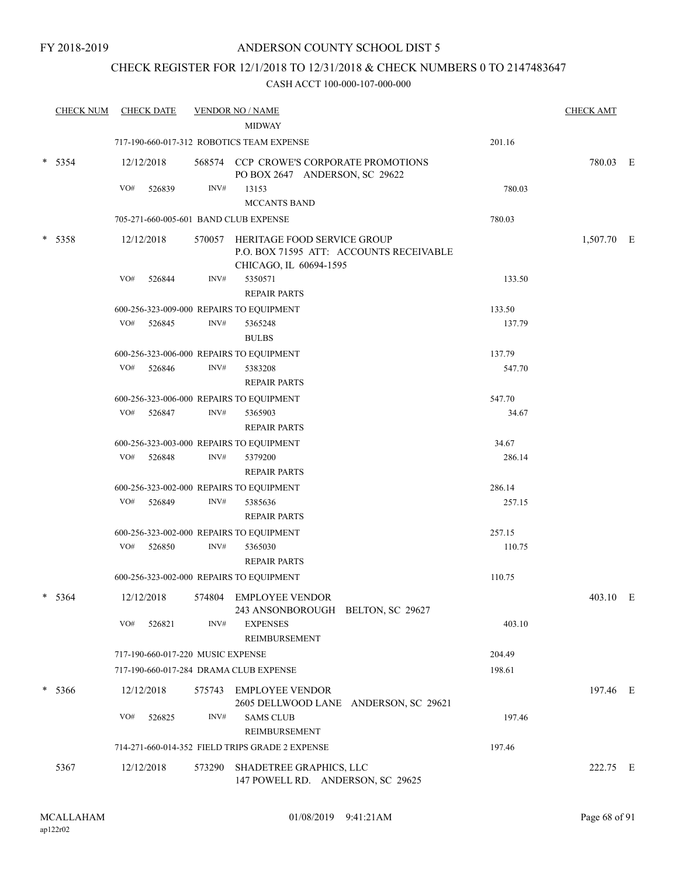FY 2018-2019

# ANDERSON COUNTY SCHOOL DIST 5

## CHECK REGISTER FOR 12/1/2018 TO 12/31/2018 & CHECK NUMBERS 0 TO 2147483647

### CASH ACCT 100-000-107-000-000

| CHECK NUM | CHECK DATE | VENDOR NO / NAME | | CHECK AMT | |
|---|---|---|---|---|---|
| | | MIDWAY | | | |
| | | 717-190-660-017-312 ROBOTICS TEAM EXPENSE | 201.16 | | |
| * 5354 | 12/12/2018 | 568574 CCP CROWE'S CORPORATE PROMOTIONS<br>PO BOX 2647 ANDERSON, SC 29622 | | 780.03 | E |
| | VO# 526839 | INV# 13153<br>MCCANTS BAND | 780.03 | | |
| | | 705-271-660-005-601 BAND CLUB EXPENSE | 780.03 | | |
| * 5358 | 12/12/2018 | 570057 HERITAGE FOOD SERVICE GROUP<br>P.O. BOX 71595 ATT: ACCOUNTS RECEIVABLE<br>CHICAGO, IL 60694-1595 | | 1,507.70 | E |
| | VO# 526844 | INV# 5350571<br>REPAIR PARTS | 133.50 | | |
| | | 600-256-323-009-000 REPAIRS TO EQUIPMENT | 133.50 | | |
| | VO# 526845 | INV# 5365248<br>BULBS | 137.79 | | |
| | | 600-256-323-006-000 REPAIRS TO EQUIPMENT | 137.79 | | |
| | VO# 526846 | INV# 5383208<br>REPAIR PARTS | 547.70 | | |
| | | 600-256-323-006-000 REPAIRS TO EQUIPMENT | 547.70 | | |
| | VO# 526847 | INV# 5365903<br>REPAIR PARTS | 34.67 | | |
| | | 600-256-323-003-000 REPAIRS TO EQUIPMENT | 34.67 | | |
| | VO# 526848 | INV# 5379200<br>REPAIR PARTS | 286.14 | | |
| | | 600-256-323-002-000 REPAIRS TO EQUIPMENT | 286.14 | | |
| | VO# 526849 | INV# 5385636<br>REPAIR PARTS | 257.15 | | |
| | | 600-256-323-002-000 REPAIRS TO EQUIPMENT | 257.15 | | |
| | VO# 526850 | INV# 5365030<br>REPAIR PARTS | 110.75 | | |
| | | 600-256-323-002-000 REPAIRS TO EQUIPMENT | 110.75 | | |
| * 5364 | 12/12/2018 | 574804 EMPLOYEE VENDOR<br>243 ANSONBOROUGH BELTON, SC 29627 | | 403.10 | E |
| | VO# 526821 | INV# EXPENSES<br>REIMBURSEMENT | 403.10 | | |
| | | 717-190-660-017-220 MUSIC EXPENSE | 204.49 | | |
| | | 717-190-660-017-284 DRAMA CLUB EXPENSE | 198.61 | | |
| * 5366 | 12/12/2018 | 575743 EMPLOYEE VENDOR<br>2605 DELLWOOD LANE ANDERSON, SC 29621 | | 197.46 | E |
| | VO# 526825 | INV# SAMS CLUB<br>REIMBURSEMENT | 197.46 | | |
| | | 714-271-660-014-352 FIELD TRIPS GRADE 2 EXPENSE | 197.46 | | |
| 5367 | 12/12/2018 | 573290 SHADETREE GRAPHICS, LLC<br>147 POWELL RD. ANDERSON, SC 29625 | | 222.75 | E |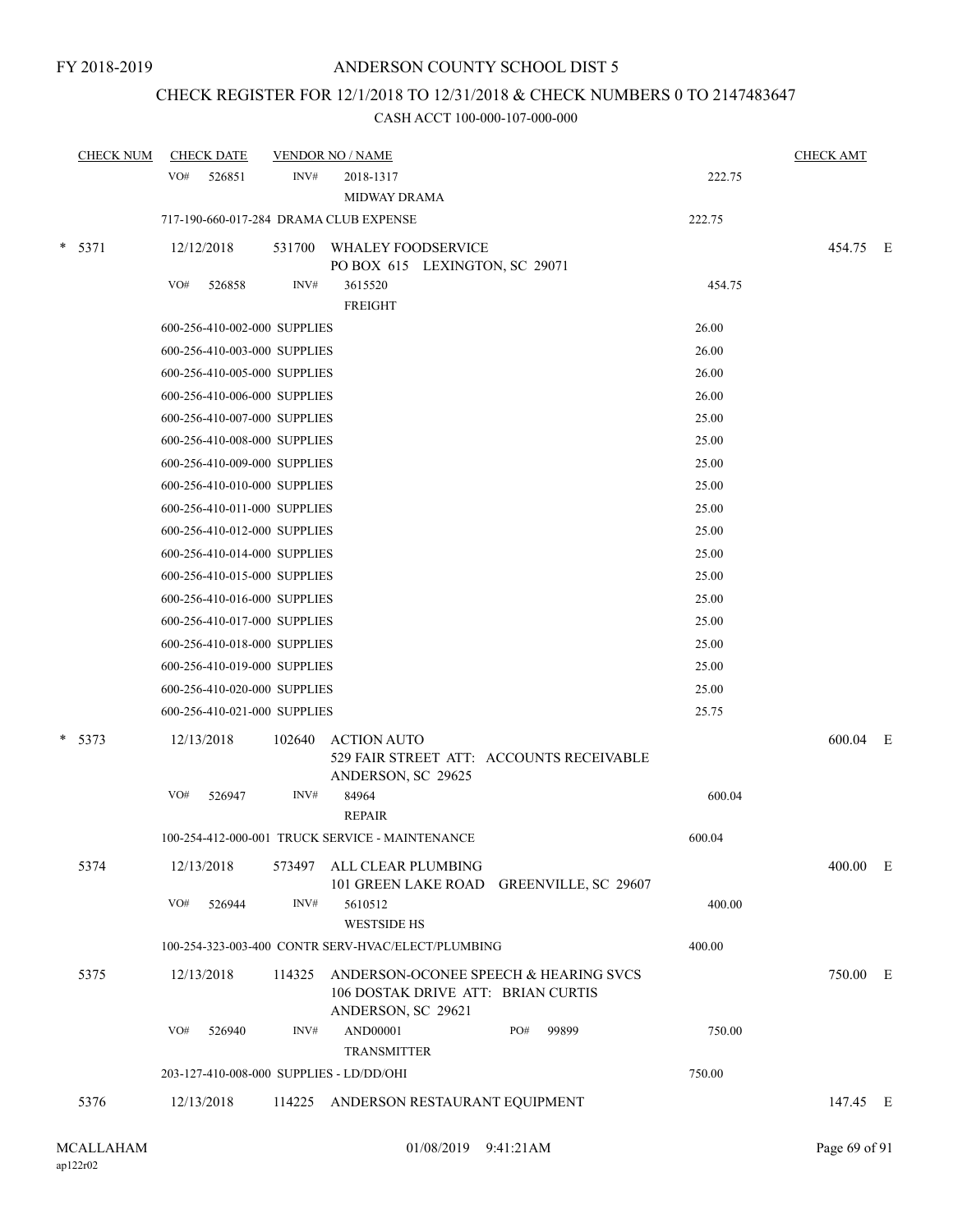FY 2018-2019

# ANDERSON COUNTY SCHOOL DIST 5

## CHECK REGISTER FOR 12/1/2018 TO 12/31/2018 & CHECK NUMBERS 0 TO 2147483647

### CASH ACCT 100-000-107-000-000

| CHECK NUM | CHECK DATE | VENDOR NO / NAME | | CHECK AMT | |
|---|---|---|---|---|---|
| | VO# 526851 | INV# 2018-1317 MIDWAY DRAMA | 222.75 | | |
| | 717-190-660-017-284 DRAMA CLUB EXPENSE | | 222.75 | | |
| * 5371 | 12/12/2018 | 531700 WHALEY FOODSERVICE PO BOX 615 LEXINGTON, SC 29071 | | 454.75 | E |
| | VO# 526858 | INV# 3615520 FREIGHT | 454.75 | | |
| | 600-256-410-002-000 SUPPLIES | | 26.00 | | |
| | 600-256-410-003-000 SUPPLIES | | 26.00 | | |
| | 600-256-410-005-000 SUPPLIES | | 26.00 | | |
| | 600-256-410-006-000 SUPPLIES | | 26.00 | | |
| | 600-256-410-007-000 SUPPLIES | | 25.00 | | |
| | 600-256-410-008-000 SUPPLIES | | 25.00 | | |
| | 600-256-410-009-000 SUPPLIES | | 25.00 | | |
| | 600-256-410-010-000 SUPPLIES | | 25.00 | | |
| | 600-256-410-011-000 SUPPLIES | | 25.00 | | |
| | 600-256-410-012-000 SUPPLIES | | 25.00 | | |
| | 600-256-410-014-000 SUPPLIES | | 25.00 | | |
| | 600-256-410-015-000 SUPPLIES | | 25.00 | | |
| | 600-256-410-016-000 SUPPLIES | | 25.00 | | |
| | 600-256-410-017-000 SUPPLIES | | 25.00 | | |
| | 600-256-410-018-000 SUPPLIES | | 25.00 | | |
| | 600-256-410-019-000 SUPPLIES | | 25.00 | | |
| | 600-256-410-020-000 SUPPLIES | | 25.00 | | |
| | 600-256-410-021-000 SUPPLIES | | 25.75 | | |
| * 5373 | 12/13/2018 | 102640 ACTION AUTO 529 FAIR STREET ATT: ACCOUNTS RECEIVABLE ANDERSON, SC 29625 | | 600.04 | E |
| | VO# 526947 | INV# 84964 REPAIR | 600.04 | | |
| | 100-254-412-000-001 TRUCK SERVICE - MAINTENANCE | | 600.04 | | |
| 5374 | 12/13/2018 | 573497 ALL CLEAR PLUMBING 101 GREEN LAKE ROAD GREENVILLE, SC 29607 | | 400.00 | E |
| | VO# 526944 | INV# 5610512 WESTSIDE HS | 400.00 | | |
| | 100-254-323-003-400 CONTR SERV-HVAC/ELECT/PLUMBING | | 400.00 | | |
| 5375 | 12/13/2018 | 114325 ANDERSON-OCONEE SPEECH & HEARING SVCS 106 DOSTAK DRIVE ATT: BRIAN CURTIS ANDERSON, SC 29621 | | 750.00 | E |
| | VO# 526940 | INV# AND00001 PO# 99899 TRANSMITTER | 750.00 | | |
| | 203-127-410-008-000 SUPPLIES - LD/DD/OHI | | 750.00 | | |
| 5376 | 12/13/2018 | 114225 ANDERSON RESTAURANT EQUIPMENT | | 147.45 | E |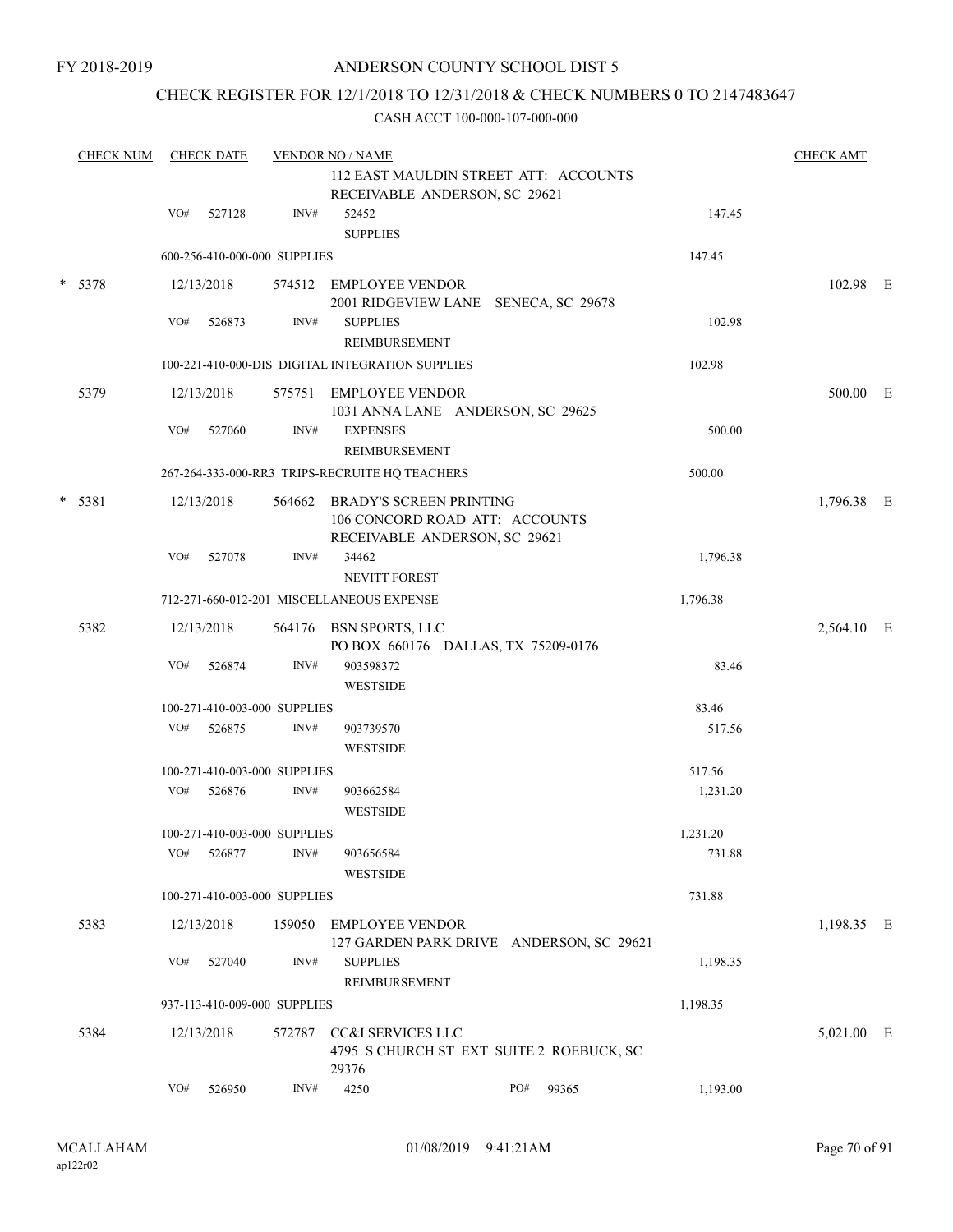FY 2018-2019

# ANDERSON COUNTY SCHOOL DIST 5

## CHECK REGISTER FOR 12/1/2018 TO 12/31/2018 & CHECK NUMBERS 0 TO 2147483647

CASH ACCT 100-000-107-000-000

| CHECK NUM | CHECK DATE | VENDOR NO / NAME | | CHECK AMT |
|---|---|---|---|---|
| | | 112 EAST MAULDIN STREET ATT: ACCOUNTS RECEIVABLE ANDERSON, SC 29621 | | |
| | VO# 527128 | INV# 52452 SUPPLIES | 147.45 | |
| | 600-256-410-000-000 SUPPLIES | | 147.45 | |
| * 5378 | 12/13/2018 | 574512 EMPLOYEE VENDOR 2001 RIDGEVIEW LANE SENECA, SC 29678 | | 102.98 E |
| | VO# 526873 | INV# SUPPLIES REIMBURSEMENT | 102.98 | |
| | 100-221-410-000-DIS DIGITAL INTEGRATION SUPPLIES | | 102.98 | |
| 5379 | 12/13/2018 | 575751 EMPLOYEE VENDOR 1031 ANNA LANE ANDERSON, SC 29625 | | 500.00 E |
| | VO# 527060 | INV# EXPENSES REIMBURSEMENT | 500.00 | |
| | 267-264-333-000-RR3 TRIPS-RECRUITE HQ TEACHERS | | 500.00 | |
| * 5381 | 12/13/2018 | 564662 BRADY'S SCREEN PRINTING 106 CONCORD ROAD ATT: ACCOUNTS RECEIVABLE ANDERSON, SC 29621 | | 1,796.38 E |
| | VO# 527078 | INV# 34462 NEVITT FOREST | 1,796.38 | |
| | 712-271-660-012-201 MISCELLANEOUS EXPENSE | | 1,796.38 | |
| 5382 | 12/13/2018 | 564176 BSN SPORTS, LLC PO BOX 660176 DALLAS, TX 75209-0176 | | 2,564.10 E |
| | VO# 526874 | INV# 903598372 WESTSIDE | 83.46 | |
| | 100-271-410-003-000 SUPPLIES | | 83.46 | |
| | VO# 526875 | INV# 903739570 WESTSIDE | 517.56 | |
| | 100-271-410-003-000 SUPPLIES | | 517.56 | |
| | VO# 526876 | INV# 903662584 WESTSIDE | 1,231.20 | |
| | 100-271-410-003-000 SUPPLIES | | 1,231.20 | |
| | VO# 526877 | INV# 903656584 WESTSIDE | 731.88 | |
| | 100-271-410-003-000 SUPPLIES | | 731.88 | |
| 5383 | 12/13/2018 | 159050 EMPLOYEE VENDOR 127 GARDEN PARK DRIVE ANDERSON, SC 29621 | | 1,198.35 E |
| | VO# 527040 | INV# SUPPLIES REIMBURSEMENT | 1,198.35 | |
| | 937-113-410-009-000 SUPPLIES | | 1,198.35 | |
| 5384 | 12/13/2018 | 572787 CC&I SERVICES LLC 4795 S CHURCH ST EXT SUITE 2 ROEBUCK, SC 29376 | | 5,021.00 E |
| | VO# 526950 | INV# 4250 PO# 99365 | 1,193.00 | |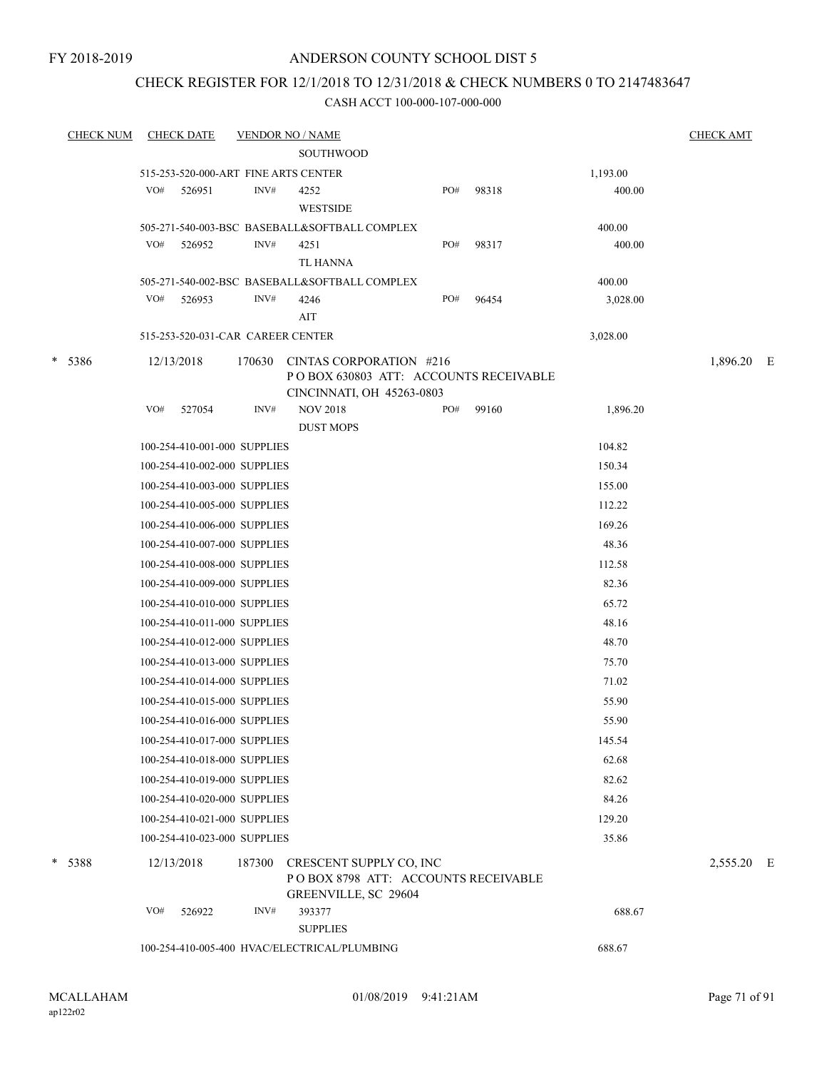FY 2018-2019

# ANDERSON COUNTY SCHOOL DIST 5

## CHECK REGISTER FOR 12/1/2018 TO 12/31/2018 & CHECK NUMBERS 0 TO 2147483647

### CASH ACCT 100-000-107-000-000

| CHECK NUM | CHECK DATE | VENDOR NO / NAME | | | | CHECK AMT |
|---|---|---|---|---|---|---|
| | | SOUTHWOOD | | | | |
| | 515-253-520-000-ART FINE ARTS CENTER | | | | 1,193.00 | |
| | VO# 526951 | INV# 4252 WESTSIDE | PO# | 98318 | 400.00 | |
| | 505-271-540-003-BSC BASEBALL&SOFTBALL COMPLEX | | | | 400.00 | |
| | VO# 526952 | INV# 4251 TL HANNA | PO# | 98317 | 400.00 | |
| | 505-271-540-002-BSC BASEBALL&SOFTBALL COMPLEX | | | | 400.00 | |
| | VO# 526953 | INV# 4246 AIT | PO# | 96454 | 3,028.00 | |
| | 515-253-520-031-CAR CAREER CENTER | | | | 3,028.00 | |
| * 5386 | 12/13/2018 | 170630 CINTAS CORPORATION #216 P O BOX 630803 ATT: ACCOUNTS RECEIVABLE CINCINNATI, OH 45263-0803 | | | | 1,896.20 E |
| | VO# 527054 | INV# NOV 2018 DUST MOPS | PO# | 99160 | 1,896.20 | |
| | 100-254-410-001-000 SUPPLIES | | | | 104.82 | |
| | 100-254-410-002-000 SUPPLIES | | | | 150.34 | |
| | 100-254-410-003-000 SUPPLIES | | | | 155.00 | |
| | 100-254-410-005-000 SUPPLIES | | | | 112.22 | |
| | 100-254-410-006-000 SUPPLIES | | | | 169.26 | |
| | 100-254-410-007-000 SUPPLIES | | | | 48.36 | |
| | 100-254-410-008-000 SUPPLIES | | | | 112.58 | |
| | 100-254-410-009-000 SUPPLIES | | | | 82.36 | |
| | 100-254-410-010-000 SUPPLIES | | | | 65.72 | |
| | 100-254-410-011-000 SUPPLIES | | | | 48.16 | |
| | 100-254-410-012-000 SUPPLIES | | | | 48.70 | |
| | 100-254-410-013-000 SUPPLIES | | | | 75.70 | |
| | 100-254-410-014-000 SUPPLIES | | | | 71.02 | |
| | 100-254-410-015-000 SUPPLIES | | | | 55.90 | |
| | 100-254-410-016-000 SUPPLIES | | | | 55.90 | |
| | 100-254-410-017-000 SUPPLIES | | | | 145.54 | |
| | 100-254-410-018-000 SUPPLIES | | | | 62.68 | |
| | 100-254-410-019-000 SUPPLIES | | | | 82.62 | |
| | 100-254-410-020-000 SUPPLIES | | | | 84.26 | |
| | 100-254-410-021-000 SUPPLIES | | | | 129.20 | |
| | 100-254-410-023-000 SUPPLIES | | | | 35.86 | |
| * 5388 | 12/13/2018 | 187300 CRESCENT SUPPLY CO, INC P O BOX 8798 ATT: ACCOUNTS RECEIVABLE GREENVILLE, SC 29604 | | | | 2,555.20 E |
| | VO# 526922 | INV# 393377 SUPPLIES | | | 688.67 | |
| | 100-254-410-005-400 HVAC/ELECTRICAL/PLUMBING | | | | 688.67 | |

MCALLAHAM ap122r02 01/08/2019 9:41:21AM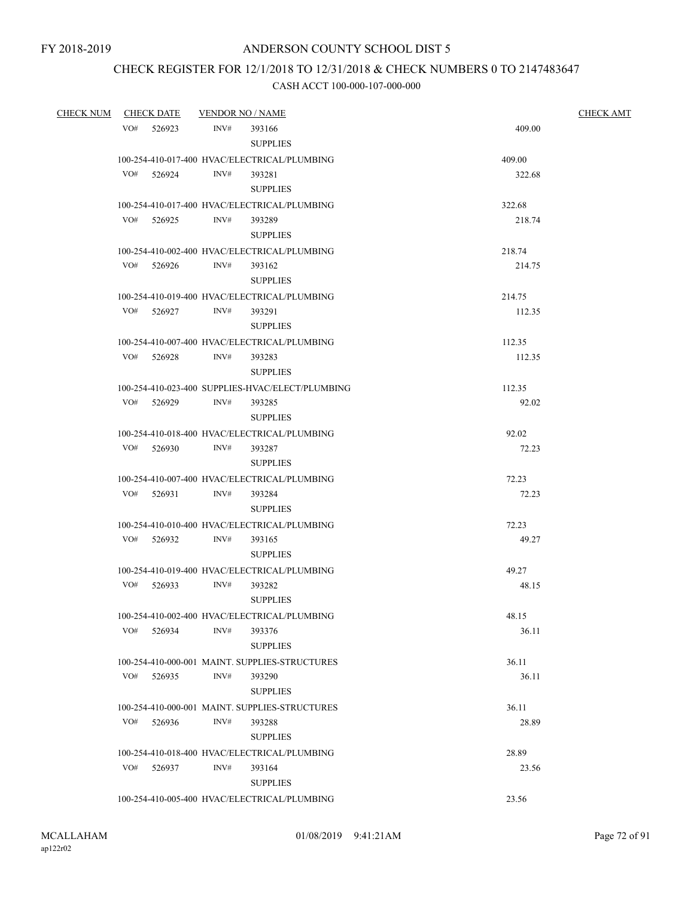FY 2018-2019

# ANDERSON COUNTY SCHOOL DIST 5

## CHECK REGISTER FOR 12/1/2018 TO 12/31/2018 & CHECK NUMBERS 0 TO 2147483647

### CASH ACCT 100-000-107-000-000

| CHECK NUM | CHECK DATE | VENDOR NO / NAME | | CHECK AMT |
|---|---|---|---|---|
| | VO# 526923 | INV# 393166 SUPPLIES | 409.00 | |
| | 100-254-410-017-400 HVAC/ELECTRICAL/PLUMBING | | 409.00 | |
| | VO# 526924 | INV# 393281 SUPPLIES | 322.68 | |
| | 100-254-410-017-400 HVAC/ELECTRICAL/PLUMBING | | 322.68 | |
| | VO# 526925 | INV# 393289 SUPPLIES | 218.74 | |
| | 100-254-410-002-400 HVAC/ELECTRICAL/PLUMBING | | 218.74 | |
| | VO# 526926 | INV# 393162 SUPPLIES | 214.75 | |
| | 100-254-410-019-400 HVAC/ELECTRICAL/PLUMBING | | 214.75 | |
| | VO# 526927 | INV# 393291 SUPPLIES | 112.35 | |
| | 100-254-410-007-400 HVAC/ELECTRICAL/PLUMBING | | 112.35 | |
| | VO# 526928 | INV# 393283 SUPPLIES | 112.35 | |
| | 100-254-410-023-400 SUPPLIES-HVAC/ELECT/PLUMBING | | 112.35 | |
| | VO# 526929 | INV# 393285 SUPPLIES | 92.02 | |
| | 100-254-410-018-400 HVAC/ELECTRICAL/PLUMBING | | 92.02 | |
| | VO# 526930 | INV# 393287 SUPPLIES | 72.23 | |
| | 100-254-410-007-400 HVAC/ELECTRICAL/PLUMBING | | 72.23 | |
| | VO# 526931 | INV# 393284 SUPPLIES | 72.23 | |
| | 100-254-410-010-400 HVAC/ELECTRICAL/PLUMBING | | 72.23 | |
| | VO# 526932 | INV# 393165 SUPPLIES | 49.27 | |
| | 100-254-410-019-400 HVAC/ELECTRICAL/PLUMBING | | 49.27 | |
| | VO# 526933 | INV# 393282 SUPPLIES | 48.15 | |
| | 100-254-410-002-400 HVAC/ELECTRICAL/PLUMBING | | 48.15 | |
| | VO# 526934 | INV# 393376 SUPPLIES | 36.11 | |
| | 100-254-410-000-001 MAINT. SUPPLIES-STRUCTURES | | 36.11 | |
| | VO# 526935 | INV# 393290 SUPPLIES | 36.11 | |
| | 100-254-410-000-001 MAINT. SUPPLIES-STRUCTURES | | 36.11 | |
| | VO# 526936 | INV# 393288 SUPPLIES | 28.89 | |
| | 100-254-410-018-400 HVAC/ELECTRICAL/PLUMBING | | 28.89 | |
| | VO# 526937 | INV# 393164 SUPPLIES | 23.56 | |
| | 100-254-410-005-400 HVAC/ELECTRICAL/PLUMBING | | 23.56 | |

MCALLAHAM
ap122r02

01/08/2019 9:41:21AM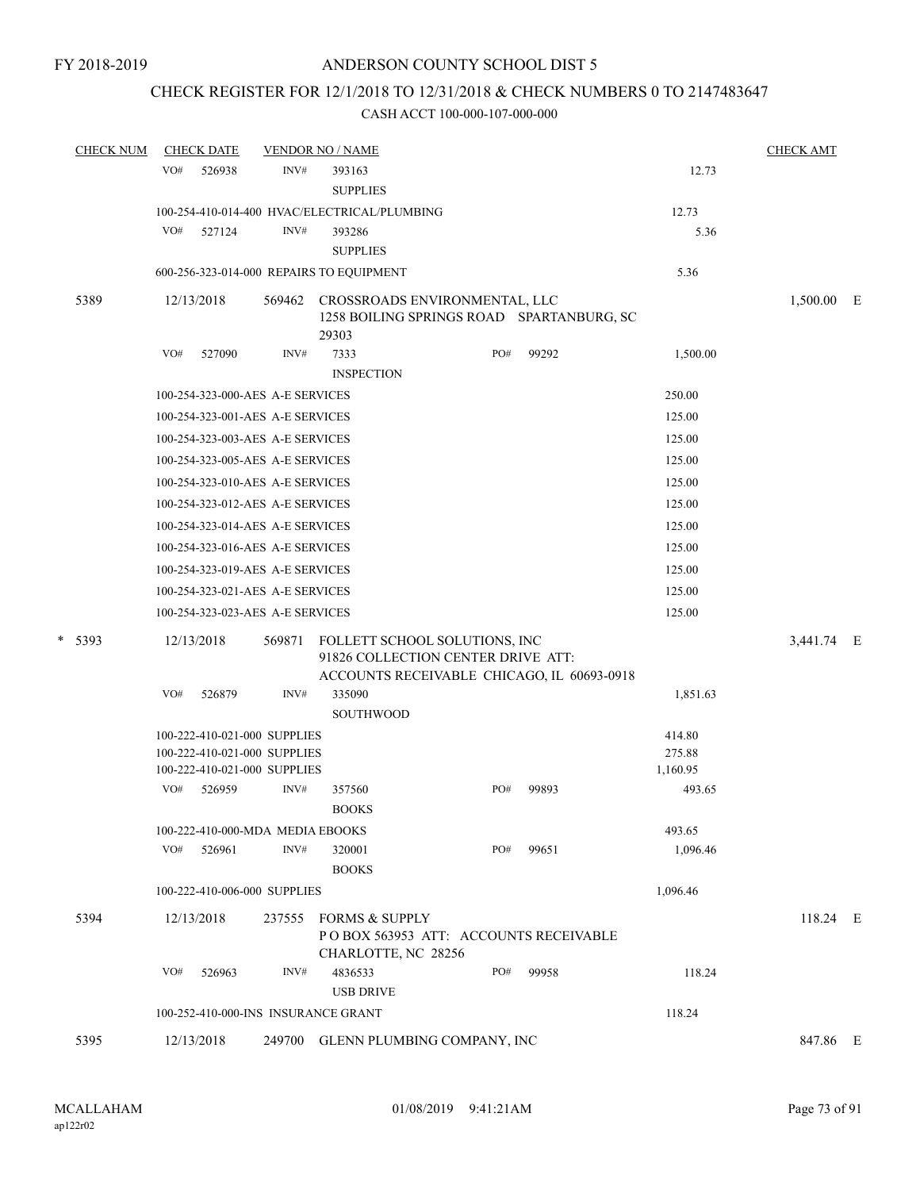FY 2018-2019

# ANDERSON COUNTY SCHOOL DIST 5

## CHECK REGISTER FOR 12/1/2018 TO 12/31/2018 & CHECK NUMBERS 0 TO 2147483647

CASH ACCT 100-000-107-000-000

| CHECK NUM | CHECK DATE | VENDOR NO / NAME | | CHECK AMT | |
|---|---|---|---|---|---|
| | VO# 526938 | INV# 393163 SUPPLIES | 12.73 | | |
| | 100-254-410-014-400 HVAC/ELECTRICAL/PLUMBING | | 12.73 | | |
| | VO# 527124 | INV# 393286 SUPPLIES | 5.36 | | |
| | 600-256-323-014-000 REPAIRS TO EQUIPMENT | | 5.36 | | |
| 5389 | 12/13/2018 | 569462 CROSSROADS ENVIRONMENTAL, LLC 1258 BOILING SPRINGS ROAD SPARTANBURG, SC 29303 | | 1,500.00 | E |
| | VO# 527090 | INV# 7333 INSPECTION PO# 99292 | 1,500.00 | | |
| | 100-254-323-000-AES A-E SERVICES | | 250.00 | | |
| | 100-254-323-001-AES A-E SERVICES | | 125.00 | | |
| | 100-254-323-003-AES A-E SERVICES | | 125.00 | | |
| | 100-254-323-005-AES A-E SERVICES | | 125.00 | | |
| | 100-254-323-010-AES A-E SERVICES | | 125.00 | | |
| | 100-254-323-012-AES A-E SERVICES | | 125.00 | | |
| | 100-254-323-014-AES A-E SERVICES | | 125.00 | | |
| | 100-254-323-016-AES A-E SERVICES | | 125.00 | | |
| | 100-254-323-019-AES A-E SERVICES | | 125.00 | | |
| | 100-254-323-021-AES A-E SERVICES | | 125.00 | | |
| | 100-254-323-023-AES A-E SERVICES | | 125.00 | | |
| * 5393 | 12/13/2018 | 569871 FOLLETT SCHOOL SOLUTIONS, INC 91826 COLLECTION CENTER DRIVE ATT: ACCOUNTS RECEIVABLE CHICAGO, IL 60693-0918 | | 3,441.74 | E |
| | VO# 526879 | INV# 335090 SOUTHWOOD | 1,851.63 | | |
| | 100-222-410-021-000 SUPPLIES | | 414.80 | | |
| | 100-222-410-021-000 SUPPLIES | | 275.88 | | |
| | 100-222-410-021-000 SUPPLIES | | 1,160.95 | | |
| | VO# 526959 | INV# 357560 BOOKS PO# 99893 | 493.65 | | |
| | 100-222-410-000-MDA MEDIA EBOOKS | | 493.65 | | |
| | VO# 526961 | INV# 320001 BOOKS PO# 99651 | 1,096.46 | | |
| | 100-222-410-006-000 SUPPLIES | | 1,096.46 | | |
| 5394 | 12/13/2018 | 237555 FORMS & SUPPLY P O BOX 563953 ATT: ACCOUNTS RECEIVABLE CHARLOTTE, NC 28256 | | 118.24 | E |
| | VO# 526963 | INV# 4836533 USB DRIVE PO# 99958 | 118.24 | | |
| | 100-252-410-000-INS INSURANCE GRANT | | 118.24 | | |
| 5395 | 12/13/2018 | 249700 GLENN PLUMBING COMPANY, INC | | 847.86 | E |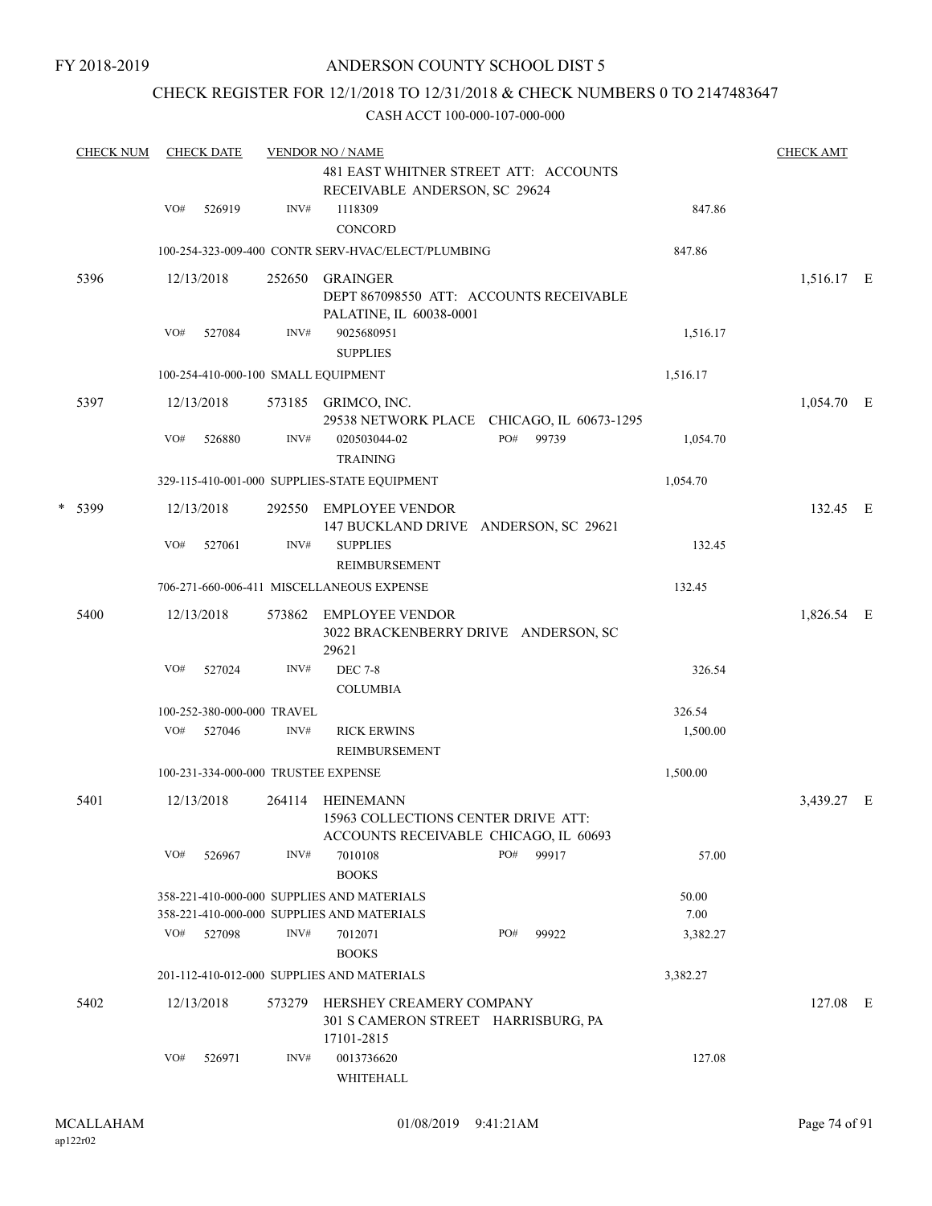FY 2018-2019

# ANDERSON COUNTY SCHOOL DIST 5

## CHECK REGISTER FOR 12/1/2018 TO 12/31/2018 & CHECK NUMBERS 0 TO 2147483647

### CASH ACCT 100-000-107-000-000

| CHECK NUM | CHECK DATE | VENDOR NO / NAME | | CHECK AMT |
|---|---|---|---|---|
| | | 481 EAST WHITNER STREET ATT: ACCOUNTS RECEIVABLE ANDERSON, SC 29624 | | |
| | VO# 526919 | INV# 1118309 CONCORD | 847.86 | |
| | | 100-254-323-009-400 CONTR SERV-HVAC/ELECT/PLUMBING | 847.86 | |
| 5396 | 12/13/2018 | 252650 GRAINGER DEPT 867098550 ATT: ACCOUNTS RECEIVABLE PALATINE, IL 60038-0001 | | 1,516.17 E |
| | VO# 527084 | INV# 9025680951 SUPPLIES | 1,516.17 | |
| | | 100-254-410-000-100 SMALL EQUIPMENT | 1,516.17 | |
| 5397 | 12/13/2018 | 573185 GRIMCO, INC. 29538 NETWORK PLACE CHICAGO, IL 60673-1295 | | 1,054.70 E |
| | VO# 526880 | INV# 020503044-02 PO# 99739 TRAINING | 1,054.70 | |
| | | 329-115-410-001-000 SUPPLIES-STATE EQUIPMENT | 1,054.70 | |
| * 5399 | 12/13/2018 | 292550 EMPLOYEE VENDOR 147 BUCKLAND DRIVE ANDERSON, SC 29621 | | 132.45 E |
| | VO# 527061 | INV# SUPPLIES REIMBURSEMENT | 132.45 | |
| | | 706-271-660-006-411 MISCELLANEOUS EXPENSE | 132.45 | |
| 5400 | 12/13/2018 | 573862 EMPLOYEE VENDOR 3022 BRACKENBERRY DRIVE ANDERSON, SC 29621 | | 1,826.54 E |
| | VO# 527024 | INV# DEC 7-8 COLUMBIA | 326.54 | |
| | | 100-252-380-000-000 TRAVEL | 326.54 | |
| | VO# 527046 | INV# RICK ERWINS REIMBURSEMENT | 1,500.00 | |
| | | 100-231-334-000-000 TRUSTEE EXPENSE | 1,500.00 | |
| 5401 | 12/13/2018 | 264114 HEINEMANN 15963 COLLECTIONS CENTER DRIVE ATT: ACCOUNTS RECEIVABLE CHICAGO, IL 60693 | | 3,439.27 E |
| | VO# 526967 | INV# 7010108 PO# 99917 BOOKS | 57.00 | |
| | | 358-221-410-000-000 SUPPLIES AND MATERIALS | 50.00 | |
| | | 358-221-410-000-000 SUPPLIES AND MATERIALS | 7.00 | |
| | VO# 527098 | INV# 7012071 PO# 99922 BOOKS | 3,382.27 | |
| | | 201-112-410-012-000 SUPPLIES AND MATERIALS | 3,382.27 | |
| 5402 | 12/13/2018 | 573279 HERSHEY CREAMERY COMPANY 301 S CAMERON STREET HARRISBURG, PA 17101-2815 | | 127.08 E |
| | VO# 526971 | INV# 0013736620 WHITEHALL | 127.08 | |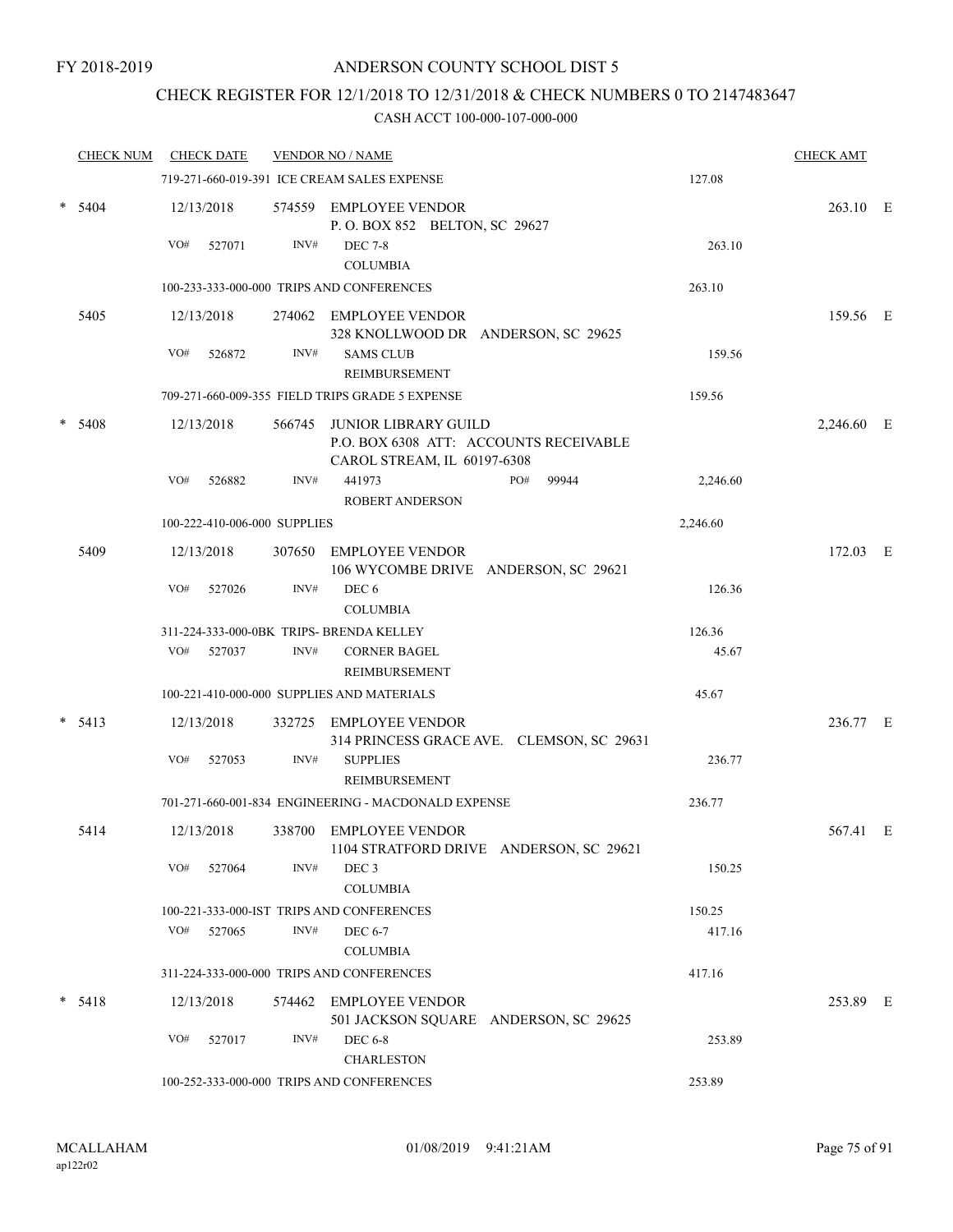FY 2018-2019

# ANDERSON COUNTY SCHOOL DIST 5

## CHECK REGISTER FOR 12/1/2018 TO 12/31/2018 & CHECK NUMBERS 0 TO 2147483647

CASH ACCT 100-000-107-000-000

| CHECK NUM | CHECK DATE | VENDOR NO / NAME | | CHECK AMT | |
|---|---|---|---|---|---|
| | | 719-271-660-019-391 ICE CREAM SALES EXPENSE | 127.08 | | |
| * 5404 | 12/13/2018 | 574559 EMPLOYEE VENDOR<br>P. O. BOX 852 BELTON, SC 29627 | | 263.10 | E |
| | VO# 527071 | INV# DEC 7-8<br>COLUMBIA | 263.10 | | |
| | | 100-233-333-000-000 TRIPS AND CONFERENCES | 263.10 | | |
| 5405 | 12/13/2018 | 274062 EMPLOYEE VENDOR<br>328 KNOLLWOOD DR ANDERSON, SC 29625 | | 159.56 | E |
| | VO# 526872 | INV# SAMS CLUB<br>REIMBURSEMENT | 159.56 | | |
| | | 709-271-660-009-355 FIELD TRIPS GRADE 5 EXPENSE | 159.56 | | |
| * 5408 | 12/13/2018 | 566745 JUNIOR LIBRARY GUILD<br>P.O. BOX 6308 ATT: ACCOUNTS RECEIVABLE<br>CAROL STREAM, IL 60197-6308 | | 2,246.60 | E |
| | VO# 526882 | INV# 441973 PO# 99944<br>ROBERT ANDERSON | 2,246.60 | | |
| | | 100-222-410-006-000 SUPPLIES | 2,246.60 | | |
| 5409 | 12/13/2018 | 307650 EMPLOYEE VENDOR<br>106 WYCOMBE DRIVE ANDERSON, SC 29621 | | 172.03 | E |
| | VO# 527026 | INV# DEC 6<br>COLUMBIA | 126.36 | | |
| | | 311-224-333-000-0BK TRIPS- BRENDA KELLEY | 126.36 | | |
| | VO# 527037 | INV# CORNER BAGEL<br>REIMBURSEMENT | 45.67 | | |
| | | 100-221-410-000-000 SUPPLIES AND MATERIALS | 45.67 | | |
| * 5413 | 12/13/2018 | 332725 EMPLOYEE VENDOR<br>314 PRINCESS GRACE AVE. CLEMSON, SC 29631 | | 236.77 | E |
| | VO# 527053 | INV# SUPPLIES<br>REIMBURSEMENT | 236.77 | | |
| | | 701-271-660-001-834 ENGINEERING - MACDONALD EXPENSE | 236.77 | | |
| 5414 | 12/13/2018 | 338700 EMPLOYEE VENDOR<br>1104 STRATFORD DRIVE ANDERSON, SC 29621 | | 567.41 | E |
| | VO# 527064 | INV# DEC 3<br>COLUMBIA | 150.25 | | |
| | | 100-221-333-000-IST TRIPS AND CONFERENCES | 150.25 | | |
| | VO# 527065 | INV# DEC 6-7<br>COLUMBIA | 417.16 | | |
| | | 311-224-333-000-000 TRIPS AND CONFERENCES | 417.16 | | |
| * 5418 | 12/13/2018 | 574462 EMPLOYEE VENDOR<br>501 JACKSON SQUARE ANDERSON, SC 29625 | | 253.89 | E |
| | VO# 527017 | INV# DEC 6-8<br>CHARLESTON | 253.89 | | |
| | | 100-252-333-000-000 TRIPS AND CONFERENCES | 253.89 | | |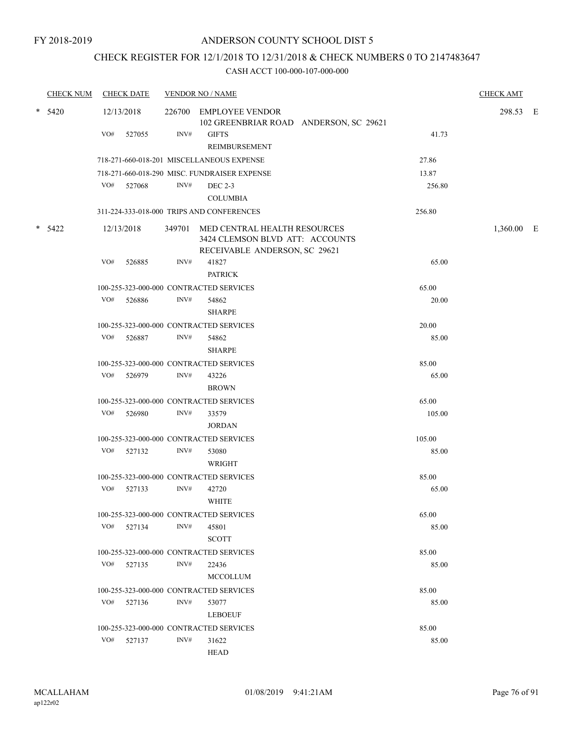FY 2018-2019

# ANDERSON COUNTY SCHOOL DIST 5

## CHECK REGISTER FOR 12/1/2018 TO 12/31/2018 & CHECK NUMBERS 0 TO 2147483647

### CASH ACCT 100-000-107-000-000

| CHECK NUM | CHECK DATE | VENDOR NO / NAME | | CHECK AMT |
|---|---|---|---|---|
| * 5420 | 12/13/2018 | 226700 EMPLOYEE VENDOR<br>102 GREENBRIAR ROAD ANDERSON, SC 29621 | | 298.53 E |
| | VO# 527055 | INV# GIFTS<br>REIMBURSEMENT | 41.73 | |
| | 718-271-660-018-201 MISCELLANEOUS EXPENSE | | 27.86 | |
| | 718-271-660-018-290 MISC. FUNDRAISER EXPENSE | | 13.87 | |
| | VO# 527068 | INV# DEC 2-3<br>COLUMBIA | 256.80 | |
| | 311-224-333-018-000 TRIPS AND CONFERENCES | | 256.80 | |
| * 5422 | 12/13/2018 | 349701 MED CENTRAL HEALTH RESOURCES<br>3424 CLEMSON BLVD ATT: ACCOUNTS<br>RECEIVABLE ANDERSON, SC 29621 | | 1,360.00 E |
| | VO# 526885 | INV# 41827<br>PATRICK | 65.00 | |
| | 100-255-323-000-000 CONTRACTED SERVICES | | 65.00 | |
| | VO# 526886 | INV# 54862<br>SHARPE | 20.00 | |
| | 100-255-323-000-000 CONTRACTED SERVICES | | 20.00 | |
| | VO# 526887 | INV# 54862<br>SHARPE | 85.00 | |
| | 100-255-323-000-000 CONTRACTED SERVICES | | 85.00 | |
| | VO# 526979 | INV# 43226<br>BROWN | 65.00 | |
| | 100-255-323-000-000 CONTRACTED SERVICES | | 65.00 | |
| | VO# 526980 | INV# 33579<br>JORDAN | 105.00 | |
| | 100-255-323-000-000 CONTRACTED SERVICES | | 105.00 | |
| | VO# 527132 | INV# 53080<br>WRIGHT | 85.00 | |
| | 100-255-323-000-000 CONTRACTED SERVICES | | 85.00 | |
| | VO# 527133 | INV# 42720<br>WHITE | 65.00 | |
| | 100-255-323-000-000 CONTRACTED SERVICES | | 65.00 | |
| | VO# 527134 | INV# 45801<br>SCOTT | 85.00 | |
| | 100-255-323-000-000 CONTRACTED SERVICES | | 85.00 | |
| | VO# 527135 | INV# 22436<br>MCCOLLUM | 85.00 | |
| | 100-255-323-000-000 CONTRACTED SERVICES | | 85.00 | |
| | VO# 527136 | INV# 53077<br>LEBOEUF | 85.00 | |
| | 100-255-323-000-000 CONTRACTED SERVICES | | 85.00 | |
| | VO# 527137 | INV# 31622<br>HEAD | 85.00 | |

MCALLAHAM
ap122r02

01/08/2019 9:41:21AM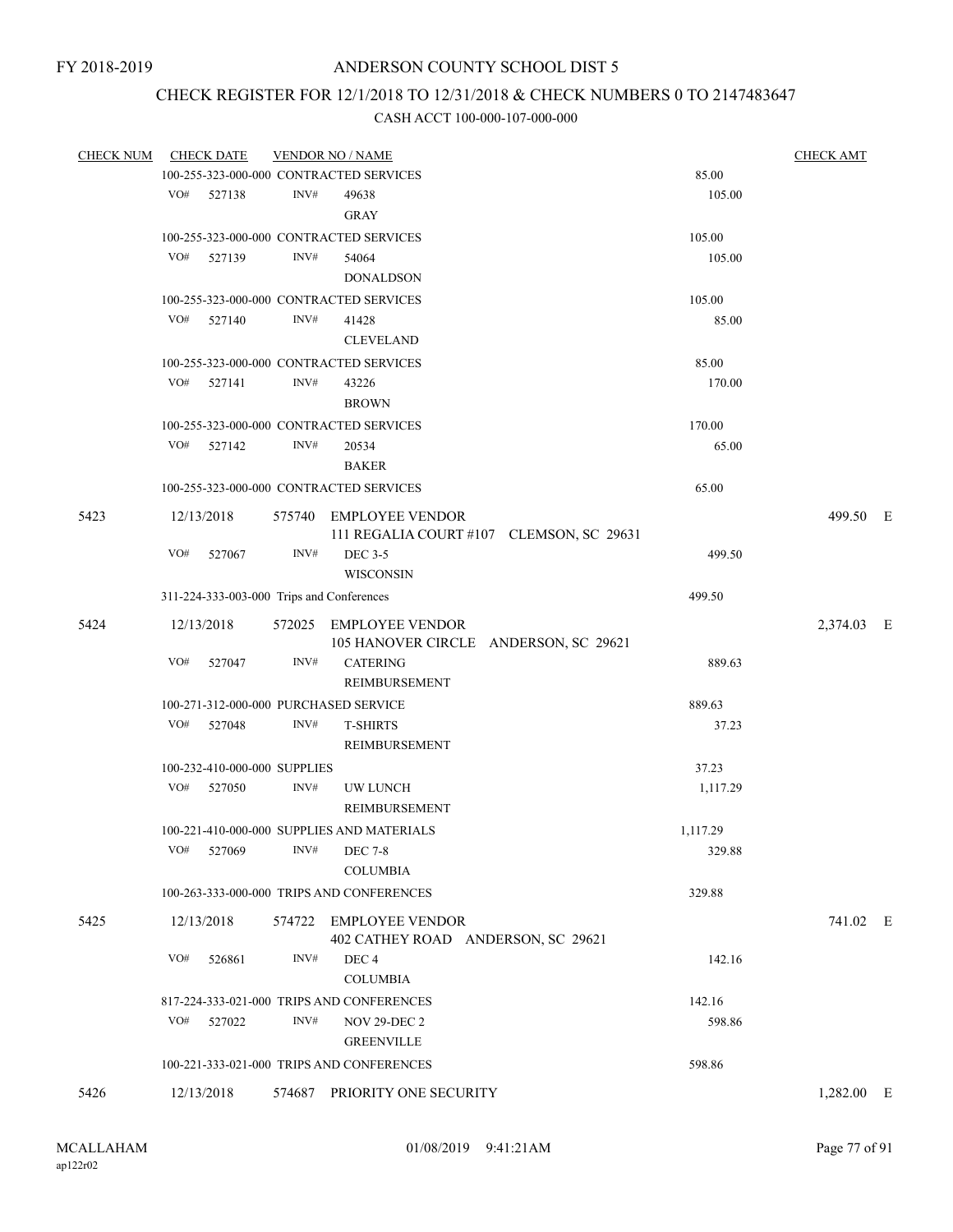FY 2018-2019

# ANDERSON COUNTY SCHOOL DIST 5

## CHECK REGISTER FOR 12/1/2018 TO 12/31/2018 & CHECK NUMBERS 0 TO 2147483647

### CASH ACCT 100-000-107-000-000

| CHECK NUM | CHECK DATE | VENDOR NO / NAME | | CHECK AMT | |
|---|---|---|---|---|---|
| | 100-255-323-000-000 CONTRACTED SERVICES | | 85.00 | | |
| | VO# 527138 | INV# 49638 GRAY | 105.00 | | |
| | 100-255-323-000-000 CONTRACTED SERVICES | | 105.00 | | |
| | VO# 527139 | INV# 54064 DONALDSON | 105.00 | | |
| | 100-255-323-000-000 CONTRACTED SERVICES | | 105.00 | | |
| | VO# 527140 | INV# 41428 CLEVELAND | 85.00 | | |
| | 100-255-323-000-000 CONTRACTED SERVICES | | 85.00 | | |
| | VO# 527141 | INV# 43226 BROWN | 170.00 | | |
| | 100-255-323-000-000 CONTRACTED SERVICES | | 170.00 | | |
| | VO# 527142 | INV# 20534 BAKER | 65.00 | | |
| | 100-255-323-000-000 CONTRACTED SERVICES | | 65.00 | | |
| 5423 | 12/13/2018 | 575740 EMPLOYEE VENDOR 111 REGALIA COURT #107 CLEMSON, SC 29631 | | 499.50 | E |
| | VO# 527067 | INV# DEC 3-5 WISCONSIN | 499.50 | | |
| | 311-224-333-003-000 Trips and Conferences | | 499.50 | | |
| 5424 | 12/13/2018 | 572025 EMPLOYEE VENDOR 105 HANOVER CIRCLE ANDERSON, SC 29621 | | 2,374.03 | E |
| | VO# 527047 | INV# CATERING REIMBURSEMENT | 889.63 | | |
| | 100-271-312-000-000 PURCHASED SERVICE | | 889.63 | | |
| | VO# 527048 | INV# T-SHIRTS REIMBURSEMENT | 37.23 | | |
| | 100-232-410-000-000 SUPPLIES | | 37.23 | | |
| | VO# 527050 | INV# UW LUNCH REIMBURSEMENT | 1,117.29 | | |
| | 100-221-410-000-000 SUPPLIES AND MATERIALS | | 1,117.29 | | |
| | VO# 527069 | INV# DEC 7-8 COLUMBIA | 329.88 | | |
| | 100-263-333-000-000 TRIPS AND CONFERENCES | | 329.88 | | |
| 5425 | 12/13/2018 | 574722 EMPLOYEE VENDOR 402 CATHEY ROAD ANDERSON, SC 29621 | | 741.02 | E |
| | VO# 526861 | INV# DEC 4 COLUMBIA | 142.16 | | |
| | 817-224-333-021-000 TRIPS AND CONFERENCES | | 142.16 | | |
| | VO# 527022 | INV# NOV 29-DEC 2 GREENVILLE | 598.86 | | |
| | 100-221-333-021-000 TRIPS AND CONFERENCES | | 598.86 | | |
| 5426 | 12/13/2018 | 574687 PRIORITY ONE SECURITY | | 1,282.00 | E |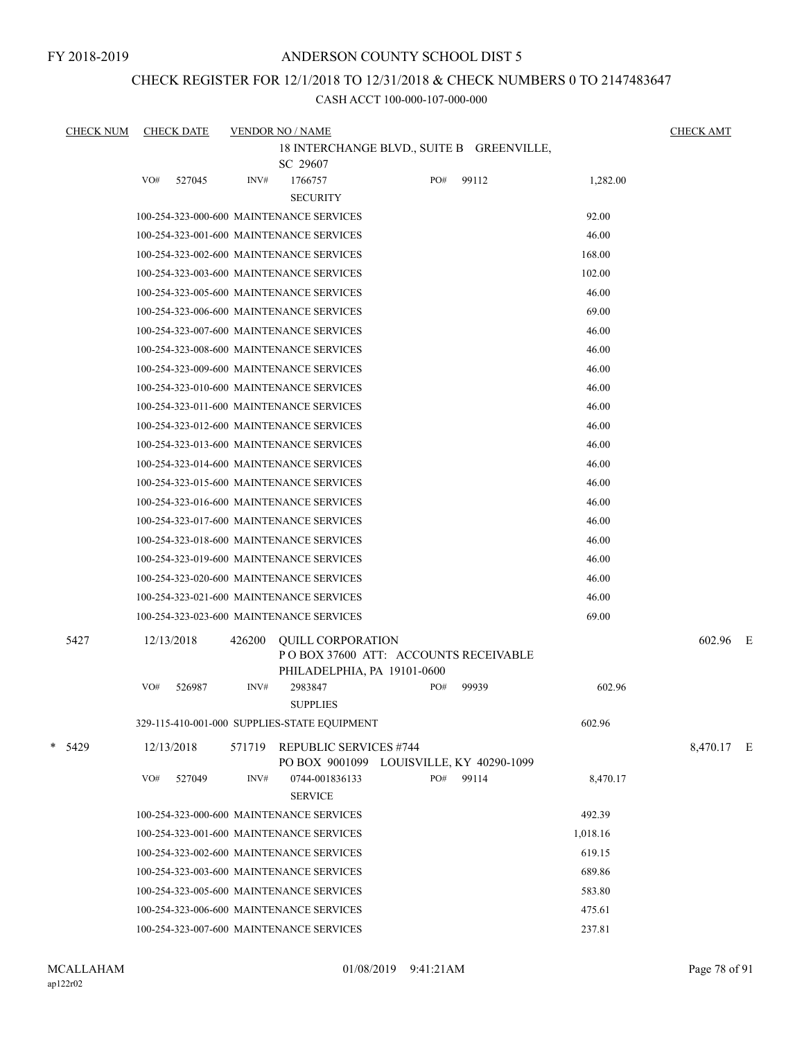FY 2018-2019

# ANDERSON COUNTY SCHOOL DIST 5

## CHECK REGISTER FOR 12/1/2018 TO 12/31/2018 & CHECK NUMBERS 0 TO 2147483647

CASH ACCT 100-000-107-000-000

| CHECK NUM | CHECK DATE | VENDOR NO / NAME | | | CHECK AMT |
|---|---|---|---|---|---|
| | | 18 INTERCHANGE BLVD., SUITE B GREENVILLE, SC 29607 | | | |
| | VO# 527045 | INV# 1766757 SECURITY | PO# 99112 | 1,282.00 | |
| | | 100-254-323-000-600 MAINTENANCE SERVICES | | 92.00 | |
| | | 100-254-323-001-600 MAINTENANCE SERVICES | | 46.00 | |
| | | 100-254-323-002-600 MAINTENANCE SERVICES | | 168.00 | |
| | | 100-254-323-003-600 MAINTENANCE SERVICES | | 102.00 | |
| | | 100-254-323-005-600 MAINTENANCE SERVICES | | 46.00 | |
| | | 100-254-323-006-600 MAINTENANCE SERVICES | | 69.00 | |
| | | 100-254-323-007-600 MAINTENANCE SERVICES | | 46.00 | |
| | | 100-254-323-008-600 MAINTENANCE SERVICES | | 46.00 | |
| | | 100-254-323-009-600 MAINTENANCE SERVICES | | 46.00 | |
| | | 100-254-323-010-600 MAINTENANCE SERVICES | | 46.00 | |
| | | 100-254-323-011-600 MAINTENANCE SERVICES | | 46.00 | |
| | | 100-254-323-012-600 MAINTENANCE SERVICES | | 46.00 | |
| | | 100-254-323-013-600 MAINTENANCE SERVICES | | 46.00 | |
| | | 100-254-323-014-600 MAINTENANCE SERVICES | | 46.00 | |
| | | 100-254-323-015-600 MAINTENANCE SERVICES | | 46.00 | |
| | | 100-254-323-016-600 MAINTENANCE SERVICES | | 46.00 | |
| | | 100-254-323-017-600 MAINTENANCE SERVICES | | 46.00 | |
| | | 100-254-323-018-600 MAINTENANCE SERVICES | | 46.00 | |
| | | 100-254-323-019-600 MAINTENANCE SERVICES | | 46.00 | |
| | | 100-254-323-020-600 MAINTENANCE SERVICES | | 46.00 | |
| | | 100-254-323-021-600 MAINTENANCE SERVICES | | 46.00 | |
| | | 100-254-323-023-600 MAINTENANCE SERVICES | | 69.00 | |
| 5427 | 12/13/2018 | 426200 QUILL CORPORATION P O BOX 37600 ATT: ACCOUNTS RECEIVABLE PHILADELPHIA, PA 19101-0600 | | | 602.96 E |
| | VO# 526987 | INV# 2983847 SUPPLIES | PO# 99939 | 602.96 | |
| | | 329-115-410-001-000 SUPPLIES-STATE EQUIPMENT | | 602.96 | |
| * 5429 | 12/13/2018 | 571719 REPUBLIC SERVICES #744 PO BOX 9001099 LOUISVILLE, KY 40290-1099 | | | 8,470.17 E |
| | VO# 527049 | INV# 0744-001836133 SERVICE | PO# 99114 | 8,470.17 | |
| | | 100-254-323-000-600 MAINTENANCE SERVICES | | 492.39 | |
| | | 100-254-323-001-600 MAINTENANCE SERVICES | | 1,018.16 | |
| | | 100-254-323-002-600 MAINTENANCE SERVICES | | 619.15 | |
| | | 100-254-323-003-600 MAINTENANCE SERVICES | | 689.86 | |
| | | 100-254-323-005-600 MAINTENANCE SERVICES | | 583.80 | |
| | | 100-254-323-006-600 MAINTENANCE SERVICES | | 475.61 | |
| | | 100-254-323-007-600 MAINTENANCE SERVICES | | 237.81 | |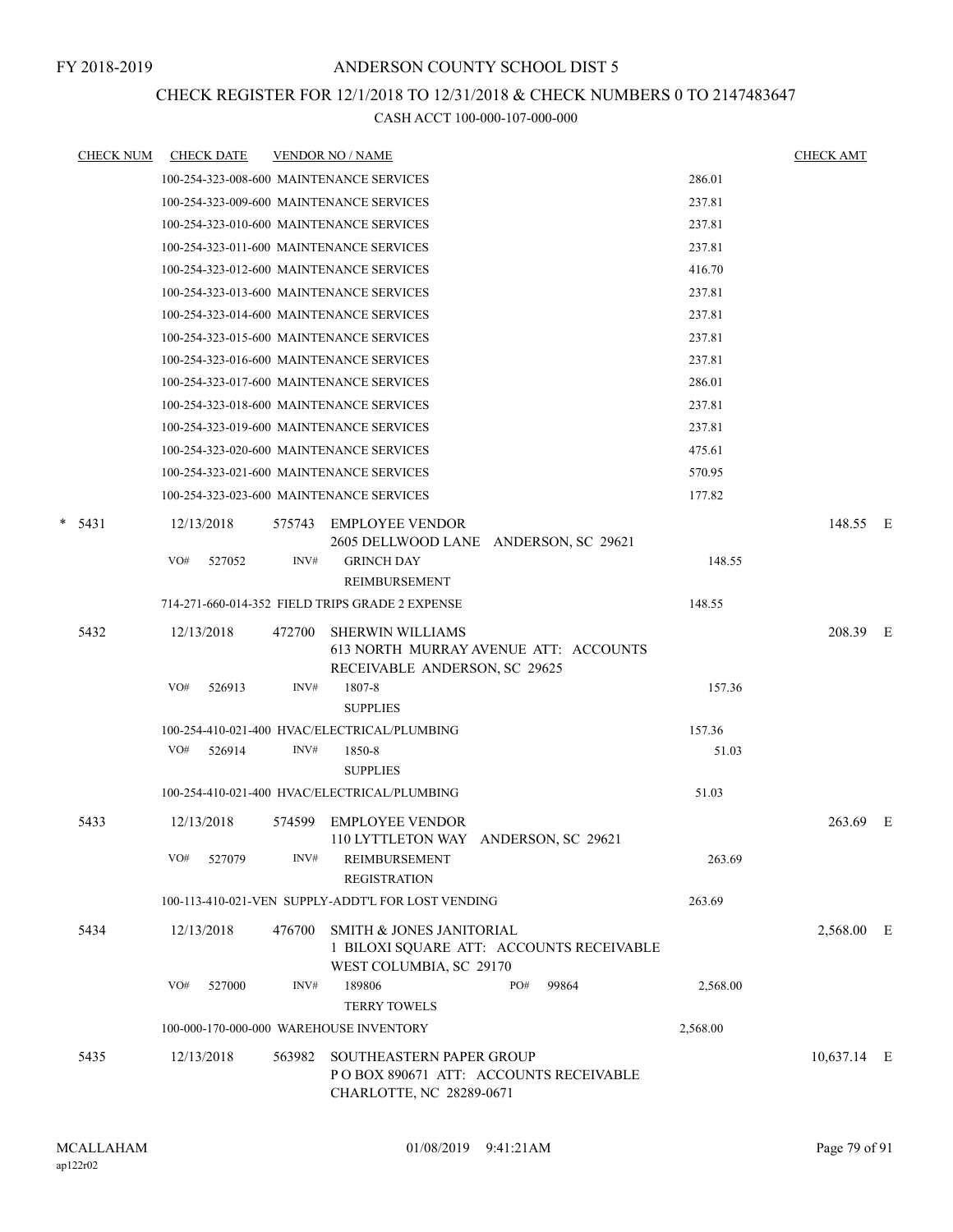FY 2018-2019

# ANDERSON COUNTY SCHOOL DIST 5

## CHECK REGISTER FOR 12/1/2018 TO 12/31/2018 & CHECK NUMBERS 0 TO 2147483647

CASH ACCT 100-000-107-000-000

| CHECK NUM | CHECK DATE | VENDOR NO / NAME | | CHECK AMT | |
|---|---|---|---|---|---|
| | | 100-254-323-008-600 MAINTENANCE SERVICES | 286.01 | | |
| | | 100-254-323-009-600 MAINTENANCE SERVICES | 237.81 | | |
| | | 100-254-323-010-600 MAINTENANCE SERVICES | 237.81 | | |
| | | 100-254-323-011-600 MAINTENANCE SERVICES | 237.81 | | |
| | | 100-254-323-012-600 MAINTENANCE SERVICES | 416.70 | | |
| | | 100-254-323-013-600 MAINTENANCE SERVICES | 237.81 | | |
| | | 100-254-323-014-600 MAINTENANCE SERVICES | 237.81 | | |
| | | 100-254-323-015-600 MAINTENANCE SERVICES | 237.81 | | |
| | | 100-254-323-016-600 MAINTENANCE SERVICES | 237.81 | | |
| | | 100-254-323-017-600 MAINTENANCE SERVICES | 286.01 | | |
| | | 100-254-323-018-600 MAINTENANCE SERVICES | 237.81 | | |
| | | 100-254-323-019-600 MAINTENANCE SERVICES | 237.81 | | |
| | | 100-254-323-020-600 MAINTENANCE SERVICES | 475.61 | | |
| | | 100-254-323-021-600 MAINTENANCE SERVICES | 570.95 | | |
| | | 100-254-323-023-600 MAINTENANCE SERVICES | 177.82 | | |
| * 5431 | 12/13/2018 | 575743 EMPLOYEE VENDOR 2605 DELLWOOD LANE ANDERSON, SC 29621 | | 148.55 | E |
| | VO# 527052 | INV# GRINCH DAY REIMBURSEMENT | 148.55 | | |
| | | 714-271-660-014-352 FIELD TRIPS GRADE 2 EXPENSE | 148.55 | | |
| 5432 | 12/13/2018 | 472700 SHERWIN WILLIAMS 613 NORTH MURRAY AVENUE ATT: ACCOUNTS RECEIVABLE ANDERSON, SC 29625 | | 208.39 | E |
| | VO# 526913 | INV# 1807-8 SUPPLIES | 157.36 | | |
| | | 100-254-410-021-400 HVAC/ELECTRICAL/PLUMBING | 157.36 | | |
| | VO# 526914 | INV# 1850-8 SUPPLIES | 51.03 | | |
| | | 100-254-410-021-400 HVAC/ELECTRICAL/PLUMBING | 51.03 | | |
| 5433 | 12/13/2018 | 574599 EMPLOYEE VENDOR 110 LYTTLETON WAY ANDERSON, SC 29621 | | 263.69 | E |
| | VO# 527079 | INV# REIMBURSEMENT REGISTRATION | 263.69 | | |
| | | 100-113-410-021-VEN SUPPLY-ADDT'L FOR LOST VENDING | 263.69 | | |
| 5434 | 12/13/2018 | 476700 SMITH & JONES JANITORIAL 1 BILOXI SQUARE ATT: ACCOUNTS RECEIVABLE WEST COLUMBIA, SC 29170 | | 2,568.00 | E |
| | VO# 527000 | INV# 189806 PO# 99864 TERRY TOWELS | 2,568.00 | | |
| | | 100-000-170-000-000 WAREHOUSE INVENTORY | 2,568.00 | | |
| 5435 | 12/13/2018 | 563982 SOUTHEASTERN PAPER GROUP P O BOX 890671 ATT: ACCOUNTS RECEIVABLE CHARLOTTE, NC 28289-0671 | | 10,637.14 | E |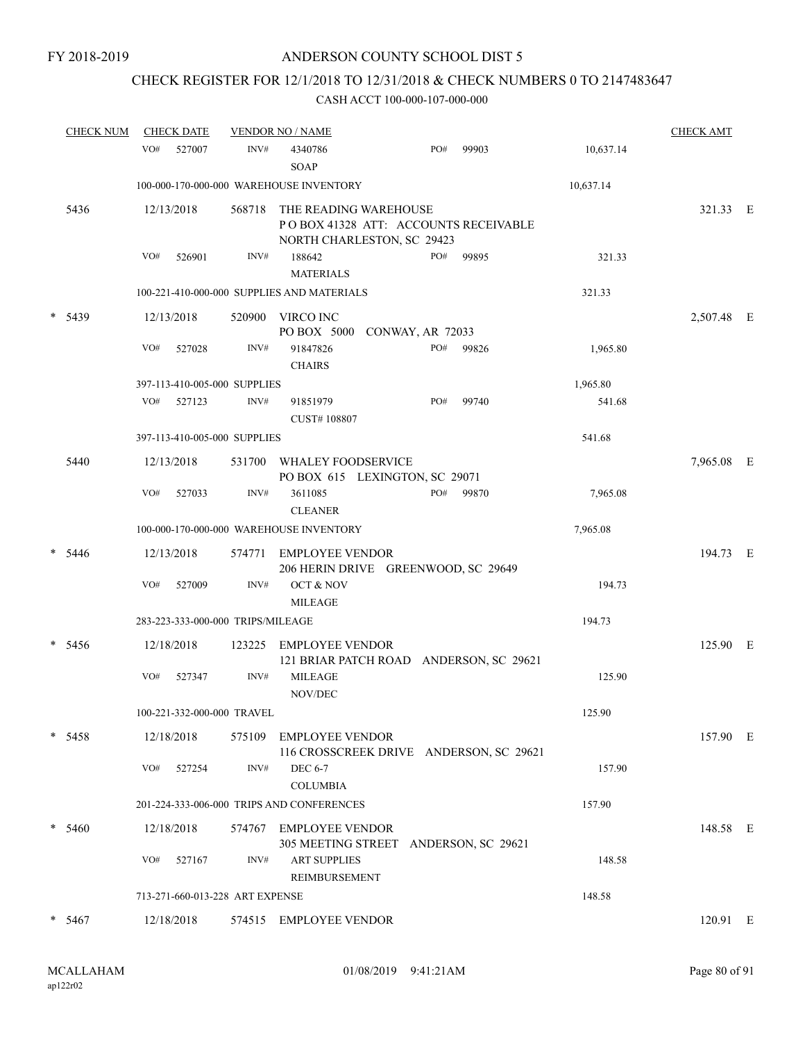FY 2018-2019

# ANDERSON COUNTY SCHOOL DIST 5

## CHECK REGISTER FOR 12/1/2018 TO 12/31/2018 & CHECK NUMBERS 0 TO 2147483647

### CASH ACCT 100-000-107-000-000

| CHECK NUM | CHECK DATE | VENDOR NO / NAME | | | CHECK AMT |
|---|---|---|---|---|---|
| | VO# 527007 | INV# 4340786 SOAP | PO# 99903 | 10,637.14 | |
| | 100-000-170-000-000 WAREHOUSE INVENTORY | | | 10,637.14 | |
| 5436 | 12/13/2018 | 568718 THE READING WAREHOUSE P O BOX 41328 ATT: ACCOUNTS RECEIVABLE NORTH CHARLESTON, SC 29423 | | | 321.33 E |
| | VO# 526901 | INV# 188642 MATERIALS | PO# 99895 | 321.33 | |
| | 100-221-410-000-000 SUPPLIES AND MATERIALS | | | 321.33 | |
| * 5439 | 12/13/2018 | 520900 VIRCO INC PO BOX 5000 CONWAY, AR 72033 | | | 2,507.48 E |
| | VO# 527028 | INV# 91847826 CHAIRS | PO# 99826 | 1,965.80 | |
| | 397-113-410-005-000 SUPPLIES | | | 1,965.80 | |
| | VO# 527123 | INV# 91851979 CUST# 108807 | PO# 99740 | 541.68 | |
| | 397-113-410-005-000 SUPPLIES | | | 541.68 | |
| 5440 | 12/13/2018 | 531700 WHALEY FOODSERVICE PO BOX 615 LEXINGTON, SC 29071 | | | 7,965.08 E |
| | VO# 527033 | INV# 3611085 CLEANER | PO# 99870 | 7,965.08 | |
| | 100-000-170-000-000 WAREHOUSE INVENTORY | | | 7,965.08 | |
| * 5446 | 12/13/2018 | 574771 EMPLOYEE VENDOR 206 HERIN DRIVE GREENWOOD, SC 29649 | | | 194.73 E |
| | VO# 527009 | INV# OCT & NOV MILEAGE | | 194.73 | |
| | 283-223-333-000-000 TRIPS/MILEAGE | | | 194.73 | |
| * 5456 | 12/18/2018 | 123225 EMPLOYEE VENDOR 121 BRIAR PATCH ROAD ANDERSON, SC 29621 | | | 125.90 E |
| | VO# 527347 | INV# MILEAGE NOV/DEC | | 125.90 | |
| | 100-221-332-000-000 TRAVEL | | | 125.90 | |
| * 5458 | 12/18/2018 | 575109 EMPLOYEE VENDOR 116 CROSSCREEK DRIVE ANDERSON, SC 29621 | | | 157.90 E |
| | VO# 527254 | INV# DEC 6-7 COLUMBIA | | 157.90 | |
| | 201-224-333-006-000 TRIPS AND CONFERENCES | | | 157.90 | |
| * 5460 | 12/18/2018 | 574767 EMPLOYEE VENDOR 305 MEETING STREET ANDERSON, SC 29621 | | | 148.58 E |
| | VO# 527167 | INV# ART SUPPLIES REIMBURSEMENT | | 148.58 | |
| | 713-271-660-013-228 ART EXPENSE | | | 148.58 | |
| * 5467 | 12/18/2018 | 574515 EMPLOYEE VENDOR | | | 120.91 E |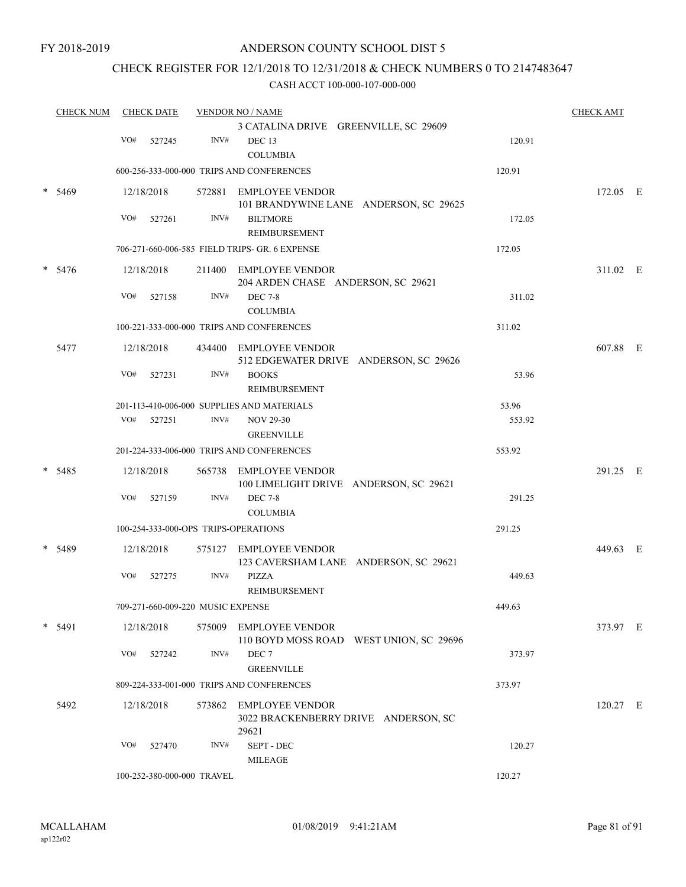FY 2018-2019

# ANDERSON COUNTY SCHOOL DIST 5

## CHECK REGISTER FOR 12/1/2018 TO 12/31/2018 & CHECK NUMBERS 0 TO 2147483647

### CASH ACCT 100-000-107-000-000

| CHECK NUM | CHECK DATE | VENDOR NO / NAME | | CHECK AMT |
|---|---|---|---|---|
| | | 3 CATALINA DRIVE GREENVILLE, SC 29609 | | |
| | VO# 527245 | INV# DEC 13 COLUMBIA | 120.91 | |
| | | 600-256-333-000-000 TRIPS AND CONFERENCES | 120.91 | |
| * 5469 | 12/18/2018 | 572881 EMPLOYEE VENDOR 101 BRANDYWINE LANE ANDERSON, SC 29625 | | 172.05 E |
| | VO# 527261 | INV# BILTMORE REIMBURSEMENT | 172.05 | |
| | | 706-271-660-006-585 FIELD TRIPS- GR. 6 EXPENSE | 172.05 | |
| * 5476 | 12/18/2018 | 211400 EMPLOYEE VENDOR 204 ARDEN CHASE ANDERSON, SC 29621 | | 311.02 E |
| | VO# 527158 | INV# DEC 7-8 COLUMBIA | 311.02 | |
| | | 100-221-333-000-000 TRIPS AND CONFERENCES | 311.02 | |
| 5477 | 12/18/2018 | 434400 EMPLOYEE VENDOR 512 EDGEWATER DRIVE ANDERSON, SC 29626 | | 607.88 E |
| | VO# 527231 | INV# BOOKS REIMBURSEMENT | 53.96 | |
| | | 201-113-410-006-000 SUPPLIES AND MATERIALS | 53.96 | |
| | VO# 527251 | INV# NOV 29-30 GREENVILLE | 553.92 | |
| | | 201-224-333-006-000 TRIPS AND CONFERENCES | 553.92 | |
| * 5485 | 12/18/2018 | 565738 EMPLOYEE VENDOR 100 LIMELIGHT DRIVE ANDERSON, SC 29621 | | 291.25 E |
| | VO# 527159 | INV# DEC 7-8 COLUMBIA | 291.25 | |
| | | 100-254-333-000-OPS TRIPS-OPERATIONS | 291.25 | |
| * 5489 | 12/18/2018 | 575127 EMPLOYEE VENDOR 123 CAVERSHAM LANE ANDERSON, SC 29621 | | 449.63 E |
| | VO# 527275 | INV# PIZZA REIMBURSEMENT | 449.63 | |
| | | 709-271-660-009-220 MUSIC EXPENSE | 449.63 | |
| * 5491 | 12/18/2018 | 575009 EMPLOYEE VENDOR 110 BOYD MOSS ROAD WEST UNION, SC 29696 | | 373.97 E |
| | VO# 527242 | INV# DEC 7 GREENVILLE | 373.97 | |
| | | 809-224-333-001-000 TRIPS AND CONFERENCES | 373.97 | |
| 5492 | 12/18/2018 | 573862 EMPLOYEE VENDOR 3022 BRACKENBERRY DRIVE ANDERSON, SC 29621 | | 120.27 E |
| | VO# 527470 | INV# SEPT - DEC MILEAGE | 120.27 | |
| | | 100-252-380-000-000 TRAVEL | 120.27 | |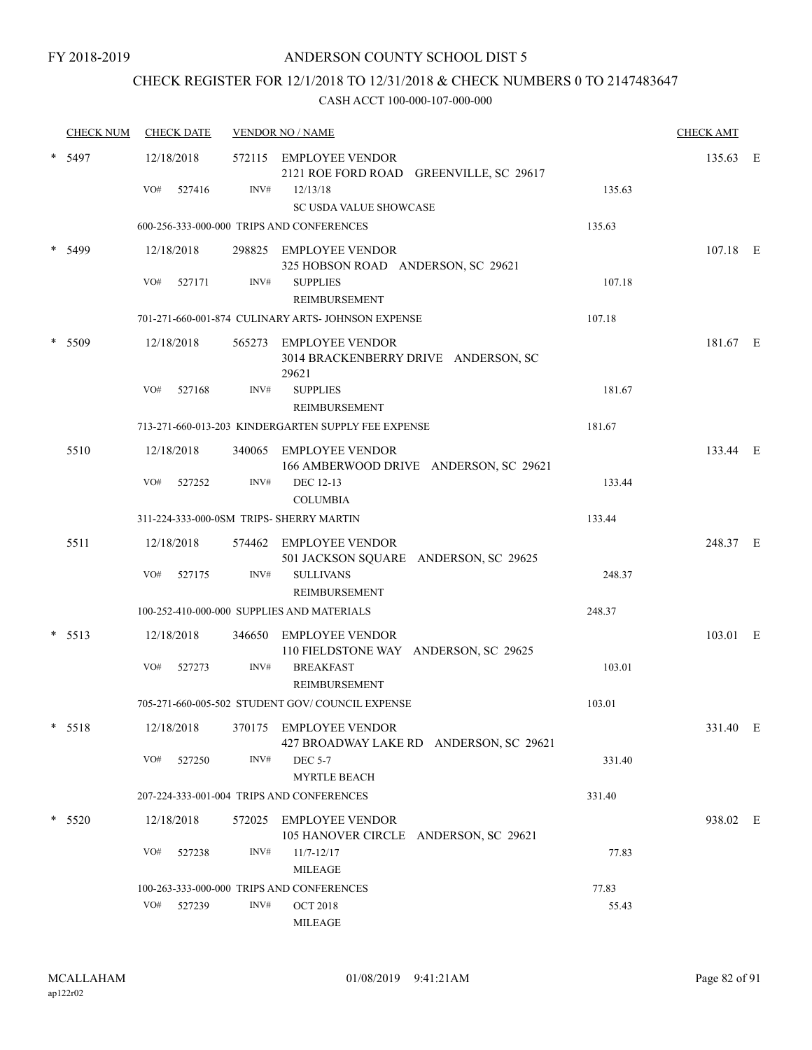FY 2018-2019

# ANDERSON COUNTY SCHOOL DIST 5

## CHECK REGISTER FOR 12/1/2018 TO 12/31/2018 & CHECK NUMBERS 0 TO 2147483647

CASH ACCT 100-000-107-000-000

| CHECK NUM | CHECK DATE | VENDOR NO / NAME | | CHECK AMT | |
|---|---|---|---|---|---|
| * 5497 | 12/18/2018 | 572115 EMPLOYEE VENDOR<br>2121 ROE FORD ROAD GREENVILLE, SC 29617 | | 135.63 | E |
| | VO# 527416 | INV# 12/13/18<br>SC USDA VALUE SHOWCASE | 135.63 | | |
| | 600-256-333-000-000 TRIPS AND CONFERENCES | | 135.63 | | |
| * 5499 | 12/18/2018 | 298825 EMPLOYEE VENDOR<br>325 HOBSON ROAD ANDERSON, SC 29621 | | 107.18 | E |
| | VO# 527171 | INV# SUPPLIES<br>REIMBURSEMENT | 107.18 | | |
| | 701-271-660-001-874 CULINARY ARTS- JOHNSON EXPENSE | | 107.18 | | |
| * 5509 | 12/18/2018 | 565273 EMPLOYEE VENDOR<br>3014 BRACKENBERRY DRIVE ANDERSON, SC 29621 | | 181.67 | E |
| | VO# 527168 | INV# SUPPLIES<br>REIMBURSEMENT | 181.67 | | |
| | 713-271-660-013-203 KINDERGARTEN SUPPLY FEE EXPENSE | | 181.67 | | |
| 5510 | 12/18/2018 | 340065 EMPLOYEE VENDOR<br>166 AMBERWOOD DRIVE ANDERSON, SC 29621 | | 133.44 | E |
| | VO# 527252 | INV# DEC 12-13<br>COLUMBIA | 133.44 | | |
| | 311-224-333-000-0SM TRIPS- SHERRY MARTIN | | 133.44 | | |
| 5511 | 12/18/2018 | 574462 EMPLOYEE VENDOR<br>501 JACKSON SQUARE ANDERSON, SC 29625 | | 248.37 | E |
| | VO# 527175 | INV# SULLIVANS<br>REIMBURSEMENT | 248.37 | | |
| | 100-252-410-000-000 SUPPLIES AND MATERIALS | | 248.37 | | |
| * 5513 | 12/18/2018 | 346650 EMPLOYEE VENDOR<br>110 FIELDSTONE WAY ANDERSON, SC 29625 | | 103.01 | E |
| | VO# 527273 | INV# BREAKFAST<br>REIMBURSEMENT | 103.01 | | |
| | 705-271-660-005-502 STUDENT GOV/ COUNCIL EXPENSE | | 103.01 | | |
| * 5518 | 12/18/2018 | 370175 EMPLOYEE VENDOR<br>427 BROADWAY LAKE RD ANDERSON, SC 29621 | | 331.40 | E |
| | VO# 527250 | INV# DEC 5-7<br>MYRTLE BEACH | 331.40 | | |
| | 207-224-333-001-004 TRIPS AND CONFERENCES | | 331.40 | | |
| * 5520 | 12/18/2018 | 572025 EMPLOYEE VENDOR<br>105 HANOVER CIRCLE ANDERSON, SC 29621 | | 938.02 | E |
| | VO# 527238 | INV# 11/7-12/17<br>MILEAGE | 77.83 | | |
| | 100-263-333-000-000 TRIPS AND CONFERENCES | | 77.83 | | |
| | VO# 527239 | INV# OCT 2018<br>MILEAGE | 55.43 | | |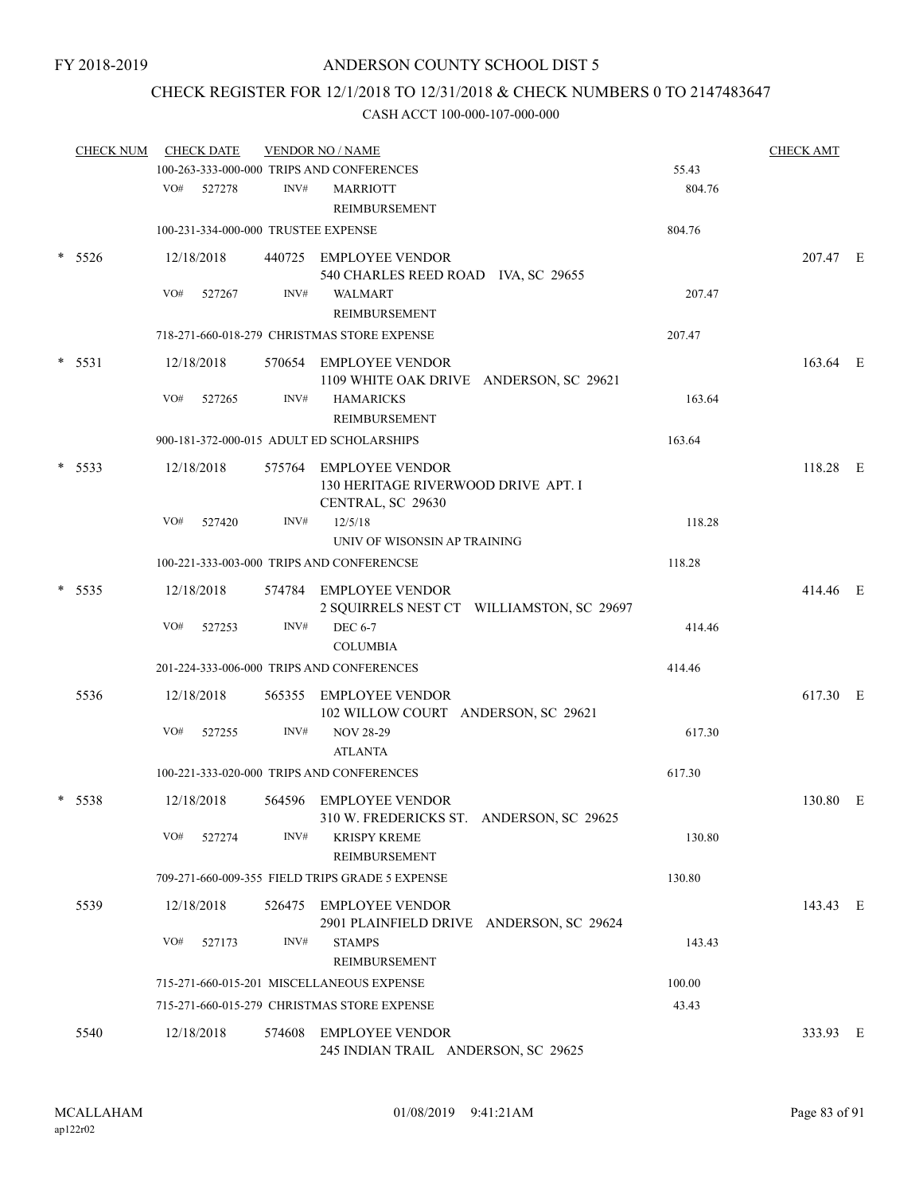FY 2018-2019

# ANDERSON COUNTY SCHOOL DIST 5

## CHECK REGISTER FOR 12/1/2018 TO 12/31/2018 & CHECK NUMBERS 0 TO 2147483647

### CASH ACCT 100-000-107-000-000

| CHECK NUM | CHECK DATE | VENDOR NO / NAME | | CHECK AMT |
|---|---|---|---|---|
| | 100-263-333-000-000 TRIPS AND CONFERENCES | | 55.43 | |
| | VO# 527278 | INV# MARRIOTT REIMBURSEMENT | 804.76 | |
| | 100-231-334-000-000 TRUSTEE EXPENSE | | 804.76 | |
| * 5526 | 12/18/2018 | 440725 EMPLOYEE VENDOR 540 CHARLES REED ROAD IVA, SC 29655 | | 207.47 E |
| | VO# 527267 | INV# WALMART REIMBURSEMENT | 207.47 | |
| | 718-271-660-018-279 CHRISTMAS STORE EXPENSE | | 207.47 | |
| * 5531 | 12/18/2018 | 570654 EMPLOYEE VENDOR 1109 WHITE OAK DRIVE ANDERSON, SC 29621 | | 163.64 E |
| | VO# 527265 | INV# HAMARICKS REIMBURSEMENT | 163.64 | |
| | 900-181-372-000-015 ADULT ED SCHOLARSHIPS | | 163.64 | |
| * 5533 | 12/18/2018 | 575764 EMPLOYEE VENDOR 130 HERITAGE RIVERWOOD DRIVE APT. I CENTRAL, SC 29630 | | 118.28 E |
| | VO# 527420 | INV# 12/5/18 UNIV OF WISONSIN AP TRAINING | 118.28 | |
| | 100-221-333-003-000 TRIPS AND CONFERENCSE | | 118.28 | |
| * 5535 | 12/18/2018 | 574784 EMPLOYEE VENDOR 2 SQUIRRELS NEST CT WILLIAMSTON, SC 29697 | | 414.46 E |
| | VO# 527253 | INV# DEC 6-7 COLUMBIA | 414.46 | |
| | 201-224-333-006-000 TRIPS AND CONFERENCES | | 414.46 | |
| 5536 | 12/18/2018 | 565355 EMPLOYEE VENDOR 102 WILLOW COURT ANDERSON, SC 29621 | | 617.30 E |
| | VO# 527255 | INV# NOV 28-29 ATLANTA | 617.30 | |
| | 100-221-333-020-000 TRIPS AND CONFERENCES | | 617.30 | |
| * 5538 | 12/18/2018 | 564596 EMPLOYEE VENDOR 310 W. FREDERICKS ST. ANDERSON, SC 29625 | | 130.80 E |
| | VO# 527274 | INV# KRISPY KREME REIMBURSEMENT | 130.80 | |
| | 709-271-660-009-355 FIELD TRIPS GRADE 5 EXPENSE | | 130.80 | |
| 5539 | 12/18/2018 | 526475 EMPLOYEE VENDOR 2901 PLAINFIELD DRIVE ANDERSON, SC 29624 | | 143.43 E |
| | VO# 527173 | INV# STAMPS REIMBURSEMENT | 143.43 | |
| | 715-271-660-015-201 MISCELLANEOUS EXPENSE | | 100.00 | |
| | 715-271-660-015-279 CHRISTMAS STORE EXPENSE | | 43.43 | |
| 5540 | 12/18/2018 | 574608 EMPLOYEE VENDOR 245 INDIAN TRAIL ANDERSON, SC 29625 | | 333.93 E |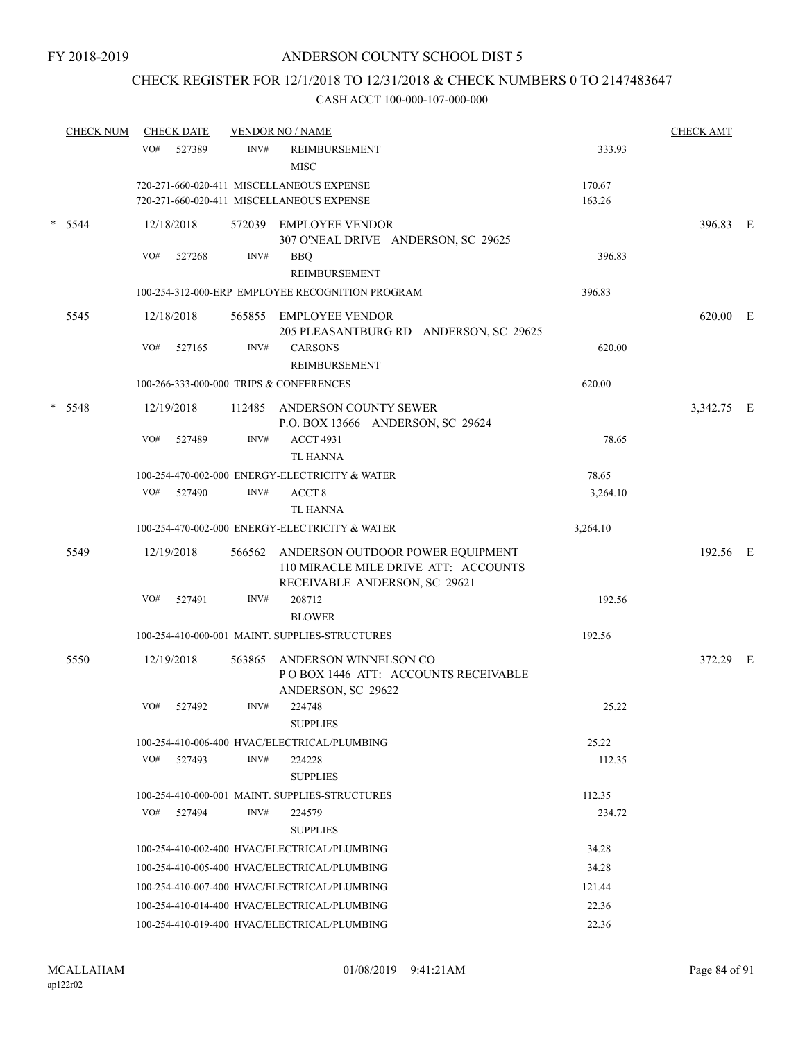FY 2018-2019

# ANDERSON COUNTY SCHOOL DIST 5

## CHECK REGISTER FOR 12/1/2018 TO 12/31/2018 & CHECK NUMBERS 0 TO 2147483647

### CASH ACCT 100-000-107-000-000

| CHECK NUM | CHECK DATE | VENDOR NO / NAME | | CHECK AMT |
|---|---|---|---|---|
| | VO# 527389 | INV# REIMBURSEMENT MISC | 333.93 | |
| | | 720-271-660-020-411 MISCELLANEOUS EXPENSE | 170.67 | |
| | | 720-271-660-020-411 MISCELLANEOUS EXPENSE | 163.26 | |
| * 5544 | 12/18/2018 | 572039 EMPLOYEE VENDOR 307 O'NEAL DRIVE ANDERSON, SC 29625 | | 396.83 E |
| | VO# 527268 | INV# BBQ REIMBURSEMENT | 396.83 | |
| | | 100-254-312-000-ERP EMPLOYEE RECOGNITION PROGRAM | 396.83 | |
| 5545 | 12/18/2018 | 565855 EMPLOYEE VENDOR 205 PLEASANTBURG RD ANDERSON, SC 29625 | | 620.00 E |
| | VO# 527165 | INV# CARSONS REIMBURSEMENT | 620.00 | |
| | | 100-266-333-000-000 TRIPS & CONFERENCES | 620.00 | |
| * 5548 | 12/19/2018 | 112485 ANDERSON COUNTY SEWER P.O. BOX 13666 ANDERSON, SC 29624 | | 3,342.75 E |
| | VO# 527489 | INV# ACCT 4931 TL HANNA | 78.65 | |
| | | 100-254-470-002-000 ENERGY-ELECTRICITY & WATER | 78.65 | |
| | VO# 527490 | INV# ACCT 8 TL HANNA | 3,264.10 | |
| | | 100-254-470-002-000 ENERGY-ELECTRICITY & WATER | 3,264.10 | |
| 5549 | 12/19/2018 | 566562 ANDERSON OUTDOOR POWER EQUIPMENT 110 MIRACLE MILE DRIVE ATT: ACCOUNTS RECEIVABLE ANDERSON, SC 29621 | | 192.56 E |
| | VO# 527491 | INV# 208712 BLOWER | 192.56 | |
| | | 100-254-410-000-001 MAINT. SUPPLIES-STRUCTURES | 192.56 | |
| 5550 | 12/19/2018 | 563865 ANDERSON WINNELSON CO P O BOX 1446 ATT: ACCOUNTS RECEIVABLE ANDERSON, SC 29622 | | 372.29 E |
| | VO# 527492 | INV# 224748 SUPPLIES | 25.22 | |
| | | 100-254-410-006-400 HVAC/ELECTRICAL/PLUMBING | 25.22 | |
| | VO# 527493 | INV# 224228 SUPPLIES | 112.35 | |
| | | 100-254-410-000-001 MAINT. SUPPLIES-STRUCTURES | 112.35 | |
| | VO# 527494 | INV# 224579 SUPPLIES | 234.72 | |
| | | 100-254-410-002-400 HVAC/ELECTRICAL/PLUMBING | 34.28 | |
| | | 100-254-410-005-400 HVAC/ELECTRICAL/PLUMBING | 34.28 | |
| | | 100-254-410-007-400 HVAC/ELECTRICAL/PLUMBING | 121.44 | |
| | | 100-254-410-014-400 HVAC/ELECTRICAL/PLUMBING | 22.36 | |
| | | 100-254-410-019-400 HVAC/ELECTRICAL/PLUMBING | 22.36 | |

MCALLAHAM
ap122r02

01/08/2019 9:41:21AM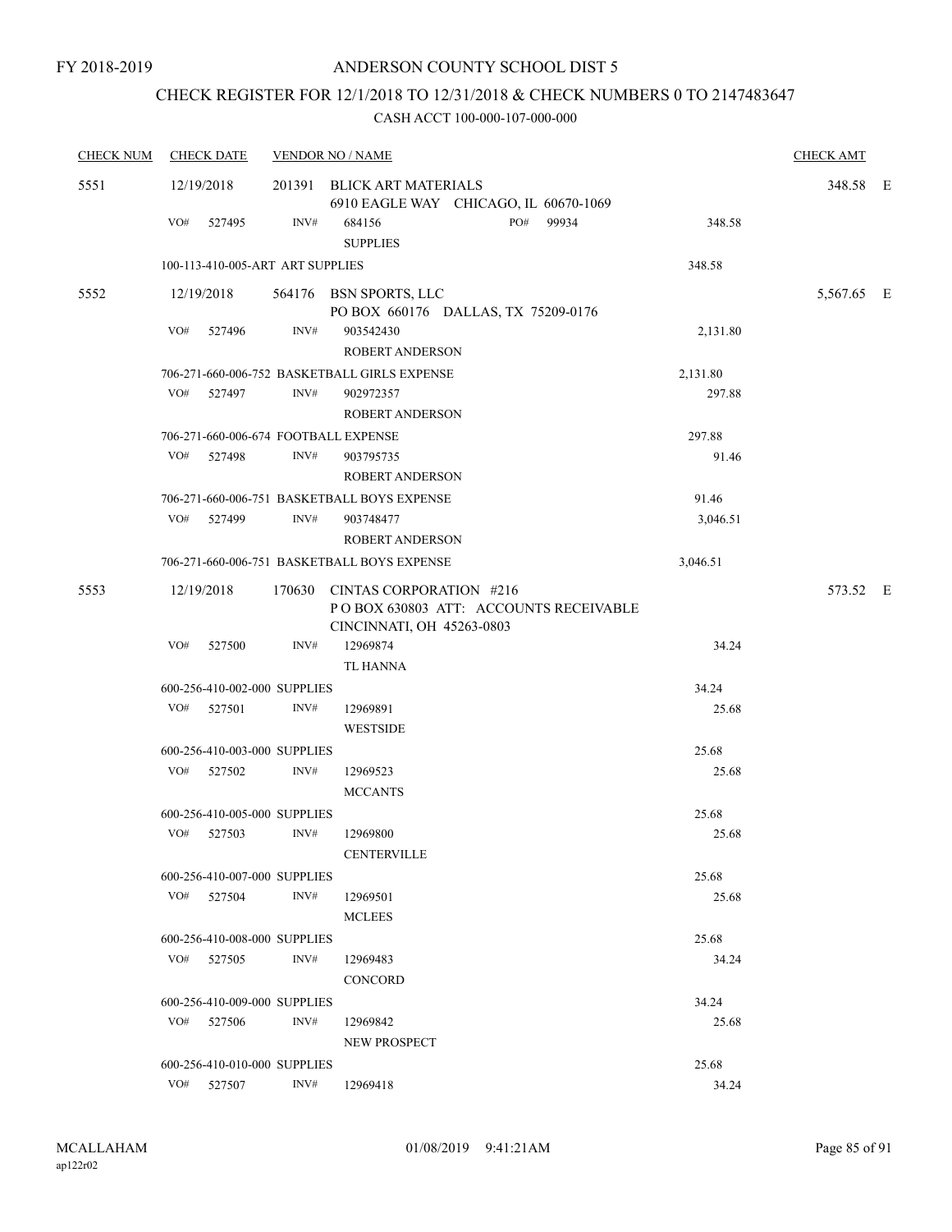FY 2018-2019

# ANDERSON COUNTY SCHOOL DIST 5

## CHECK REGISTER FOR 12/1/2018 TO 12/31/2018 & CHECK NUMBERS 0 TO 2147483647

### CASH ACCT 100-000-107-000-000

| CHECK NUM | CHECK DATE | VENDOR NO / NAME | | CHECK AMT |
|---|---|---|---|---|
| 5551 | 12/19/2018 | 201391 BLICK ART MATERIALS<br>6910 EAGLE WAY CHICAGO, IL 60670-1069 | | 348.58 E |
| | VO# 527495 | INV# 684156 PO# 99934<br>SUPPLIES | 348.58 | |
| | 100-113-410-005-ART ART SUPPLIES | | 348.58 | |
| 5552 | 12/19/2018 | 564176 BSN SPORTS, LLC<br>PO BOX 660176 DALLAS, TX 75209-0176 | | 5,567.65 E |
| | VO# 527496 | INV# 903542430<br>ROBERT ANDERSON | 2,131.80 | |
| | 706-271-660-006-752 BASKETBALL GIRLS EXPENSE | | 2,131.80 | |
| | VO# 527497 | INV# 902972357<br>ROBERT ANDERSON | 297.88 | |
| | 706-271-660-006-674 FOOTBALL EXPENSE | | 297.88 | |
| | VO# 527498 | INV# 903795735<br>ROBERT ANDERSON | 91.46 | |
| | 706-271-660-006-751 BASKETBALL BOYS EXPENSE | | 91.46 | |
| | VO# 527499 | INV# 903748477<br>ROBERT ANDERSON | 3,046.51 | |
| | 706-271-660-006-751 BASKETBALL BOYS EXPENSE | | 3,046.51 | |
| 5553 | 12/19/2018 | 170630 CINTAS CORPORATION #216<br>P O BOX 630803 ATT: ACCOUNTS RECEIVABLE<br>CINCINNATI, OH 45263-0803 | | 573.52 E |
| | VO# 527500 | INV# 12969874<br>TL HANNA | 34.24 | |
| | 600-256-410-002-000 SUPPLIES | | 34.24 | |
| | VO# 527501 | INV# 12969891<br>WESTSIDE | 25.68 | |
| | 600-256-410-003-000 SUPPLIES | | 25.68 | |
| | VO# 527502 | INV# 12969523<br>MCCANTS | 25.68 | |
| | 600-256-410-005-000 SUPPLIES | | 25.68 | |
| | VO# 527503 | INV# 12969800<br>CENTERVILLE | 25.68 | |
| | 600-256-410-007-000 SUPPLIES | | 25.68 | |
| | VO# 527504 | INV# 12969501<br>MCLEES | 25.68 | |
| | 600-256-410-008-000 SUPPLIES | | 25.68 | |
| | VO# 527505 | INV# 12969483<br>CONCORD | 34.24 | |
| | 600-256-410-009-000 SUPPLIES | | 34.24 | |
| | VO# 527506 | INV# 12969842<br>NEW PROSPECT | 25.68 | |
| | 600-256-410-010-000 SUPPLIES | | 25.68 | |
| | VO# 527507 | INV# 12969418 | 34.24 | |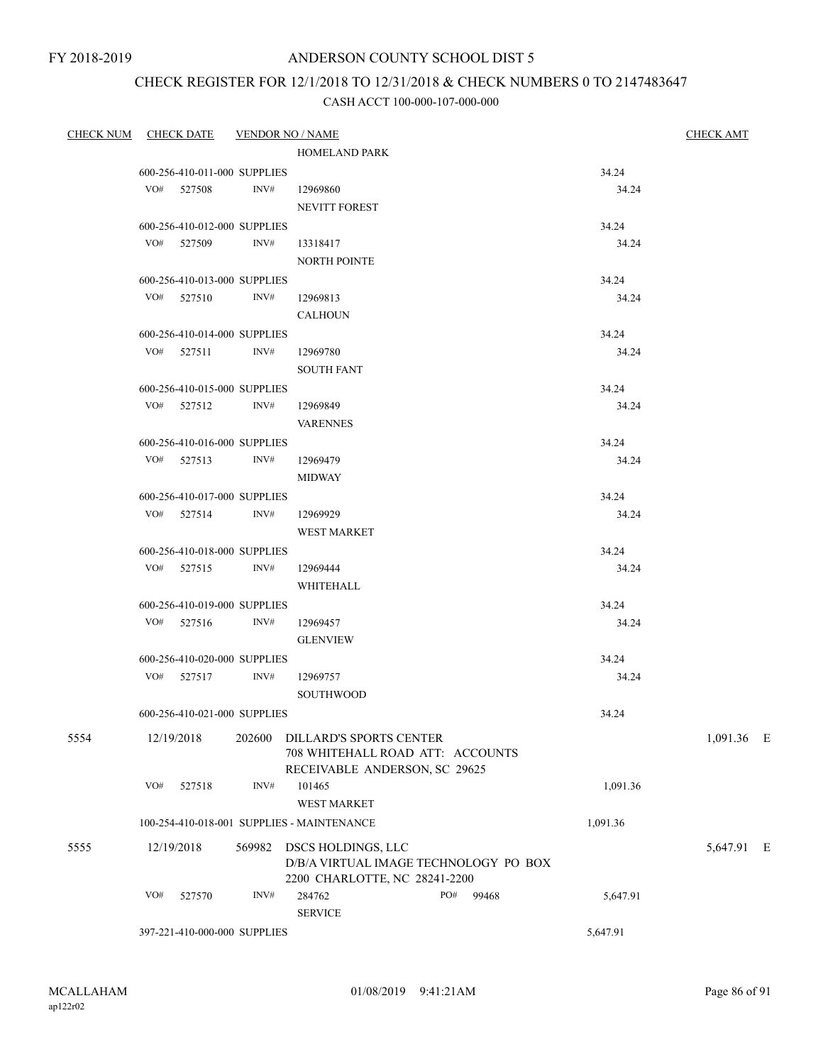FY 2018-2019

# ANDERSON COUNTY SCHOOL DIST 5

## CHECK REGISTER FOR 12/1/2018 TO 12/31/2018 & CHECK NUMBERS 0 TO 2147483647

CASH ACCT 100-000-107-000-000

| CHECK NUM | CHECK DATE | VENDOR NO / NAME | | CHECK AMT |
|---|---|---|---|---|
| | | HOMELAND PARK | | |
| | 600-256-410-011-000 SUPPLIES | | 34.24 | |
| | VO# 527508 | INV# 12969860 | 34.24 | |
| | | NEVITT FOREST | | |
| | 600-256-410-012-000 SUPPLIES | | 34.24 | |
| | VO# 527509 | INV# 13318417 | 34.24 | |
| | | NORTH POINTE | | |
| | 600-256-410-013-000 SUPPLIES | | 34.24 | |
| | VO# 527510 | INV# 12969813 | 34.24 | |
| | | CALHOUN | | |
| | 600-256-410-014-000 SUPPLIES | | 34.24 | |
| | VO# 527511 | INV# 12969780 | 34.24 | |
| | | SOUTH FANT | | |
| | 600-256-410-015-000 SUPPLIES | | 34.24 | |
| | VO# 527512 | INV# 12969849 | 34.24 | |
| | | VARENNES | | |
| | 600-256-410-016-000 SUPPLIES | | 34.24 | |
| | VO# 527513 | INV# 12969479 | 34.24 | |
| | | MIDWAY | | |
| | 600-256-410-017-000 SUPPLIES | | 34.24 | |
| | VO# 527514 | INV# 12969929 | 34.24 | |
| | | WEST MARKET | | |
| | 600-256-410-018-000 SUPPLIES | | 34.24 | |
| | VO# 527515 | INV# 12969444 | 34.24 | |
| | | WHITEHALL | | |
| | 600-256-410-019-000 SUPPLIES | | 34.24 | |
| | VO# 527516 | INV# 12969457 | 34.24 | |
| | | GLENVIEW | | |
| | 600-256-410-020-000 SUPPLIES | | 34.24 | |
| | VO# 527517 | INV# 12969757 | 34.24 | |
| | | SOUTHWOOD | | |
| | 600-256-410-021-000 SUPPLIES | | 34.24 | |
| 5554 | 12/19/2018 | 202600 DILLARD'S SPORTS CENTER<br>708 WHITEHALL ROAD ATT: ACCOUNTS<br>RECEIVABLE ANDERSON, SC 29625 | | 1,091.36 E |
| | VO# 527518 | INV# 101465 | 1,091.36 | |
| | | WEST MARKET | | |
| | 100-254-410-018-001 SUPPLIES - MAINTENANCE | | 1,091.36 | |
| 5555 | 12/19/2018 | 569982 DSCS HOLDINGS, LLC<br>D/B/A VIRTUAL IMAGE TECHNOLOGY PO BOX<br>2200 CHARLOTTE, NC 28241-2200 | | 5,647.91 E |
| | VO# 527570 | INV# 284762 PO# 99468 | 5,647.91 | |
| | | SERVICE | | |
| | 397-221-410-000-000 SUPPLIES | | 5,647.91 | |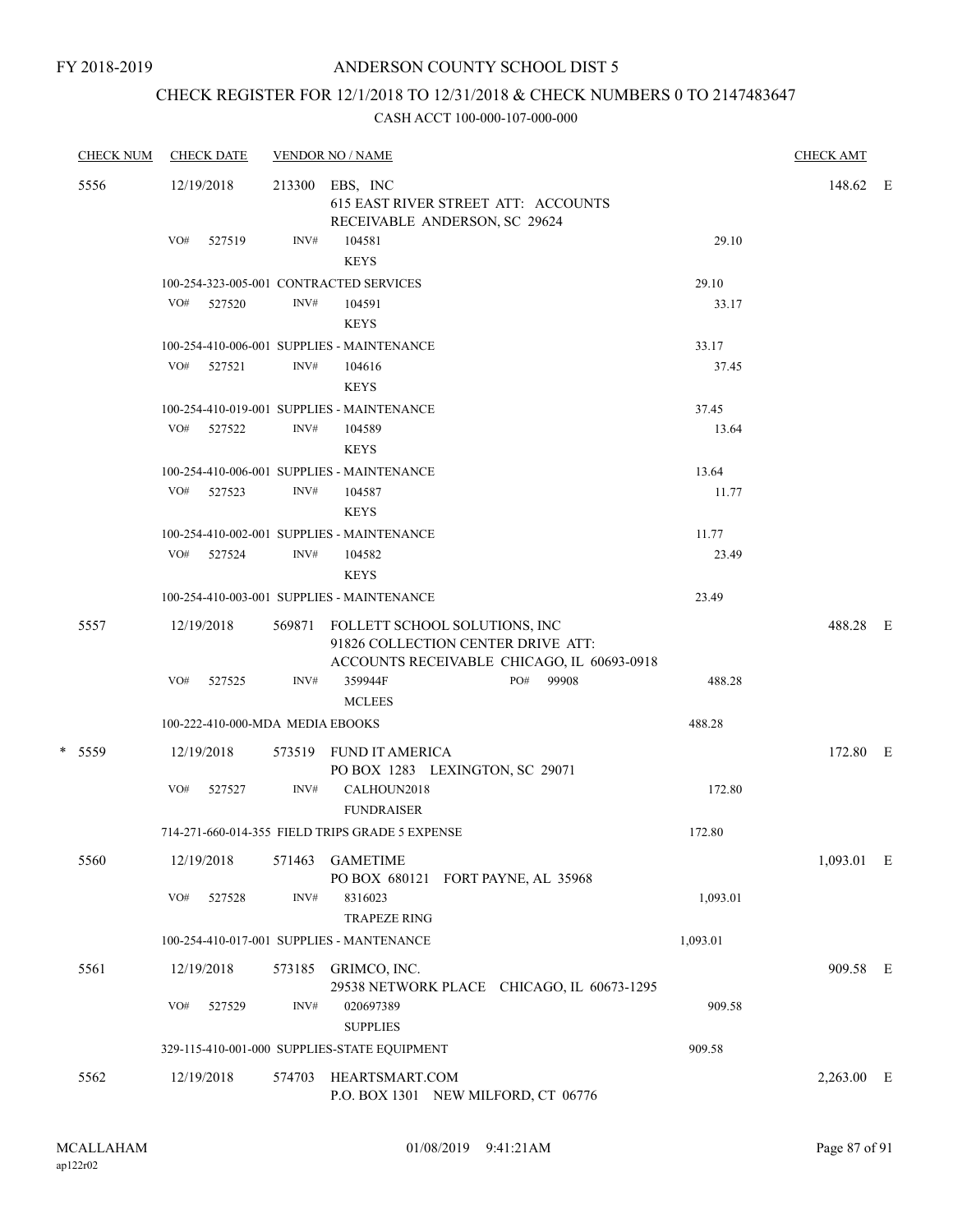FY 2018-2019

# ANDERSON COUNTY SCHOOL DIST 5

## CHECK REGISTER FOR 12/1/2018 TO 12/31/2018 & CHECK NUMBERS 0 TO 2147483647

### CASH ACCT 100-000-107-000-000

| CHECK NUM | CHECK DATE | VENDOR NO / NAME | | CHECK AMT | |
|---|---|---|---|---|---|
| 5556 | 12/19/2018 | 213300 EBS, INC<br>615 EAST RIVER STREET ATT: ACCOUNTS RECEIVABLE ANDERSON, SC 29624 | | 148.62 | E |
| | VO# 527519 | INV# 104581<br>KEYS | 29.10 | | |
| | 100-254-323-005-001 CONTRACTED SERVICES | | 29.10 | | |
| | VO# 527520 | INV# 104591<br>KEYS | 33.17 | | |
| | 100-254-410-006-001 SUPPLIES - MAINTENANCE | | 33.17 | | |
| | VO# 527521 | INV# 104616<br>KEYS | 37.45 | | |
| | 100-254-410-019-001 SUPPLIES - MAINTENANCE | | 37.45 | | |
| | VO# 527522 | INV# 104589<br>KEYS | 13.64 | | |
| | 100-254-410-006-001 SUPPLIES - MAINTENANCE | | 13.64 | | |
| | VO# 527523 | INV# 104587<br>KEYS | 11.77 | | |
| | 100-254-410-002-001 SUPPLIES - MAINTENANCE | | 11.77 | | |
| | VO# 527524 | INV# 104582<br>KEYS | 23.49 | | |
| | 100-254-410-003-001 SUPPLIES - MAINTENANCE | | 23.49 | | |
| 5557 | 12/19/2018 | 569871 FOLLETT SCHOOL SOLUTIONS, INC<br>91826 COLLECTION CENTER DRIVE ATT: ACCOUNTS RECEIVABLE CHICAGO, IL 60693-0918 | | 488.28 | E |
| | VO# 527525 | INV# 359944F PO# 99908<br>MCLEES | 488.28 | | |
| | 100-222-410-000-MDA MEDIA EBOOKS | | 488.28 | | |
| * 5559 | 12/19/2018 | 573519 FUND IT AMERICA<br>PO BOX 1283 LEXINGTON, SC 29071 | | 172.80 | E |
| | VO# 527527 | INV# CALHOUN2018<br>FUNDRAISER | 172.80 | | |
| | 714-271-660-014-355 FIELD TRIPS GRADE 5 EXPENSE | | 172.80 | | |
| 5560 | 12/19/2018 | 571463 GAMETIME<br>PO BOX 680121 FORT PAYNE, AL 35968 | | 1,093.01 | E |
| | VO# 527528 | INV# 8316023<br>TRAPEZE RING | 1,093.01 | | |
| | 100-254-410-017-001 SUPPLIES - MANTENANCE | | 1,093.01 | | |
| 5561 | 12/19/2018 | 573185 GRIMCO, INC.<br>29538 NETWORK PLACE CHICAGO, IL 60673-1295 | | 909.58 | E |
| | VO# 527529 | INV# 020697389<br>SUPPLIES | 909.58 | | |
| | 329-115-410-001-000 SUPPLIES-STATE EQUIPMENT | | 909.58 | | |
| 5562 | 12/19/2018 | 574703 HEARTSMART.COM<br>P.O. BOX 1301 NEW MILFORD, CT 06776 | | 2,263.00 | E |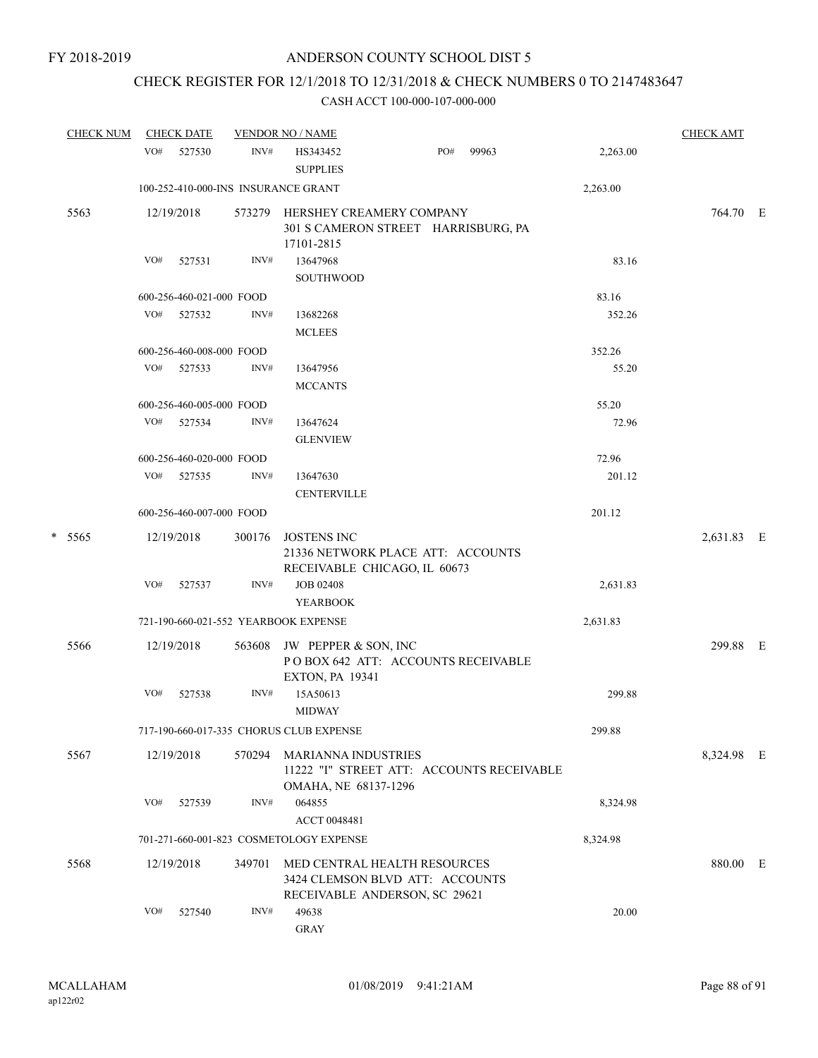FY 2018-2019

# ANDERSON COUNTY SCHOOL DIST 5

## CHECK REGISTER FOR 12/1/2018 TO 12/31/2018 & CHECK NUMBERS 0 TO 2147483647

CASH ACCT 100-000-107-000-000

| CHECK NUM | CHECK DATE | VENDOR NO / NAME | | | CHECK AMT | |
|---|---|---|---|---|---|---|
| | VO# 527530 | INV# HS343452 SUPPLIES | PO# 99963 | 2,263.00 | | |
| | 100-252-410-000-INS INSURANCE GRANT | | | 2,263.00 | | |
| 5563 | 12/19/2018 | 573279 HERSHEY CREAMERY COMPANY 301 S CAMERON STREET HARRISBURG, PA 17101-2815 | | | 764.70 | E |
| | VO# 527531 | INV# 13647968 SOUTHWOOD | | 83.16 | | |
| | 600-256-460-021-000 FOOD | | | 83.16 | | |
| | VO# 527532 | INV# 13682268 MCLEES | | 352.26 | | |
| | 600-256-460-008-000 FOOD | | | 352.26 | | |
| | VO# 527533 | INV# 13647956 MCCANTS | | 55.20 | | |
| | 600-256-460-005-000 FOOD | | | 55.20 | | |
| | VO# 527534 | INV# 13647624 GLENVIEW | | 72.96 | | |
| | 600-256-460-020-000 FOOD | | | 72.96 | | |
| | VO# 527535 | INV# 13647630 CENTERVILLE | | 201.12 | | |
| | 600-256-460-007-000 FOOD | | | 201.12 | | |
| * 5565 | 12/19/2018 | 300176 JOSTENS INC 21336 NETWORK PLACE ATT: ACCOUNTS RECEIVABLE CHICAGO, IL 60673 | | | 2,631.83 | E |
| | VO# 527537 | INV# JOB 02408 YEARBOOK | | 2,631.83 | | |
| | 721-190-660-021-552 YEARBOOK EXPENSE | | | 2,631.83 | | |
| 5566 | 12/19/2018 | 563608 JW PEPPER & SON, INC P O BOX 642 ATT: ACCOUNTS RECEIVABLE EXTON, PA 19341 | | | 299.88 | E |
| | VO# 527538 | INV# 15A50613 MIDWAY | | 299.88 | | |
| | 717-190-660-017-335 CHORUS CLUB EXPENSE | | | 299.88 | | |
| 5567 | 12/19/2018 | 570294 MARIANNA INDUSTRIES 11222 "I" STREET ATT: ACCOUNTS RECEIVABLE OMAHA, NE 68137-1296 | | | 8,324.98 | E |
| | VO# 527539 | INV# 064855 ACCT 0048481 | | 8,324.98 | | |
| | 701-271-660-001-823 COSMETOLOGY EXPENSE | | | 8,324.98 | | |
| 5568 | 12/19/2018 | 349701 MED CENTRAL HEALTH RESOURCES 3424 CLEMSON BLVD ATT: ACCOUNTS RECEIVABLE ANDERSON, SC 29621 | | | 880.00 | E |
| | VO# 527540 | INV# 49638 GRAY | | 20.00 | | |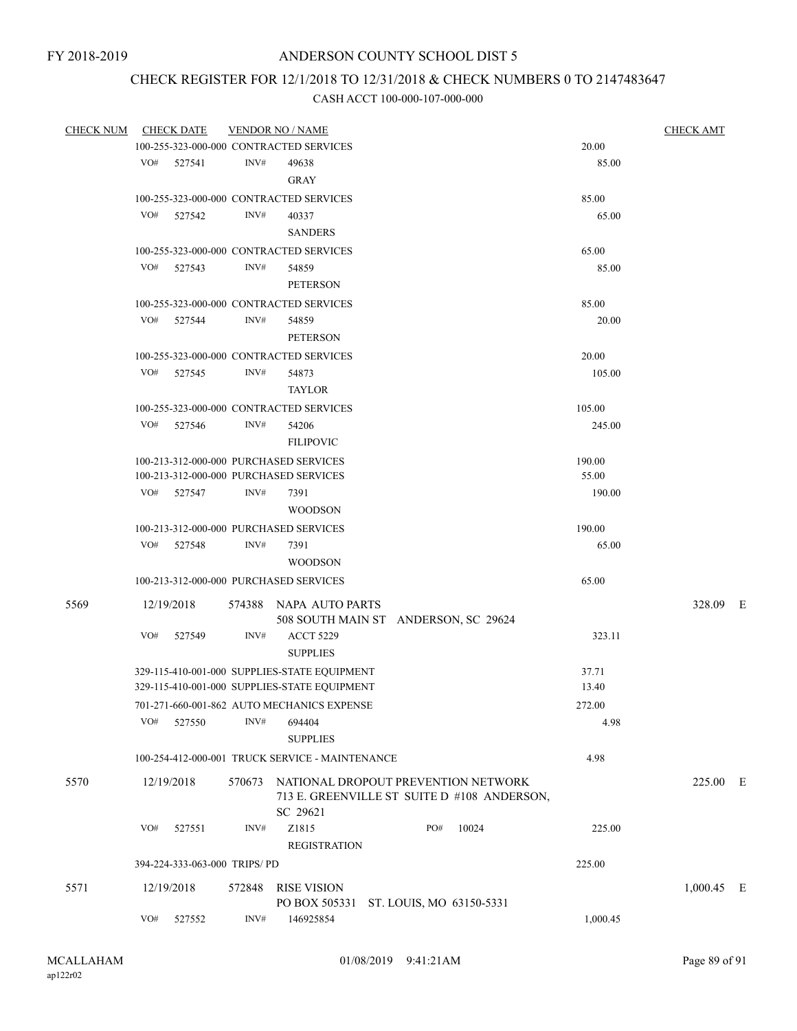FY 2018-2019

# ANDERSON COUNTY SCHOOL DIST 5

## CHECK REGISTER FOR 12/1/2018 TO 12/31/2018 & CHECK NUMBERS 0 TO 2147483647

### CASH ACCT 100-000-107-000-000

| CHECK NUM | CHECK DATE | VENDOR NO / NAME | | CHECK AMT |
|---|---|---|---|---|
| | | 100-255-323-000-000 CONTRACTED SERVICES | 20.00 | |
| | VO# 527541 | INV# 49638 GRAY | 85.00 | |
| | | 100-255-323-000-000 CONTRACTED SERVICES | 85.00 | |
| | VO# 527542 | INV# 40337 SANDERS | 65.00 | |
| | | 100-255-323-000-000 CONTRACTED SERVICES | 65.00 | |
| | VO# 527543 | INV# 54859 PETERSON | 85.00 | |
| | | 100-255-323-000-000 CONTRACTED SERVICES | 85.00 | |
| | VO# 527544 | INV# 54859 PETERSON | 20.00 | |
| | | 100-255-323-000-000 CONTRACTED SERVICES | 20.00 | |
| | VO# 527545 | INV# 54873 TAYLOR | 105.00 | |
| | | 100-255-323-000-000 CONTRACTED SERVICES | 105.00 | |
| | VO# 527546 | INV# 54206 FILIPOVIC | 245.00 | |
| | | 100-213-312-000-000 PURCHASED SERVICES | 190.00 | |
| | | 100-213-312-000-000 PURCHASED SERVICES | 55.00 | |
| | VO# 527547 | INV# 7391 WOODSON | 190.00 | |
| | | 100-213-312-000-000 PURCHASED SERVICES | 190.00 | |
| | VO# 527548 | INV# 7391 WOODSON | 65.00 | |
| | | 100-213-312-000-000 PURCHASED SERVICES | 65.00 | |
| 5569 | 12/19/2018 | 574388 NAPA AUTO PARTS 508 SOUTH MAIN ST ANDERSON, SC 29624 | | 328.09 E |
| | VO# 527549 | INV# ACCT 5229 SUPPLIES | 323.11 | |
| | | 329-115-410-001-000 SUPPLIES-STATE EQUIPMENT | 37.71 | |
| | | 329-115-410-001-000 SUPPLIES-STATE EQUIPMENT | 13.40 | |
| | | 701-271-660-001-862 AUTO MECHANICS EXPENSE | 272.00 | |
| | VO# 527550 | INV# 694404 SUPPLIES | 4.98 | |
| | | 100-254-412-000-001 TRUCK SERVICE - MAINTENANCE | 4.98 | |
| 5570 | 12/19/2018 | 570673 NATIONAL DROPOUT PREVENTION NETWORK 713 E. GREENVILLE ST SUITE D #108 ANDERSON, SC 29621 | | 225.00 E |
| | VO# 527551 | INV# Z1815 PO# 10024 REGISTRATION | 225.00 | |
| | | 394-224-333-063-000 TRIPS/ PD | 225.00 | |
| 5571 | 12/19/2018 | 572848 RISE VISION PO BOX 505331 ST. LOUIS, MO 63150-5331 | | 1,000.45 E |
| | VO# 527552 | INV# 146925854 | 1,000.45 | |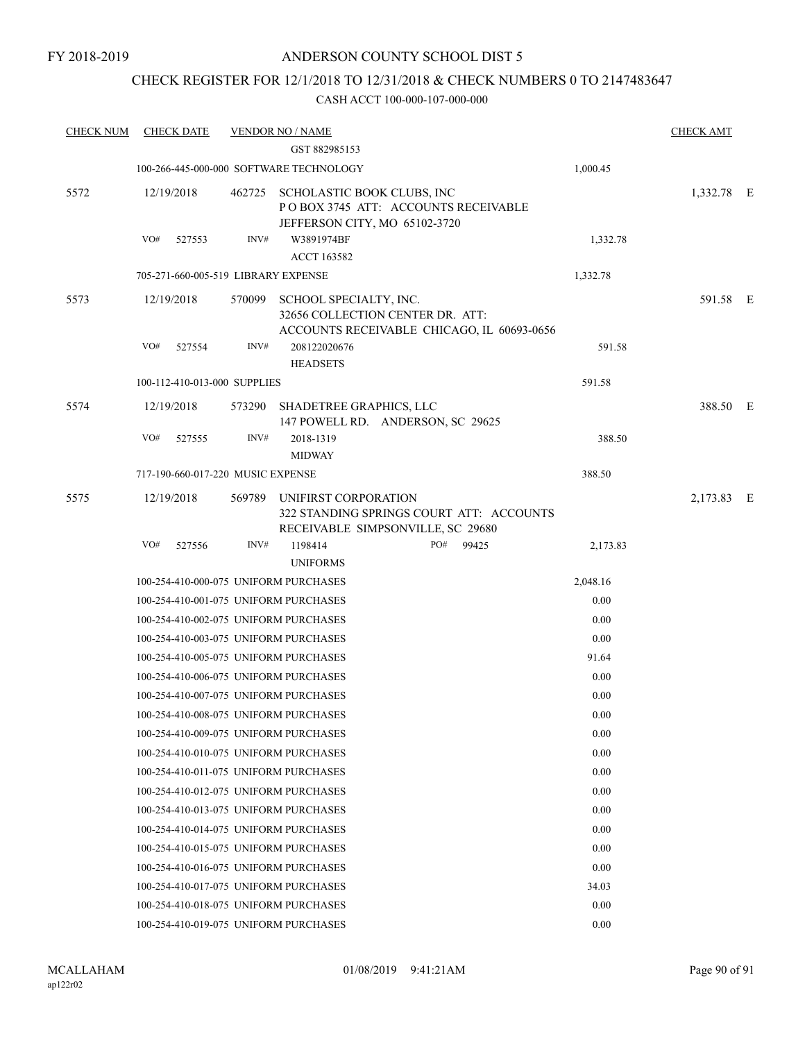FY 2018-2019

# ANDERSON COUNTY SCHOOL DIST 5

## CHECK REGISTER FOR 12/1/2018 TO 12/31/2018 & CHECK NUMBERS 0 TO 2147483647

CASH ACCT 100-000-107-000-000

| CHECK NUM | CHECK DATE | VENDOR NO / NAME | | CHECK AMT | |
|---|---|---|---|---|---|
| | | GST 882985153 | | | |
| | | 100-266-445-000-000 SOFTWARE TECHNOLOGY | 1,000.45 | | |
| 5572 | 12/19/2018 | 462725 SCHOLASTIC BOOK CLUBS, INC P O BOX 3745 ATT: ACCOUNTS RECEIVABLE JEFFERSON CITY, MO 65102-3720 | | 1,332.78 | E |
| | VO# 527553 | INV# W3891974BF ACCT 163582 | 1,332.78 | | |
| | | 705-271-660-005-519 LIBRARY EXPENSE | 1,332.78 | | |
| 5573 | 12/19/2018 | 570099 SCHOOL SPECIALTY, INC. 32656 COLLECTION CENTER DR. ATT: ACCOUNTS RECEIVABLE CHICAGO, IL 60693-0656 | | 591.58 | E |
| | VO# 527554 | INV# 208122020676 HEADSETS | 591.58 | | |
| | | 100-112-410-013-000 SUPPLIES | 591.58 | | |
| 5574 | 12/19/2018 | 573290 SHADETREE GRAPHICS, LLC 147 POWELL RD. ANDERSON, SC 29625 | | 388.50 | E |
| | VO# 527555 | INV# 2018-1319 MIDWAY | 388.50 | | |
| | | 717-190-660-017-220 MUSIC EXPENSE | 388.50 | | |
| 5575 | 12/19/2018 | 569789 UNIFIRST CORPORATION 322 STANDING SPRINGS COURT ATT: ACCOUNTS RECEIVABLE SIMPSONVILLE, SC 29680 | | 2,173.83 | E |
| | VO# 527556 | INV# 1198414 PO# 99425 UNIFORMS | 2,173.83 | | |
| | | 100-254-410-000-075 UNIFORM PURCHASES | 2,048.16 | | |
| | | 100-254-410-001-075 UNIFORM PURCHASES | 0.00 | | |
| | | 100-254-410-002-075 UNIFORM PURCHASES | 0.00 | | |
| | | 100-254-410-003-075 UNIFORM PURCHASES | 0.00 | | |
| | | 100-254-410-005-075 UNIFORM PURCHASES | 91.64 | | |
| | | 100-254-410-006-075 UNIFORM PURCHASES | 0.00 | | |
| | | 100-254-410-007-075 UNIFORM PURCHASES | 0.00 | | |
| | | 100-254-410-008-075 UNIFORM PURCHASES | 0.00 | | |
| | | 100-254-410-009-075 UNIFORM PURCHASES | 0.00 | | |
| | | 100-254-410-010-075 UNIFORM PURCHASES | 0.00 | | |
| | | 100-254-410-011-075 UNIFORM PURCHASES | 0.00 | | |
| | | 100-254-410-012-075 UNIFORM PURCHASES | 0.00 | | |
| | | 100-254-410-013-075 UNIFORM PURCHASES | 0.00 | | |
| | | 100-254-410-014-075 UNIFORM PURCHASES | 0.00 | | |
| | | 100-254-410-015-075 UNIFORM PURCHASES | 0.00 | | |
| | | 100-254-410-016-075 UNIFORM PURCHASES | 0.00 | | |
| | | 100-254-410-017-075 UNIFORM PURCHASES | 34.03 | | |
| | | 100-254-410-018-075 UNIFORM PURCHASES | 0.00 | | |
| | | 100-254-410-019-075 UNIFORM PURCHASES | 0.00 | | |

MCALLAHAM ap122r02 01/08/2019 9:41:21AM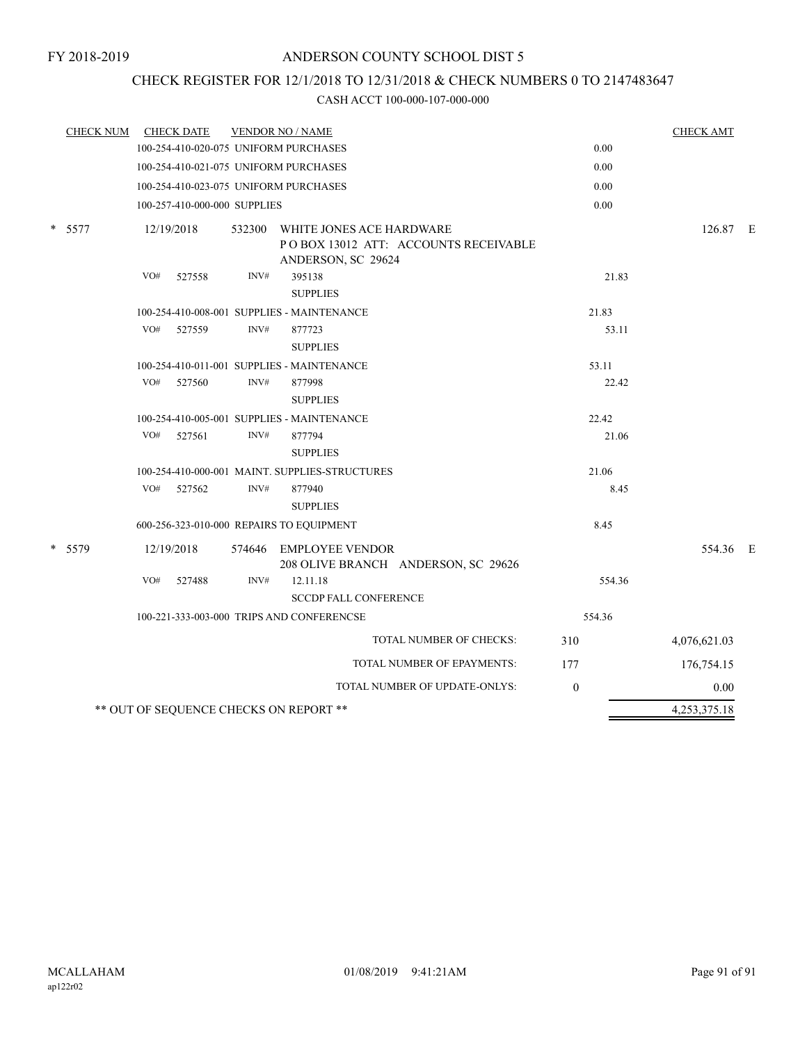FY 2018-2019

# ANDERSON COUNTY SCHOOL DIST 5

## CHECK REGISTER FOR 12/1/2018 TO 12/31/2018 & CHECK NUMBERS 0 TO 2147483647

### CASH ACCT 100-000-107-000-000

| CHECK NUM | CHECK DATE | VENDOR NO / NAME | | CHECK AMT | |
|---|---|---|---|---|---|
| | 100-254-410-020-075 UNIFORM PURCHASES | | 0.00 | | |
| | 100-254-410-021-075 UNIFORM PURCHASES | | 0.00 | | |
| | 100-254-410-023-075 UNIFORM PURCHASES | | 0.00 | | |
| | 100-257-410-000-000 SUPPLIES | | 0.00 | | |
| * 5577 | 12/19/2018 | 532300 WHITE JONES ACE HARDWARE<br>P O BOX 13012 ATT: ACCOUNTS RECEIVABLE<br>ANDERSON, SC 29624 | | 126.87 | E |
| | VO# 527558 | INV# 395138<br>SUPPLIES | 21.83 | | |
| | 100-254-410-008-001 SUPPLIES - MAINTENANCE | | 21.83 | | |
| | VO# 527559 | INV# 877723<br>SUPPLIES | 53.11 | | |
| | 100-254-410-011-001 SUPPLIES - MAINTENANCE | | 53.11 | | |
| | VO# 527560 | INV# 877998<br>SUPPLIES | 22.42 | | |
| | 100-254-410-005-001 SUPPLIES - MAINTENANCE | | 22.42 | | |
| | VO# 527561 | INV# 877794<br>SUPPLIES | 21.06 | | |
| | 100-254-410-000-001 MAINT. SUPPLIES-STRUCTURES | | 21.06 | | |
| | VO# 527562 | INV# 877940<br>SUPPLIES | 8.45 | | |
| | 600-256-323-010-000 REPAIRS TO EQUIPMENT | | 8.45 | | |
| * 5579 | 12/19/2018 | 574646 EMPLOYEE VENDOR<br>208 OLIVE BRANCH ANDERSON, SC 29626 | | 554.36 | E |
| | VO# 527488 | INV# 12.11.18<br>SCCDP FALL CONFERENCE | 554.36 | | |
| | 100-221-333-003-000 TRIPS AND CONFERENCSE | | 554.36 | | |

| | | |
|---|---|---|
| TOTAL NUMBER OF CHECKS: | 310 | 4,076,621.03 |
| TOTAL NUMBER OF EPAYMENTS: | 177 | 176,754.15 |
| TOTAL NUMBER OF UPDATE-ONLYS: | 0 | 0.00 |
| ** OUT OF SEQUENCE CHECKS ON REPORT ** | | 4,253,375.18 |

MCALLAHAM
ap122r02

01/08/2019 9:41:21AM